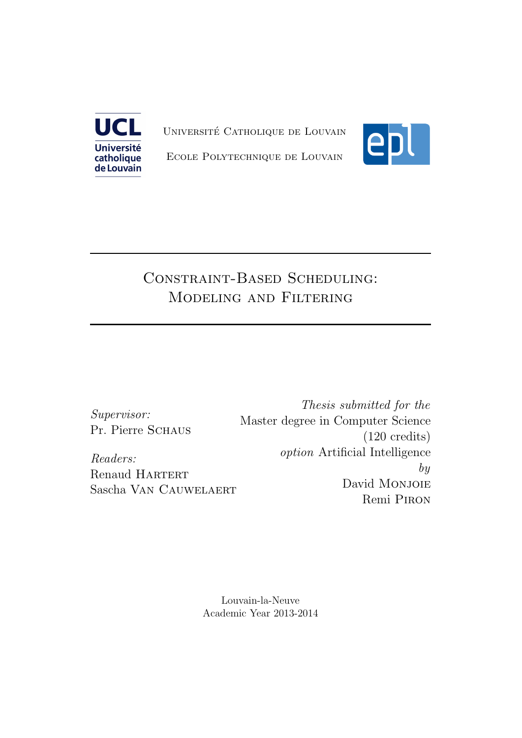Université Catholique de Louvain

Ecole Polytechnique de Louvain

# Constraint-Based Scheduling: Modeling and Filtering

*Supervisor:*
Pr. Pierre Schaus

*Readers:*
Renaud Hartert
Sascha Van Cauwelaert

*Thesis submitted for the*
Master degree in Computer Science
(120 credits)
*option* Artificial Intelligence
*by*
David Monjoie
Remi Piron

Louvain-la-Neuve
Academic Year 2013-2014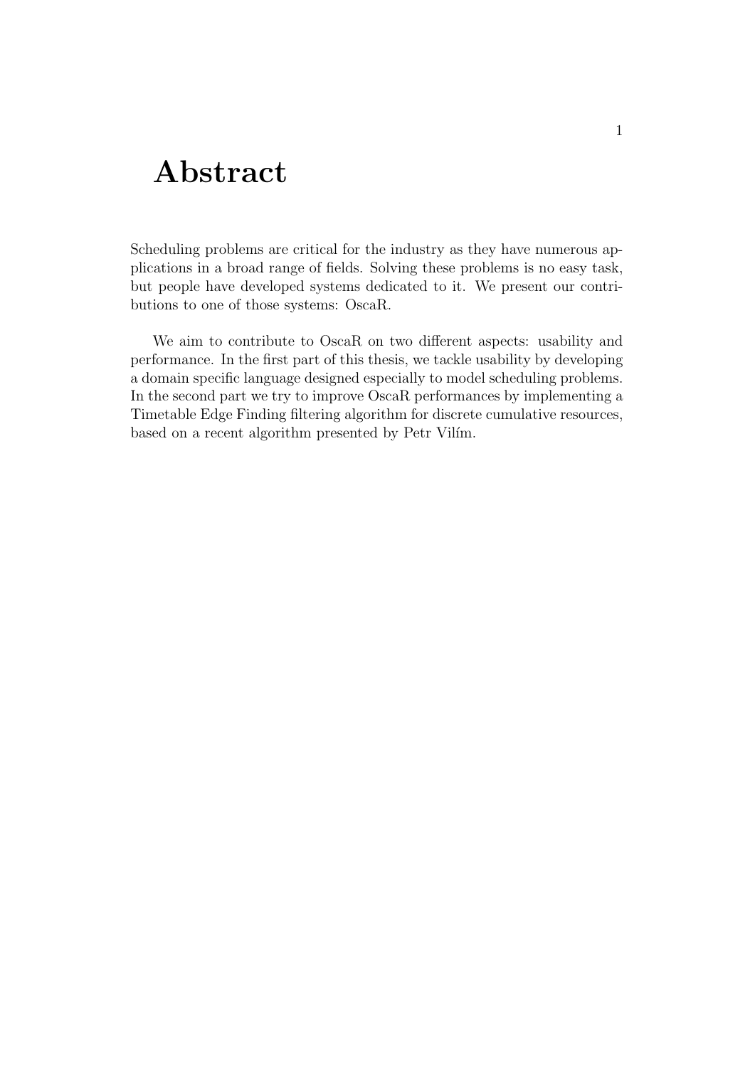# Abstract

Scheduling problems are critical for the industry as they have numerous applications in a broad range of fields. Solving these problems is no easy task, but people have developed systems dedicated to it. We present our contributions to one of those systems: OscaR.

We aim to contribute to OscaR on two different aspects: usability and performance. In the first part of this thesis, we tackle usability by developing a domain specific language designed especially to model scheduling problems. In the second part we try to improve OscaR performances by implementing a Timetable Edge Finding filtering algorithm for discrete cumulative resources, based on a recent algorithm presented by Petr Vilím.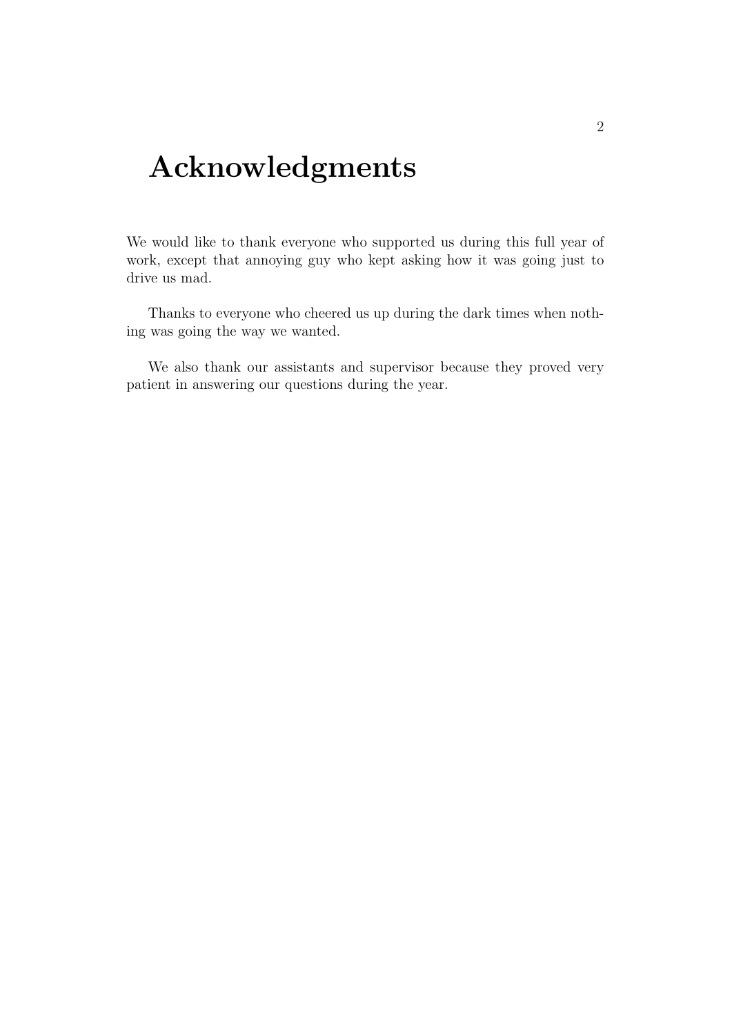# Acknowledgments

We would like to thank everyone who supported us during this full year of work, except that annoying guy who kept asking how it was going just to drive us mad.

Thanks to everyone who cheered us up during the dark times when nothing was going the way we wanted.

We also thank our assistants and supervisor because they proved very patient in answering our questions during the year.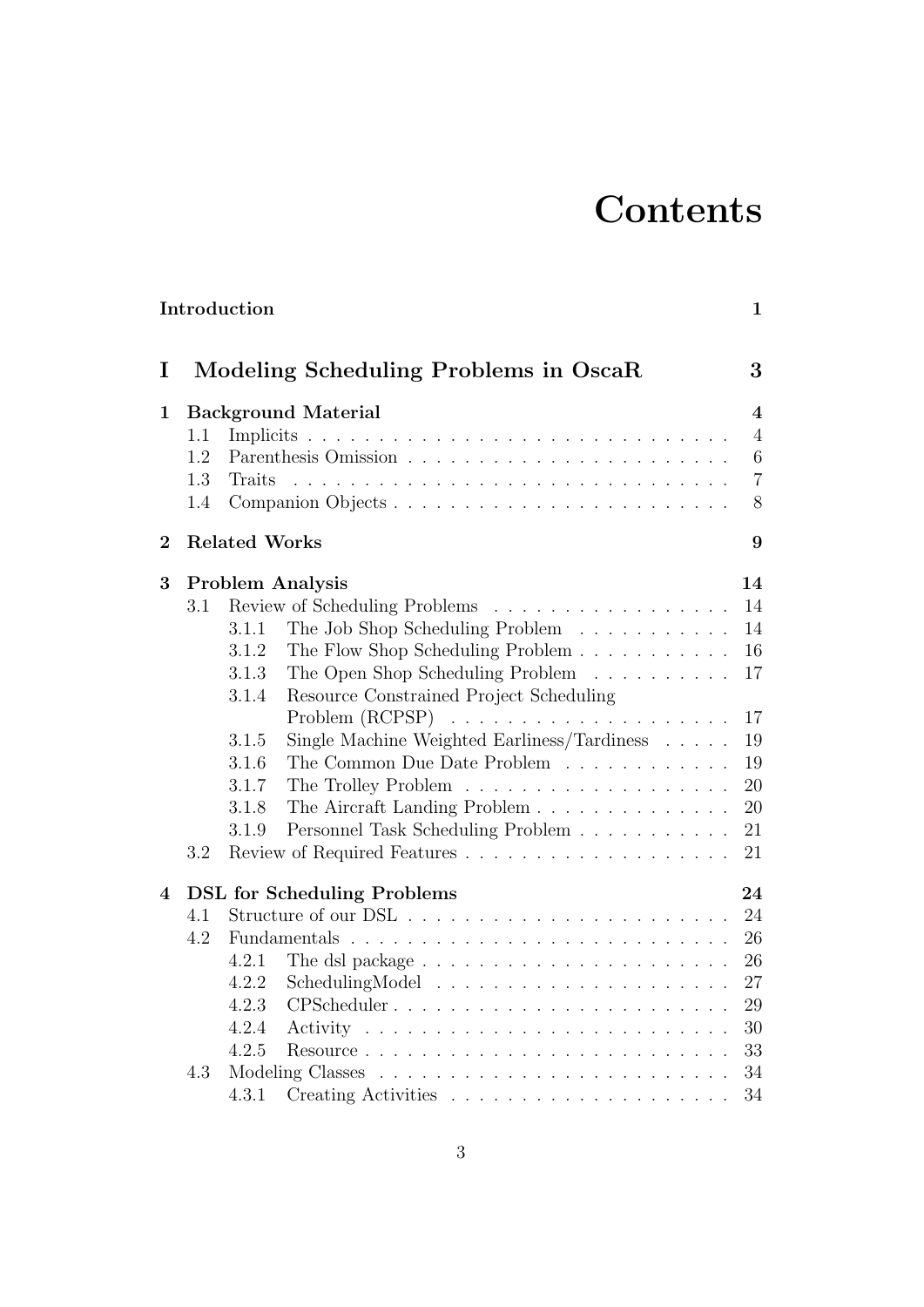# Contents

**Introduction** **1**

**I Modeling Scheduling Problems in OscaR** **3**

**1 Background Material** **4**
- 1.1 Implicits . . . . . . . . . . . . . . . . . . . . . . . . . . . . . . 4
- 1.2 Parenthesis Omission . . . . . . . . . . . . . . . . . . . . . . . 6
- 1.3 Traits . . . . . . . . . . . . . . . . . . . . . . . . . . . . . . . 7
- 1.4 Companion Objects . . . . . . . . . . . . . . . . . . . . . . . . 8

**2 Related Works** **9**

**3 Problem Analysis** **14**
- 3.1 Review of Scheduling Problems . . . . . . . . . . . . . . . . . 14
  - 3.1.1 The Job Shop Scheduling Problem . . . . . . . . . . . 14
  - 3.1.2 The Flow Shop Scheduling Problem . . . . . . . . . . . 16
  - 3.1.3 The Open Shop Scheduling Problem . . . . . . . . . . 17
  - 3.1.4 Resource Constrained Project Scheduling Problem (RCPSP) . . . . . . . . . . . . . . . . . . . 17
  - 3.1.5 Single Machine Weighted Earliness/Tardiness . . . . . 19
  - 3.1.6 The Common Due Date Problem . . . . . . . . . . . . 19
  - 3.1.7 The Trolley Problem . . . . . . . . . . . . . . . . . . . 20
  - 3.1.8 The Aircraft Landing Problem . . . . . . . . . . . . . . 20
  - 3.1.9 Personnel Task Scheduling Problem . . . . . . . . . . . 21
- 3.2 Review of Required Features . . . . . . . . . . . . . . . . . . . 21

**4 DSL for Scheduling Problems** **24**
- 4.1 Structure of our DSL . . . . . . . . . . . . . . . . . . . . . . . 24
- 4.2 Fundamentals . . . . . . . . . . . . . . . . . . . . . . . . . . . 26
  - 4.2.1 The dsl package . . . . . . . . . . . . . . . . . . . . . . 26
  - 4.2.2 SchedulingModel . . . . . . . . . . . . . . . . . . . . . 27
  - 4.2.3 CPScheduler . . . . . . . . . . . . . . . . . . . . . . . . 29
  - 4.2.4 Activity . . . . . . . . . . . . . . . . . . . . . . . . . . 30
  - 4.2.5 Resource . . . . . . . . . . . . . . . . . . . . . . . . . . 33
- 4.3 Modeling Classes . . . . . . . . . . . . . . . . . . . . . . . . . 34
  - 4.3.1 Creating Activities . . . . . . . . . . . . . . . . . . . . 34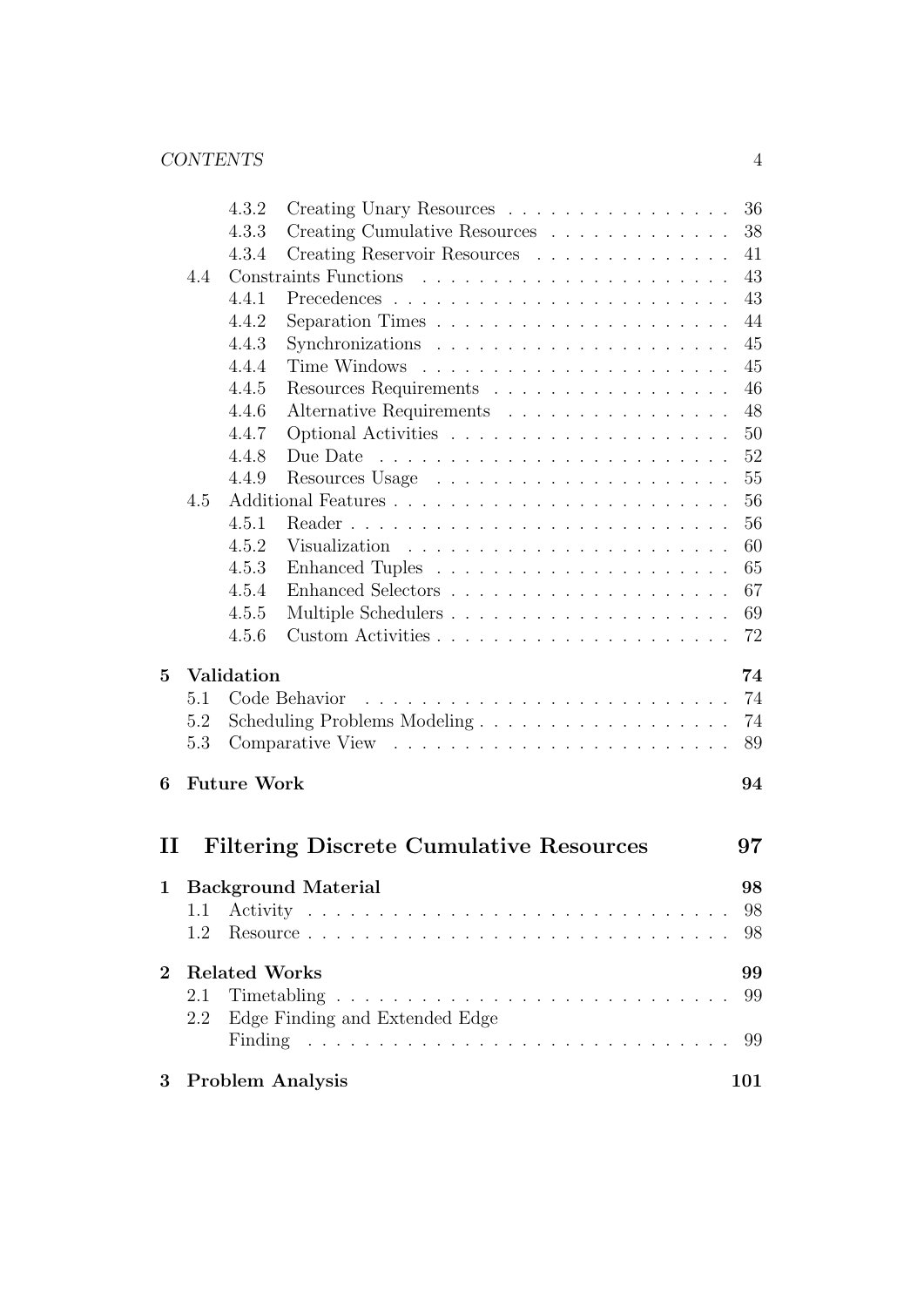4.3.2 Creating Unary Resources . . . . . . . . . . . . . . . . 36
4.3.3 Creating Cumulative Resources . . . . . . . . . . . . . 38
4.3.4 Creating Reservoir Resources . . . . . . . . . . . . . . 41

4.4 Constraints Functions . . . . . . . . . . . . . . . . . . . . . . 43
4.4.1 Precedences . . . . . . . . . . . . . . . . . . . . . . . 43
4.4.2 Separation Times . . . . . . . . . . . . . . . . . . . . 44
4.4.3 Synchronizations . . . . . . . . . . . . . . . . . . . . 45
4.4.4 Time Windows . . . . . . . . . . . . . . . . . . . . . 45
4.4.5 Resources Requirements . . . . . . . . . . . . . . . . . 46
4.4.6 Alternative Requirements . . . . . . . . . . . . . . . . 48
4.4.7 Optional Activities . . . . . . . . . . . . . . . . . . . . 50
4.4.8 Due Date . . . . . . . . . . . . . . . . . . . . . . . . 52
4.4.9 Resources Usage . . . . . . . . . . . . . . . . . . . . . 55

4.5 Additional Features . . . . . . . . . . . . . . . . . . . . . . . . 56
4.5.1 Reader . . . . . . . . . . . . . . . . . . . . . . . . . . 56
4.5.2 Visualization . . . . . . . . . . . . . . . . . . . . . . . 60
4.5.3 Enhanced Tuples . . . . . . . . . . . . . . . . . . . . . 65
4.5.4 Enhanced Selectors . . . . . . . . . . . . . . . . . . . 67
4.5.5 Multiple Schedulers . . . . . . . . . . . . . . . . . . . 69
4.5.6 Custom Activities . . . . . . . . . . . . . . . . . . . . 72

**5 Validation** **74**

5.1 Code Behavior . . . . . . . . . . . . . . . . . . . . . . . . . 74
5.2 Scheduling Problems Modeling . . . . . . . . . . . . . . . . . . 74
5.3 Comparative View . . . . . . . . . . . . . . . . . . . . . . . . 89

**6 Future Work** **94**

# II Filtering Discrete Cumulative Resources 97

**1 Background Material** **98**

1.1 Activity . . . . . . . . . . . . . . . . . . . . . . . . . . . . . 98
1.2 Resource . . . . . . . . . . . . . . . . . . . . . . . . . . . . . 98

**2 Related Works** **99**

2.1 Timetabling . . . . . . . . . . . . . . . . . . . . . . . . . . . 99
2.2 Edge Finding and Extended Edge Finding . . . . . . . . . . . . . 99

**3 Problem Analysis** **101**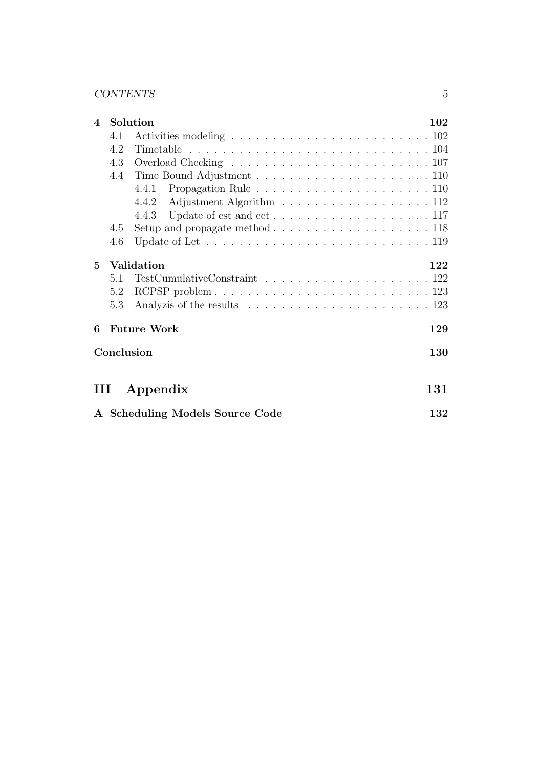**4 Solution** 102

- 4.1 Activities modeling . . . . . . . . . . 102
- 4.2 Timetable . . . . . . . . . . 104
- 4.3 Overload Checking . . . . . . . . . . 107
- 4.4 Time Bound Adjustment . . . . . . . . . . 110
  - 4.4.1 Propagation Rule . . . . . . . . . . 110
  - 4.4.2 Adjustment Algorithm . . . . . . . . . . 112
  - 4.4.3 Update of est and ect . . . . . . . . . . 117
- 4.5 Setup and propagate method . . . . . . . . . . 118
- 4.6 Update of Lct . . . . . . . . . . 119

**5 Validation** 122

- 5.1 TestCumulativeConstraint . . . . . . . . . . 122
- 5.2 RCPSP problem . . . . . . . . . . 123
- 5.3 Analyzis of the results . . . . . . . . . . 123

**6 Future Work** 129

**Conclusion** 130

## III Appendix 131

**A Scheduling Models Source Code** 132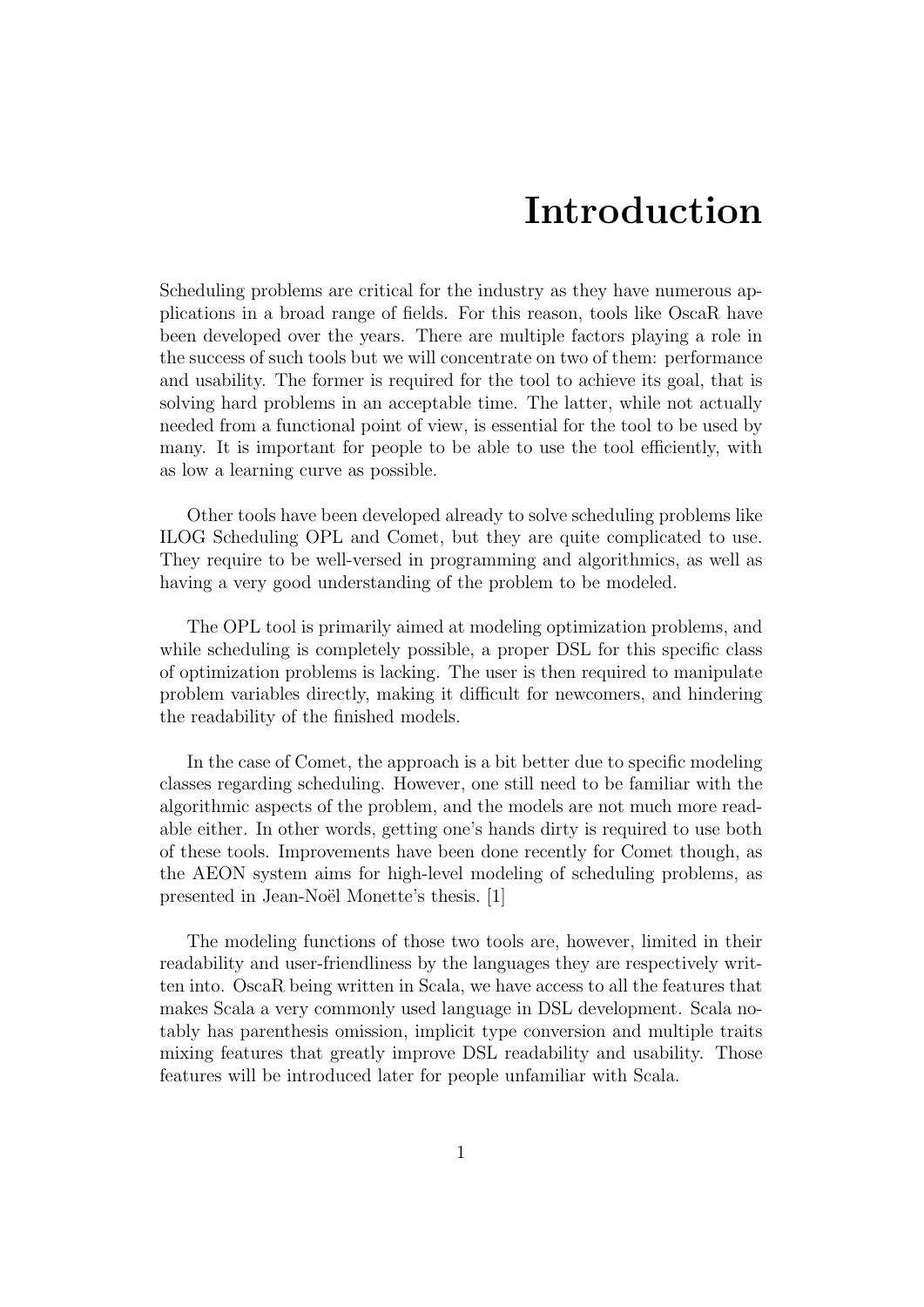# Introduction

Scheduling problems are critical for the industry as they have numerous applications in a broad range of fields. For this reason, tools like OscaR have been developed over the years. There are multiple factors playing a role in the success of such tools but we will concentrate on two of them: performance and usability. The former is required for the tool to achieve its goal, that is solving hard problems in an acceptable time. The latter, while not actually needed from a functional point of view, is essential for the tool to be used by many. It is important for people to be able to use the tool efficiently, with as low a learning curve as possible.

Other tools have been developed already to solve scheduling problems like ILOG Scheduling OPL and Comet, but they are quite complicated to use. They require to be well-versed in programming and algorithmics, as well as having a very good understanding of the problem to be modeled.

The OPL tool is primarily aimed at modeling optimization problems, and while scheduling is completely possible, a proper DSL for this specific class of optimization problems is lacking. The user is then required to manipulate problem variables directly, making it difficult for newcomers, and hindering the readability of the finished models.

In the case of Comet, the approach is a bit better due to specific modeling classes regarding scheduling. However, one still need to be familiar with the algorithmic aspects of the problem, and the models are not much more readable either. In other words, getting one's hands dirty is required to use both of these tools. Improvements have been done recently for Comet though, as the AEON system aims for high-level modeling of scheduling problems, as presented in Jean-Noël Monette's thesis. [1]

The modeling functions of those two tools are, however, limited in their readability and user-friendliness by the languages they are respectively written into. OscaR being written in Scala, we have access to all the features that makes Scala a very commonly used language in DSL development. Scala notably has parenthesis omission, implicit type conversion and multiple traits mixing features that greatly improve DSL readability and usability. Those features will be introduced later for people unfamiliar with Scala.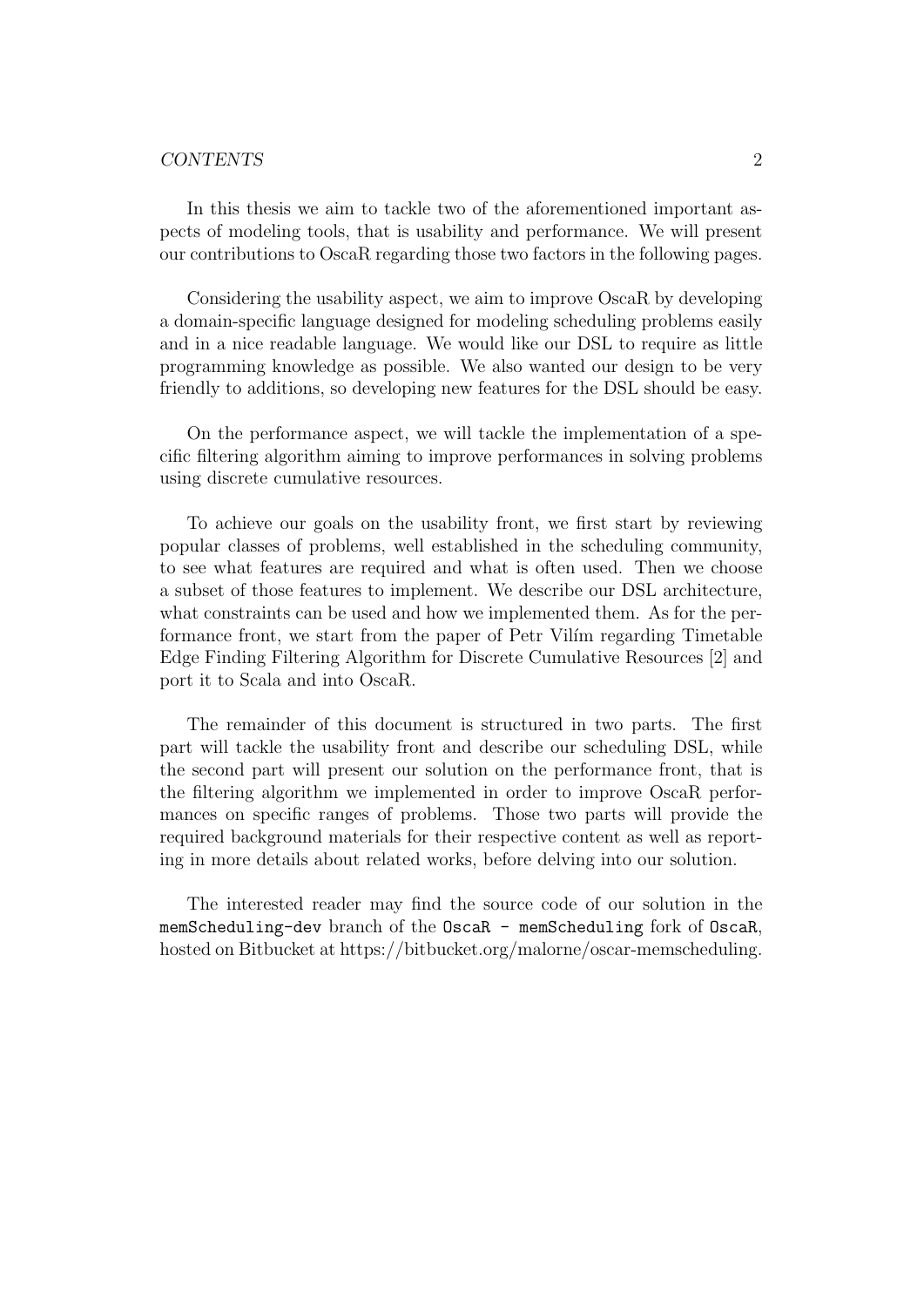In this thesis we aim to tackle two of the aforementioned important aspects of modeling tools, that is usability and performance. We will present our contributions to OscaR regarding those two factors in the following pages.

Considering the usability aspect, we aim to improve OscaR by developing a domain-specific language designed for modeling scheduling problems easily and in a nice readable language. We would like our DSL to require as little programming knowledge as possible. We also wanted our design to be very friendly to additions, so developing new features for the DSL should be easy.

On the performance aspect, we will tackle the implementation of a specific filtering algorithm aiming to improve performances in solving problems using discrete cumulative resources.

To achieve our goals on the usability front, we first start by reviewing popular classes of problems, well established in the scheduling community, to see what features are required and what is often used. Then we choose a subset of those features to implement. We describe our DSL architecture, what constraints can be used and how we implemented them. As for the performance front, we start from the paper of Petr Vilím regarding Timetable Edge Finding Filtering Algorithm for Discrete Cumulative Resources [2] and port it to Scala and into OscaR.

The remainder of this document is structured in two parts. The first part will tackle the usability front and describe our scheduling DSL, while the second part will present our solution on the performance front, that is the filtering algorithm we implemented in order to improve OscaR performances on specific ranges of problems. Those two parts will provide the required background materials for their respective content as well as reporting in more details about related works, before delving into our solution.

The interested reader may find the source code of our solution in the `memScheduling-dev` branch of the `OscaR - memScheduling` fork of `OscaR`, hosted on Bitbucket at https://bitbucket.org/malorne/oscar-memscheduling.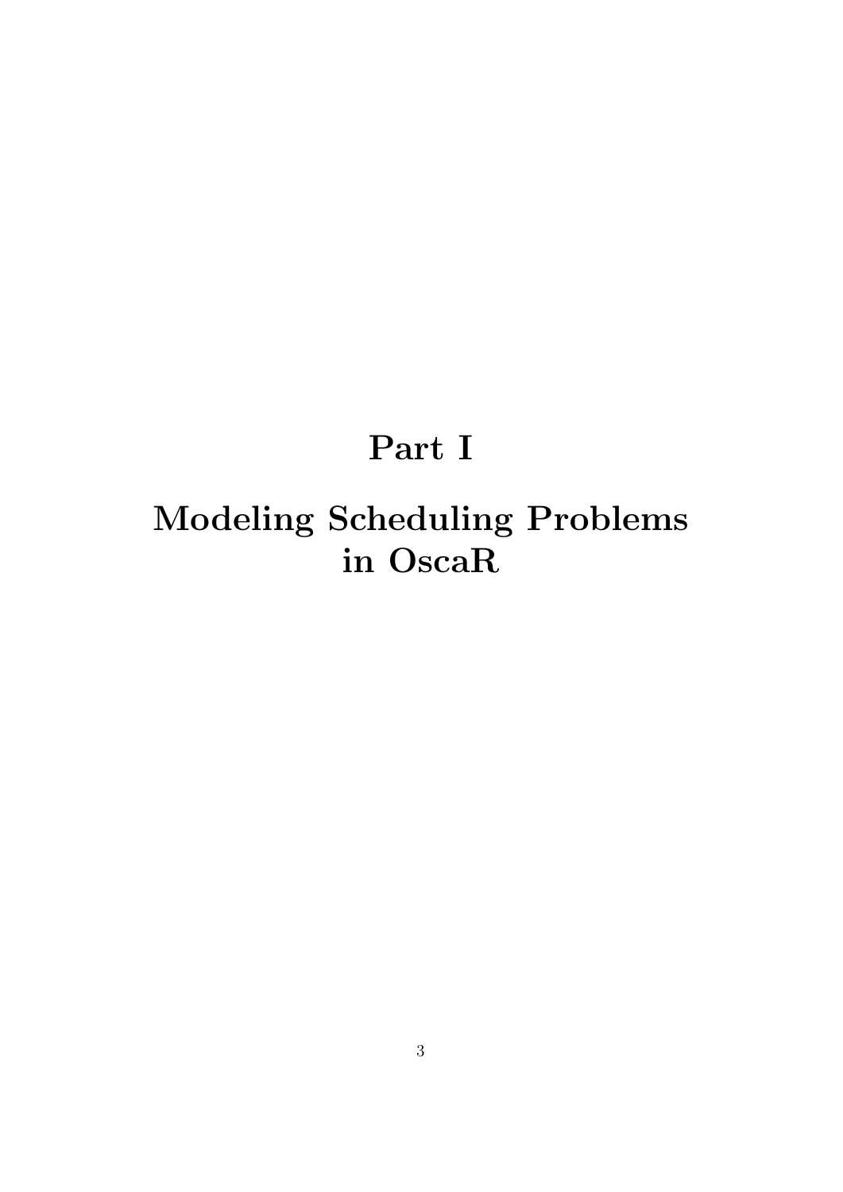# Part I

# Modeling Scheduling Problems in OscaR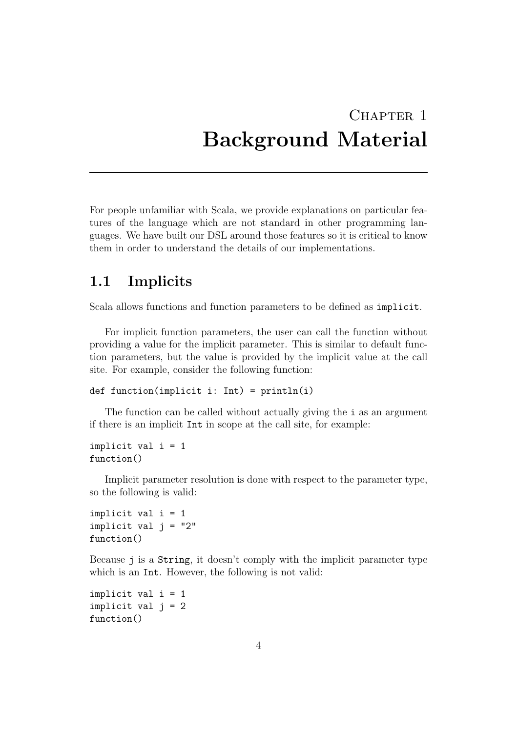# Chapter 1
# Background Material

For people unfamiliar with Scala, we provide explanations on particular features of the language which are not standard in other programming languages. We have built our DSL around those features so it is critical to know them in order to understand the details of our implementations.

## 1.1 Implicits

Scala allows functions and function parameters to be defined as `implicit`.

For implicit function parameters, the user can call the function without providing a value for the implicit parameter. This is similar to default function parameters, but the value is provided by the implicit value at the call site. For example, consider the following function:

```
def function(implicit i: Int) = println(i)
```

The function can be called without actually giving the `i` as an argument if there is an implicit `Int` in scope at the call site, for example:

```
implicit val i = 1
function()
```

Implicit parameter resolution is done with respect to the parameter type, so the following is valid:

```
implicit val i = 1
implicit val j = "2"
function()
```

Because `j` is a `String`, it doesn't comply with the implicit parameter type which is an `Int`. However, the following is not valid:

```
implicit val i = 1
implicit val j = 2
function()
```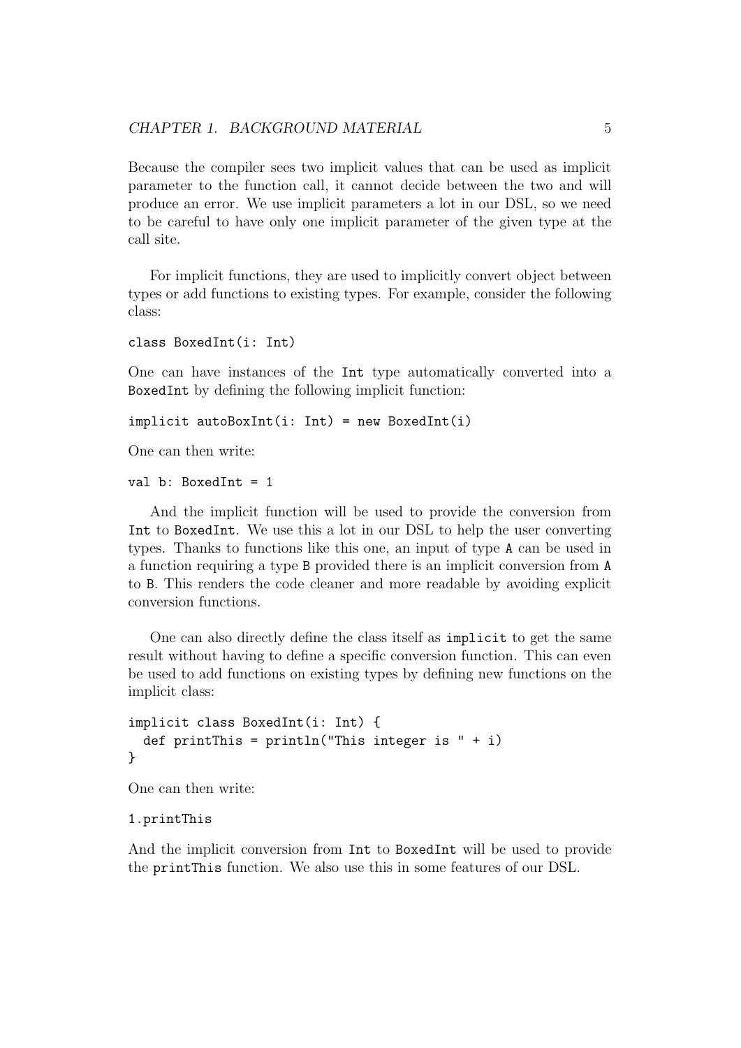Because the compiler sees two implicit values that can be used as implicit parameter to the function call, it cannot decide between the two and will produce an error. We use implicit parameters a lot in our DSL, so we need to be careful to have only one implicit parameter of the given type at the call site.

For implicit functions, they are used to implicitly convert object between types or add functions to existing types. For example, consider the following class:

```
class BoxedInt(i: Int)
```

One can have instances of the `Int` type automatically converted into a `BoxedInt` by defining the following implicit function:

```
implicit autoBoxInt(i: Int) = new BoxedInt(i)
```

One can then write:

```
val b: BoxedInt = 1
```

And the implicit function will be used to provide the conversion from `Int` to `BoxedInt`. We use this a lot in our DSL to help the user converting types. Thanks to functions like this one, an input of type `A` can be used in a function requiring a type `B` provided there is an implicit conversion from `A` to `B`. This renders the code cleaner and more readable by avoiding explicit conversion functions.

One can also directly define the class itself as `implicit` to get the same result without having to define a specific conversion function. This can even be used to add functions on existing types by defining new functions on the implicit class:

```
implicit class BoxedInt(i: Int) {
  def printThis = println("This integer is " + i)
}
```

One can then write:

```
1.printThis
```

And the implicit conversion from `Int` to `BoxedInt` will be used to provide the `printThis` function. We also use this in some features of our DSL.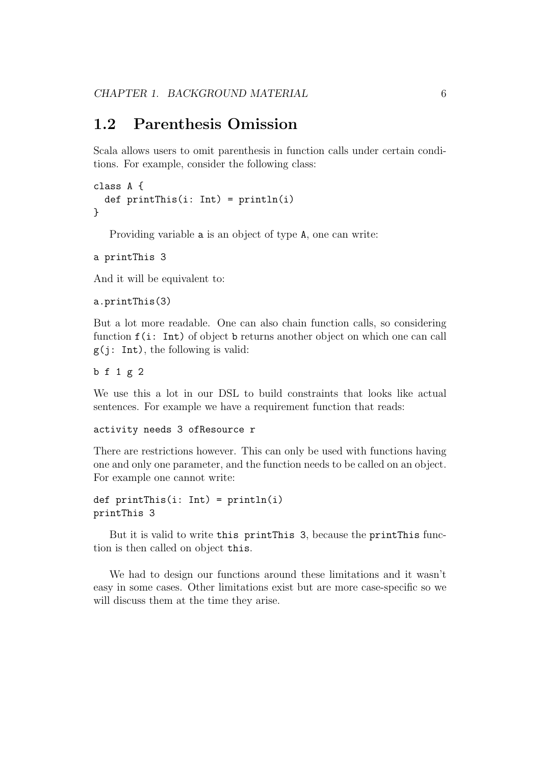## 1.2 Parenthesis Omission

Scala allows users to omit parenthesis in function calls under certain conditions. For example, consider the following class:

```
class A {
  def printThis(i: Int) = println(i)
}
```

Providing variable `a` is an object of type `A`, one can write:

```
a printThis 3
```

And it will be equivalent to:

```
a.printThis(3)
```

But a lot more readable. One can also chain function calls, so considering function `f(i: Int)` of object `b` returns another object on which one can call `g(j: Int)`, the following is valid:

```
b f 1 g 2
```

We use this a lot in our DSL to build constraints that looks like actual sentences. For example we have a requirement function that reads:

```
activity needs 3 ofResource r
```

There are restrictions however. This can only be used with functions having one and only one parameter, and the function needs to be called on an object. For example one cannot write:

```
def printThis(i: Int) = println(i)
printThis 3
```

But it is valid to write `this printThis 3`, because the `printThis` function is then called on object `this`.

We had to design our functions around these limitations and it wasn't easy in some cases. Other limitations exist but are more case-specific so we will discuss them at the time they arise.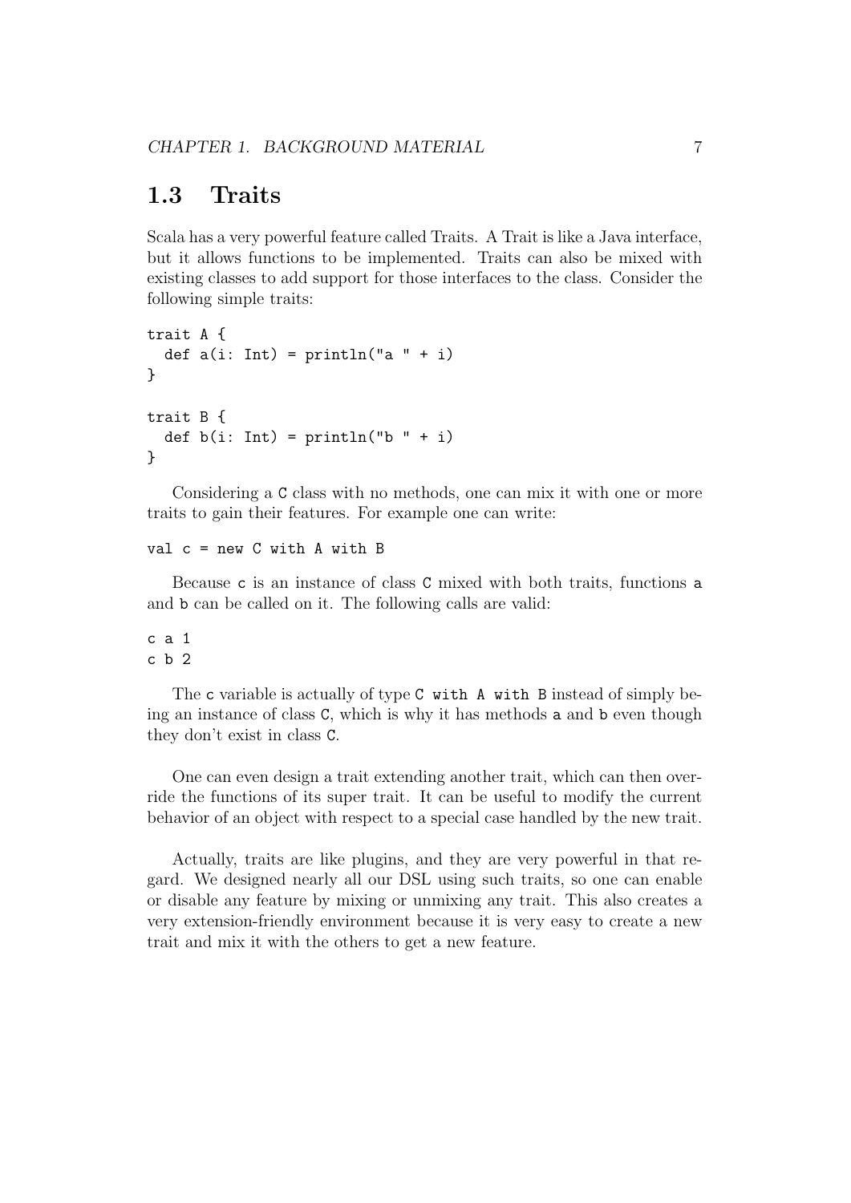## 1.3 Traits

Scala has a very powerful feature called Traits. A Trait is like a Java interface, but it allows functions to be implemented. Traits can also be mixed with existing classes to add support for those interfaces to the class. Consider the following simple traits:

```
trait A {
  def a(i: Int) = println("a " + i)
}

trait B {
  def b(i: Int) = println("b " + i)
}
```

Considering a `C` class with no methods, one can mix it with one or more traits to gain their features. For example one can write:

```
val c = new C with A with B
```

Because `c` is an instance of class `C` mixed with both traits, functions `a` and `b` can be called on it. The following calls are valid:

```
c a 1
c b 2
```

The `c` variable is actually of type `C with A with B` instead of simply being an instance of class `C`, which is why it has methods `a` and `b` even though they don't exist in class `C`.

One can even design a trait extending another trait, which can then override the functions of its super trait. It can be useful to modify the current behavior of an object with respect to a special case handled by the new trait.

Actually, traits are like plugins, and they are very powerful in that regard. We designed nearly all our DSL using such traits, so one can enable or disable any feature by mixing or unmixing any trait. This also creates a very extension-friendly environment because it is very easy to create a new trait and mix it with the others to get a new feature.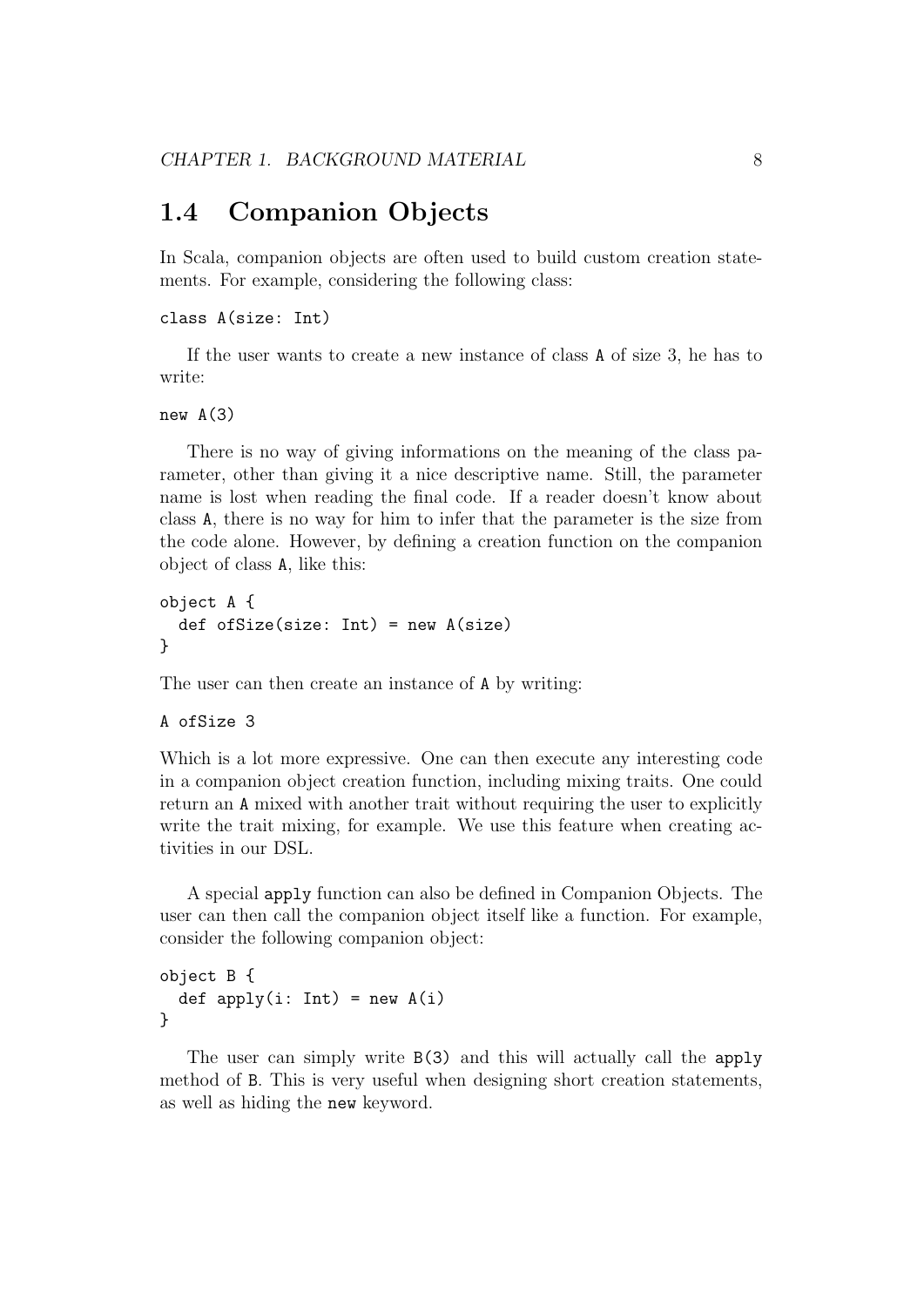## 1.4 Companion Objects

In Scala, companion objects are often used to build custom creation statements. For example, considering the following class:

```
class A(size: Int)
```

If the user wants to create a new instance of class `A` of size 3, he has to write:

```
new A(3)
```

There is no way of giving informations on the meaning of the class parameter, other than giving it a nice descriptive name. Still, the parameter name is lost when reading the final code. If a reader doesn't know about class `A`, there is no way for him to infer that the parameter is the size from the code alone. However, by defining a creation function on the companion object of class `A`, like this:

```
object A {
  def ofSize(size: Int) = new A(size)
}
```

The user can then create an instance of `A` by writing:

```
A ofSize 3
```

Which is a lot more expressive. One can then execute any interesting code in a companion object creation function, including mixing traits. One could return an `A` mixed with another trait without requiring the user to explicitly write the trait mixing, for example. We use this feature when creating activities in our DSL.

A special `apply` function can also be defined in Companion Objects. The user can then call the companion object itself like a function. For example, consider the following companion object:

```
object B {
  def apply(i: Int) = new A(i)
}
```

The user can simply write `B(3)` and this will actually call the `apply` method of `B`. This is very useful when designing short creation statements, as well as hiding the `new` keyword.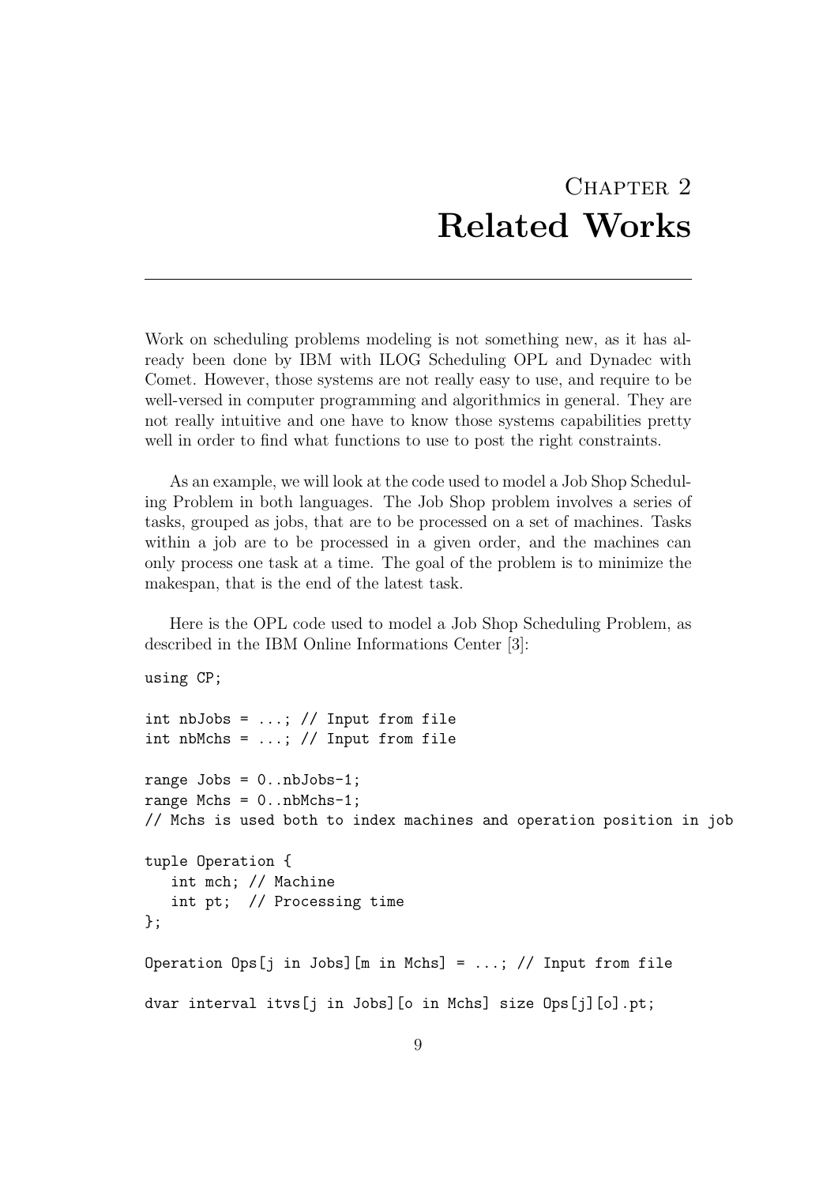# Chapter 2
# Related Works

---

Work on scheduling problems modeling is not something new, as it has already been done by IBM with ILOG Scheduling OPL and Dynadec with Comet. However, those systems are not really easy to use, and require to be well-versed in computer programming and algorithmics in general. They are not really intuitive and one have to know those systems capabilities pretty well in order to find what functions to use to post the right constraints.

As an example, we will look at the code used to model a Job Shop Scheduling Problem in both languages. The Job Shop problem involves a series of tasks, grouped as jobs, that are to be processed on a set of machines. Tasks within a job are to be processed in a given order, and the machines can only process one task at a time. The goal of the problem is to minimize the makespan, that is the end of the latest task.

Here is the OPL code used to model a Job Shop Scheduling Problem, as described in the IBM Online Informations Center [3]:

```
using CP;

int nbJobs = ...; // Input from file
int nbMchs = ...; // Input from file

range Jobs = 0..nbJobs-1;
range Mchs = 0..nbMchs-1;
// Mchs is used both to index machines and operation position in job

tuple Operation {
   int mch; // Machine
   int pt;  // Processing time
};

Operation Ops[j in Jobs][m in Mchs] = ...; // Input from file

dvar interval itvs[j in Jobs][o in Mchs] size Ops[j][o].pt;
```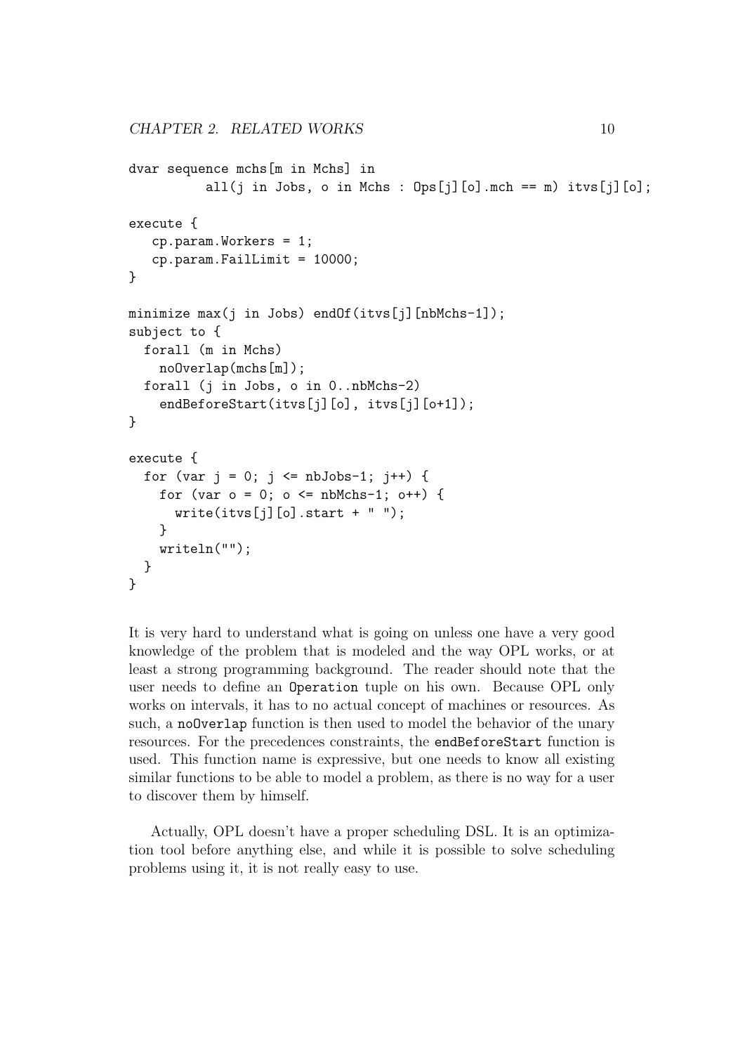```
dvar sequence mchs[m in Mchs] in
          all(j in Jobs, o in Mchs : Ops[j][o].mch == m) itvs[j][o];

execute {
   cp.param.Workers = 1;
   cp.param.FailLimit = 10000;
}

minimize max(j in Jobs) endOf(itvs[j][nbMchs-1]);
subject to {
  forall (m in Mchs)
    noOverlap(mchs[m]);
  forall (j in Jobs, o in 0..nbMchs-2)
    endBeforeStart(itvs[j][o], itvs[j][o+1]);
}

execute {
  for (var j = 0; j <= nbJobs-1; j++) {
    for (var o = 0; o <= nbMchs-1; o++) {
      write(itvs[j][o].start + " ");
    }
    writeln("");
  }
}
```

It is very hard to understand what is going on unless one have a very good knowledge of the problem that is modeled and the way OPL works, or at least a strong programming background. The reader should note that the user needs to define an `Operation` tuple on his own. Because OPL only works on intervals, it has to no actual concept of machines or resources. As such, a `noOverlap` function is then used to model the behavior of the unary resources. For the precedences constraints, the `endBeforeStart` function is used. This function name is expressive, but one needs to know all existing similar functions to be able to model a problem, as there is no way for a user to discover them by himself.

Actually, OPL doesn't have a proper scheduling DSL. It is an optimization tool before anything else, and while it is possible to solve scheduling problems using it, it is not really easy to use.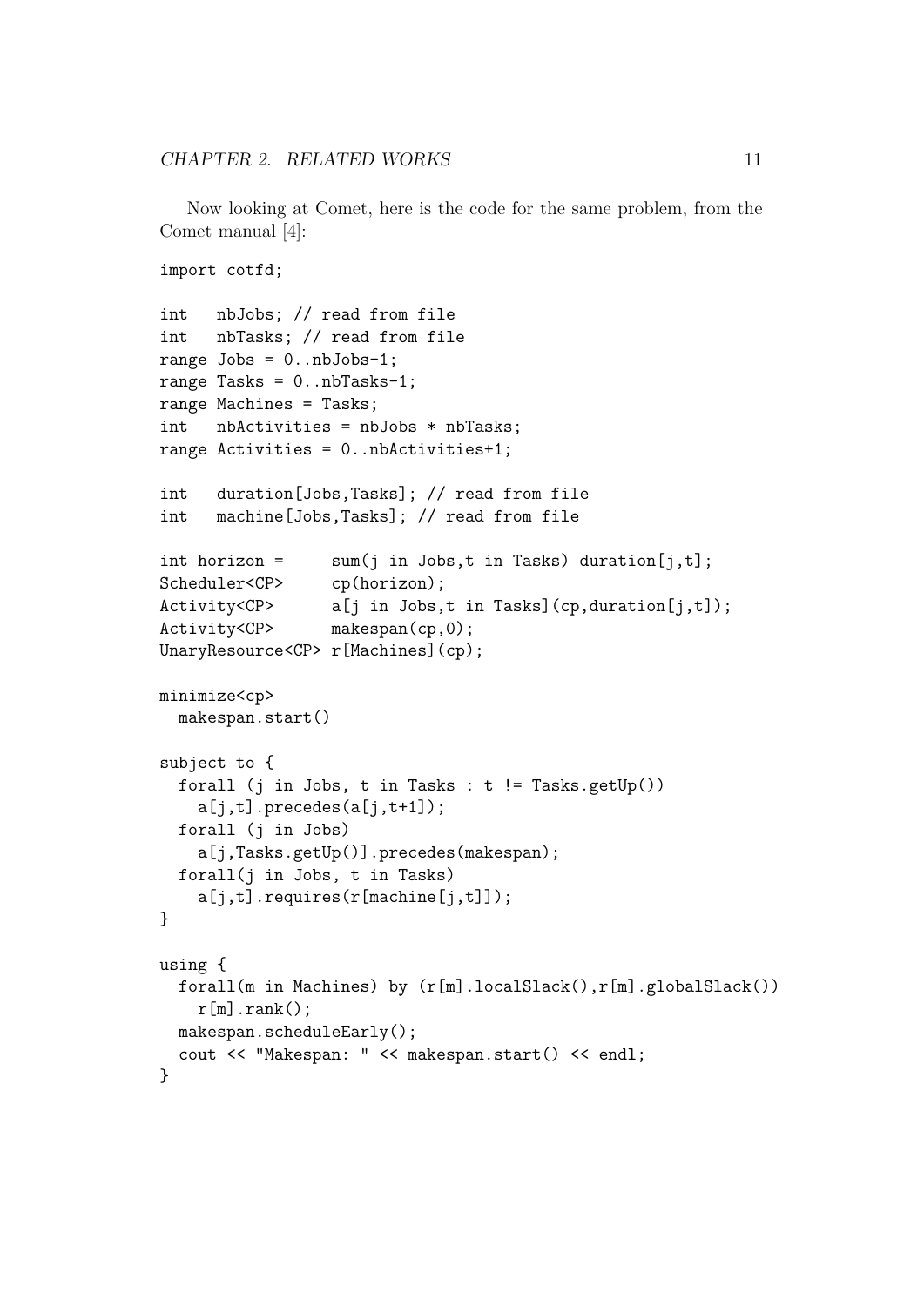Now looking at Comet, here is the code for the same problem, from the Comet manual [4]:

```
import cotfd;

int   nbJobs; // read from file
int   nbTasks; // read from file
range Jobs = 0..nbJobs-1;
range Tasks = 0..nbTasks-1;
range Machines = Tasks;
int   nbActivities = nbJobs * nbTasks;
range Activities = 0..nbActivities+1;

int   duration[Jobs,Tasks]; // read from file
int   machine[Jobs,Tasks]; // read from file

int horizon =     sum(j in Jobs,t in Tasks) duration[j,t];
Scheduler<CP>     cp(horizon);
Activity<CP>      a[j in Jobs,t in Tasks](cp,duration[j,t]);
Activity<CP>      makespan(cp,0);
UnaryResource<CP> r[Machines](cp);

minimize<cp>
  makespan.start()

subject to {
  forall (j in Jobs, t in Tasks : t != Tasks.getUp())
    a[j,t].precedes(a[j,t+1]);
  forall (j in Jobs)
    a[j,Tasks.getUp()].precedes(makespan);
  forall(j in Jobs, t in Tasks)
    a[j,t].requires(r[machine[j,t]]);
}

using {
  forall(m in Machines) by (r[m].localSlack(),r[m].globalSlack())
    r[m].rank();
  makespan.scheduleEarly();
  cout << "Makespan: " << makespan.start() << endl;
}
```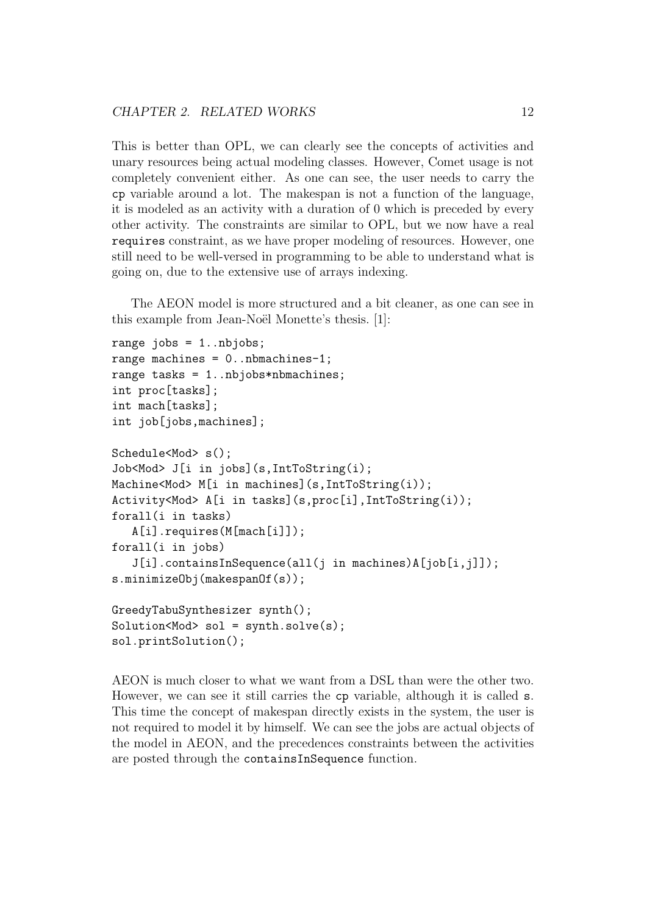This is better than OPL, we can clearly see the concepts of activities and unary resources being actual modeling classes. However, Comet usage is not completely convenient either. As one can see, the user needs to carry the `cp` variable around a lot. The makespan is not a function of the language, it is modeled as an activity with a duration of 0 which is preceded by every other activity. The constraints are similar to OPL, but we now have a real `requires` constraint, as we have proper modeling of resources. However, one still need to be well-versed in programming to be able to understand what is going on, due to the extensive use of arrays indexing.

The AEON model is more structured and a bit cleaner, as one can see in this example from Jean-Noël Monette's thesis. [1]:

```
range jobs = 1..nbjobs;
range machines = 0..nbmachines-1;
range tasks = 1..nbjobs*nbmachines;
int proc[tasks];
int mach[tasks];
int job[jobs,machines];

Schedule<Mod> s();
Job<Mod> J[i in jobs](s,IntToString(i);
Machine<Mod> M[i in machines](s,IntToString(i));
Activity<Mod> A[i in tasks](s,proc[i],IntToString(i));
forall(i in tasks)
   A[i].requires(M[mach[i]]);
forall(i in jobs)
   J[i].containsInSequence(all(j in machines)A[job[i,j]]);
s.minimizeObj(makespanOf(s));

GreedyTabuSynthesizer synth();
Solution<Mod> sol = synth.solve(s);
sol.printSolution();
```

AEON is much closer to what we want from a DSL than were the other two. However, we can see it still carries the `cp` variable, although it is called `s`. This time the concept of makespan directly exists in the system, the user is not required to model it by himself. We can see the jobs are actual objects of the model in AEON, and the precedences constraints between the activities are posted through the `containsInSequence` function.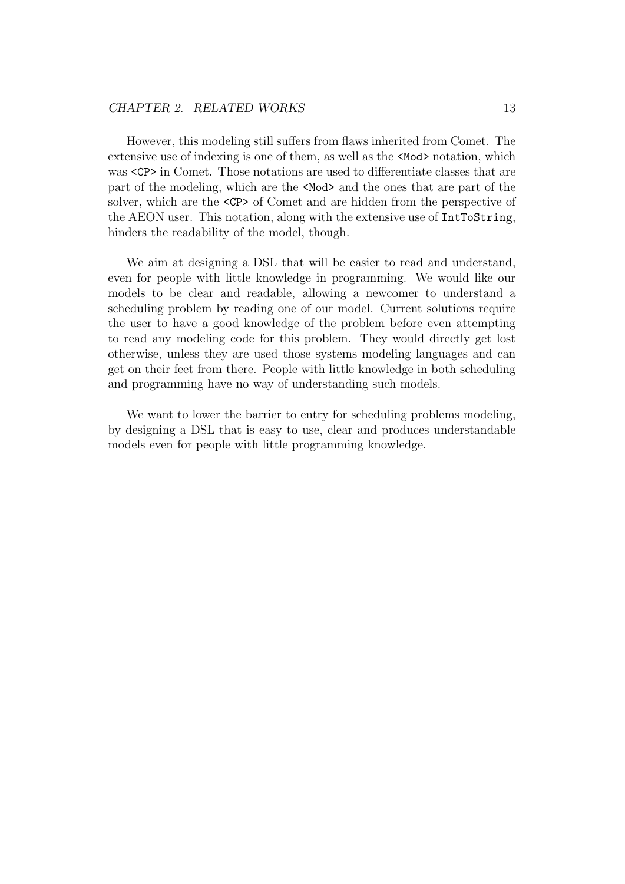However, this modeling still suffers from flaws inherited from Comet. The extensive use of indexing is one of them, as well as the `<Mod>` notation, which was `<CP>` in Comet. Those notations are used to differentiate classes that are part of the modeling, which are the `<Mod>` and the ones that are part of the solver, which are the `<CP>` of Comet and are hidden from the perspective of the AEON user. This notation, along with the extensive use of `IntToString`, hinders the readability of the model, though.

We aim at designing a DSL that will be easier to read and understand, even for people with little knowledge in programming. We would like our models to be clear and readable, allowing a newcomer to understand a scheduling problem by reading one of our model. Current solutions require the user to have a good knowledge of the problem before even attempting to read any modeling code for this problem. They would directly get lost otherwise, unless they are used those systems modeling languages and can get on their feet from there. People with little knowledge in both scheduling and programming have no way of understanding such models.

We want to lower the barrier to entry for scheduling problems modeling, by designing a DSL that is easy to use, clear and produces understandable models even for people with little programming knowledge.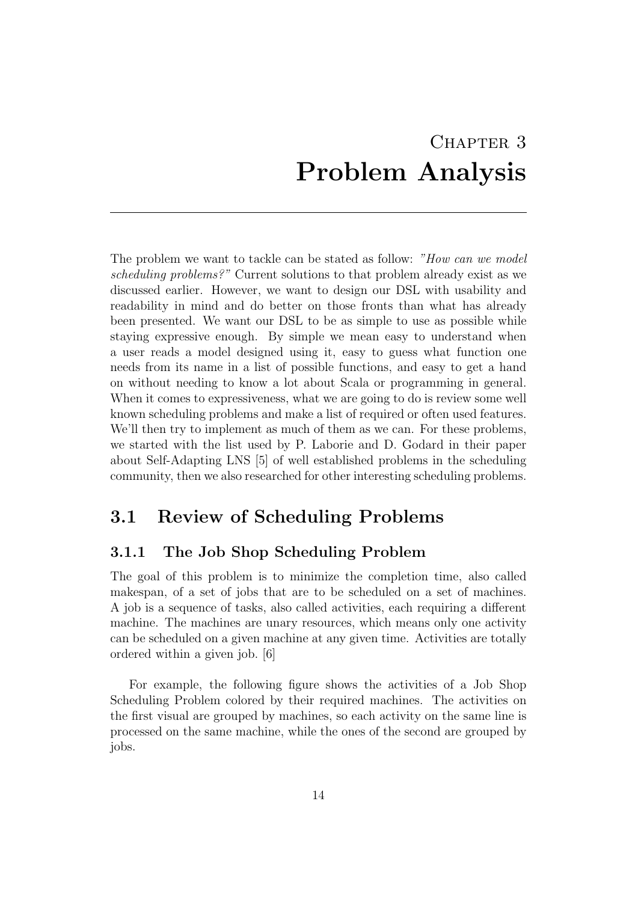# Chapter 3
# Problem Analysis

The problem we want to tackle can be stated as follow: *"How can we model scheduling problems?"* Current solutions to that problem already exist as we discussed earlier. However, we want to design our DSL with usability and readability in mind and do better on those fronts than what has already been presented. We want our DSL to be as simple to use as possible while staying expressive enough. By simple we mean easy to understand when a user reads a model designed using it, easy to guess what function one needs from its name in a list of possible functions, and easy to get a hand on without needing to know a lot about Scala or programming in general. When it comes to expressiveness, what we are going to do is review some well known scheduling problems and make a list of required or often used features. We'll then try to implement as much of them as we can. For these problems, we started with the list used by P. Laborie and D. Godard in their paper about Self-Adapting LNS [5] of well established problems in the scheduling community, then we also researched for other interesting scheduling problems.

## 3.1 Review of Scheduling Problems

### 3.1.1 The Job Shop Scheduling Problem

The goal of this problem is to minimize the completion time, also called makespan, of a set of jobs that are to be scheduled on a set of machines. A job is a sequence of tasks, also called activities, each requiring a different machine. The machines are unary resources, which means only one activity can be scheduled on a given machine at any given time. Activities are totally ordered within a given job. [6]

For example, the following figure shows the activities of a Job Shop Scheduling Problem colored by their required machines. The activities on the first visual are grouped by machines, so each activity on the same line is processed on the same machine, while the ones of the second are grouped by jobs.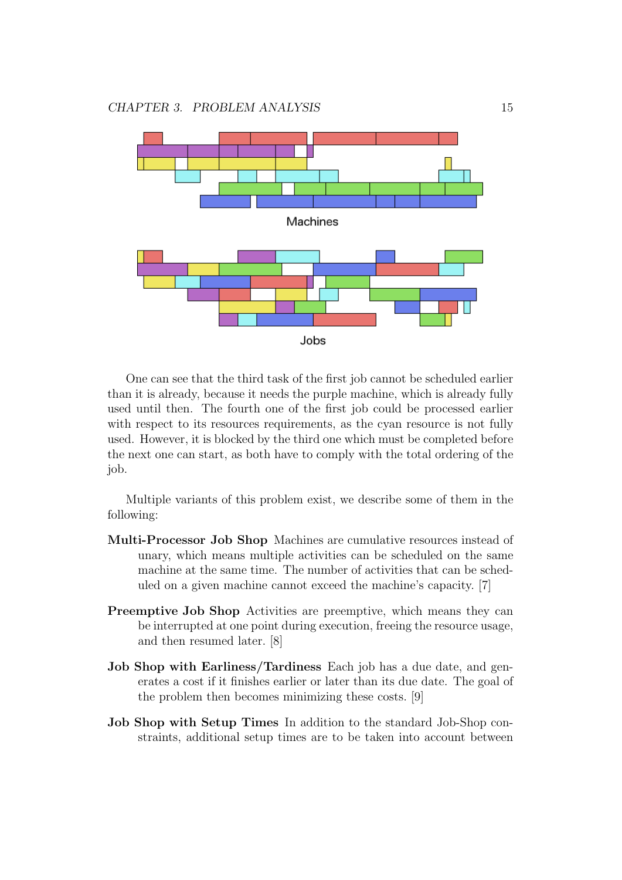Machines

Jobs

One can see that the third task of the first job cannot be scheduled earlier than it is already, because it needs the purple machine, which is already fully used until then. The fourth one of the first job could be processed earlier with respect to its resources requirements, as the cyan resource is not fully used. However, it is blocked by the third one which must be completed before the next one can start, as both have to comply with the total ordering of the job.

Multiple variants of this problem exist, we describe some of them in the following:

**Multi-Processor Job Shop** Machines are cumulative resources instead of unary, which means multiple activities can be scheduled on the same machine at the same time. The number of activities that can be scheduled on a given machine cannot exceed the machine's capacity. [7]

**Preemptive Job Shop** Activities are preemptive, which means they can be interrupted at one point during execution, freeing the resource usage, and then resumed later. [8]

**Job Shop with Earliness/Tardiness** Each job has a due date, and generates a cost if it finishes earlier or later than its due date. The goal of the problem then becomes minimizing these costs. [9]

**Job Shop with Setup Times** In addition to the standard Job-Shop constraints, additional setup times are to be taken into account between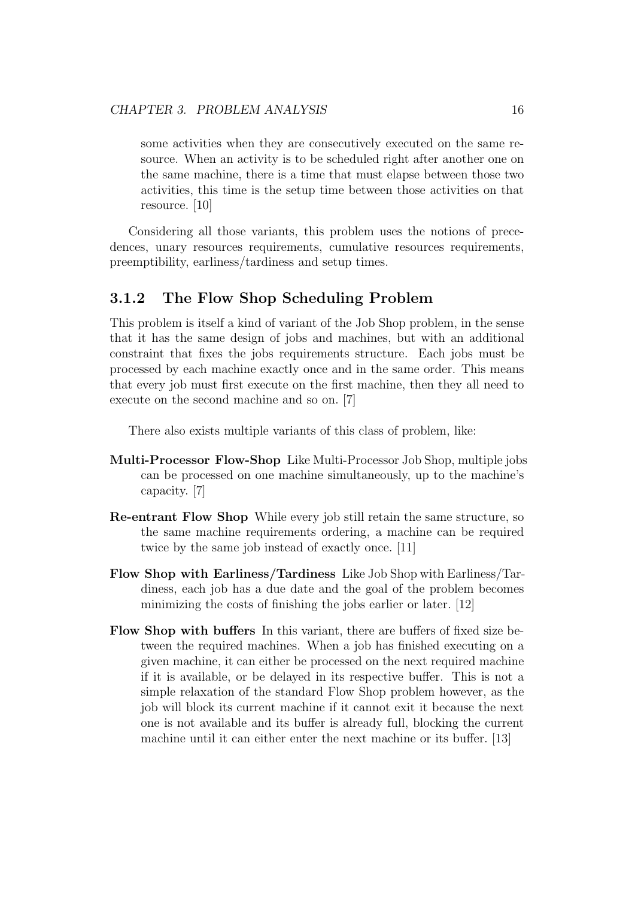some activities when they are consecutively executed on the same resource. When an activity is to be scheduled right after another one on the same machine, there is a time that must elapse between those two activities, this time is the setup time between those activities on that resource. [10]

Considering all those variants, this problem uses the notions of precedences, unary resources requirements, cumulative resources requirements, preemptibility, earliness/tardiness and setup times.

### 3.1.2 The Flow Shop Scheduling Problem

This problem is itself a kind of variant of the Job Shop problem, in the sense that it has the same design of jobs and machines, but with an additional constraint that fixes the jobs requirements structure. Each jobs must be processed by each machine exactly once and in the same order. This means that every job must first execute on the first machine, then they all need to execute on the second machine and so on. [7]

There also exists multiple variants of this class of problem, like:

**Multi-Processor Flow-Shop** Like Multi-Processor Job Shop, multiple jobs can be processed on one machine simultaneously, up to the machine's capacity. [7]

**Re-entrant Flow Shop** While every job still retain the same structure, so the same machine requirements ordering, a machine can be required twice by the same job instead of exactly once. [11]

**Flow Shop with Earliness/Tardiness** Like Job Shop with Earliness/Tardiness, each job has a due date and the goal of the problem becomes minimizing the costs of finishing the jobs earlier or later. [12]

**Flow Shop with buffers** In this variant, there are buffers of fixed size between the required machines. When a job has finished executing on a given machine, it can either be processed on the next required machine if it is available, or be delayed in its respective buffer. This is not a simple relaxation of the standard Flow Shop problem however, as the job will block its current machine if it cannot exit it because the next one is not available and its buffer is already full, blocking the current machine until it can either enter the next machine or its buffer. [13]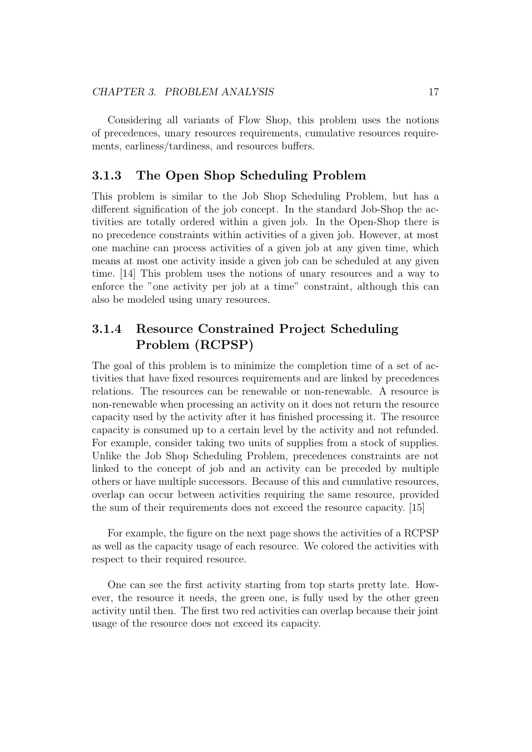Considering all variants of Flow Shop, this problem uses the notions of precedences, unary resources requirements, cumulative resources requirements, earliness/tardiness, and resources buffers.

### 3.1.3 The Open Shop Scheduling Problem

This problem is similar to the Job Shop Scheduling Problem, but has a different signification of the job concept. In the standard Job-Shop the activities are totally ordered within a given job. In the Open-Shop there is no precedence constraints within activities of a given job. However, at most one machine can process activities of a given job at any given time, which means at most one activity inside a given job can be scheduled at any given time. [14] This problem uses the notions of unary resources and a way to enforce the "one activity per job at a time" constraint, although this can also be modeled using unary resources.

### 3.1.4 Resource Constrained Project Scheduling Problem (RCPSP)

The goal of this problem is to minimize the completion time of a set of activities that have fixed resources requirements and are linked by precedences relations. The resources can be renewable or non-renewable. A resource is non-renewable when processing an activity on it does not return the resource capacity used by the activity after it has finished processing it. The resource capacity is consumed up to a certain level by the activity and not refunded. For example, consider taking two units of supplies from a stock of supplies. Unlike the Job Shop Scheduling Problem, precedences constraints are not linked to the concept of job and an activity can be preceded by multiple others or have multiple successors. Because of this and cumulative resources, overlap can occur between activities requiring the same resource, provided the sum of their requirements does not exceed the resource capacity. [15]

For example, the figure on the next page shows the activities of a RCPSP as well as the capacity usage of each resource. We colored the activities with respect to their required resource.

One can see the first activity starting from top starts pretty late. However, the resource it needs, the green one, is fully used by the other green activity until then. The first two red activities can overlap because their joint usage of the resource does not exceed its capacity.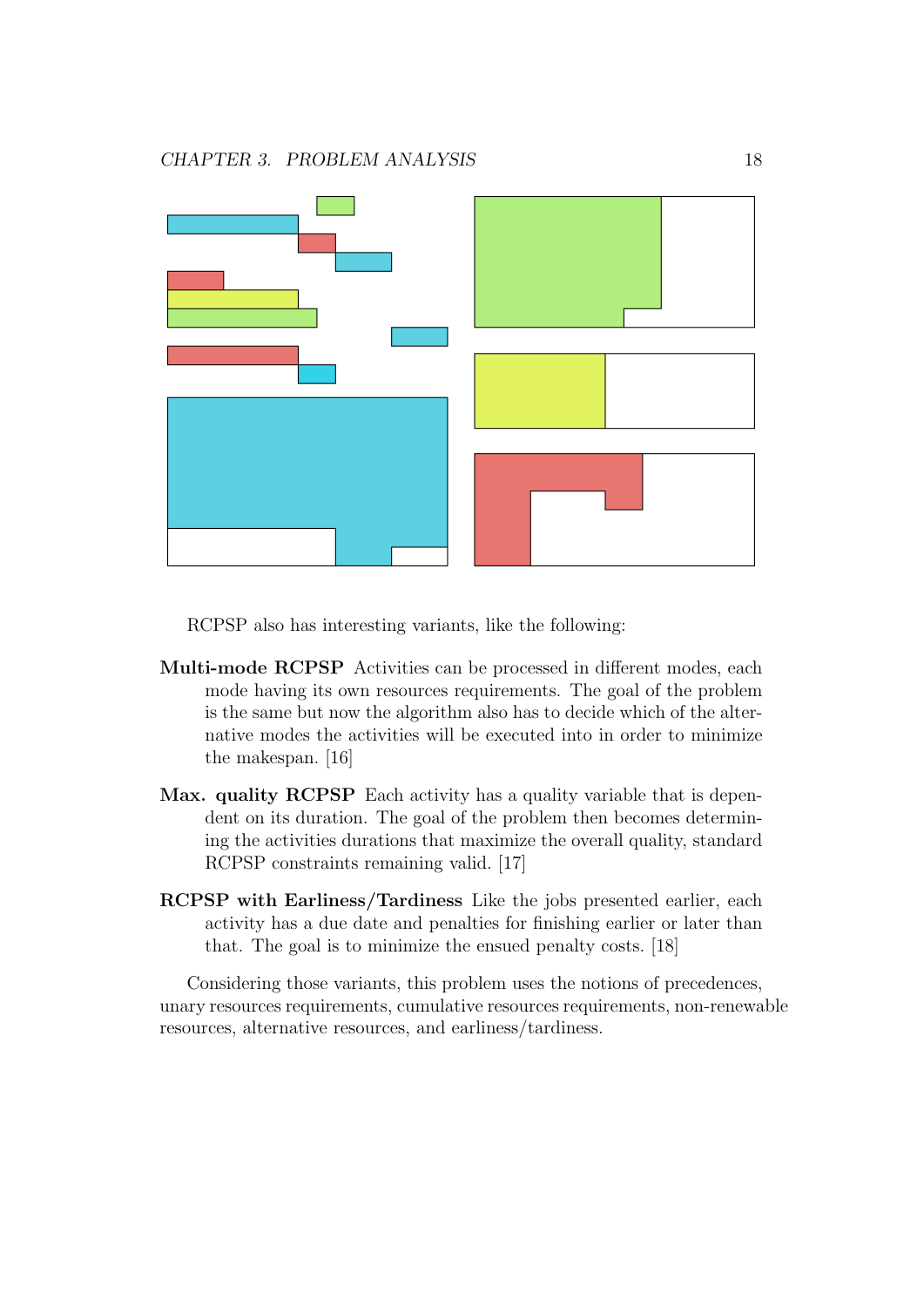RCPSP also has interesting variants, like the following:

**Multi-mode RCPSP** Activities can be processed in different modes, each mode having its own resources requirements. The goal of the problem is the same but now the algorithm also has to decide which of the alternative modes the activities will be executed into in order to minimize the makespan. [16]

**Max. quality RCPSP** Each activity has a quality variable that is dependent on its duration. The goal of the problem then becomes determining the activities durations that maximize the overall quality, standard RCPSP constraints remaining valid. [17]

**RCPSP with Earliness/Tardiness** Like the jobs presented earlier, each activity has a due date and penalties for finishing earlier or later than that. The goal is to minimize the ensued penalty costs. [18]

Considering those variants, this problem uses the notions of precedences, unary resources requirements, cumulative resources requirements, non-renewable resources, alternative resources, and earliness/tardiness.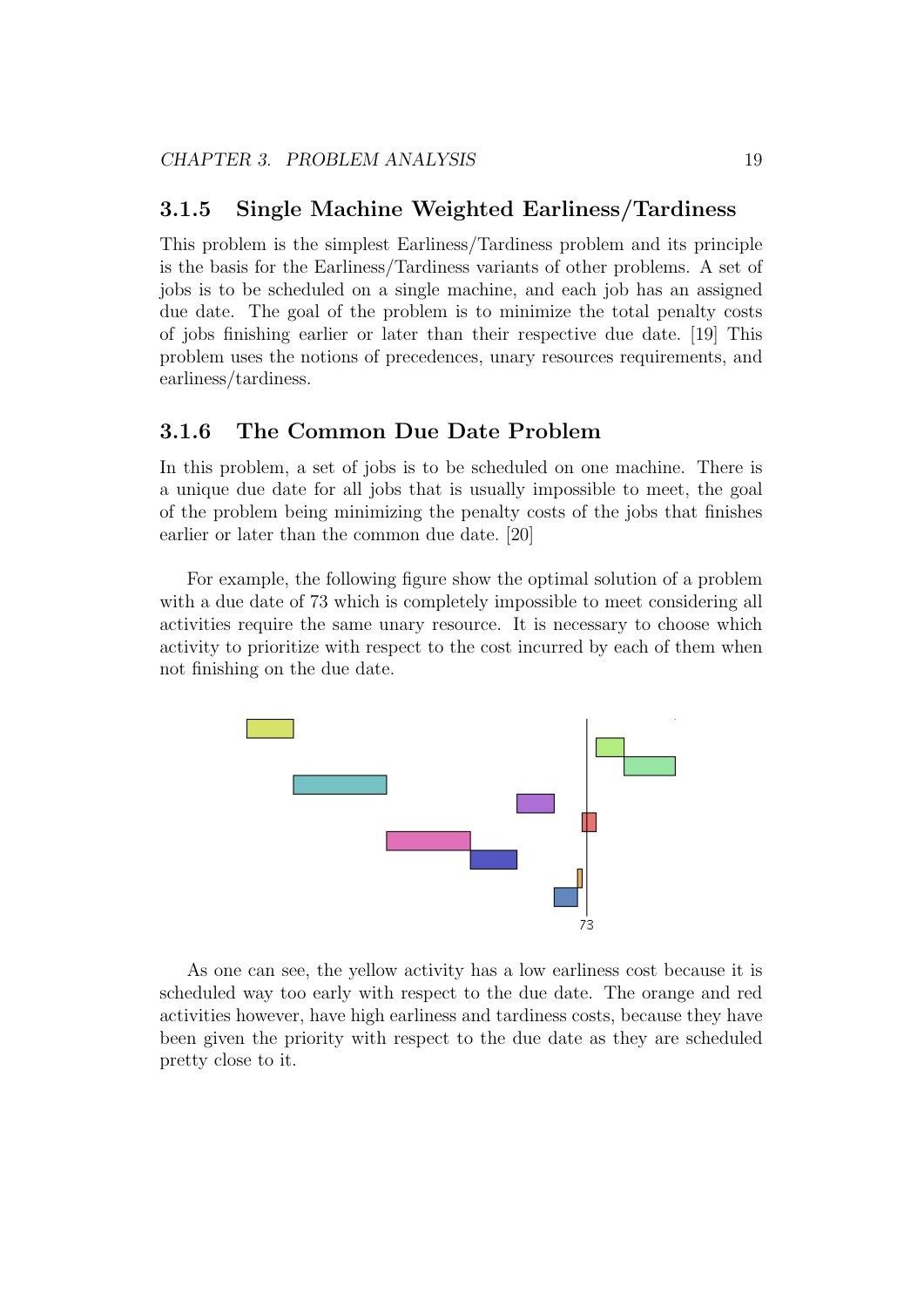### 3.1.5 Single Machine Weighted Earliness/Tardiness

This problem is the simplest Earliness/Tardiness problem and its principle is the basis for the Earliness/Tardiness variants of other problems. A set of jobs is to be scheduled on a single machine, and each job has an assigned due date. The goal of the problem is to minimize the total penalty costs of jobs finishing earlier or later than their respective due date. [19] This problem uses the notions of precedences, unary resources requirements, and earliness/tardiness.

### 3.1.6 The Common Due Date Problem

In this problem, a set of jobs is to be scheduled on one machine. There is a unique due date for all jobs that is usually impossible to meet, the goal of the problem being minimizing the penalty costs of the jobs that finishes earlier or later than the common due date. [20]

For example, the following figure show the optimal solution of a problem with a due date of 73 which is completely impossible to meet considering all activities require the same unary resource. It is necessary to choose which activity to prioritize with respect to the cost incurred by each of them when not finishing on the due date.

As one can see, the yellow activity has a low earliness cost because it is scheduled way too early with respect to the due date. The orange and red activities however, have high earliness and tardiness costs, because they have been given the priority with respect to the due date as they are scheduled pretty close to it.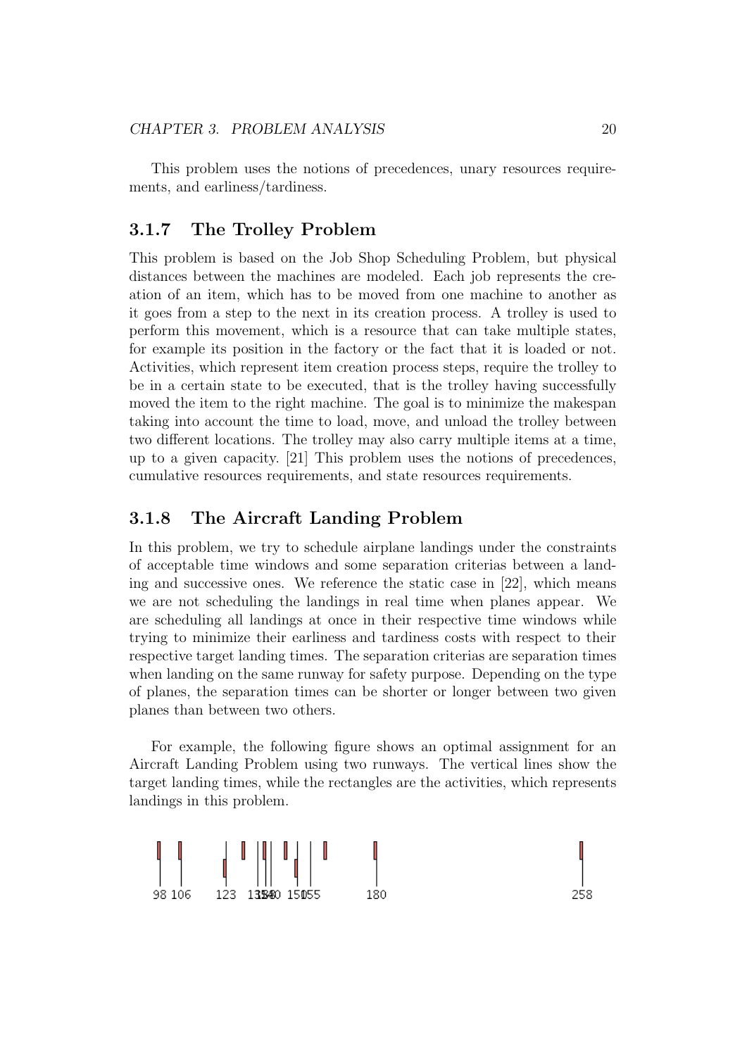This problem uses the notions of precedences, unary resources requirements, and earliness/tardiness.

### 3.1.7 The Trolley Problem

This problem is based on the Job Shop Scheduling Problem, but physical distances between the machines are modeled. Each job represents the creation of an item, which has to be moved from one machine to another as it goes from a step to the next in its creation process. A trolley is used to perform this movement, which is a resource that can take multiple states, for example its position in the factory or the fact that it is loaded or not. Activities, which represent item creation process steps, require the trolley to be in a certain state to be executed, that is the trolley having successfully moved the item to the right machine. The goal is to minimize the makespan taking into account the time to load, move, and unload the trolley between two different locations. The trolley may also carry multiple items at a time, up to a given capacity. [21] This problem uses the notions of precedences, cumulative resources requirements, and state resources requirements.

### 3.1.8 The Aircraft Landing Problem

In this problem, we try to schedule airplane landings under the constraints of acceptable time windows and some separation criterias between a landing and successive ones. We reference the static case in [22], which means we are not scheduling the landings in real time when planes appear. We are scheduling all landings at once in their respective time windows while trying to minimize their earliness and tardiness costs with respect to their respective target landing times. The separation criterias are separation times when landing on the same runway for safety purpose. Depending on the type of planes, the separation times can be shorter or longer between two given planes than between two others.

For example, the following figure shows an optimal assignment for an Aircraft Landing Problem using two runways. The vertical lines show the target landing times, while the rectangles are the activities, which represents landings in this problem.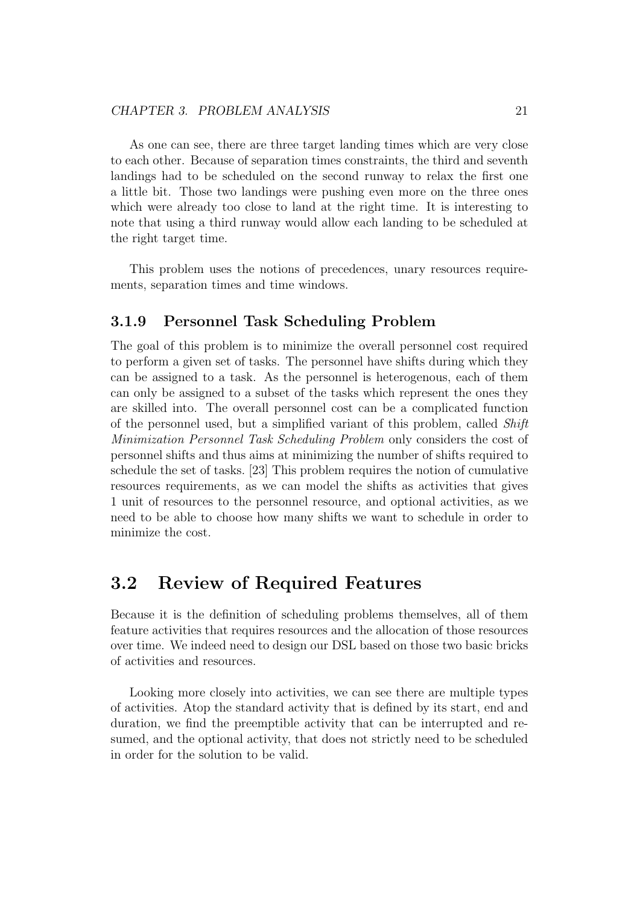As one can see, there are three target landing times which are very close to each other. Because of separation times constraints, the third and seventh landings had to be scheduled on the second runway to relax the first one a little bit. Those two landings were pushing even more on the three ones which were already too close to land at the right time. It is interesting to note that using a third runway would allow each landing to be scheduled at the right target time.

This problem uses the notions of precedences, unary resources requirements, separation times and time windows.

### 3.1.9 Personnel Task Scheduling Problem

The goal of this problem is to minimize the overall personnel cost required to perform a given set of tasks. The personnel have shifts during which they can be assigned to a task. As the personnel is heterogenous, each of them can only be assigned to a subset of the tasks which represent the ones they are skilled into. The overall personnel cost can be a complicated function of the personnel used, but a simplified variant of this problem, called *Shift Minimization Personnel Task Scheduling Problem* only considers the cost of personnel shifts and thus aims at minimizing the number of shifts required to schedule the set of tasks. [23] This problem requires the notion of cumulative resources requirements, as we can model the shifts as activities that gives 1 unit of resources to the personnel resource, and optional activities, as we need to be able to choose how many shifts we want to schedule in order to minimize the cost.

## 3.2 Review of Required Features

Because it is the definition of scheduling problems themselves, all of them feature activities that requires resources and the allocation of those resources over time. We indeed need to design our DSL based on those two basic bricks of activities and resources.

Looking more closely into activities, we can see there are multiple types of activities. Atop the standard activity that is defined by its start, end and duration, we find the preemptible activity that can be interrupted and resumed, and the optional activity, that does not strictly need to be scheduled in order for the solution to be valid.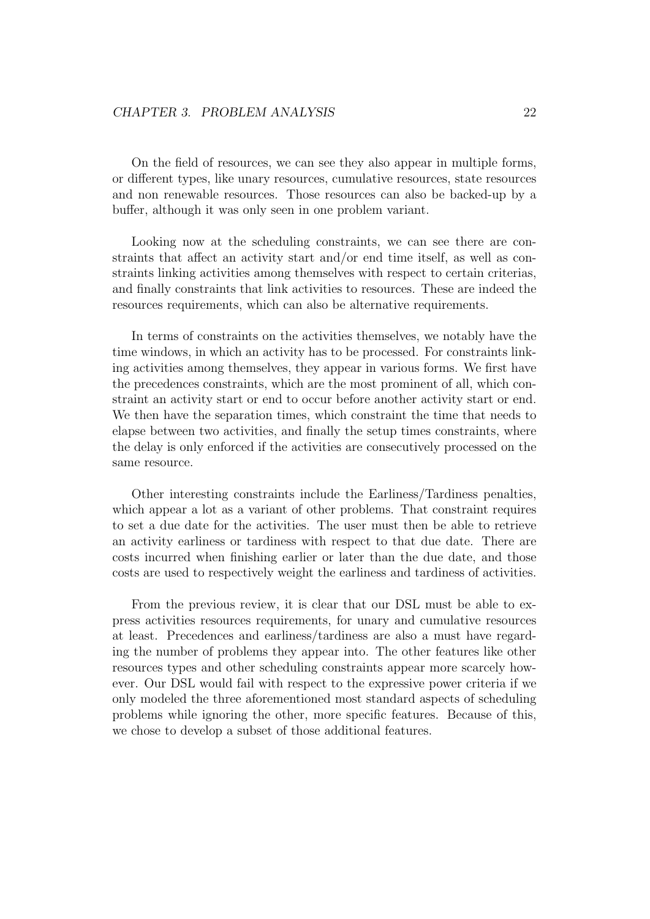On the field of resources, we can see they also appear in multiple forms, or different types, like unary resources, cumulative resources, state resources and non renewable resources. Those resources can also be backed-up by a buffer, although it was only seen in one problem variant.

Looking now at the scheduling constraints, we can see there are constraints that affect an activity start and/or end time itself, as well as constraints linking activities among themselves with respect to certain criterias, and finally constraints that link activities to resources. These are indeed the resources requirements, which can also be alternative requirements.

In terms of constraints on the activities themselves, we notably have the time windows, in which an activity has to be processed. For constraints linking activities among themselves, they appear in various forms. We first have the precedences constraints, which are the most prominent of all, which constraint an activity start or end to occur before another activity start or end. We then have the separation times, which constraint the time that needs to elapse between two activities, and finally the setup times constraints, where the delay is only enforced if the activities are consecutively processed on the same resource.

Other interesting constraints include the Earliness/Tardiness penalties, which appear a lot as a variant of other problems. That constraint requires to set a due date for the activities. The user must then be able to retrieve an activity earliness or tardiness with respect to that due date. There are costs incurred when finishing earlier or later than the due date, and those costs are used to respectively weight the earliness and tardiness of activities.

From the previous review, it is clear that our DSL must be able to express activities resources requirements, for unary and cumulative resources at least. Precedences and earliness/tardiness are also a must have regarding the number of problems they appear into. The other features like other resources types and other scheduling constraints appear more scarcely however. Our DSL would fail with respect to the expressive power criteria if we only modeled the three aforementioned most standard aspects of scheduling problems while ignoring the other, more specific features. Because of this, we chose to develop a subset of those additional features.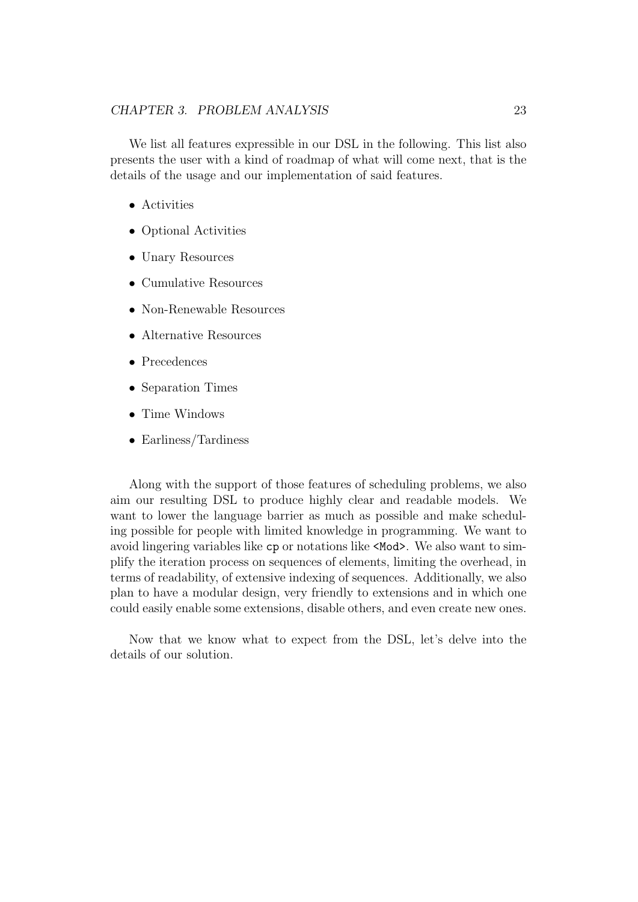We list all features expressible in our DSL in the following. This list also presents the user with a kind of roadmap of what will come next, that is the details of the usage and our implementation of said features.

- Activities
- Optional Activities
- Unary Resources
- Cumulative Resources
- Non-Renewable Resources
- Alternative Resources
- Precedences
- Separation Times
- Time Windows
- Earliness/Tardiness

Along with the support of those features of scheduling problems, we also aim our resulting DSL to produce highly clear and readable models. We want to lower the language barrier as much as possible and make scheduling possible for people with limited knowledge in programming. We want to avoid lingering variables like `cp` or notations like `<Mod>`. We also want to simplify the iteration process on sequences of elements, limiting the overhead, in terms of readability, of extensive indexing of sequences. Additionally, we also plan to have a modular design, very friendly to extensions and in which one could easily enable some extensions, disable others, and even create new ones.

Now that we know what to expect from the DSL, let's delve into the details of our solution.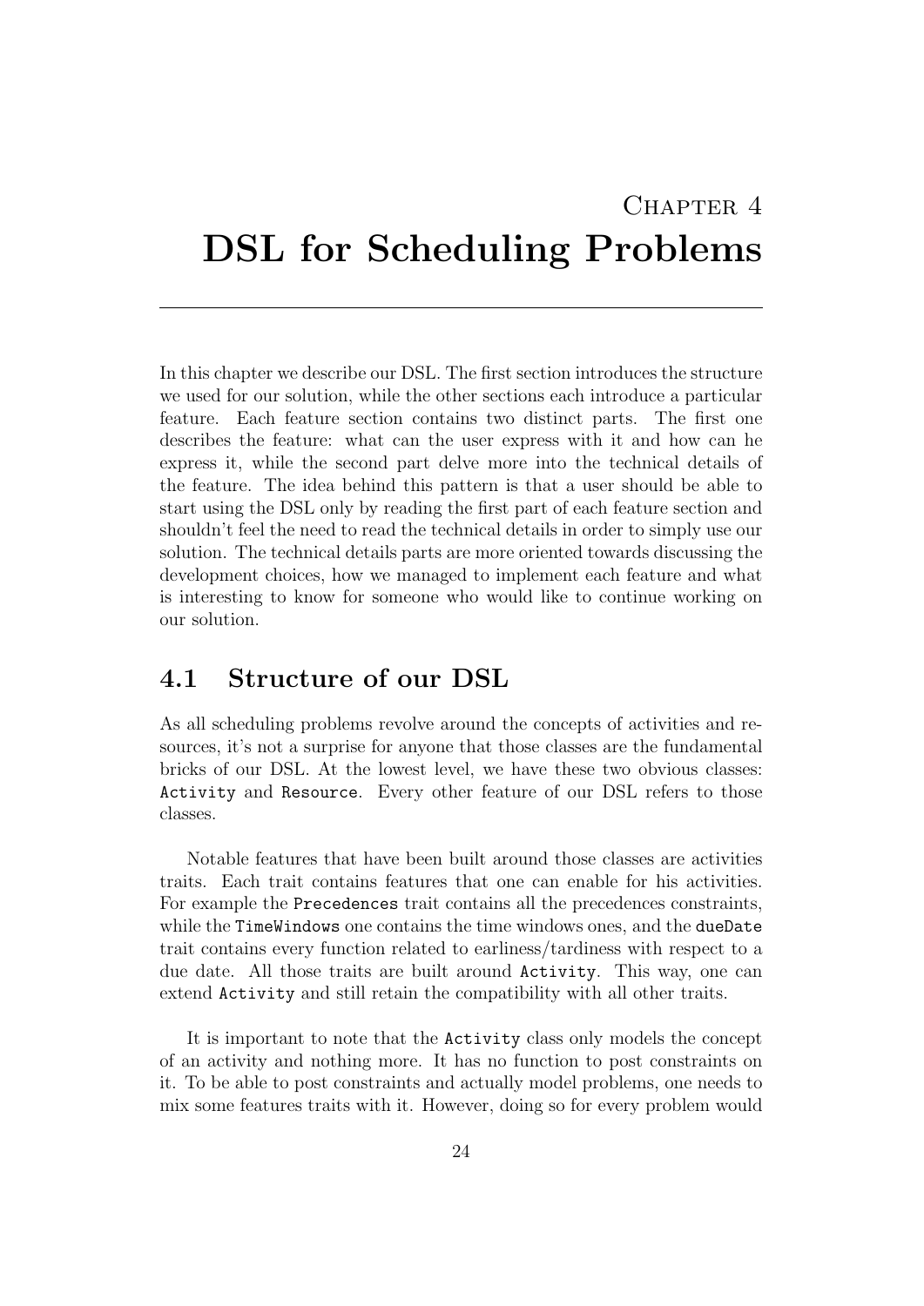# Chapter 4
# DSL for Scheduling Problems

In this chapter we describe our DSL. The first section introduces the structure we used for our solution, while the other sections each introduce a particular feature. Each feature section contains two distinct parts. The first one describes the feature: what can the user express with it and how can he express it, while the second part delve more into the technical details of the feature. The idea behind this pattern is that a user should be able to start using the DSL only by reading the first part of each feature section and shouldn't feel the need to read the technical details in order to simply use our solution. The technical details parts are more oriented towards discussing the development choices, how we managed to implement each feature and what is interesting to know for someone who would like to continue working on our solution.

## 4.1 Structure of our DSL

As all scheduling problems revolve around the concepts of activities and resources, it's not a surprise for anyone that those classes are the fundamental bricks of our DSL. At the lowest level, we have these two obvious classes: `Activity` and `Resource`. Every other feature of our DSL refers to those classes.

Notable features that have been built around those classes are activities traits. Each trait contains features that one can enable for his activities. For example the `Precedences` trait contains all the precedences constraints, while the `TimeWindows` one contains the time windows ones, and the `dueDate` trait contains every function related to earliness/tardiness with respect to a due date. All those traits are built around `Activity`. This way, one can extend `Activity` and still retain the compatibility with all other traits.

It is important to note that the `Activity` class only models the concept of an activity and nothing more. It has no function to post constraints on it. To be able to post constraints and actually model problems, one needs to mix some features traits with it. However, doing so for every problem would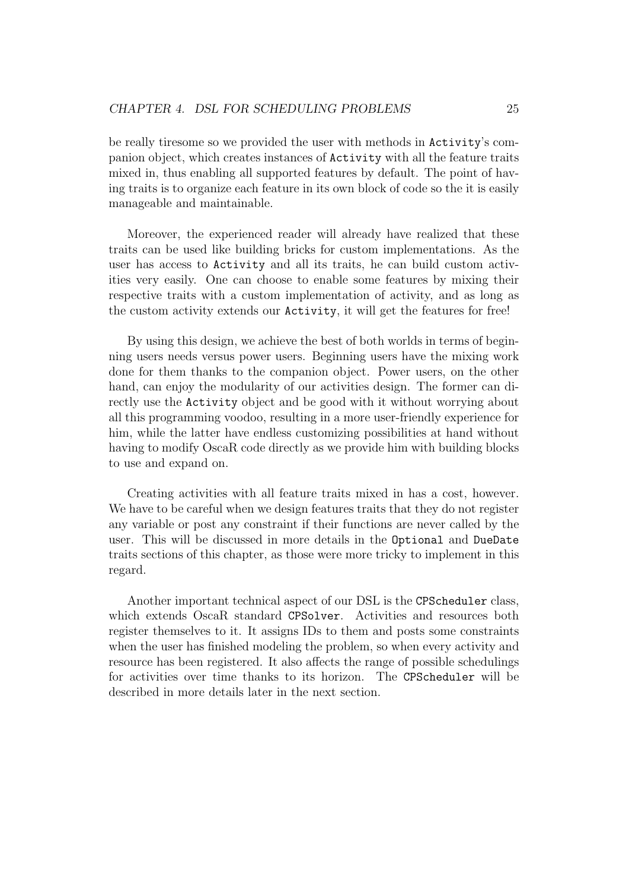be really tiresome so we provided the user with methods in `Activity`'s companion object, which creates instances of `Activity` with all the feature traits mixed in, thus enabling all supported features by default. The point of having traits is to organize each feature in its own block of code so the it is easily manageable and maintainable.

Moreover, the experienced reader will already have realized that these traits can be used like building bricks for custom implementations. As the user has access to `Activity` and all its traits, he can build custom activities very easily. One can choose to enable some features by mixing their respective traits with a custom implementation of activity, and as long as the custom activity extends our `Activity`, it will get the features for free!

By using this design, we achieve the best of both worlds in terms of beginning users needs versus power users. Beginning users have the mixing work done for them thanks to the companion object. Power users, on the other hand, can enjoy the modularity of our activities design. The former can directly use the `Activity` object and be good with it without worrying about all this programming voodoo, resulting in a more user-friendly experience for him, while the latter have endless customizing possibilities at hand without having to modify OscaR code directly as we provide him with building blocks to use and expand on.

Creating activities with all feature traits mixed in has a cost, however. We have to be careful when we design features traits that they do not register any variable or post any constraint if their functions are never called by the user. This will be discussed in more details in the `Optional` and `DueDate` traits sections of this chapter, as those were more tricky to implement in this regard.

Another important technical aspect of our DSL is the `CPScheduler` class, which extends OscaR standard `CPSolver`. Activities and resources both register themselves to it. It assigns IDs to them and posts some constraints when the user has finished modeling the problem, so when every activity and resource has been registered. It also affects the range of possible schedulings for activities over time thanks to its horizon. The `CPScheduler` will be described in more details later in the next section.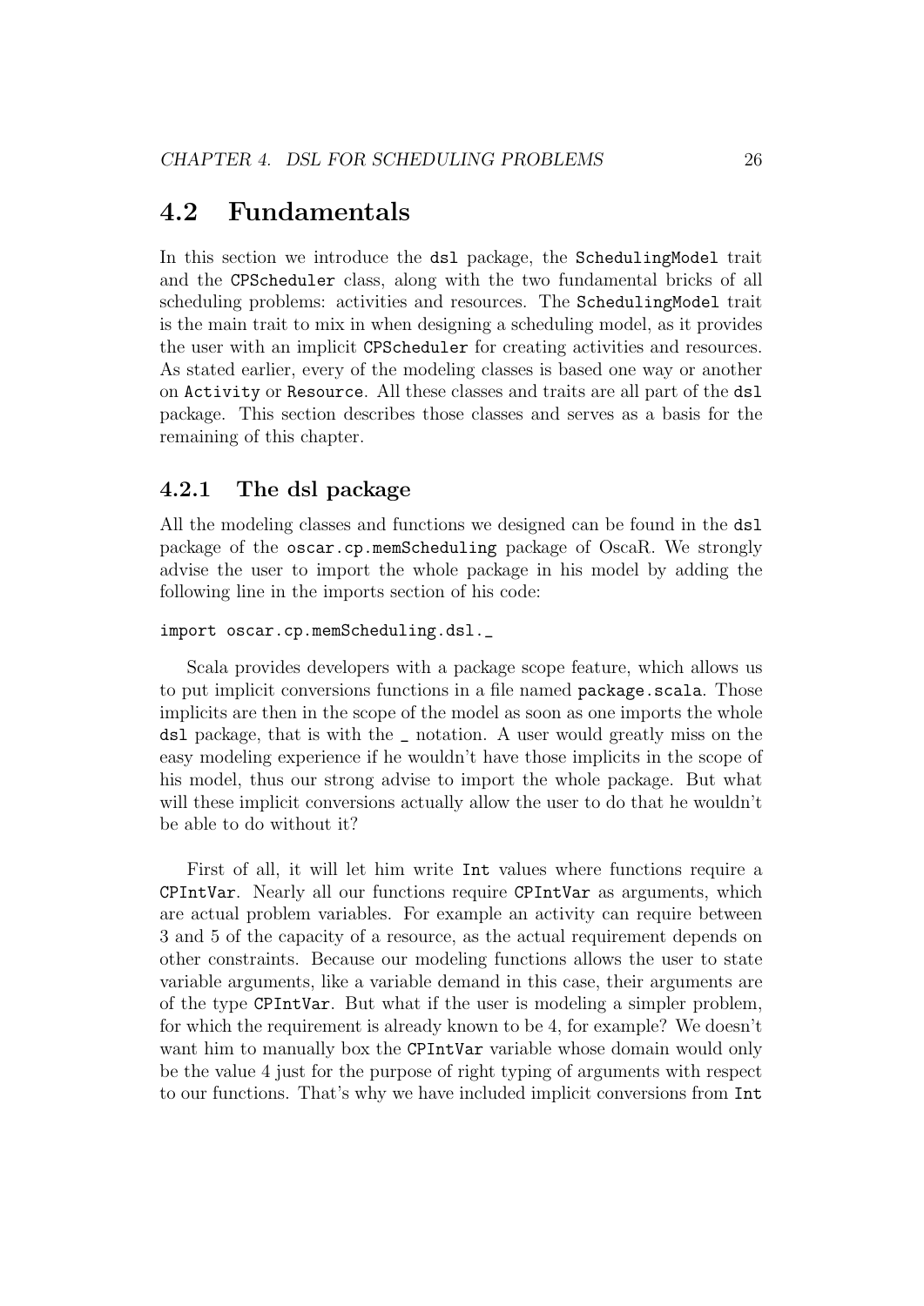## 4.2 Fundamentals

In this section we introduce the `dsl` package, the `SchedulingModel` trait and the `CPScheduler` class, along with the two fundamental bricks of all scheduling problems: activities and resources. The `SchedulingModel` trait is the main trait to mix in when designing a scheduling model, as it provides the user with an implicit `CPScheduler` for creating activities and resources. As stated earlier, every of the modeling classes is based one way or another on `Activity` or `Resource`. All these classes and traits are all part of the `dsl` package. This section describes those classes and serves as a basis for the remaining of this chapter.

### 4.2.1 The dsl package

All the modeling classes and functions we designed can be found in the `dsl` package of the `oscar.cp.memScheduling` package of OscaR. We strongly advise the user to import the whole package in his model by adding the following line in the imports section of his code:

```
import oscar.cp.memScheduling.dsl._
```

Scala provides developers with a package scope feature, which allows us to put implicit conversions functions in a file named `package.scala`. Those implicits are then in the scope of the model as soon as one imports the whole `dsl` package, that is with the `_` notation. A user would greatly miss on the easy modeling experience if he wouldn't have those implicits in the scope of his model, thus our strong advise to import the whole package. But what will these implicit conversions actually allow the user to do that he wouldn't be able to do without it?

First of all, it will let him write `Int` values where functions require a `CPIntVar`. Nearly all our functions require `CPIntVar` as arguments, which are actual problem variables. For example an activity can require between 3 and 5 of the capacity of a resource, as the actual requirement depends on other constraints. Because our modeling functions allows the user to state variable arguments, like a variable demand in this case, their arguments are of the type `CPIntVar`. But what if the user is modeling a simpler problem, for which the requirement is already known to be 4, for example? We doesn't want him to manually box the `CPIntVar` variable whose domain would only be the value 4 just for the purpose of right typing of arguments with respect to our functions. That's why we have included implicit conversions from `Int`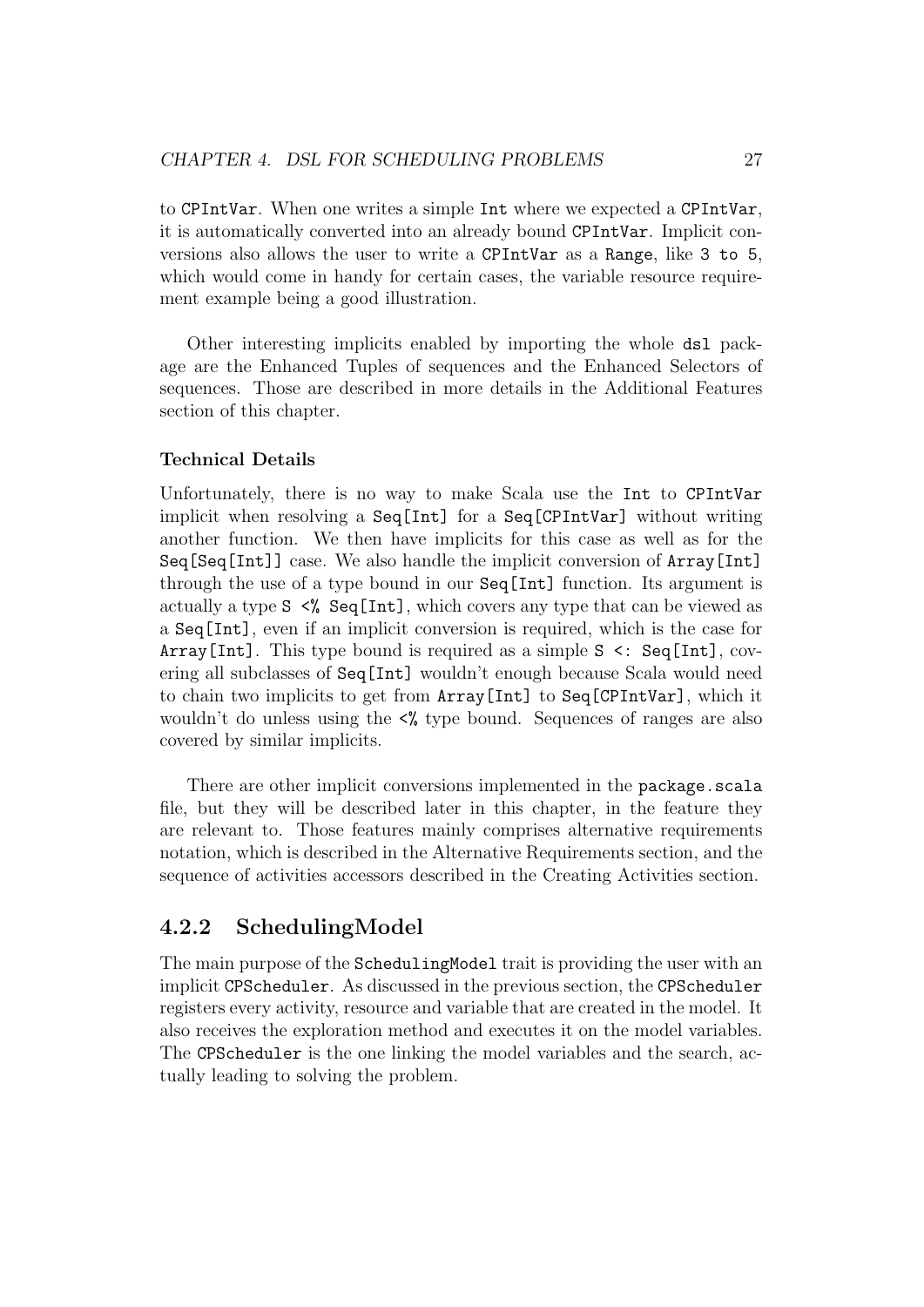to `CPIntVar`. When one writes a simple `Int` where we expected a `CPIntVar`, it is automatically converted into an already bound `CPIntVar`. Implicit conversions also allows the user to write a `CPIntVar` as a `Range`, like `3 to 5`, which would come in handy for certain cases, the variable resource requirement example being a good illustration.

Other interesting implicits enabled by importing the whole `dsl` package are the Enhanced Tuples of sequences and the Enhanced Selectors of sequences. Those are described in more details in the Additional Features section of this chapter.

#### Technical Details

Unfortunately, there is no way to make Scala use the `Int` to `CPIntVar` implicit when resolving a `Seq[Int]` for a `Seq[CPIntVar]` without writing another function. We then have implicits for this case as well as for the `Seq[Seq[Int]]` case. We also handle the implicit conversion of `Array[Int]` through the use of a type bound in our `Seq[Int]` function. Its argument is actually a type `S <% Seq[Int]`, which covers any type that can be viewed as a `Seq[Int]`, even if an implicit conversion is required, which is the case for `Array[Int]`. This type bound is required as a simple `S <: Seq[Int]`, covering all subclasses of `Seq[Int]` wouldn't enough because Scala would need to chain two implicits to get from `Array[Int]` to `Seq[CPIntVar]`, which it wouldn't do unless using the `<%` type bound. Sequences of ranges are also covered by similar implicits.

There are other implicit conversions implemented in the `package.scala` file, but they will be described later in this chapter, in the feature they are relevant to. Those features mainly comprises alternative requirements notation, which is described in the Alternative Requirements section, and the sequence of activities accessors described in the Creating Activities section.

### 4.2.2 SchedulingModel

The main purpose of the `SchedulingModel` trait is providing the user with an implicit `CPScheduler`. As discussed in the previous section, the `CPScheduler` registers every activity, resource and variable that are created in the model. It also receives the exploration method and executes it on the model variables. The `CPScheduler` is the one linking the model variables and the search, actually leading to solving the problem.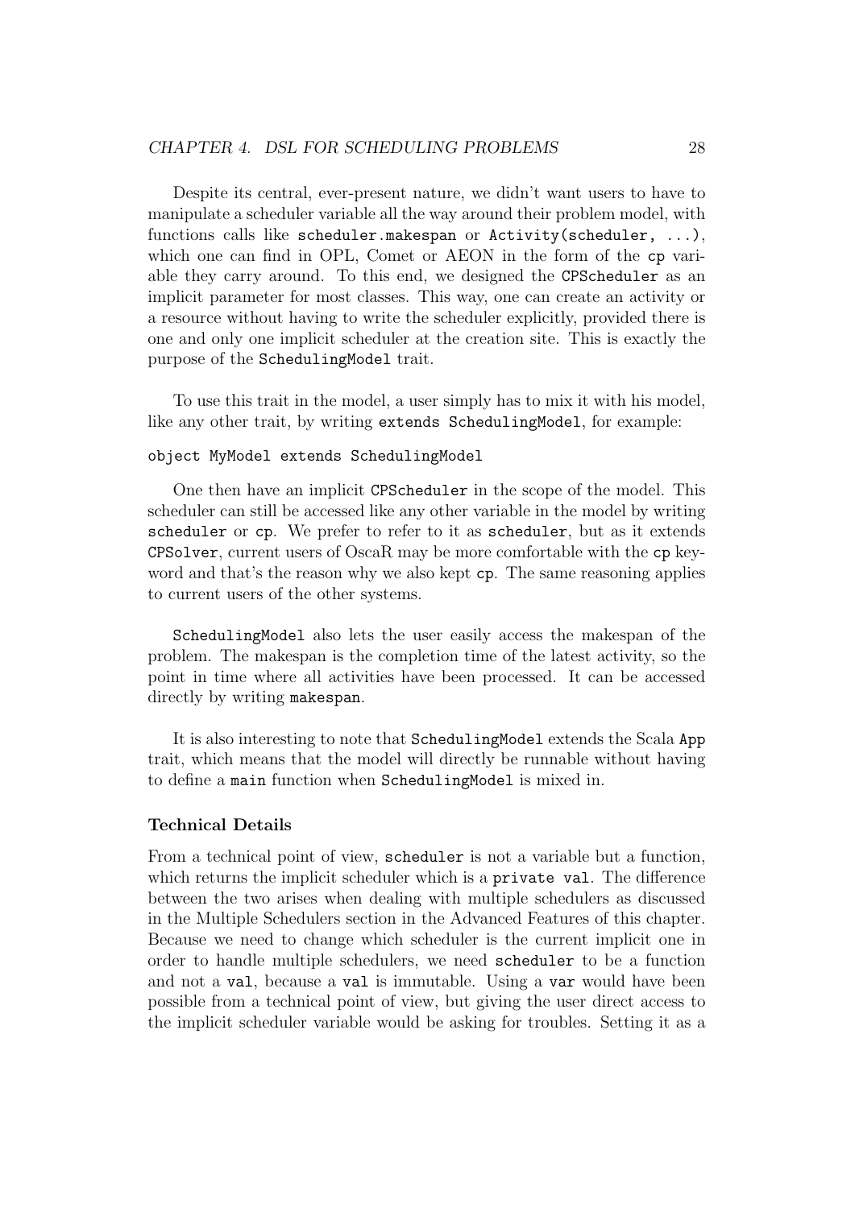Despite its central, ever-present nature, we didn't want users to have to manipulate a scheduler variable all the way around their problem model, with functions calls like `scheduler.makespan` or `Activity(scheduler, ...)`, which one can find in OPL, Comet or AEON in the form of the `cp` variable they carry around. To this end, we designed the `CPScheduler` as an implicit parameter for most classes. This way, one can create an activity or a resource without having to write the scheduler explicitly, provided there is one and only one implicit scheduler at the creation site. This is exactly the purpose of the `SchedulingModel` trait.

To use this trait in the model, a user simply has to mix it with his model, like any other trait, by writing `extends SchedulingModel`, for example:

```
object MyModel extends SchedulingModel
```

One then have an implicit `CPScheduler` in the scope of the model. This scheduler can still be accessed like any other variable in the model by writing `scheduler` or `cp`. We prefer to refer to it as `scheduler`, but as it extends `CPSolver`, current users of OscaR may be more comfortable with the `cp` keyword and that's the reason why we also kept `cp`. The same reasoning applies to current users of the other systems.

`SchedulingModel` also lets the user easily access the makespan of the problem. The makespan is the completion time of the latest activity, so the point in time where all activities have been processed. It can be accessed directly by writing `makespan`.

It is also interesting to note that `SchedulingModel` extends the Scala `App` trait, which means that the model will directly be runnable without having to define a `main` function when `SchedulingModel` is mixed in.

**Technical Details**

From a technical point of view, `scheduler` is not a variable but a function, which returns the implicit scheduler which is a `private val`. The difference between the two arises when dealing with multiple schedulers as discussed in the Multiple Schedulers section in the Advanced Features of this chapter. Because we need to change which scheduler is the current implicit one in order to handle multiple schedulers, we need `scheduler` to be a function and not a `val`, because a `val` is immutable. Using a `var` would have been possible from a technical point of view, but giving the user direct access to the implicit scheduler variable would be asking for troubles. Setting it as a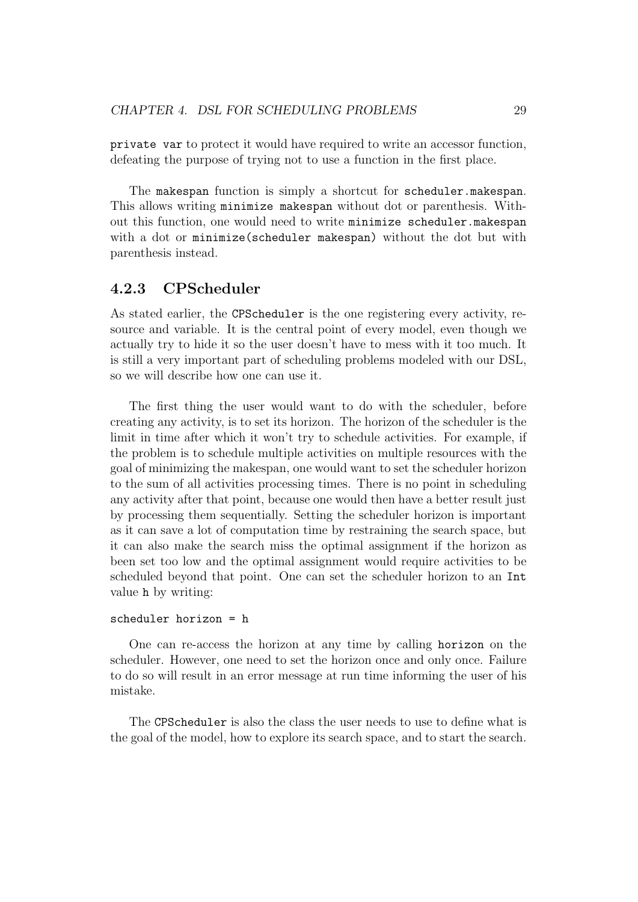`private var` to protect it would have required to write an accessor function, defeating the purpose of trying not to use a function in the first place.

The `makespan` function is simply a shortcut for `scheduler.makespan`. This allows writing `minimize makespan` without dot or parenthesis. Without this function, one would need to write `minimize scheduler.makespan` with a dot or `minimize(scheduler makespan)` without the dot but with parenthesis instead.

### 4.2.3 CPScheduler

As stated earlier, the `CPScheduler` is the one registering every activity, resource and variable. It is the central point of every model, even though we actually try to hide it so the user doesn't have to mess with it too much. It is still a very important part of scheduling problems modeled with our DSL, so we will describe how one can use it.

The first thing the user would want to do with the scheduler, before creating any activity, is to set its horizon. The horizon of the scheduler is the limit in time after which it won't try to schedule activities. For example, if the problem is to schedule multiple activities on multiple resources with the goal of minimizing the makespan, one would want to set the scheduler horizon to the sum of all activities processing times. There is no point in scheduling any activity after that point, because one would then have a better result just by processing them sequentially. Setting the scheduler horizon is important as it can save a lot of computation time by restraining the search space, but it can also make the search miss the optimal assignment if the horizon as been set too low and the optimal assignment would require activities to be scheduled beyond that point. One can set the scheduler horizon to an `Int` value `h` by writing:

```
scheduler horizon = h
```

One can re-access the horizon at any time by calling `horizon` on the scheduler. However, one need to set the horizon once and only once. Failure to do so will result in an error message at run time informing the user of his mistake.

The `CPScheduler` is also the class the user needs to use to define what is the goal of the model, how to explore its search space, and to start the search.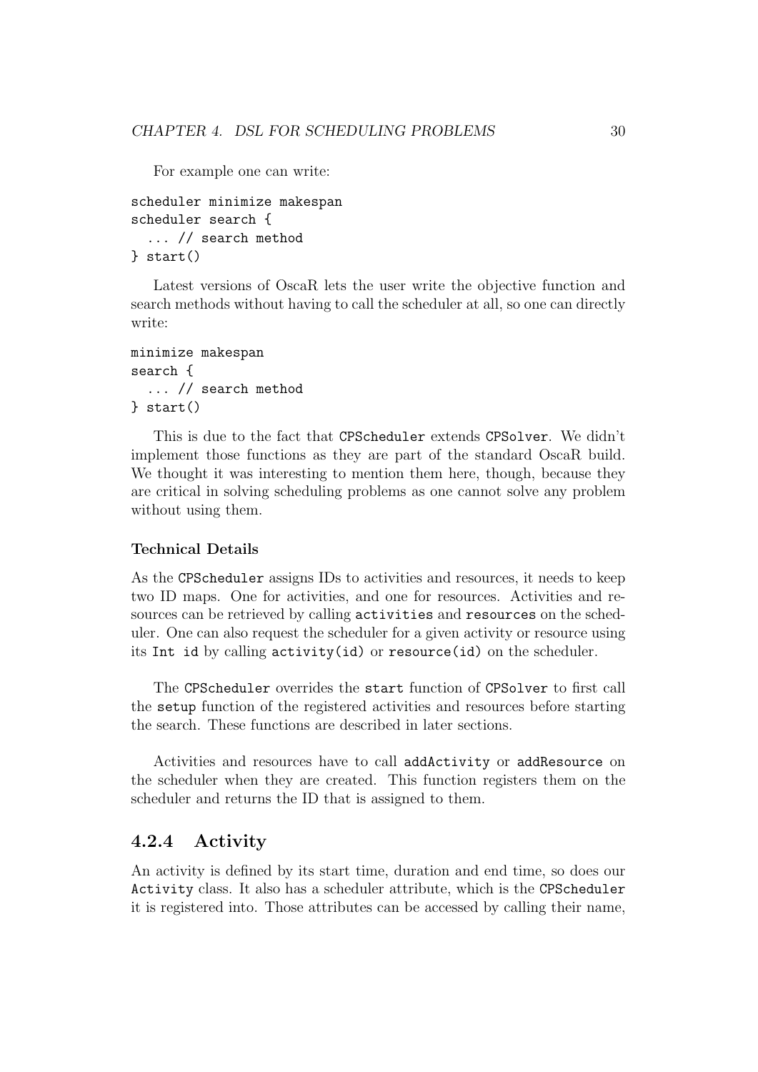For example one can write:

```
scheduler minimize makespan
scheduler search {
  ... // search method
} start()
```

Latest versions of OscaR lets the user write the objective function and search methods without having to call the scheduler at all, so one can directly write:

```
minimize makespan
search {
  ... // search method
} start()
```

This is due to the fact that `CPScheduler` extends `CPSolver`. We didn't implement those functions as they are part of the standard OscaR build. We thought it was interesting to mention them here, though, because they are critical in solving scheduling problems as one cannot solve any problem without using them.

#### Technical Details

As the `CPScheduler` assigns IDs to activities and resources, it needs to keep two ID maps. One for activities, and one for resources. Activities and resources can be retrieved by calling `activities` and `resources` on the scheduler. One can also request the scheduler for a given activity or resource using its `Int id` by calling `activity(id)` or `resource(id)` on the scheduler.

The `CPScheduler` overrides the `start` function of `CPSolver` to first call the `setup` function of the registered activities and resources before starting the search. These functions are described in later sections.

Activities and resources have to call `addActivity` or `addResource` on the scheduler when they are created. This function registers them on the scheduler and returns the ID that is assigned to them.

### 4.2.4 Activity

An activity is defined by its start time, duration and end time, so does our `Activity` class. It also has a scheduler attribute, which is the `CPScheduler` it is registered into. Those attributes can be accessed by calling their name,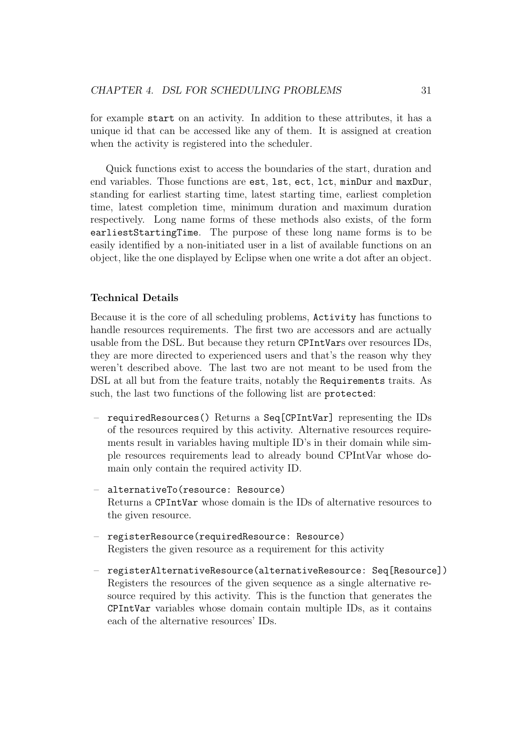for example `start` on an activity. In addition to these attributes, it has a unique id that can be accessed like any of them. It is assigned at creation when the activity is registered into the scheduler.

Quick functions exist to access the boundaries of the start, duration and end variables. Those functions are `est`, `lst`, `ect`, `lct`, `minDur` and `maxDur`, standing for earliest starting time, latest starting time, earliest completion time, latest completion time, minimum duration and maximum duration respectively. Long name forms of these methods also exists, of the form `earliestStartingTime`. The purpose of these long name forms is to be easily identified by a non-initiated user in a list of available functions on an object, like the one displayed by Eclipse when one write a dot after an object.

#### Technical Details

Because it is the core of all scheduling problems, `Activity` has functions to handle resources requirements. The first two are accessors and are actually usable from the DSL. But because they return `CPIntVar`s over resources IDs, they are more directed to experienced users and that's the reason why they weren't described above. The last two are not meant to be used from the DSL at all but from the feature traits, notably the `Requirements` traits. As such, the last two functions of the following list are `protected`:

- `requiredResources()` Returns a `Seq[CPIntVar]` representing the IDs of the resources required by this activity. Alternative resources requirements result in variables having multiple ID's in their domain while simple resources requirements lead to already bound CPIntVar whose domain only contain the required activity ID.
- `alternativeTo(resource: Resource)`
  Returns a `CPIntVar` whose domain is the IDs of alternative resources to the given resource.
- `registerResource(requiredResource: Resource)`
  Registers the given resource as a requirement for this activity
- `registerAlternativeResource(alternativeResource: Seq[Resource])`
  Registers the resources of the given sequence as a single alternative resource required by this activity. This is the function that generates the `CPIntVar` variables whose domain contain multiple IDs, as it contains each of the alternative resources' IDs.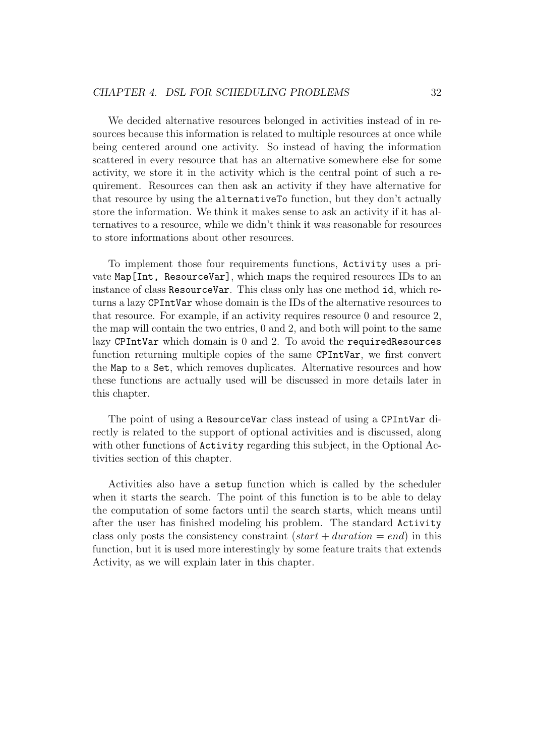We decided alternative resources belonged in activities instead of in resources because this information is related to multiple resources at once while being centered around one activity. So instead of having the information scattered in every resource that has an alternative somewhere else for some activity, we store it in the activity which is the central point of such a requirement. Resources can then ask an activity if they have alternative for that resource by using the `alternativeTo` function, but they don't actually store the information. We think it makes sense to ask an activity if it has alternatives to a resource, while we didn't think it was reasonable for resources to store informations about other resources.

To implement those four requirements functions, `Activity` uses a private `Map[Int, ResourceVar]`, which maps the required resources IDs to an instance of class `ResourceVar`. This class only has one method `id`, which returns a lazy `CPIntVar` whose domain is the IDs of the alternative resources to that resource. For example, if an activity requires resource 0 and resource 2, the map will contain the two entries, 0 and 2, and both will point to the same lazy `CPIntVar` which domain is 0 and 2. To avoid the `requiredResources` function returning multiple copies of the same `CPIntVar`, we first convert the `Map` to a `Set`, which removes duplicates. Alternative resources and how these functions are actually used will be discussed in more details later in this chapter.

The point of using a `ResourceVar` class instead of using a `CPIntVar` directly is related to the support of optional activities and is discussed, along with other functions of `Activity` regarding this subject, in the Optional Activities section of this chapter.

Activities also have a `setup` function which is called by the scheduler when it starts the search. The point of this function is to be able to delay the computation of some factors until the search starts, which means until after the user has finished modeling his problem. The standard `Activity` class only posts the consistency constraint ($start + duration = end$) in this function, but it is used more interestingly by some feature traits that extends Activity, as we will explain later in this chapter.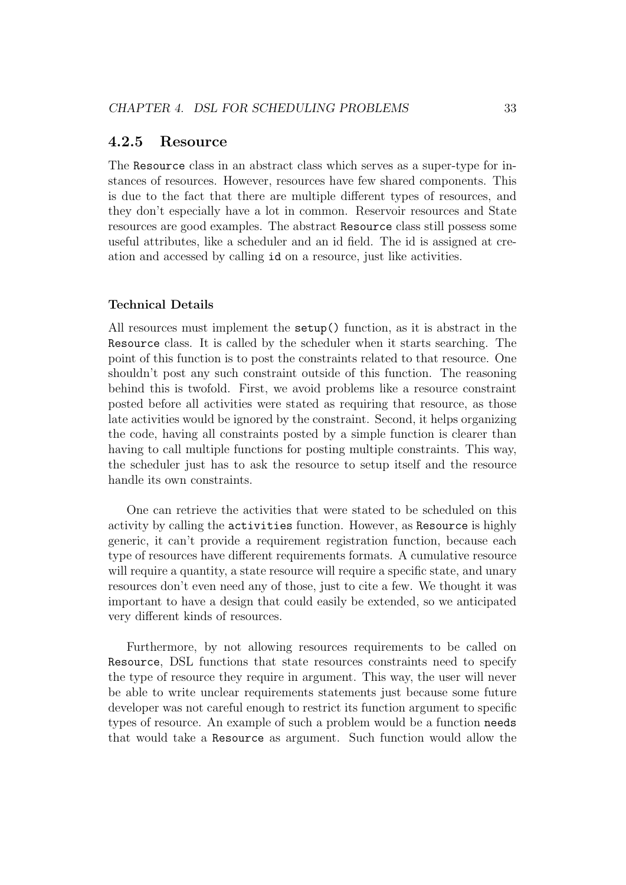### 4.2.5 Resource

The `Resource` class in an abstract class which serves as a super-type for instances of resources. However, resources have few shared components. This is due to the fact that there are multiple different types of resources, and they don't especially have a lot in common. Reservoir resources and State resources are good examples. The abstract `Resource` class still possess some useful attributes, like a scheduler and an id field. The id is assigned at creation and accessed by calling `id` on a resource, just like activities.

#### Technical Details

All resources must implement the `setup()` function, as it is abstract in the `Resource` class. It is called by the scheduler when it starts searching. The point of this function is to post the constraints related to that resource. One shouldn't post any such constraint outside of this function. The reasoning behind this is twofold. First, we avoid problems like a resource constraint posted before all activities were stated as requiring that resource, as those late activities would be ignored by the constraint. Second, it helps organizing the code, having all constraints posted by a simple function is clearer than having to call multiple functions for posting multiple constraints. This way, the scheduler just has to ask the resource to setup itself and the resource handle its own constraints.

One can retrieve the activities that were stated to be scheduled on this activity by calling the `activities` function. However, as `Resource` is highly generic, it can't provide a requirement registration function, because each type of resources have different requirements formats. A cumulative resource will require a quantity, a state resource will require a specific state, and unary resources don't even need any of those, just to cite a few. We thought it was important to have a design that could easily be extended, so we anticipated very different kinds of resources.

Furthermore, by not allowing resources requirements to be called on `Resource`, DSL functions that state resources constraints need to specify the type of resource they require in argument. This way, the user will never be able to write unclear requirements statements just because some future developer was not careful enough to restrict its function argument to specific types of resource. An example of such a problem would be a function `needs` that would take a `Resource` as argument. Such function would allow the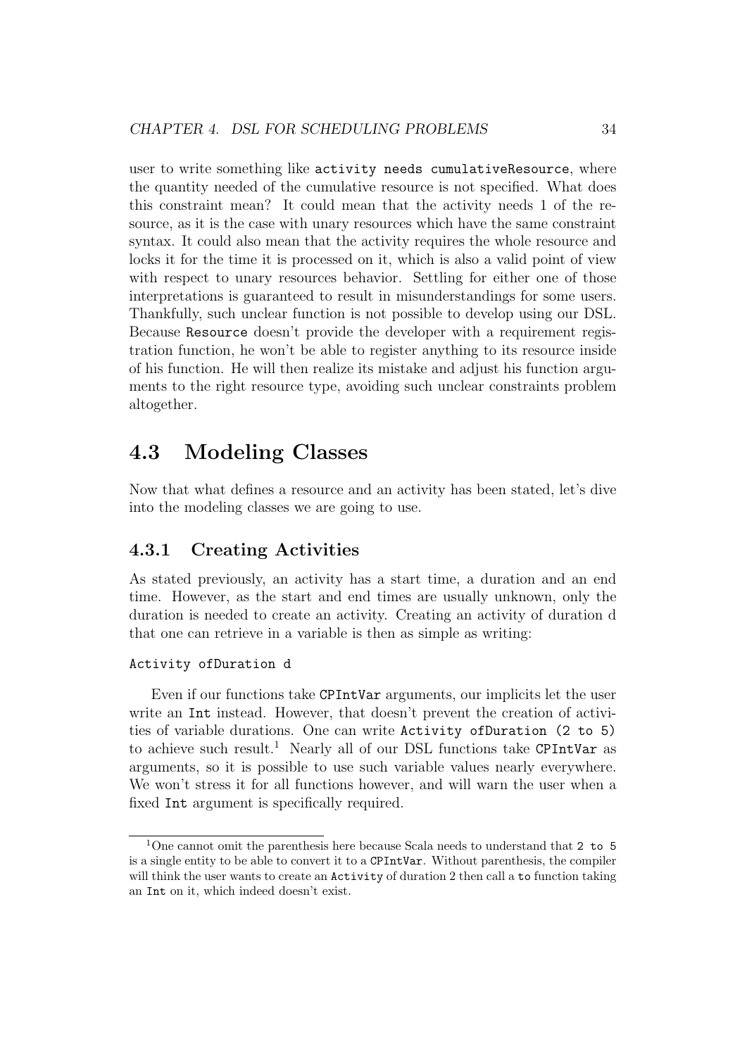user to write something like `activity needs cumulativeResource`, where the quantity needed of the cumulative resource is not specified. What does this constraint mean? It could mean that the activity needs 1 of the resource, as it is the case with unary resources which have the same constraint syntax. It could also mean that the activity requires the whole resource and locks it for the time it is processed on it, which is also a valid point of view with respect to unary resources behavior. Settling for either one of those interpretations is guaranteed to result in misunderstandings for some users. Thankfully, such unclear function is not possible to develop using our DSL. Because `Resource` doesn't provide the developer with a requirement registration function, he won't be able to register anything to its resource inside of his function. He will then realize its mistake and adjust his function arguments to the right resource type, avoiding such unclear constraints problem altogether.

## 4.3 Modeling Classes

Now that what defines a resource and an activity has been stated, let's dive into the modeling classes we are going to use.

### 4.3.1 Creating Activities

As stated previously, an activity has a start time, a duration and an end time. However, as the start and end times are usually unknown, only the duration is needed to create an activity. Creating an activity of duration d that one can retrieve in a variable is then as simple as writing:

```
Activity ofDuration d
```

Even if our functions take `CPIntVar` arguments, our implicits let the user write an `Int` instead. However, that doesn't prevent the creation of activities of variable durations. One can write `Activity ofDuration (2 to 5)` to achieve such result.[1] Nearly all of our DSL functions take `CPIntVar` as arguments, so it is possible to use such variable values nearly everywhere. We won't stress it for all functions however, and will warn the user when a fixed `Int` argument is specifically required.

[1] One cannot omit the parenthesis here because Scala needs to understand that `2 to 5` is a single entity to be able to convert it to a `CPIntVar`. Without parenthesis, the compiler will think the user wants to create an `Activity` of duration 2 then call a `to` function taking an `Int` on it, which indeed doesn't exist.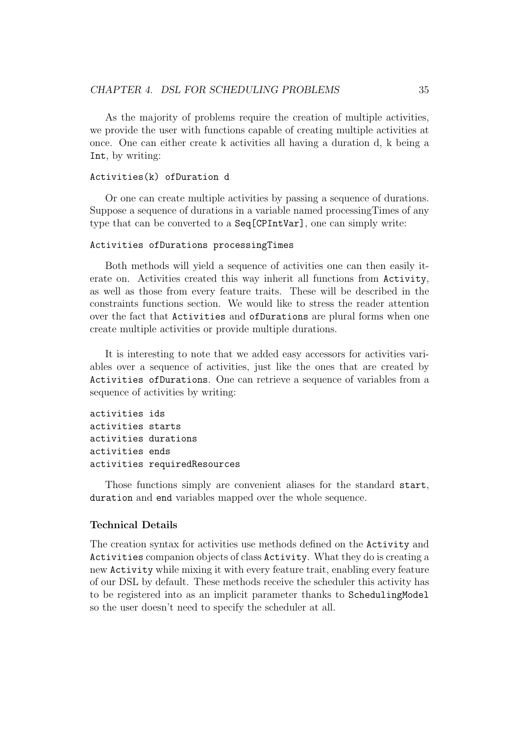As the majority of problems require the creation of multiple activities, we provide the user with functions capable of creating multiple activities at once. One can either create k activities all having a duration d, k being a `Int`, by writing:

```
Activities(k) ofDuration d
```

Or one can create multiple activities by passing a sequence of durations. Suppose a sequence of durations in a variable named processingTimes of any type that can be converted to a `Seq[CPIntVar]`, one can simply write:

```
Activities ofDurations processingTimes
```

Both methods will yield a sequence of activities one can then easily iterate on. Activities created this way inherit all functions from `Activity`, as well as those from every feature traits. These will be described in the constraints functions section. We would like to stress the reader attention over the fact that `Activities` and `ofDurations` are plural forms when one create multiple activities or provide multiple durations.

It is interesting to note that we added easy accessors for activities variables over a sequence of activities, just like the ones that are created by `Activities ofDurations`. One can retrieve a sequence of variables from a sequence of activities by writing:

```
activities ids
activities starts
activities durations
activities ends
activities requiredResources
```

Those functions simply are convenient aliases for the standard `start`, `duration` and `end` variables mapped over the whole sequence.

### Technical Details

The creation syntax for activities use methods defined on the `Activity` and `Activities` companion objects of class `Activity`. What they do is creating a new `Activity` while mixing it with every feature trait, enabling every feature of our DSL by default. These methods receive the scheduler this activity has to be registered into as an implicit parameter thanks to `SchedulingModel` so the user doesn't need to specify the scheduler at all.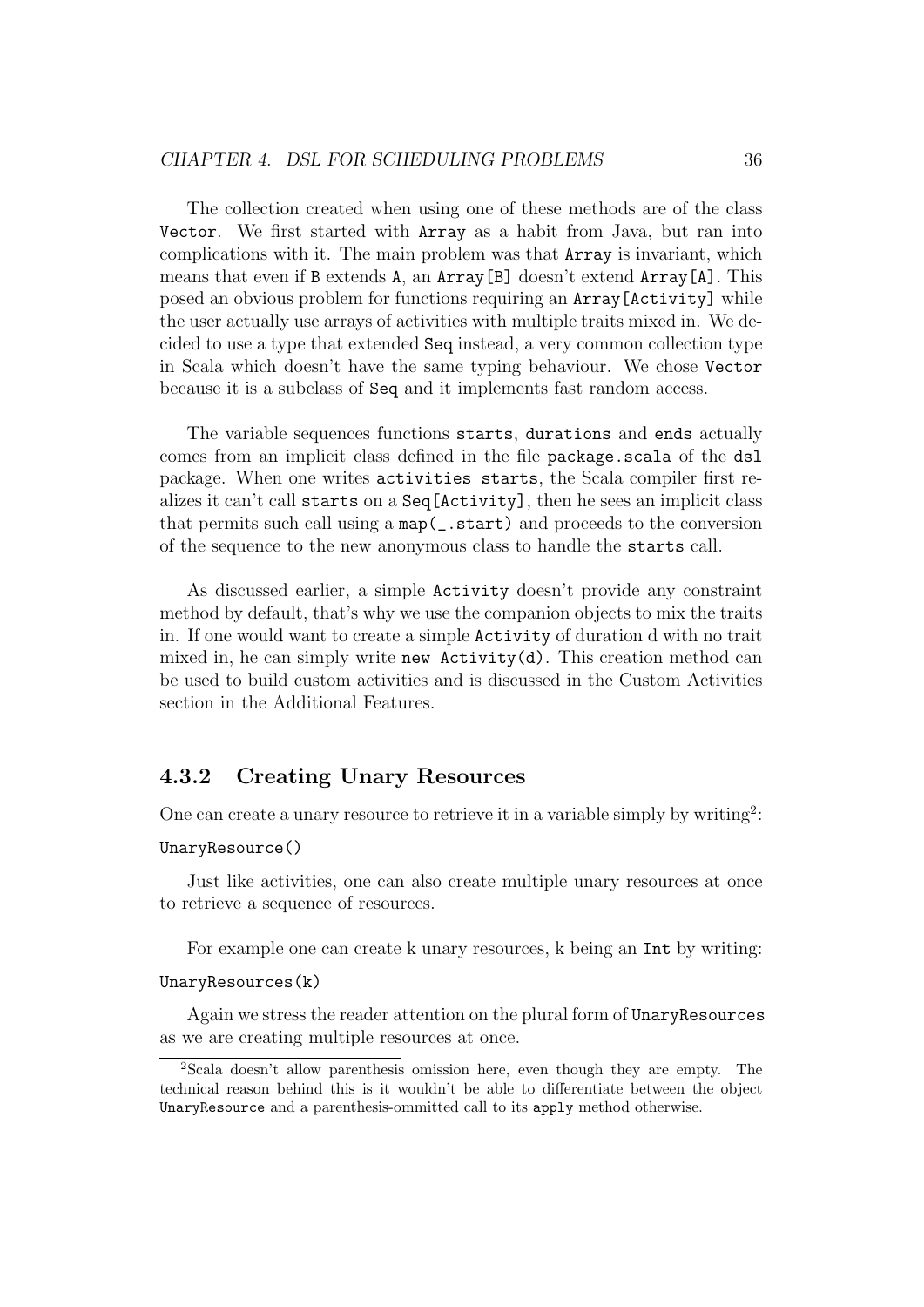The collection created when using one of these methods are of the class `Vector`. We first started with `Array` as a habit from Java, but ran into complications with it. The main problem was that `Array` is invariant, which means that even if `B` extends `A`, an `Array[B]` doesn't extend `Array[A]`. This posed an obvious problem for functions requiring an `Array[Activity]` while the user actually use arrays of activities with multiple traits mixed in. We decided to use a type that extended `Seq` instead, a very common collection type in Scala which doesn't have the same typing behaviour. We chose `Vector` because it is a subclass of `Seq` and it implements fast random access.

The variable sequences functions `starts`, `durations` and `ends` actually comes from an implicit class defined in the file `package.scala` of the `dsl` package. When one writes `activities starts`, the Scala compiler first realizes it can't call `starts` on a `Seq[Activity]`, then he sees an implicit class that permits such call using a `map(_.start)` and proceeds to the conversion of the sequence to the new anonymous class to handle the `starts` call.

As discussed earlier, a simple `Activity` doesn't provide any constraint method by default, that's why we use the companion objects to mix the traits in. If one would want to create a simple `Activity` of duration d with no trait mixed in, he can simply write `new Activity(d)`. This creation method can be used to build custom activities and is discussed in the Custom Activities section in the Additional Features.

### 4.3.2 Creating Unary Resources

One can create a unary resource to retrieve it in a variable simply by writing[2]:

```
UnaryResource()
```

Just like activities, one can also create multiple unary resources at once to retrieve a sequence of resources.

For example one can create k unary resources, k being an `Int` by writing:

```
UnaryResources(k)
```

Again we stress the reader attention on the plural form of `UnaryResources` as we are creating multiple resources at once.

[2]Scala doesn't allow parenthesis omission here, even though they are empty. The technical reason behind this is it wouldn't be able to differentiate between the object `UnaryResource` and a parenthesis-ommitted call to its `apply` method otherwise.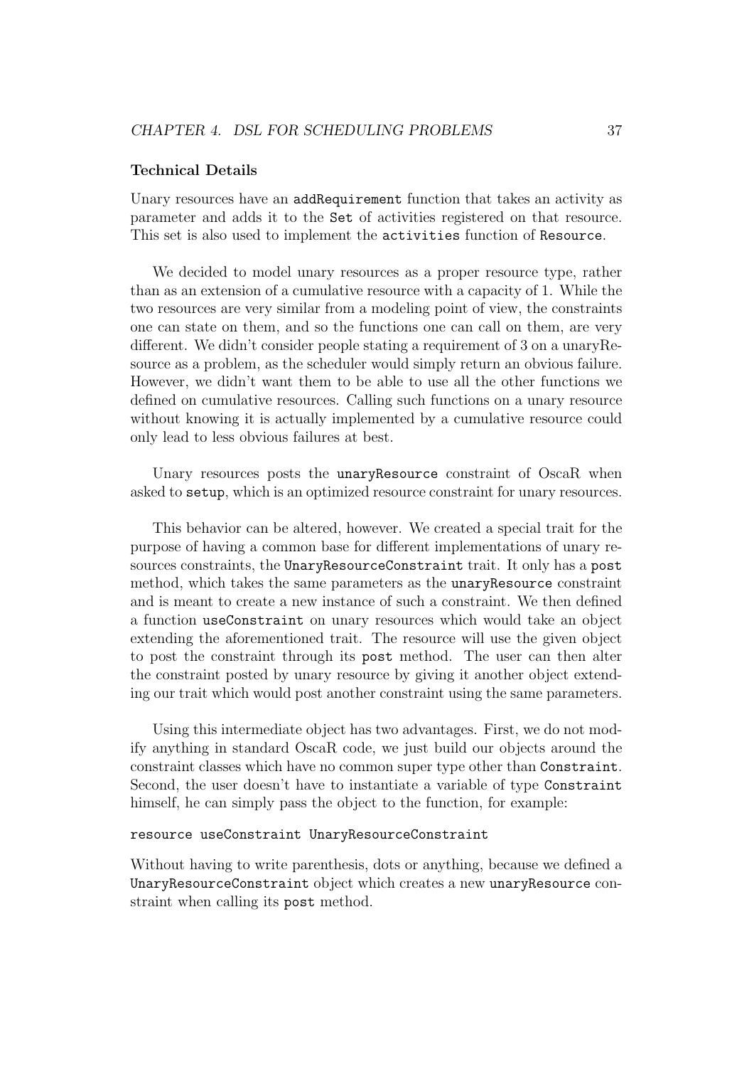### Technical Details

Unary resources have an `addRequirement` function that takes an activity as parameter and adds it to the `Set` of activities registered on that resource. This set is also used to implement the `activities` function of `Resource`.

We decided to model unary resources as a proper resource type, rather than as an extension of a cumulative resource with a capacity of 1. While the two resources are very similar from a modeling point of view, the constraints one can state on them, and so the functions one can call on them, are very different. We didn't consider people stating a requirement of 3 on a unaryResource as a problem, as the scheduler would simply return an obvious failure. However, we didn't want them to be able to use all the other functions we defined on cumulative resources. Calling such functions on a unary resource without knowing it is actually implemented by a cumulative resource could only lead to less obvious failures at best.

Unary resources posts the `unaryResource` constraint of OscaR when asked to `setup`, which is an optimized resource constraint for unary resources.

This behavior can be altered, however. We created a special trait for the purpose of having a common base for different implementations of unary resources constraints, the `UnaryResourceConstraint` trait. It only has a `post` method, which takes the same parameters as the `unaryResource` constraint and is meant to create a new instance of such a constraint. We then defined a function `useConstraint` on unary resources which would take an object extending the aforementioned trait. The resource will use the given object to post the constraint through its `post` method. The user can then alter the constraint posted by unary resource by giving it another object extending our trait which would post another constraint using the same parameters.

Using this intermediate object has two advantages. First, we do not modify anything in standard OscaR code, we just build our objects around the constraint classes which have no common super type other than `Constraint`. Second, the user doesn't have to instantiate a variable of type `Constraint` himself, he can simply pass the object to the function, for example:

```
resource useConstraint UnaryResourceConstraint
```

Without having to write parenthesis, dots or anything, because we defined a `UnaryResourceConstraint` object which creates a new `unaryResource` constraint when calling its `post` method.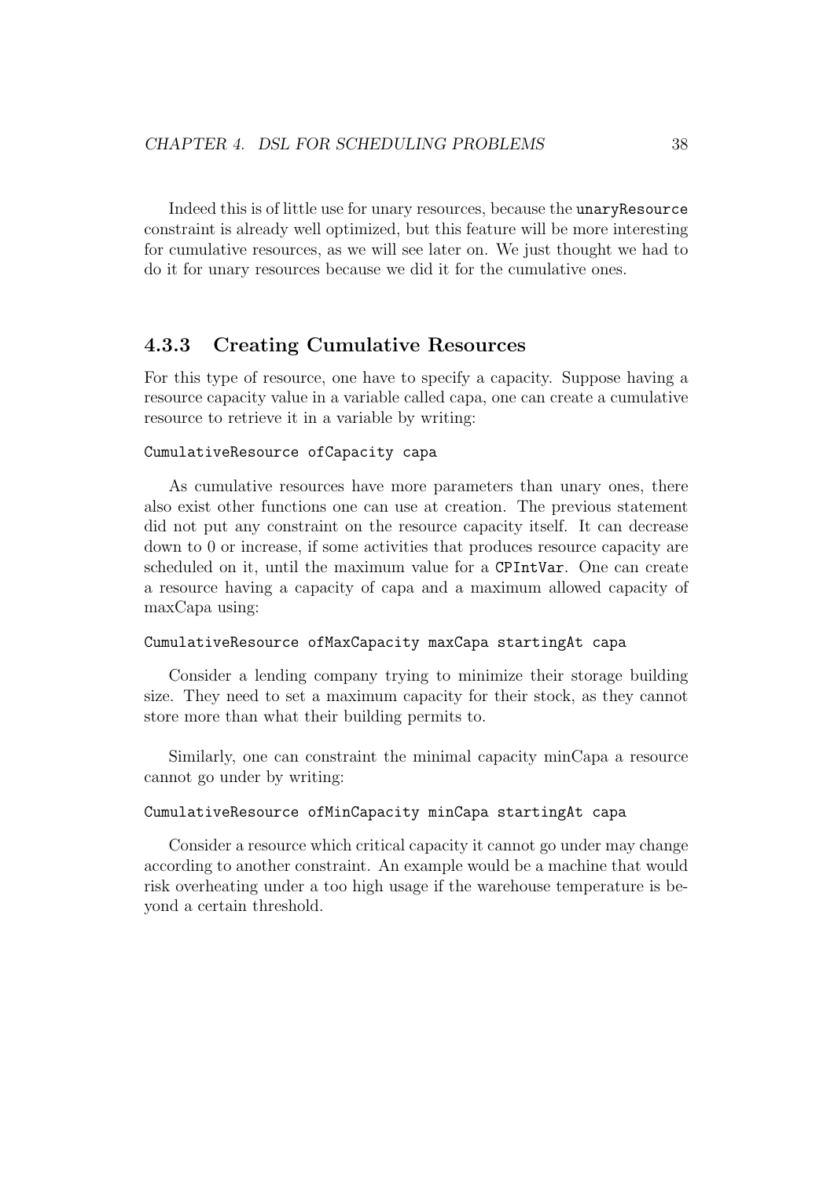Indeed this is of little use for unary resources, because the `unaryResource` constraint is already well optimized, but this feature will be more interesting for cumulative resources, as we will see later on. We just thought we had to do it for unary resources because we did it for the cumulative ones.

### 4.3.3 Creating Cumulative Resources

For this type of resource, one have to specify a capacity. Suppose having a resource capacity value in a variable called capa, one can create a cumulative resource to retrieve it in a variable by writing:

```
CumulativeResource ofCapacity capa
```

As cumulative resources have more parameters than unary ones, there also exist other functions one can use at creation. The previous statement did not put any constraint on the resource capacity itself. It can decrease down to 0 or increase, if some activities that produces resource capacity are scheduled on it, until the maximum value for a `CPIntVar`. One can create a resource having a capacity of capa and a maximum allowed capacity of maxCapa using:

```
CumulativeResource ofMaxCapacity maxCapa startingAt capa
```

Consider a lending company trying to minimize their storage building size. They need to set a maximum capacity for their stock, as they cannot store more than what their building permits to.

Similarly, one can constraint the minimal capacity minCapa a resource cannot go under by writing:

```
CumulativeResource ofMinCapacity minCapa startingAt capa
```

Consider a resource which critical capacity it cannot go under may change according to another constraint. An example would be a machine that would risk overheating under a too high usage if the warehouse temperature is beyond a certain threshold.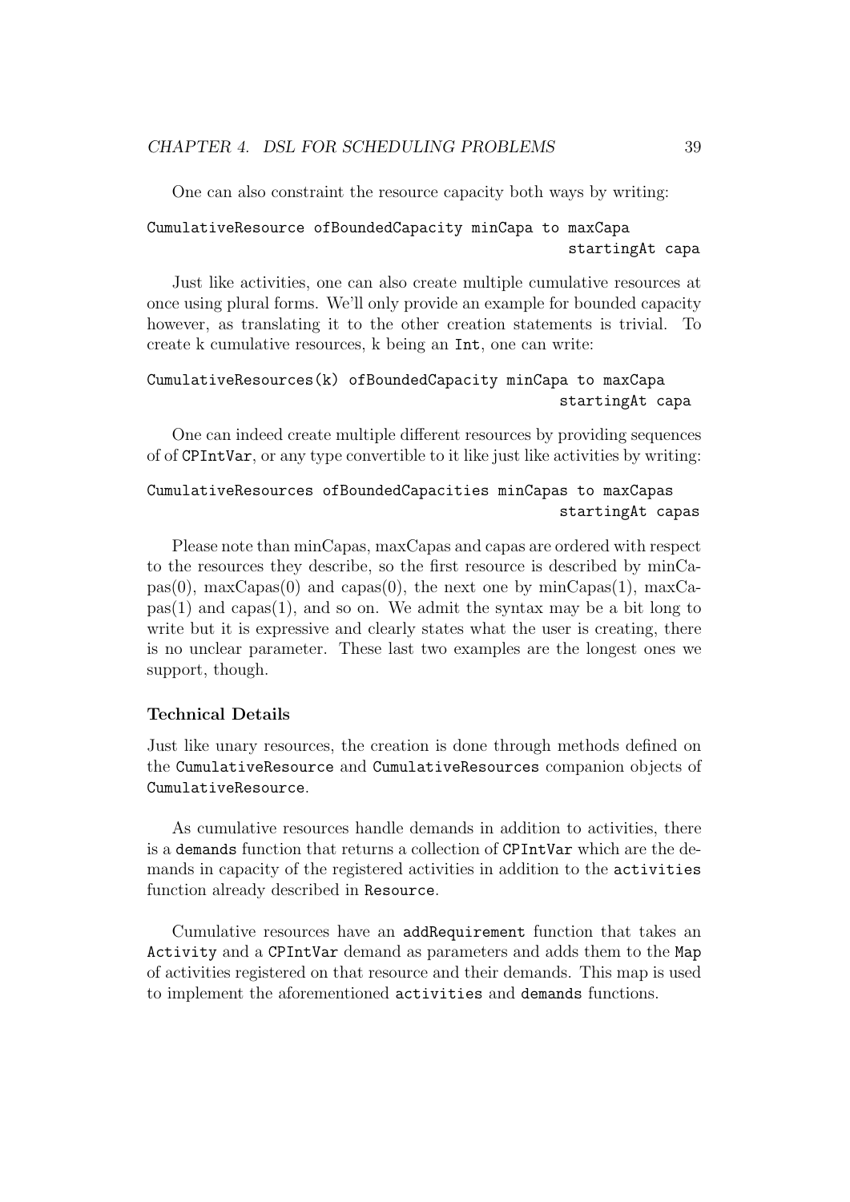One can also constraint the resource capacity both ways by writing:

```
CumulativeResource ofBoundedCapacity minCapa to maxCapa
                                                startingAt capa
```

Just like activities, one can also create multiple cumulative resources at once using plural forms. We'll only provide an example for bounded capacity however, as translating it to the other creation statements is trivial. To create k cumulative resources, k being an `Int`, one can write:

```
CumulativeResources(k) ofBoundedCapacity minCapa to maxCapa
                                                startingAt capa
```

One can indeed create multiple different resources by providing sequences of of `CPIntVar`, or any type convertible to it like just like activities by writing:

```
CumulativeResources ofBoundedCapacities minCapas to maxCapas
                                                startingAt capas
```

Please note than minCapas, maxCapas and capas are ordered with respect to the resources they describe, so the first resource is described by minCapas(0), maxCapas(0) and capas(0), the next one by minCapas(1), maxCapas(1) and capas(1), and so on. We admit the syntax may be a bit long to write but it is expressive and clearly states what the user is creating, there is no unclear parameter. These last two examples are the longest ones we support, though.

#### Technical Details

Just like unary resources, the creation is done through methods defined on the `CumulativeResource` and `CumulativeResources` companion objects of `CumulativeResource`.

As cumulative resources handle demands in addition to activities, there is a `demands` function that returns a collection of `CPIntVar` which are the demands in capacity of the registered activities in addition to the `activities` function already described in `Resource`.

Cumulative resources have an `addRequirement` function that takes an `Activity` and a `CPIntVar` demand as parameters and adds them to the `Map` of activities registered on that resource and their demands. This map is used to implement the aforementioned `activities` and `demands` functions.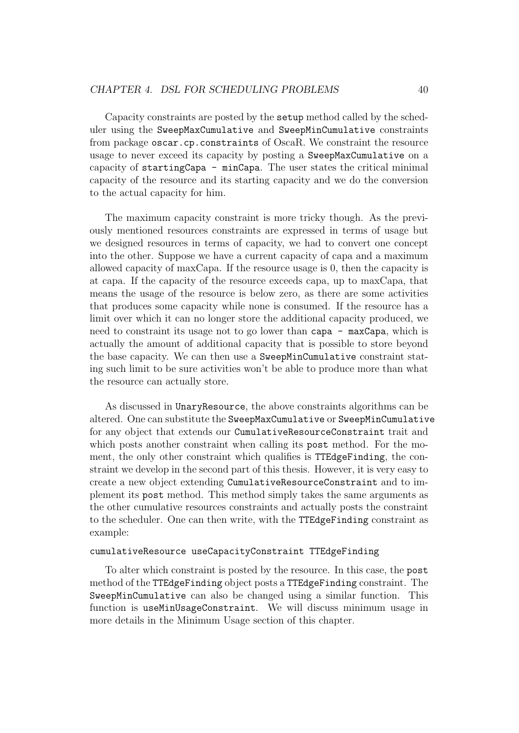Capacity constraints are posted by the `setup` method called by the scheduler using the `SweepMaxCumulative` and `SweepMinCumulative` constraints from package `oscar.cp.constraints` of OscaR. We constraint the resource usage to never exceed its capacity by posting a `SweepMaxCumulative` on a capacity of `startingCapa - minCapa`. The user states the critical minimal capacity of the resource and its starting capacity and we do the conversion to the actual capacity for him.

The maximum capacity constraint is more tricky though. As the previously mentioned resources constraints are expressed in terms of usage but we designed resources in terms of capacity, we had to convert one concept into the other. Suppose we have a current capacity of capa and a maximum allowed capacity of maxCapa. If the resource usage is 0, then the capacity is at capa. If the capacity of the resource exceeds capa, up to maxCapa, that means the usage of the resource is below zero, as there are some activities that produces some capacity while none is consumed. If the resource has a limit over which it can no longer store the additional capacity produced, we need to constraint its usage not to go lower than `capa - maxCapa`, which is actually the amount of additional capacity that is possible to store beyond the base capacity. We can then use a `SweepMinCumulative` constraint stating such limit to be sure activities won't be able to produce more than what the resource can actually store.

As discussed in `UnaryResource`, the above constraints algorithms can be altered. One can substitute the `SweepMaxCumulative` or `SweepMinCumulative` for any object that extends our `CumulativeResourceConstraint` trait and which posts another constraint when calling its `post` method. For the moment, the only other constraint which qualifies is `TTEdgeFinding`, the constraint we develop in the second part of this thesis. However, it is very easy to create a new object extending `CumulativeResourceConstraint` and to implement its `post` method. This method simply takes the same arguments as the other cumulative resources constraints and actually posts the constraint to the scheduler. One can then write, with the `TTEdgeFinding` constraint as example:

```
cumulativeResource useCapacityConstraint TTEdgeFinding
```

To alter which constraint is posted by the resource. In this case, the `post` method of the `TTEdgeFinding` object posts a `TTEdgeFinding` constraint. The `SweepMinCumulative` can also be changed using a similar function. This function is `useMinUsageConstraint`. We will discuss minimum usage in more details in the Minimum Usage section of this chapter.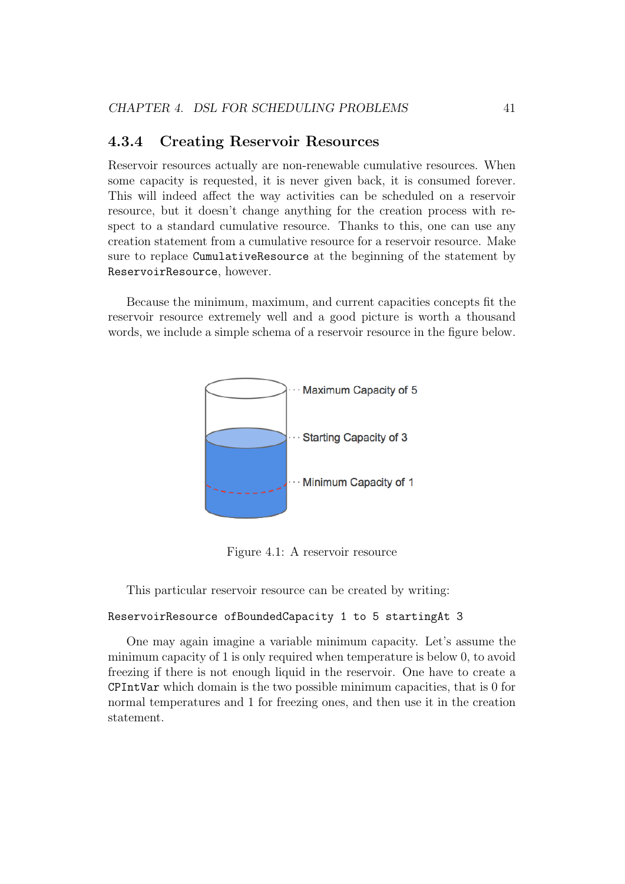### 4.3.4 Creating Reservoir Resources

Reservoir resources actually are non-renewable cumulative resources. When some capacity is requested, it is never given back, it is consumed forever. This will indeed affect the way activities can be scheduled on a reservoir resource, but it doesn't change anything for the creation process with respect to a standard cumulative resource. Thanks to this, one can use any creation statement from a cumulative resource for a reservoir resource. Make sure to replace `CumulativeResource` at the beginning of the statement by `ReservoirResource`, however.

Because the minimum, maximum, and current capacities concepts fit the reservoir resource extremely well and a good picture is worth a thousand words, we include a simple schema of a reservoir resource in the figure below.

Maximum Capacity of 5

Starting Capacity of 3

Minimum Capacity of 1

Figure 4.1: A reservoir resource

This particular reservoir resource can be created by writing:

```
ReservoirResource ofBoundedCapacity 1 to 5 startingAt 3
```

One may again imagine a variable minimum capacity. Let's assume the minimum capacity of 1 is only required when temperature is below 0, to avoid freezing if there is not enough liquid in the reservoir. One have to create a `CPIntVar` which domain is the two possible minimum capacities, that is 0 for normal temperatures and 1 for freezing ones, and then use it in the creation statement.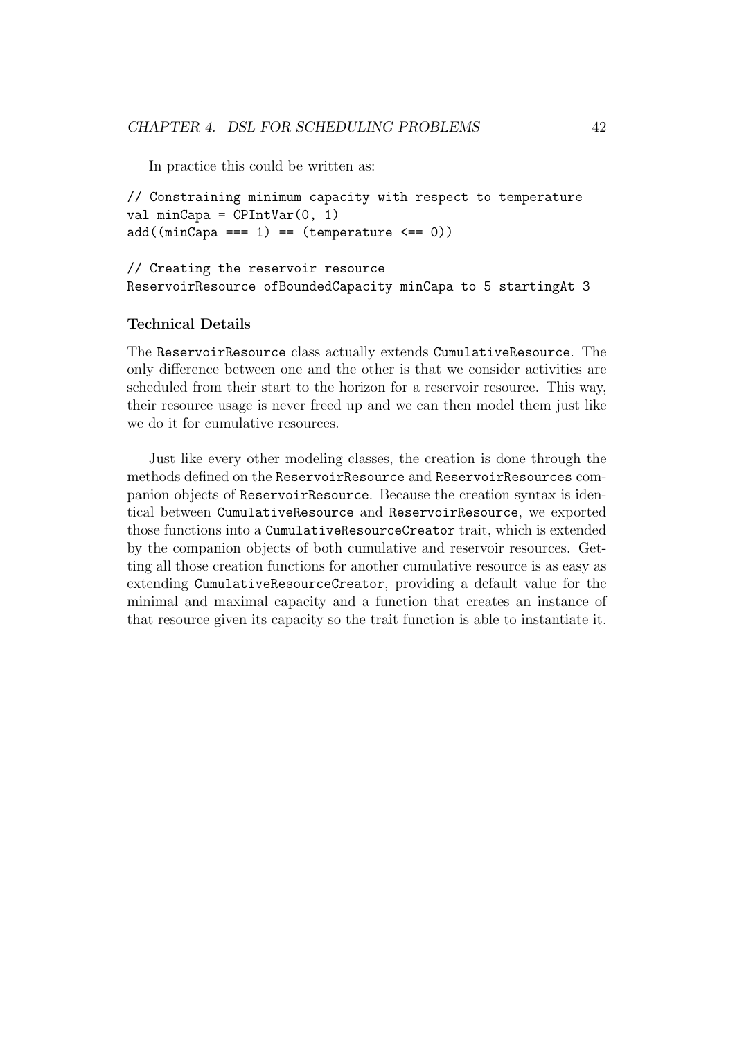In practice this could be written as:

```
// Constraining minimum capacity with respect to temperature
val minCapa = CPIntVar(0, 1)
add((minCapa === 1) == (temperature <== 0))

// Creating the reservoir resource
ReservoirResource ofBoundedCapacity minCapa to 5 startingAt 3
```

### Technical Details

The `ReservoirResource` class actually extends `CumulativeResource`. The only difference between one and the other is that we consider activities are scheduled from their start to the horizon for a reservoir resource. This way, their resource usage is never freed up and we can then model them just like we do it for cumulative resources.

Just like every other modeling classes, the creation is done through the methods defined on the `ReservoirResource` and `ReservoirResources` companion objects of `ReservoirResource`. Because the creation syntax is identical between `CumulativeResource` and `ReservoirResource`, we exported those functions into a `CumulativeResourceCreator` trait, which is extended by the companion objects of both cumulative and reservoir resources. Getting all those creation functions for another cumulative resource is as easy as extending `CumulativeResourceCreator`, providing a default value for the minimal and maximal capacity and a function that creates an instance of that resource given its capacity so the trait function is able to instantiate it.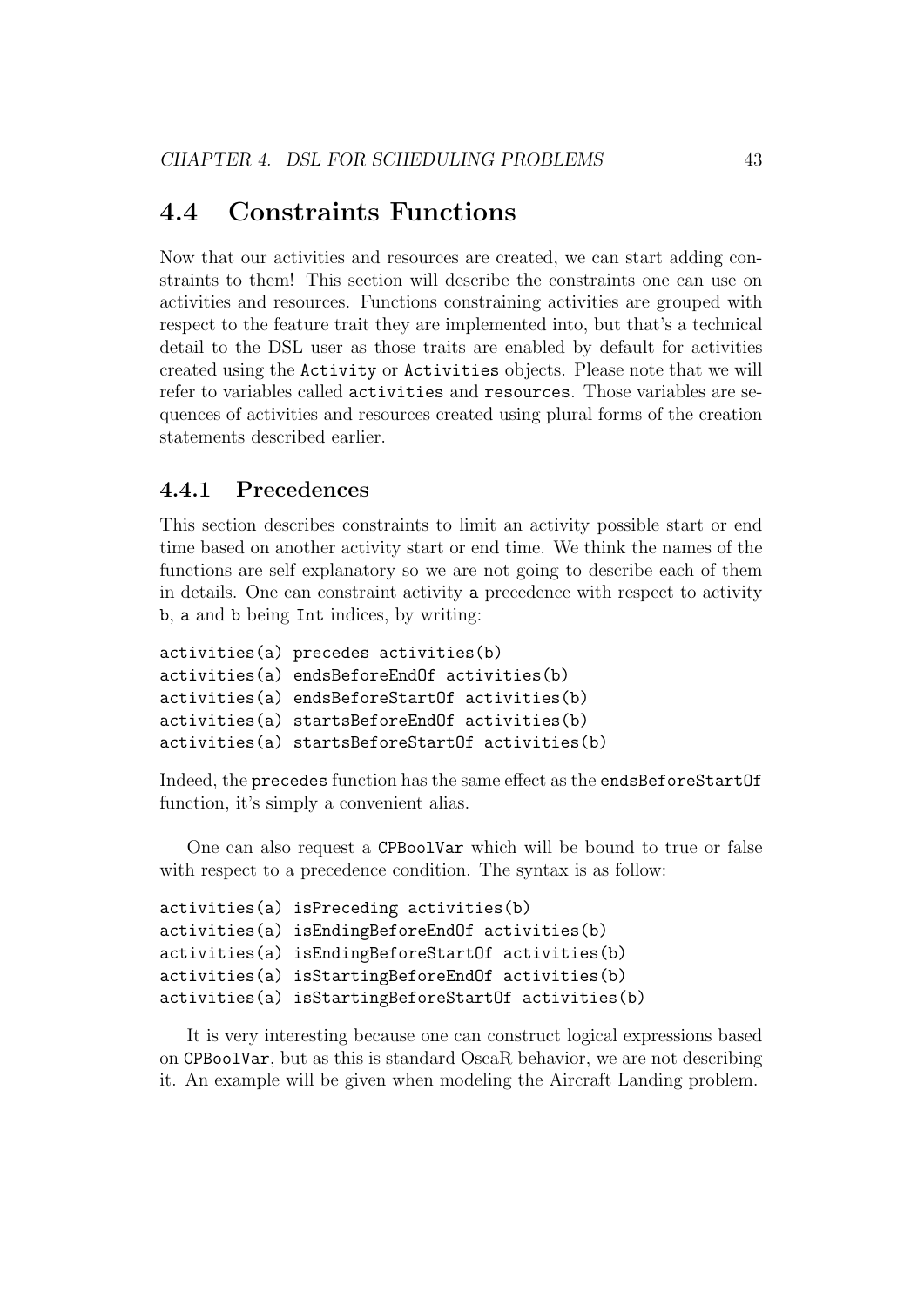## 4.4 Constraints Functions

Now that our activities and resources are created, we can start adding constraints to them! This section will describe the constraints one can use on activities and resources. Functions constraining activities are grouped with respect to the feature trait they are implemented into, but that's a technical detail to the DSL user as those traits are enabled by default for activities created using the `Activity` or `Activities` objects. Please note that we will refer to variables called `activities` and `resources`. Those variables are sequences of activities and resources created using plural forms of the creation statements described earlier.

### 4.4.1 Precedences

This section describes constraints to limit an activity possible start or end time based on another activity start or end time. We think the names of the functions are self explanatory so we are not going to describe each of them in details. One can constraint activity `a` precedence with respect to activity `b`, `a` and `b` being `Int` indices, by writing:

```
activities(a) precedes activities(b)
activities(a) endsBeforeEndOf activities(b)
activities(a) endsBeforeStartOf activities(b)
activities(a) startsBeforeEndOf activities(b)
activities(a) startsBeforeStartOf activities(b)
```

Indeed, the `precedes` function has the same effect as the `endsBeforeStartOf` function, it's simply a convenient alias.

One can also request a `CPBoolVar` which will be bound to true or false with respect to a precedence condition. The syntax is as follow:

```
activities(a) isPreceding activities(b)
activities(a) isEndingBeforeEndOf activities(b)
activities(a) isEndingBeforeStartOf activities(b)
activities(a) isStartingBeforeEndOf activities(b)
activities(a) isStartingBeforeStartOf activities(b)
```

It is very interesting because one can construct logical expressions based on `CPBoolVar`, but as this is standard OscaR behavior, we are not describing it. An example will be given when modeling the Aircraft Landing problem.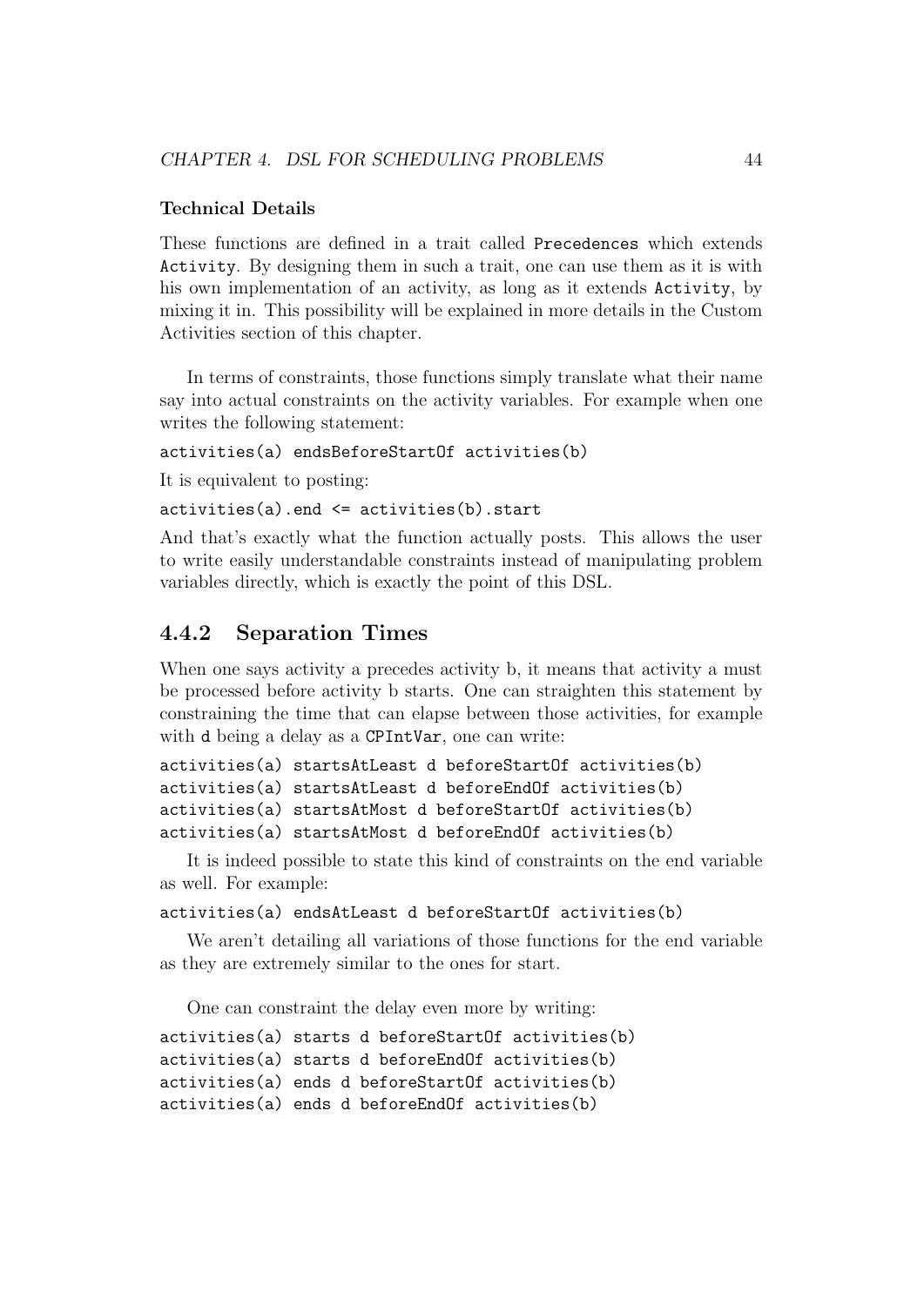#### Technical Details

These functions are defined in a trait called `Precedences` which extends `Activity`. By designing them in such a trait, one can use them as it is with his own implementation of an activity, as long as it extends `Activity`, by mixing it in. This possibility will be explained in more details in the Custom Activities section of this chapter.

In terms of constraints, those functions simply translate what their name say into actual constraints on the activity variables. For example when one writes the following statement:

```
activities(a) endsBeforeStartOf activities(b)
```

It is equivalent to posting:

```
activities(a).end <= activities(b).start
```

And that's exactly what the function actually posts. This allows the user to write easily understandable constraints instead of manipulating problem variables directly, which is exactly the point of this DSL.

### 4.4.2 Separation Times

When one says activity a precedes activity b, it means that activity a must be processed before activity b starts. One can straighten this statement by constraining the time that can elapse between those activities, for example with `d` being a delay as a `CPIntVar`, one can write:

```
activities(a) startsAtLeast d beforeStartOf activities(b)
activities(a) startsAtLeast d beforeEndOf activities(b)
activities(a) startsAtMost d beforeStartOf activities(b)
activities(a) startsAtMost d beforeEndOf activities(b)
```

It is indeed possible to state this kind of constraints on the end variable as well. For example:

```
activities(a) endsAtLeast d beforeStartOf activities(b)
```

We aren't detailing all variations of those functions for the end variable as they are extremely similar to the ones for start.

One can constraint the delay even more by writing:

```
activities(a) starts d beforeStartOf activities(b)
activities(a) starts d beforeEndOf activities(b)
activities(a) ends d beforeStartOf activities(b)
activities(a) ends d beforeEndOf activities(b)
```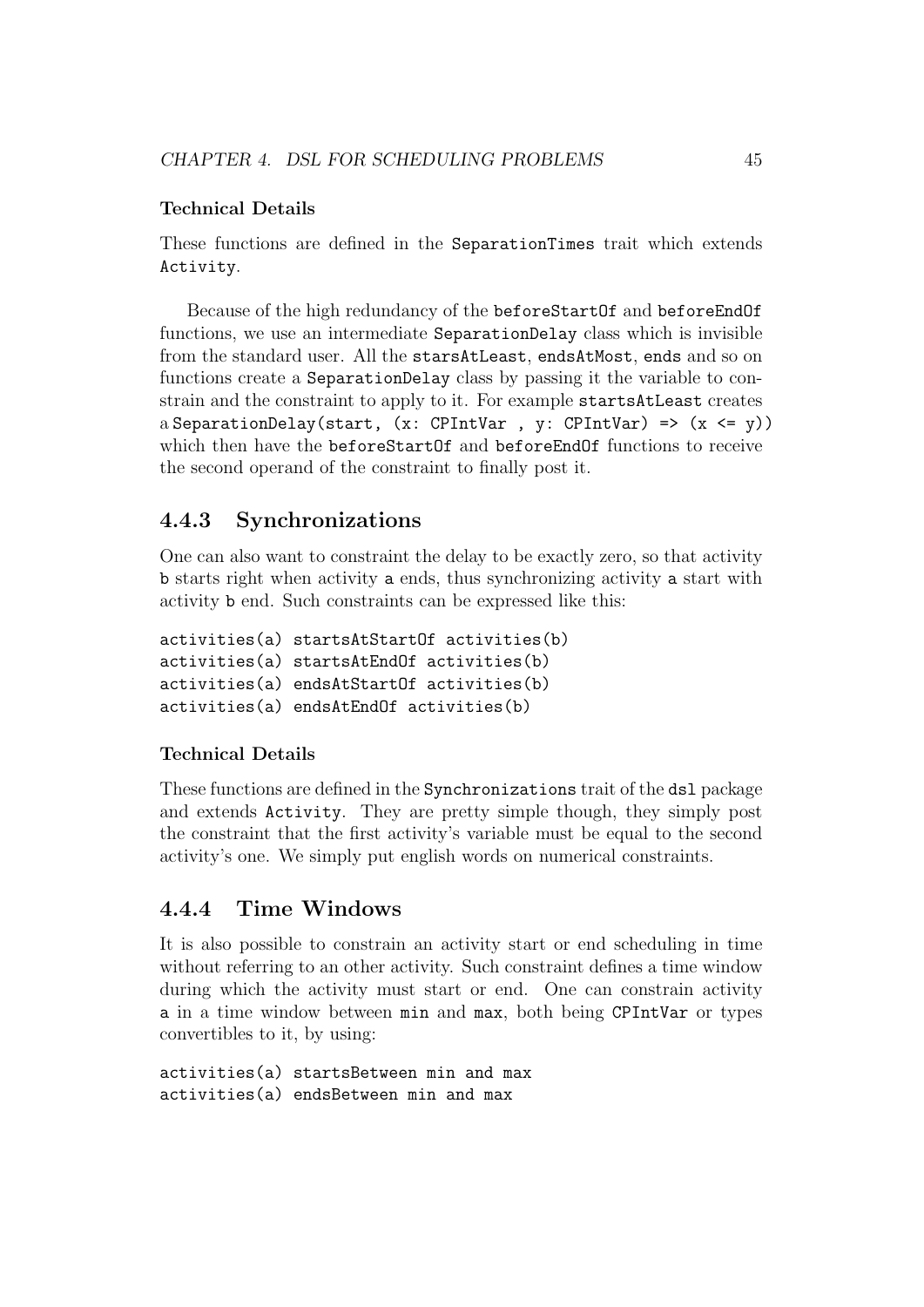#### Technical Details

These functions are defined in the `SeparationTimes` trait which extends `Activity`.

Because of the high redundancy of the `beforeStartOf` and `beforeEndOf` functions, we use an intermediate `SeparationDelay` class which is invisible from the standard user. All the `starsAtLeast`, `endsAtMost`, `ends` and so on functions create a `SeparationDelay` class by passing it the variable to constrain and the constraint to apply to it. For example `startsAtLeast` creates a `SeparationDelay(start, (x: CPIntVar , y: CPIntVar) => (x <= y))` which then have the `beforeStartOf` and `beforeEndOf` functions to receive the second operand of the constraint to finally post it.

### 4.4.3 Synchronizations

One can also want to constraint the delay to be exactly zero, so that activity `b` starts right when activity `a` ends, thus synchronizing activity `a` start with activity `b` end. Such constraints can be expressed like this:

```
activities(a) startsAtStartOf activities(b)
activities(a) startsAtEndOf activities(b)
activities(a) endsAtStartOf activities(b)
activities(a) endsAtEndOf activities(b)
```

#### Technical Details

These functions are defined in the `Synchronizations` trait of the `dsl` package and extends `Activity`. They are pretty simple though, they simply post the constraint that the first activity's variable must be equal to the second activity's one. We simply put english words on numerical constraints.

### 4.4.4 Time Windows

It is also possible to constrain an activity start or end scheduling in time without referring to an other activity. Such constraint defines a time window during which the activity must start or end. One can constrain activity `a` in a time window between `min` and `max`, both being `CPIntVar` or types convertibles to it, by using:

```
activities(a) startsBetween min and max
activities(a) endsBetween min and max
```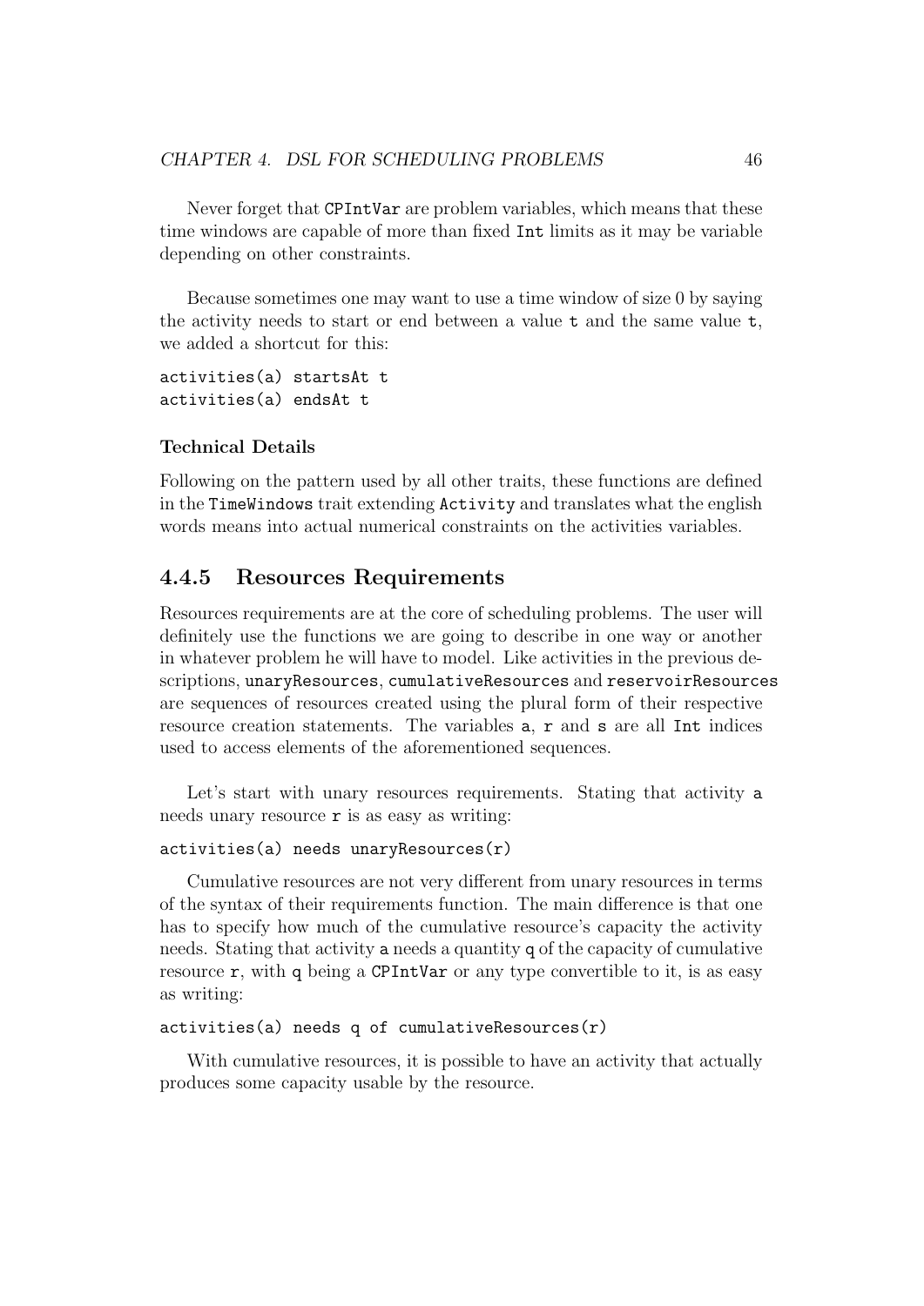Never forget that `CPIntVar` are problem variables, which means that these time windows are capable of more than fixed `Int` limits as it may be variable depending on other constraints.

Because sometimes one may want to use a time window of size 0 by saying the activity needs to start or end between a value `t` and the same value `t`, we added a shortcut for this:

```
activities(a) startsAt t
activities(a) endsAt t
```

#### Technical Details

Following on the pattern used by all other traits, these functions are defined in the `TimeWindows` trait extending `Activity` and translates what the english words means into actual numerical constraints on the activities variables.

### 4.4.5 Resources Requirements

Resources requirements are at the core of scheduling problems. The user will definitely use the functions we are going to describe in one way or another in whatever problem he will have to model. Like activities in the previous descriptions, `unaryResources`, `cumulativeResources` and `reservoirResources` are sequences of resources created using the plural form of their respective resource creation statements. The variables `a`, `r` and `s` are all `Int` indices used to access elements of the aforementioned sequences.

Let's start with unary resources requirements. Stating that activity `a` needs unary resource `r` is as easy as writing:

```
activities(a) needs unaryResources(r)
```

Cumulative resources are not very different from unary resources in terms of the syntax of their requirements function. The main difference is that one has to specify how much of the cumulative resource's capacity the activity needs. Stating that activity `a` needs a quantity `q` of the capacity of cumulative resource `r`, with `q` being a `CPIntVar` or any type convertible to it, is as easy as writing:

```
activities(a) needs q of cumulativeResources(r)
```

With cumulative resources, it is possible to have an activity that actually produces some capacity usable by the resource.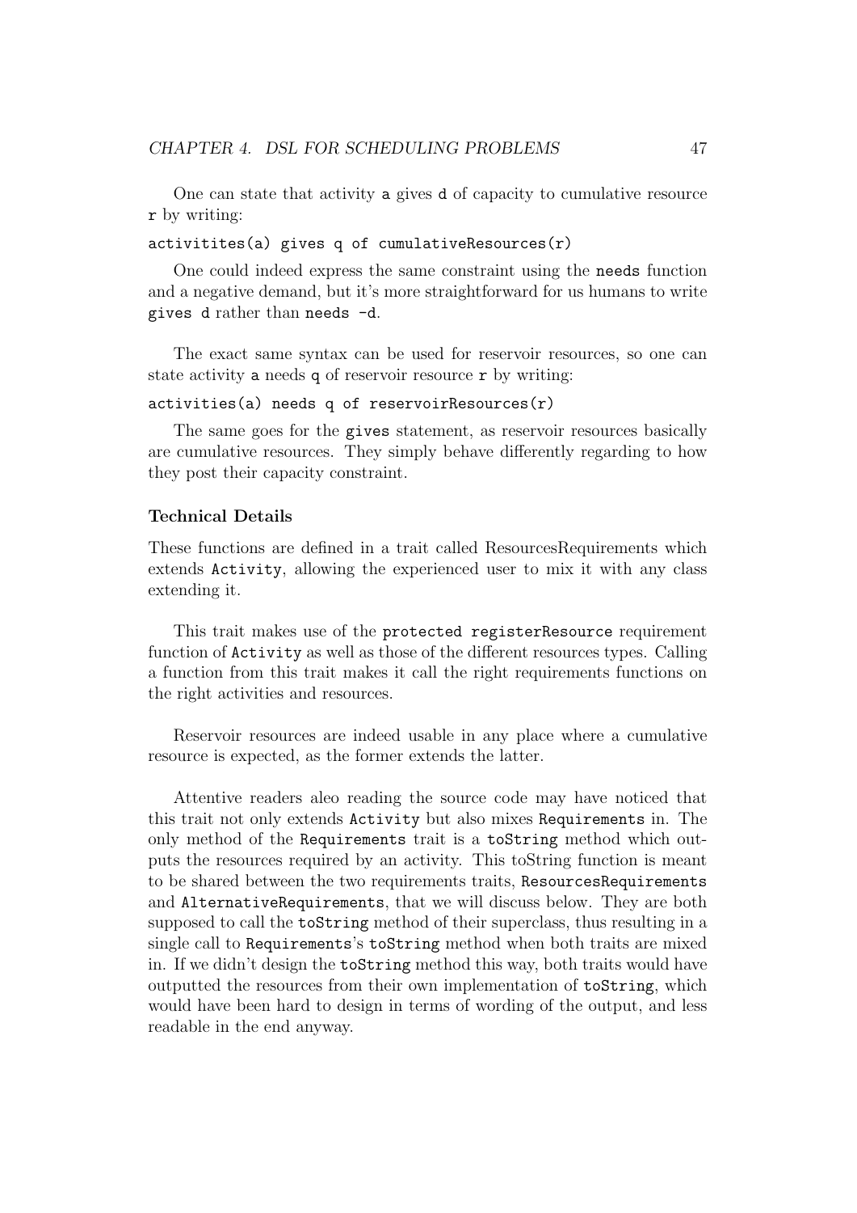One can state that activity `a` gives `d` of capacity to cumulative resource `r` by writing:

```
activitites(a) gives q of cumulativeResources(r)
```

One could indeed express the same constraint using the `needs` function and a negative demand, but it's more straightforward for us humans to write `gives d` rather than `needs -d`.

The exact same syntax can be used for reservoir resources, so one can state activity `a` needs `q` of reservoir resource `r` by writing:

```
activities(a) needs q of reservoirResources(r)
```

The same goes for the `gives` statement, as reservoir resources basically are cumulative resources. They simply behave differently regarding to how they post their capacity constraint.

#### Technical Details

These functions are defined in a trait called ResourcesRequirements which extends `Activity`, allowing the experienced user to mix it with any class extending it.

This trait makes use of the `protected registerResource` requirement function of `Activity` as well as those of the different resources types. Calling a function from this trait makes it call the right requirements functions on the right activities and resources.

Reservoir resources are indeed usable in any place where a cumulative resource is expected, as the former extends the latter.

Attentive readers aleo reading the source code may have noticed that this trait not only extends `Activity` but also mixes `Requirements` in. The only method of the `Requirements` trait is a `toString` method which outputs the resources required by an activity. This toString function is meant to be shared between the two requirements traits, `ResourcesRequirements` and `AlternativeRequirements`, that we will discuss below. They are both supposed to call the `toString` method of their superclass, thus resulting in a single call to `Requirements`'s `toString` method when both traits are mixed in. If we didn't design the `toString` method this way, both traits would have outputted the resources from their own implementation of `toString`, which would have been hard to design in terms of wording of the output, and less readable in the end anyway.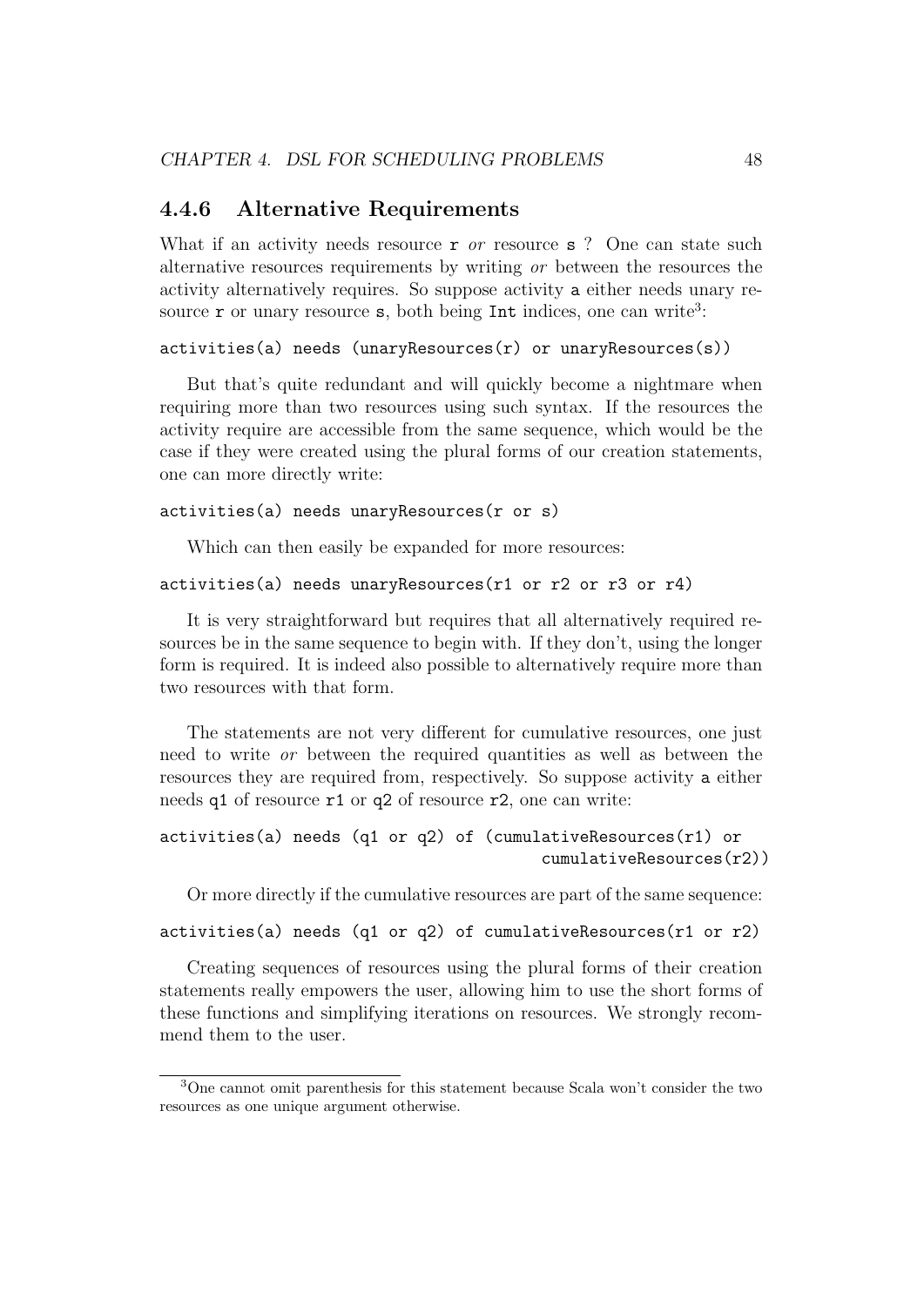### 4.4.6 Alternative Requirements

What if an activity needs resource `r` *or* resource `s` ? One can state such alternative resources requirements by writing *or* between the resources the activity alternatively requires. So suppose activity `a` either needs unary resource `r` or unary resource `s`, both being `Int` indices, one can write[3]:

```
activities(a) needs (unaryResources(r) or unaryResources(s))
```

But that's quite redundant and will quickly become a nightmare when requiring more than two resources using such syntax. If the resources the activity require are accessible from the same sequence, which would be the case if they were created using the plural forms of our creation statements, one can more directly write:

```
activities(a) needs unaryResources(r or s)
```

Which can then easily be expanded for more resources:

```
activities(a) needs unaryResources(r1 or r2 or r3 or r4)
```

It is very straightforward but requires that all alternatively required resources be in the same sequence to begin with. If they don't, using the longer form is required. It is indeed also possible to alternatively require more than two resources with that form.

The statements are not very different for cumulative resources, one just need to write *or* between the required quantities as well as between the resources they are required from, respectively. So suppose activity `a` either needs `q1` of resource `r1` or `q2` of resource `r2`, one can write:

```
activities(a) needs (q1 or q2) of (cumulativeResources(r1) or
                                   cumulativeResources(r2))
```

Or more directly if the cumulative resources are part of the same sequence:

```
activities(a) needs (q1 or q2) of cumulativeResources(r1 or r2)
```

Creating sequences of resources using the plural forms of their creation statements really empowers the user, allowing him to use the short forms of these functions and simplifying iterations on resources. We strongly recommend them to the user.

[3]One cannot omit parenthesis for this statement because Scala won't consider the two resources as one unique argument otherwise.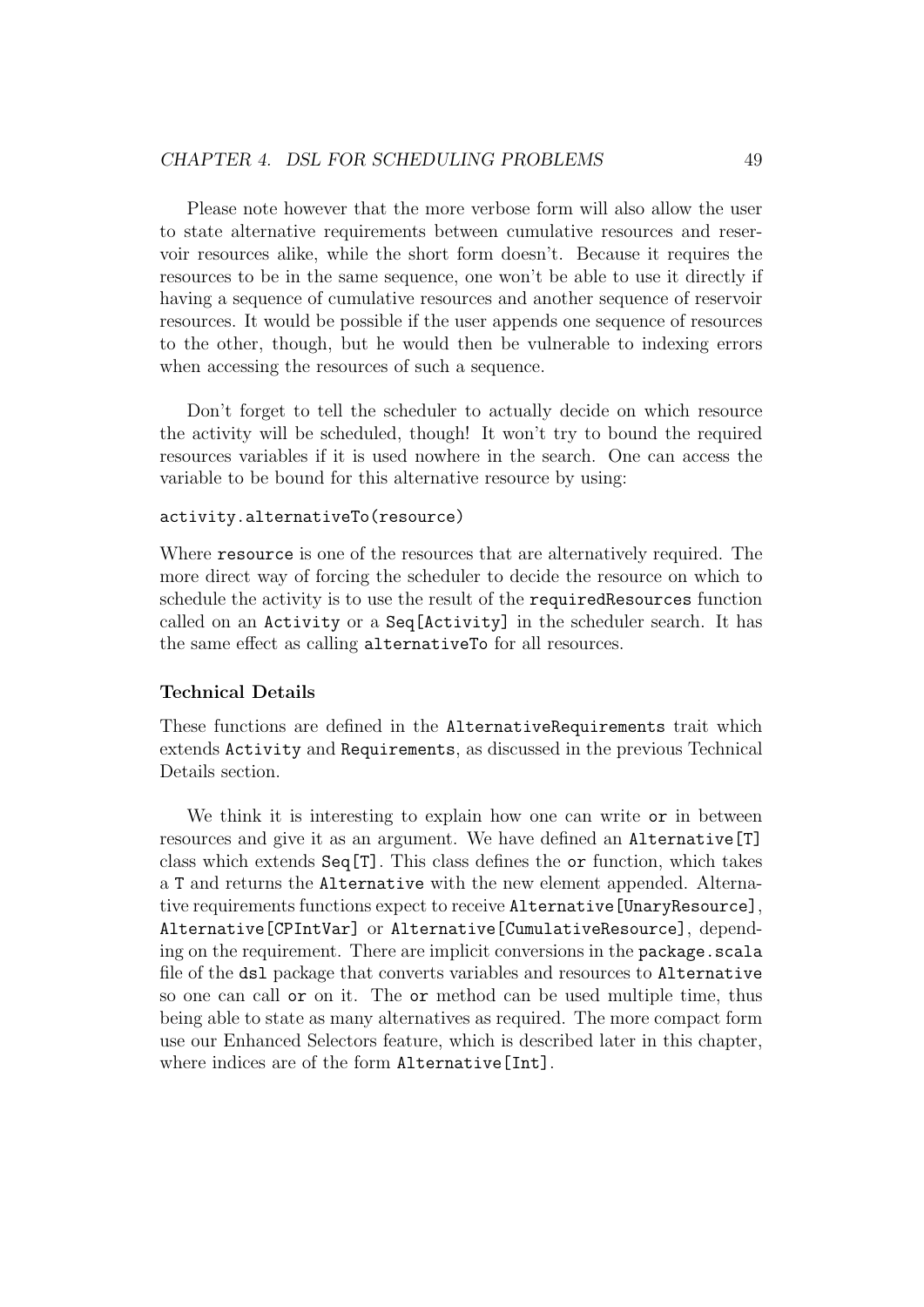Please note however that the more verbose form will also allow the user to state alternative requirements between cumulative resources and reservoir resources alike, while the short form doesn't. Because it requires the resources to be in the same sequence, one won't be able to use it directly if having a sequence of cumulative resources and another sequence of reservoir resources. It would be possible if the user appends one sequence of resources to the other, though, but he would then be vulnerable to indexing errors when accessing the resources of such a sequence.

Don't forget to tell the scheduler to actually decide on which resource the activity will be scheduled, though! It won't try to bound the required resources variables if it is used nowhere in the search. One can access the variable to be bound for this alternative resource by using:

```
activity.alternativeTo(resource)
```

Where `resource` is one of the resources that are alternatively required. The more direct way of forcing the scheduler to decide the resource on which to schedule the activity is to use the result of the `requiredResources` function called on an `Activity` or a `Seq[Activity]` in the scheduler search. It has the same effect as calling `alternativeTo` for all resources.

### Technical Details

These functions are defined in the `AlternativeRequirements` trait which extends `Activity` and `Requirements`, as discussed in the previous Technical Details section.

We think it is interesting to explain how one can write `or` in between resources and give it as an argument. We have defined an `Alternative[T]` class which extends `Seq[T]`. This class defines the `or` function, which takes a `T` and returns the `Alternative` with the new element appended. Alternative requirements functions expect to receive `Alternative[UnaryResource]`, `Alternative[CPIntVar]` or `Alternative[CumulativeResource]`, depending on the requirement. There are implicit conversions in the `package.scala` file of the `dsl` package that converts variables and resources to `Alternative` so one can call `or` on it. The `or` method can be used multiple time, thus being able to state as many alternatives as required. The more compact form use our Enhanced Selectors feature, which is described later in this chapter, where indices are of the form `Alternative[Int]`.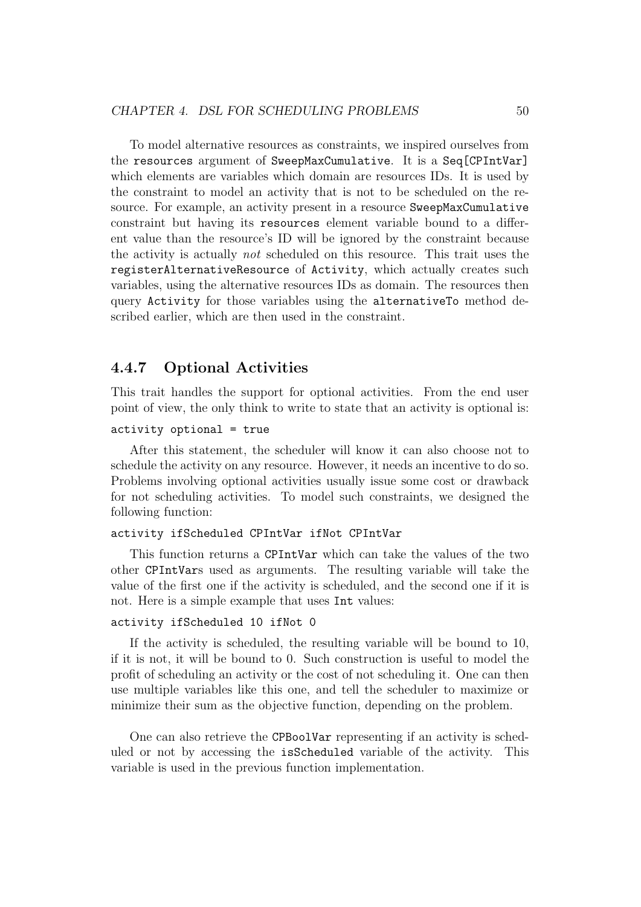To model alternative resources as constraints, we inspired ourselves from the `resources` argument of `SweepMaxCumulative`. It is a `Seq[CPIntVar]` which elements are variables which domain are resources IDs. It is used by the constraint to model an activity that is not to be scheduled on the resource. For example, an activity present in a resource `SweepMaxCumulative` constraint but having its `resources` element variable bound to a different value than the resource's ID will be ignored by the constraint because the activity is actually *not* scheduled on this resource. This trait uses the `registerAlternativeResource` of `Activity`, which actually creates such variables, using the alternative resources IDs as domain. The resources then query `Activity` for those variables using the `alternativeTo` method described earlier, which are then used in the constraint.

### 4.4.7 Optional Activities

This trait handles the support for optional activities. From the end user point of view, the only think to write to state that an activity is optional is:

```
activity optional = true
```

After this statement, the scheduler will know it can also choose not to schedule the activity on any resource. However, it needs an incentive to do so. Problems involving optional activities usually issue some cost or drawback for not scheduling activities. To model such constraints, we designed the following function:

```
activity ifScheduled CPIntVar ifNot CPIntVar
```

This function returns a `CPIntVar` which can take the values of the two other `CPIntVar`s used as arguments. The resulting variable will take the value of the first one if the activity is scheduled, and the second one if it is not. Here is a simple example that uses `Int` values:

```
activity ifScheduled 10 ifNot 0
```

If the activity is scheduled, the resulting variable will be bound to 10, if it is not, it will be bound to 0. Such construction is useful to model the profit of scheduling an activity or the cost of not scheduling it. One can then use multiple variables like this one, and tell the scheduler to maximize or minimize their sum as the objective function, depending on the problem.

One can also retrieve the `CPBoolVar` representing if an activity is scheduled or not by accessing the `isScheduled` variable of the activity. This variable is used in the previous function implementation.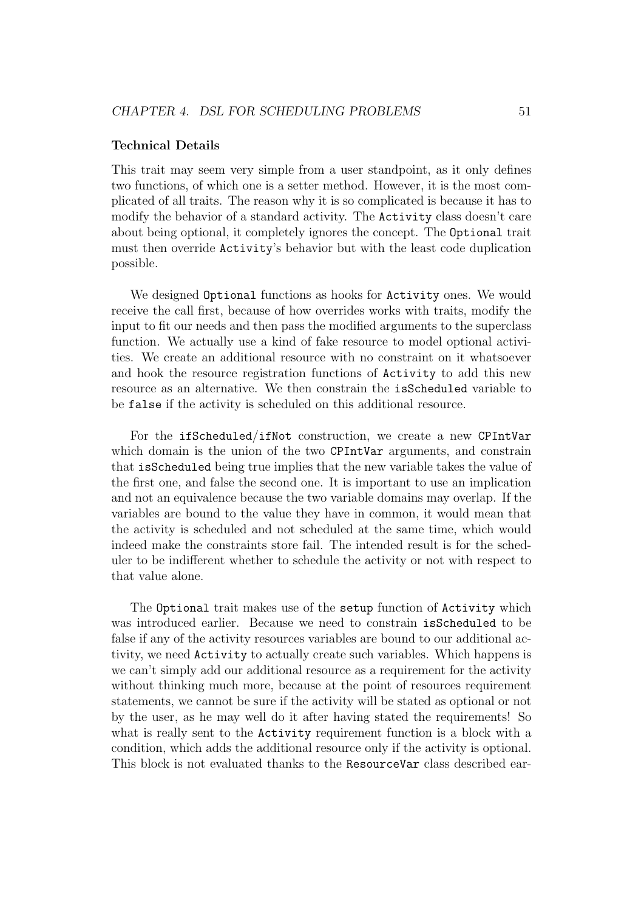### Technical Details

This trait may seem very simple from a user standpoint, as it only defines two functions, of which one is a setter method. However, it is the most complicated of all traits. The reason why it is so complicated is because it has to modify the behavior of a standard activity. The `Activity` class doesn't care about being optional, it completely ignores the concept. The `Optional` trait must then override `Activity`'s behavior but with the least code duplication possible.

We designed `Optional` functions as hooks for `Activity` ones. We would receive the call first, because of how overrides works with traits, modify the input to fit our needs and then pass the modified arguments to the superclass function. We actually use a kind of fake resource to model optional activities. We create an additional resource with no constraint on it whatsoever and hook the resource registration functions of `Activity` to add this new resource as an alternative. We then constrain the `isScheduled` variable to be `false` if the activity is scheduled on this additional resource.

For the `ifScheduled/ifNot` construction, we create a new `CPIntVar` which domain is the union of the two `CPIntVar` arguments, and constrain that `isScheduled` being true implies that the new variable takes the value of the first one, and false the second one. It is important to use an implication and not an equivalence because the two variable domains may overlap. If the variables are bound to the value they have in common, it would mean that the activity is scheduled and not scheduled at the same time, which would indeed make the constraints store fail. The intended result is for the scheduler to be indifferent whether to schedule the activity or not with respect to that value alone.

The `Optional` trait makes use of the `setup` function of `Activity` which was introduced earlier. Because we need to constrain `isScheduled` to be false if any of the activity resources variables are bound to our additional activity, we need `Activity` to actually create such variables. Which happens is we can't simply add our additional resource as a requirement for the activity without thinking much more, because at the point of resources requirement statements, we cannot be sure if the activity will be stated as optional or not by the user, as he may well do it after having stated the requirements! So what is really sent to the `Activity` requirement function is a block with a condition, which adds the additional resource only if the activity is optional. This block is not evaluated thanks to the `ResourceVar` class described ear-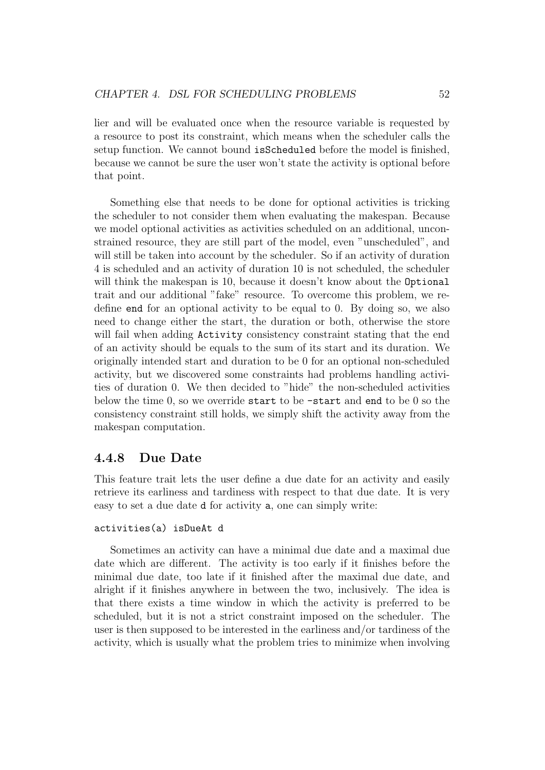lier and will be evaluated once when the resource variable is requested by a resource to post its constraint, which means when the scheduler calls the setup function. We cannot bound `isScheduled` before the model is finished, because we cannot be sure the user won't state the activity is optional before that point.

Something else that needs to be done for optional activities is tricking the scheduler to not consider them when evaluating the makespan. Because we model optional activities as activities scheduled on an additional, unconstrained resource, they are still part of the model, even "unscheduled", and will still be taken into account by the scheduler. So if an activity of duration 4 is scheduled and an activity of duration 10 is not scheduled, the scheduler will think the makespan is 10, because it doesn't know about the `Optional` trait and our additional "fake" resource. To overcome this problem, we redefine `end` for an optional activity to be equal to 0. By doing so, we also need to change either the start, the duration or both, otherwise the store will fail when adding `Activity` consistency constraint stating that the end of an activity should be equals to the sum of its start and its duration. We originally intended start and duration to be 0 for an optional non-scheduled activity, but we discovered some constraints had problems handling activities of duration 0. We then decided to "hide" the non-scheduled activities below the time 0, so we override `start` to be `-start` and `end` to be 0 so the consistency constraint still holds, we simply shift the activity away from the makespan computation.

### 4.4.8 Due Date

This feature trait lets the user define a due date for an activity and easily retrieve its earliness and tardiness with respect to that due date. It is very easy to set a due date `d` for activity `a`, one can simply write:

```
activities(a) isDueAt d
```

Sometimes an activity can have a minimal due date and a maximal due date which are different. The activity is too early if it finishes before the minimal due date, too late if it finished after the maximal due date, and alright if it finishes anywhere in between the two, inclusively. The idea is that there exists a time window in which the activity is preferred to be scheduled, but it is not a strict constraint imposed on the scheduler. The user is then supposed to be interested in the earliness and/or tardiness of the activity, which is usually what the problem tries to minimize when involving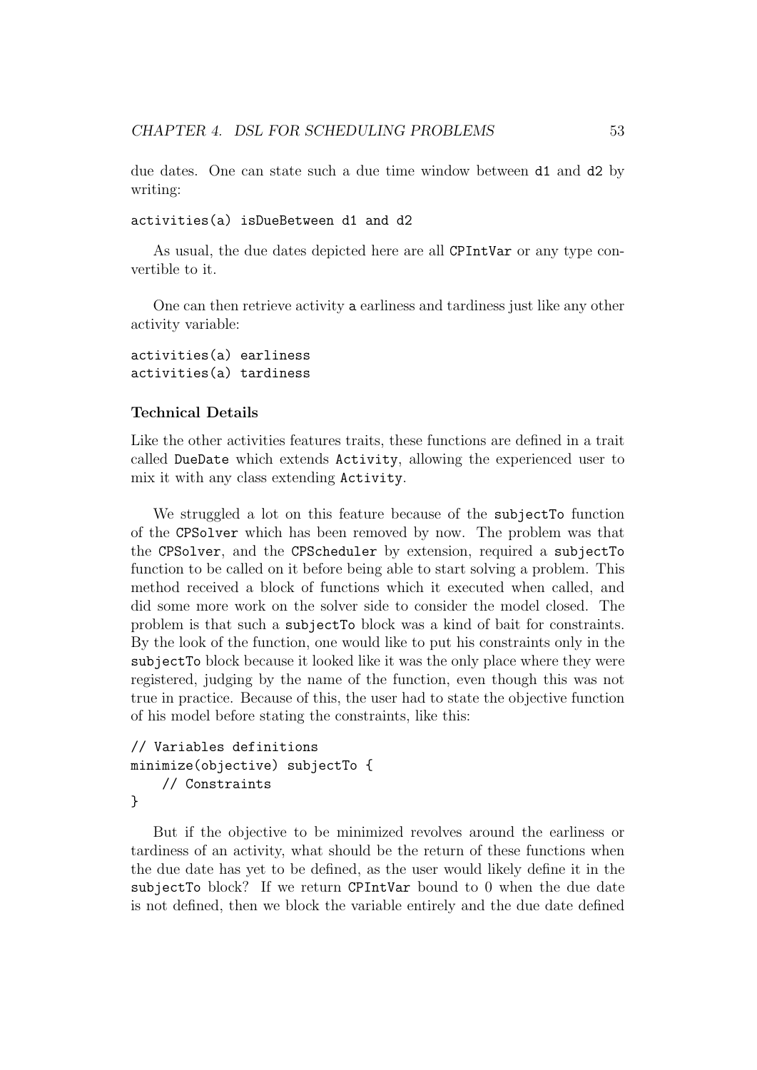due dates. One can state such a due time window between `d1` and `d2` by writing:

```
activities(a) isDueBetween d1 and d2
```

As usual, the due dates depicted here are all `CPIntVar` or any type convertible to it.

One can then retrieve activity `a` earliness and tardiness just like any other activity variable:

```
activities(a) earliness
activities(a) tardiness
```

### Technical Details

Like the other activities features traits, these functions are defined in a trait called `DueDate` which extends `Activity`, allowing the experienced user to mix it with any class extending `Activity`.

We struggled a lot on this feature because of the `subjectTo` function of the `CPSolver` which has been removed by now. The problem was that the `CPSolver`, and the `CPScheduler` by extension, required a `subjectTo` function to be called on it before being able to start solving a problem. This method received a block of functions which it executed when called, and did some more work on the solver side to consider the model closed. The problem is that such a `subjectTo` block was a kind of bait for constraints. By the look of the function, one would like to put his constraints only in the `subjectTo` block because it looked like it was the only place where they were registered, judging by the name of the function, even though this was not true in practice. Because of this, the user had to state the objective function of his model before stating the constraints, like this:

```
// Variables definitions
minimize(objective) subjectTo {
    // Constraints
}
```

But if the objective to be minimized revolves around the earliness or tardiness of an activity, what should be the return of these functions when the due date has yet to be defined, as the user would likely define it in the `subjectTo` block? If we return `CPIntVar` bound to 0 when the due date is not defined, then we block the variable entirely and the due date defined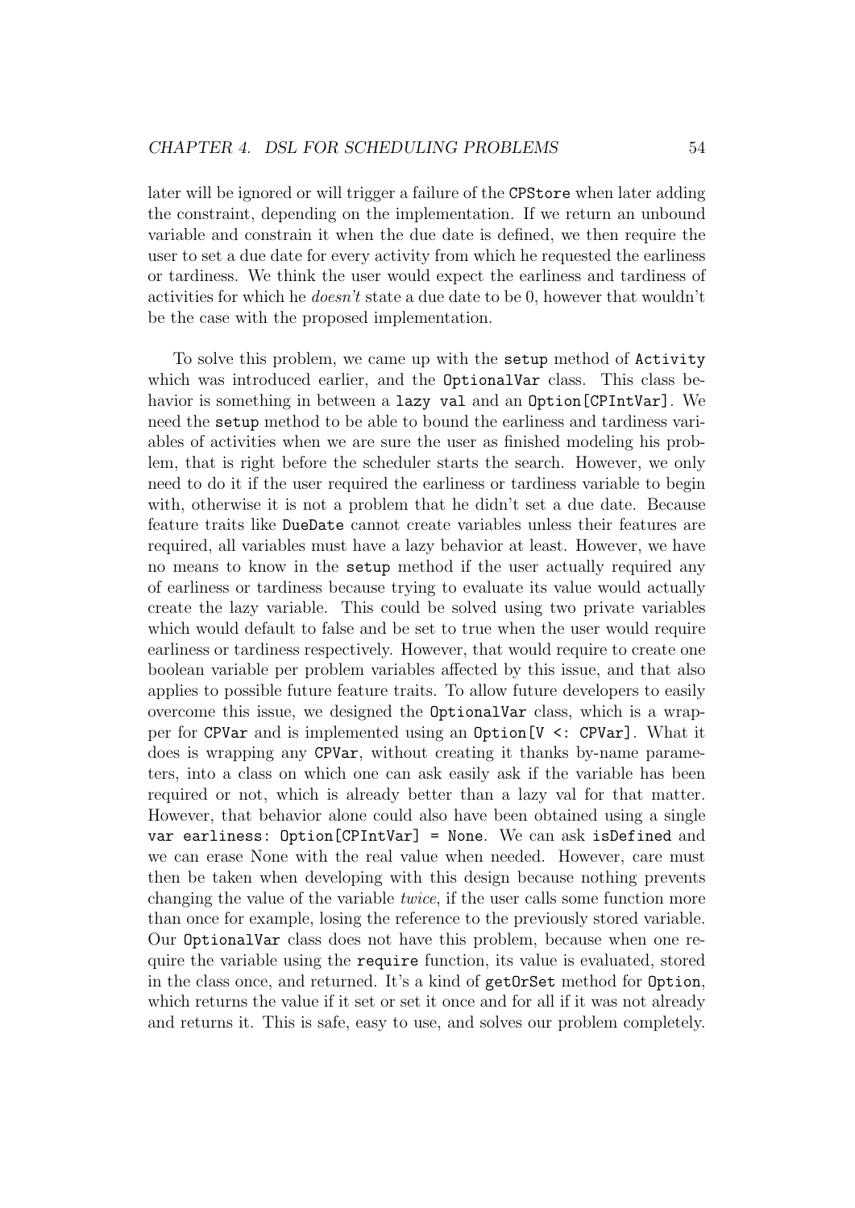later will be ignored or will trigger a failure of the `CPStore` when later adding the constraint, depending on the implementation. If we return an unbound variable and constrain it when the due date is defined, we then require the user to set a due date for every activity from which he requested the earliness or tardiness. We think the user would expect the earliness and tardiness of activities for which he *doesn't* state a due date to be 0, however that wouldn't be the case with the proposed implementation.

To solve this problem, we came up with the `setup` method of `Activity` which was introduced earlier, and the `OptionalVar` class. This class behavior is something in between a `lazy val` and an `Option[CPIntVar]`. We need the `setup` method to be able to bound the earliness and tardiness variables of activities when we are sure the user as finished modeling his problem, that is right before the scheduler starts the search. However, we only need to do it if the user required the earliness or tardiness variable to begin with, otherwise it is not a problem that he didn't set a due date. Because feature traits like `DueDate` cannot create variables unless their features are required, all variables must have a lazy behavior at least. However, we have no means to know in the `setup` method if the user actually required any of earliness or tardiness because trying to evaluate its value would actually create the lazy variable. This could be solved using two private variables which would default to false and be set to true when the user would require earliness or tardiness respectively. However, that would require to create one boolean variable per problem variables affected by this issue, and that also applies to possible future feature traits. To allow future developers to easily overcome this issue, we designed the `OptionalVar` class, which is a wrapper for `CPVar` and is implemented using an `Option[V <: CPVar]`. What it does is wrapping any `CPVar`, without creating it thanks by-name parameters, into a class on which one can ask easily ask if the variable has been required or not, which is already better than a lazy val for that matter. However, that behavior alone could also have been obtained using a single `var earliness: Option[CPIntVar] = None`. We can ask `isDefined` and we can erase None with the real value when needed. However, care must then be taken when developing with this design because nothing prevents changing the value of the variable *twice*, if the user calls some function more than once for example, losing the reference to the previously stored variable. Our `OptionalVar` class does not have this problem, because when one require the variable using the `require` function, its value is evaluated, stored in the class once, and returned. It's a kind of `getOrSet` method for `Option`, which returns the value if it set or set it once and for all if it was not already and returns it. This is safe, easy to use, and solves our problem completely.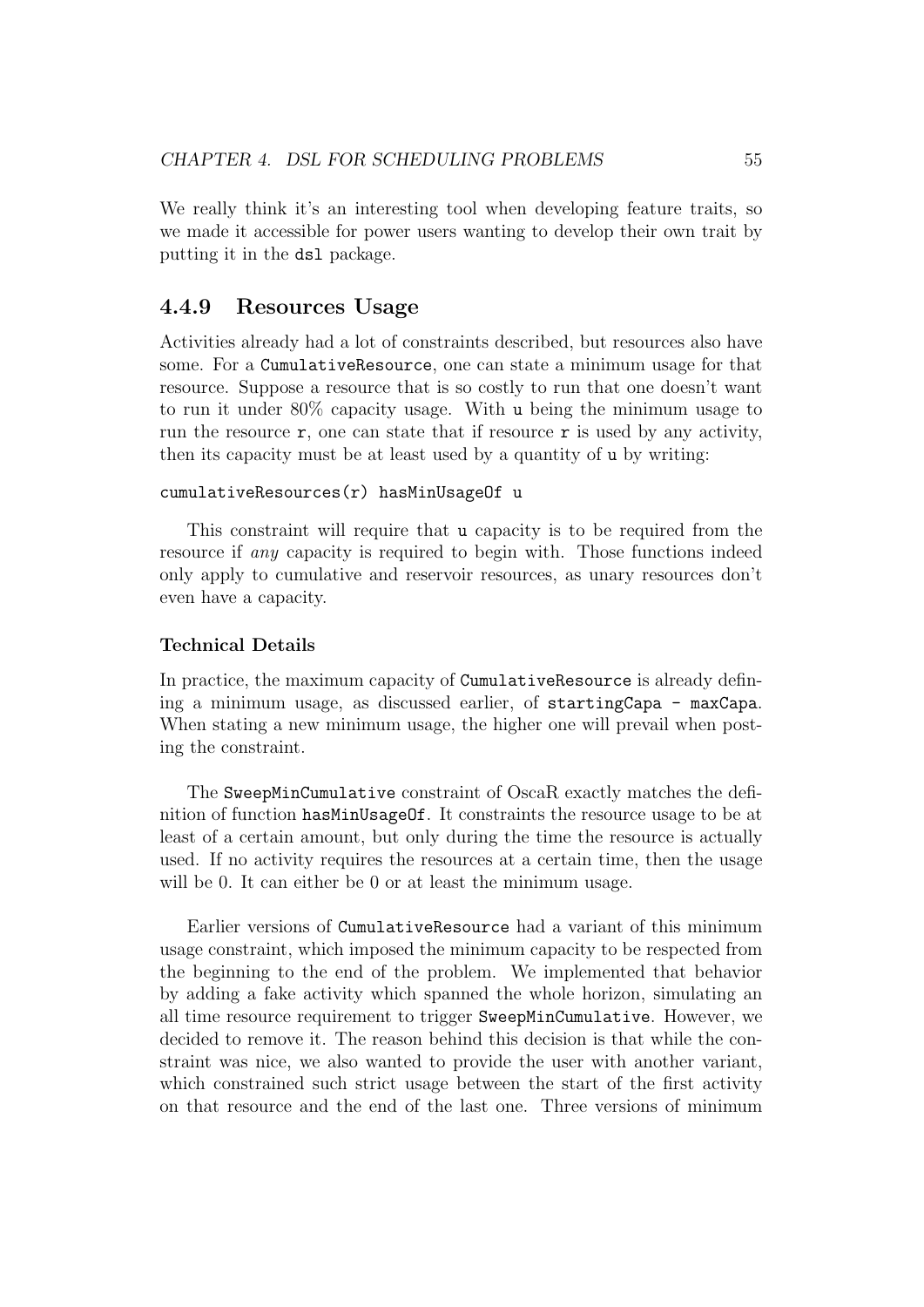We really think it's an interesting tool when developing feature traits, so we made it accessible for power users wanting to develop their own trait by putting it in the `dsl` package.

### 4.4.9 Resources Usage

Activities already had a lot of constraints described, but resources also have some. For a `CumulativeResource`, one can state a minimum usage for that resource. Suppose a resource that is so costly to run that one doesn't want to run it under 80% capacity usage. With `u` being the minimum usage to run the resource `r`, one can state that if resource `r` is used by any activity, then its capacity must be at least used by a quantity of `u` by writing:

```
cumulativeResources(r) hasMinUsageOf u
```

This constraint will require that `u` capacity is to be required from the resource if *any* capacity is required to begin with. Those functions indeed only apply to cumulative and reservoir resources, as unary resources don't even have a capacity.

#### Technical Details

In practice, the maximum capacity of `CumulativeResource` is already defining a minimum usage, as discussed earlier, of `startingCapa - maxCapa`. When stating a new minimum usage, the higher one will prevail when posting the constraint.

The `SweepMinCumulative` constraint of OscaR exactly matches the definition of function `hasMinUsageOf`. It constraints the resource usage to be at least of a certain amount, but only during the time the resource is actually used. If no activity requires the resources at a certain time, then the usage will be 0. It can either be 0 or at least the minimum usage.

Earlier versions of `CumulativeResource` had a variant of this minimum usage constraint, which imposed the minimum capacity to be respected from the beginning to the end of the problem. We implemented that behavior by adding a fake activity which spanned the whole horizon, simulating an all time resource requirement to trigger `SweepMinCumulative`. However, we decided to remove it. The reason behind this decision is that while the constraint was nice, we also wanted to provide the user with another variant, which constrained such strict usage between the start of the first activity on that resource and the end of the last one. Three versions of minimum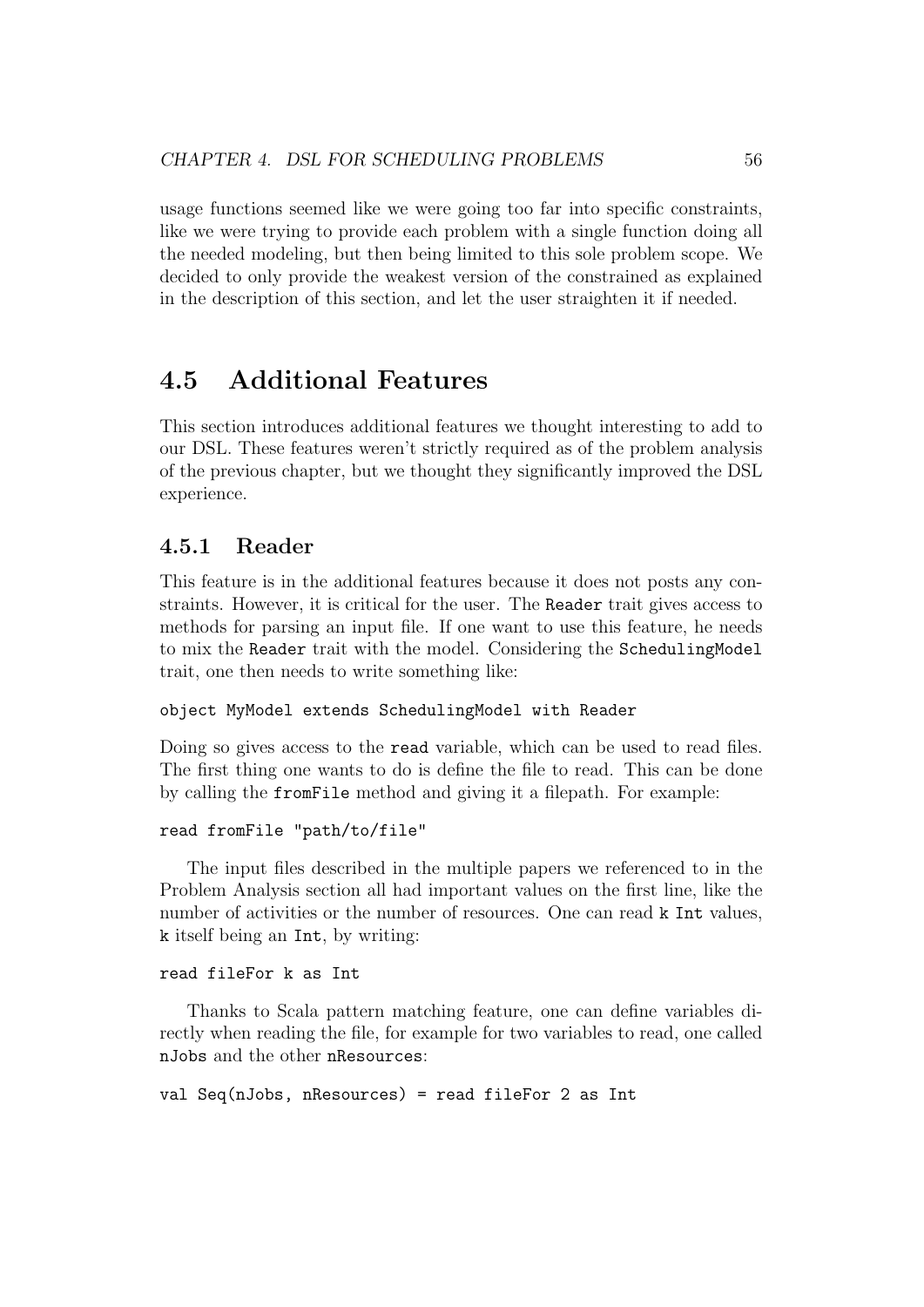usage functions seemed like we were going too far into specific constraints, like we were trying to provide each problem with a single function doing all the needed modeling, but then being limited to this sole problem scope. We decided to only provide the weakest version of the constrained as explained in the description of this section, and let the user straighten it if needed.

## 4.5 Additional Features

This section introduces additional features we thought interesting to add to our DSL. These features weren't strictly required as of the problem analysis of the previous chapter, but we thought they significantly improved the DSL experience.

### 4.5.1 Reader

This feature is in the additional features because it does not posts any constraints. However, it is critical for the user. The `Reader` trait gives access to methods for parsing an input file. If one want to use this feature, he needs to mix the `Reader` trait with the model. Considering the `SchedulingModel` trait, one then needs to write something like:

```
object MyModel extends SchedulingModel with Reader
```

Doing so gives access to the `read` variable, which can be used to read files. The first thing one wants to do is define the file to read. This can be done by calling the `fromFile` method and giving it a filepath. For example:

```
read fromFile "path/to/file"
```

The input files described in the multiple papers we referenced to in the Problem Analysis section all had important values on the first line, like the number of activities or the number of resources. One can read `k Int` values, `k` itself being an `Int`, by writing:

```
read fileFor k as Int
```

Thanks to Scala pattern matching feature, one can define variables directly when reading the file, for example for two variables to read, one called `nJobs` and the other `nResources`:

```
val Seq(nJobs, nResources) = read fileFor 2 as Int
```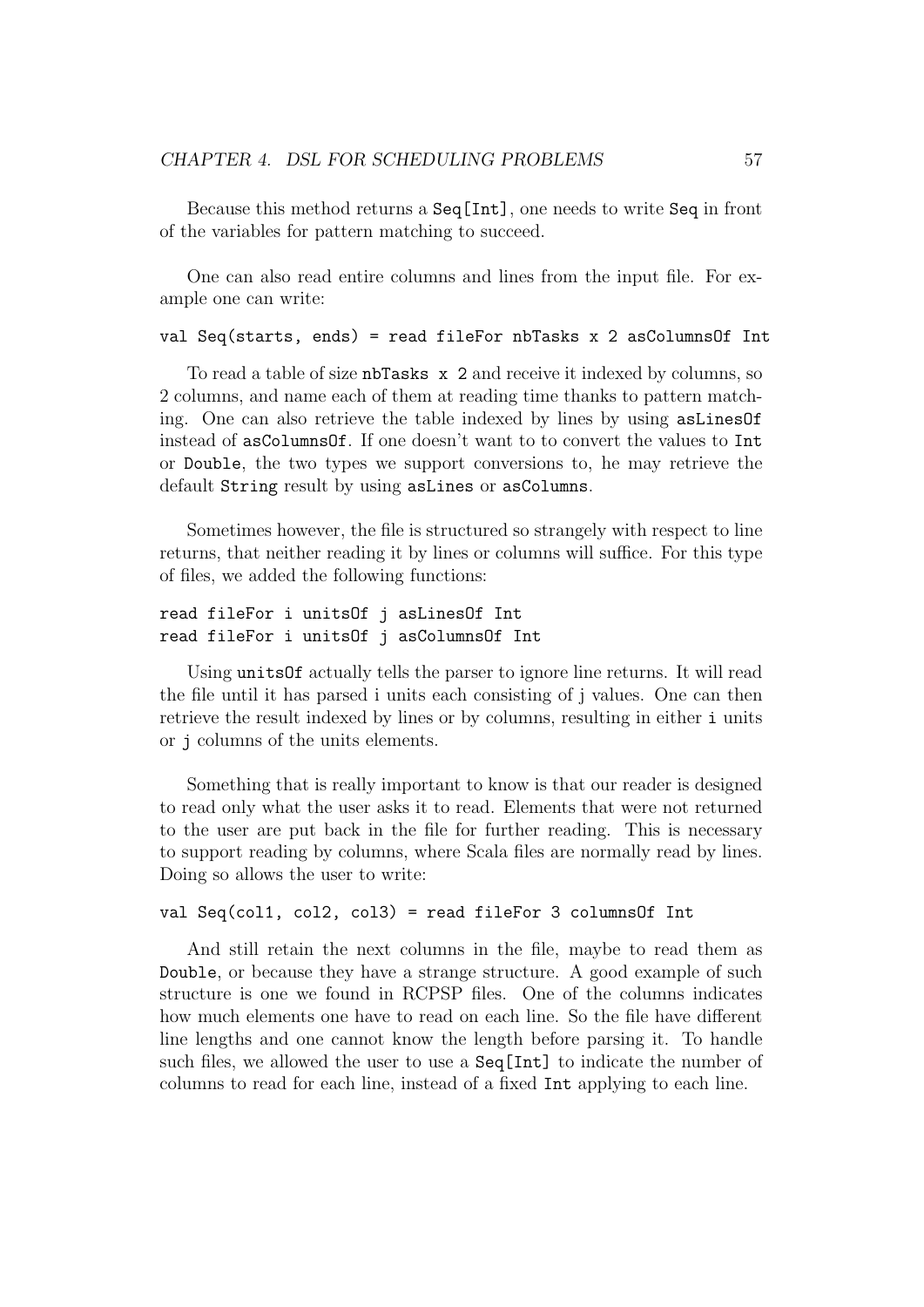Because this method returns a `Seq[Int]`, one needs to write `Seq` in front of the variables for pattern matching to succeed.

One can also read entire columns and lines from the input file. For example one can write:

```
val Seq(starts, ends) = read fileFor nbTasks x 2 asColumnsOf Int
```

To read a table of size `nbTasks x 2` and receive it indexed by columns, so 2 columns, and name each of them at reading time thanks to pattern matching. One can also retrieve the table indexed by lines by using `asLinesOf` instead of `asColumnsOf`. If one doesn't want to to convert the values to `Int` or `Double`, the two types we support conversions to, he may retrieve the default `String` result by using `asLines` or `asColumns`.

Sometimes however, the file is structured so strangely with respect to line returns, that neither reading it by lines or columns will suffice. For this type of files, we added the following functions:

```
read fileFor i unitsOf j asLinesOf Int
read fileFor i unitsOf j asColumnsOf Int
```

Using `unitsOf` actually tells the parser to ignore line returns. It will read the file until it has parsed i units each consisting of j values. One can then retrieve the result indexed by lines or by columns, resulting in either `i` units or `j` columns of the units elements.

Something that is really important to know is that our reader is designed to read only what the user asks it to read. Elements that were not returned to the user are put back in the file for further reading. This is necessary to support reading by columns, where Scala files are normally read by lines. Doing so allows the user to write:

```
val Seq(col1, col2, col3) = read fileFor 3 columnsOf Int
```

And still retain the next columns in the file, maybe to read them as `Double`, or because they have a strange structure. A good example of such structure is one we found in RCPSP files. One of the columns indicates how much elements one have to read on each line. So the file have different line lengths and one cannot know the length before parsing it. To handle such files, we allowed the user to use a `Seq[Int]` to indicate the number of columns to read for each line, instead of a fixed `Int` applying to each line.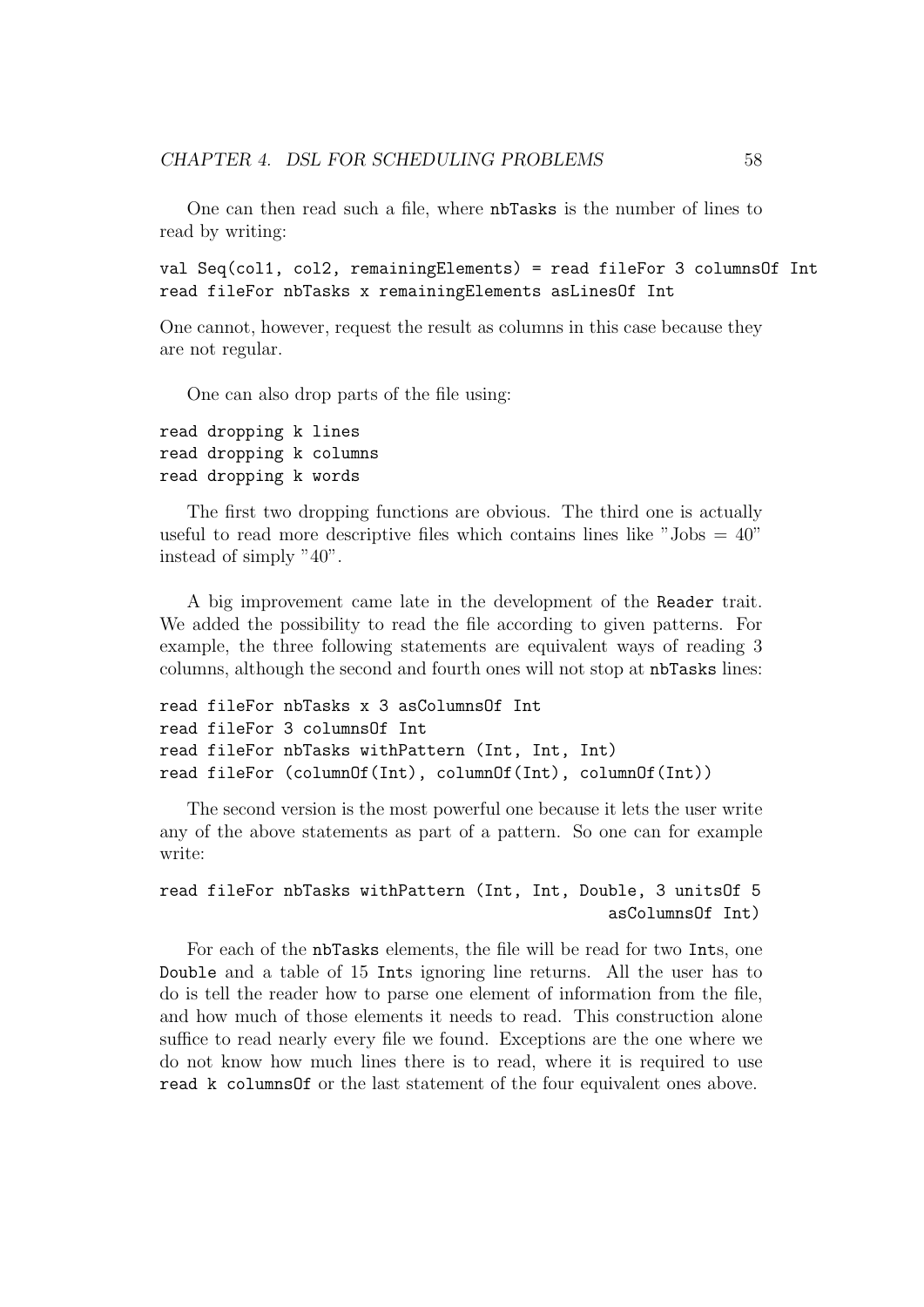One can then read such a file, where `nbTasks` is the number of lines to read by writing:

```
val Seq(col1, col2, remainingElements) = read fileFor 3 columnsOf Int
read fileFor nbTasks x remainingElements asLinesOf Int
```

One cannot, however, request the result as columns in this case because they are not regular.

One can also drop parts of the file using:

```
read dropping k lines
read dropping k columns
read dropping k words
```

The first two dropping functions are obvious. The third one is actually useful to read more descriptive files which contains lines like "Jobs = 40" instead of simply "40".

A big improvement came late in the development of the `Reader` trait. We added the possibility to read the file according to given patterns. For example, the three following statements are equivalent ways of reading 3 columns, although the second and fourth ones will not stop at `nbTasks` lines:

```
read fileFor nbTasks x 3 asColumnsOf Int
read fileFor 3 columnsOf Int
read fileFor nbTasks withPattern (Int, Int, Int)
read fileFor (columnOf(Int), columnOf(Int), columnOf(Int))
```

The second version is the most powerful one because it lets the user write any of the above statements as part of a pattern. So one can for example write:

```
read fileFor nbTasks withPattern (Int, Int, Double, 3 unitsOf 5
                                              asColumnsOf Int)
```

For each of the `nbTasks` elements, the file will be read for two `Int`s, one `Double` and a table of 15 `Int`s ignoring line returns. All the user has to do is tell the reader how to parse one element of information from the file, and how much of those elements it needs to read. This construction alone suffice to read nearly every file we found. Exceptions are the one where we do not know how much lines there is to read, where it is required to use `read k columnsOf` or the last statement of the four equivalent ones above.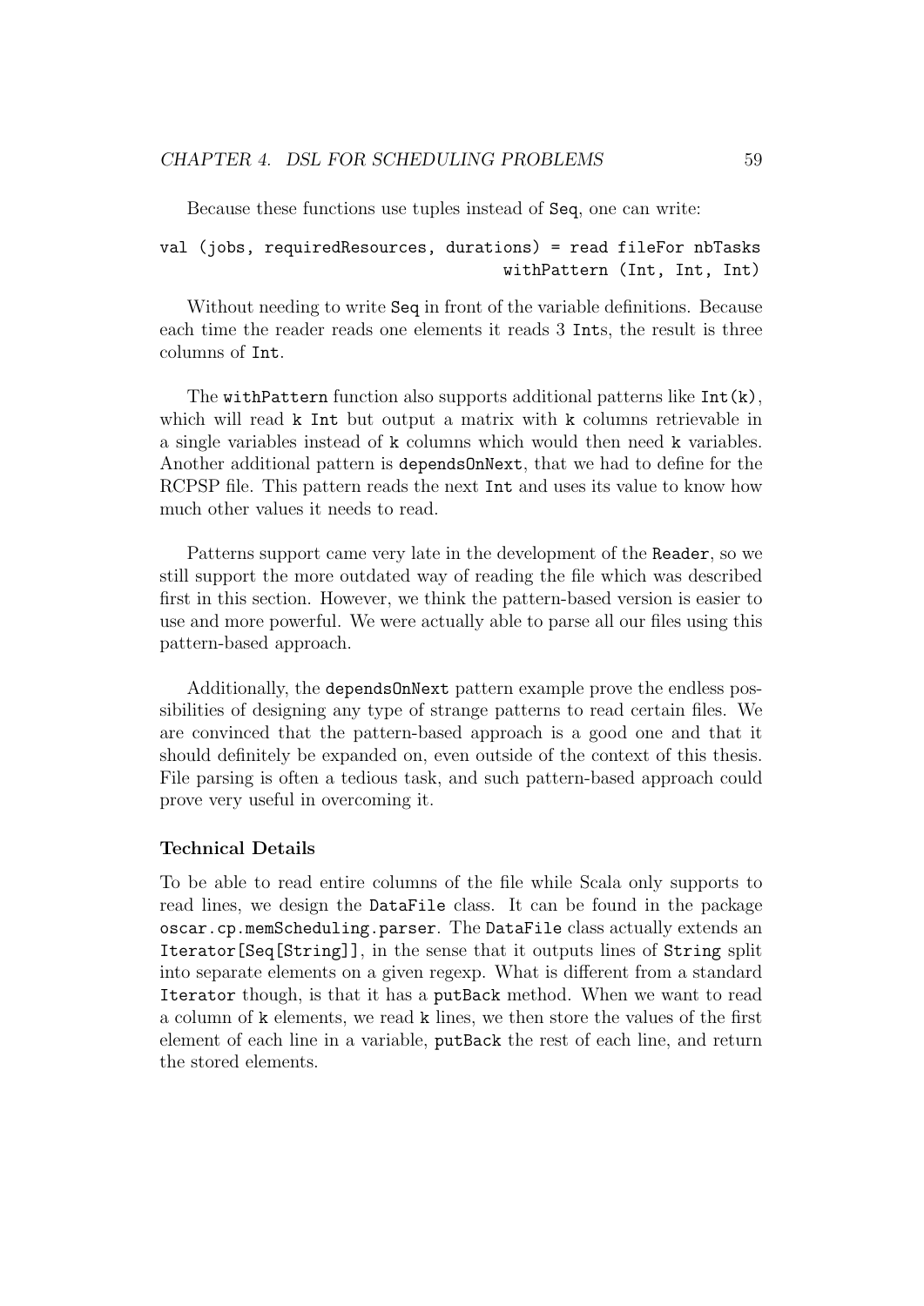Because these functions use tuples instead of `Seq`, one can write:

```
val (jobs, requiredResources, durations) = read fileFor nbTasks
                                   withPattern (Int, Int, Int)
```

Without needing to write `Seq` in front of the variable definitions. Because each time the reader reads one elements it reads 3 `Int`s, the result is three columns of `Int`.

The `withPattern` function also supports additional patterns like `Int(k)`, which will read `k Int` but output a matrix with `k` columns retrievable in a single variables instead of `k` columns which would then need `k` variables. Another additional pattern is `dependsOnNext`, that we had to define for the RCPSP file. This pattern reads the next `Int` and uses its value to know how much other values it needs to read.

Patterns support came very late in the development of the `Reader`, so we still support the more outdated way of reading the file which was described first in this section. However, we think the pattern-based version is easier to use and more powerful. We were actually able to parse all our files using this pattern-based approach.

Additionally, the `dependsOnNext` pattern example prove the endless possibilities of designing any type of strange patterns to read certain files. We are convinced that the pattern-based approach is a good one and that it should definitely be expanded on, even outside of the context of this thesis. File parsing is often a tedious task, and such pattern-based approach could prove very useful in overcoming it.

#### Technical Details

To be able to read entire columns of the file while Scala only supports to read lines, we design the `DataFile` class. It can be found in the package `oscar.cp.memScheduling.parser`. The `DataFile` class actually extends an `Iterator[Seq[String]]`, in the sense that it outputs lines of `String` split into separate elements on a given regexp. What is different from a standard `Iterator` though, is that it has a `putBack` method. When we want to read a column of `k` elements, we read `k` lines, we then store the values of the first element of each line in a variable, `putBack` the rest of each line, and return the stored elements.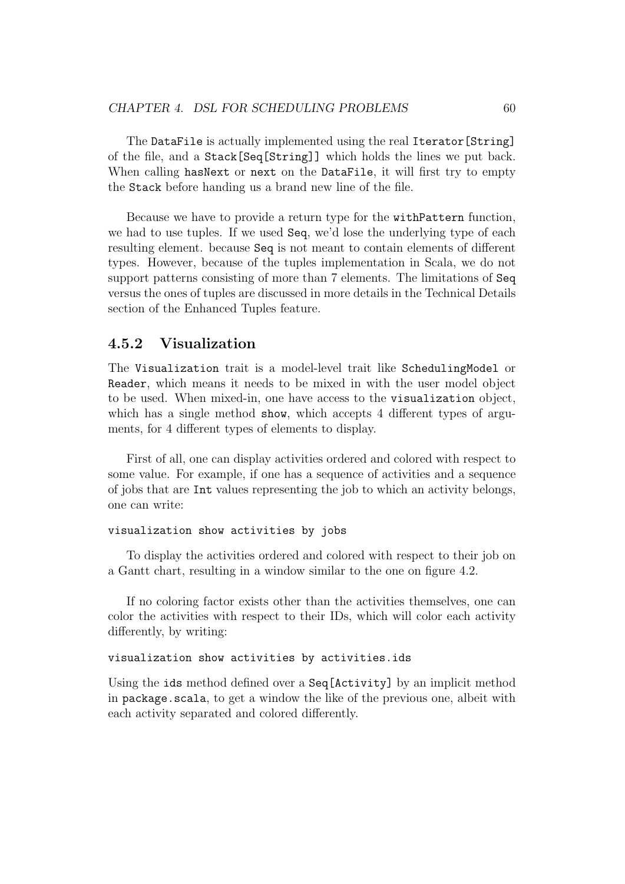The `DataFile` is actually implemented using the real `Iterator[String]` of the file, and a `Stack[Seq[String]]` which holds the lines we put back. When calling `hasNext` or `next` on the `DataFile`, it will first try to empty the `Stack` before handing us a brand new line of the file.

Because we have to provide a return type for the `withPattern` function, we had to use tuples. If we used `Seq`, we'd lose the underlying type of each resulting element. because `Seq` is not meant to contain elements of different types. However, because of the tuples implementation in Scala, we do not support patterns consisting of more than 7 elements. The limitations of `Seq` versus the ones of tuples are discussed in more details in the Technical Details section of the Enhanced Tuples feature.

### 4.5.2 Visualization

The `Visualization` trait is a model-level trait like `SchedulingModel` or `Reader`, which means it needs to be mixed in with the user model object to be used. When mixed-in, one have access to the `visualization` object, which has a single method `show`, which accepts 4 different types of arguments, for 4 different types of elements to display.

First of all, one can display activities ordered and colored with respect to some value. For example, if one has a sequence of activities and a sequence of jobs that are `Int` values representing the job to which an activity belongs, one can write:

```
visualization show activities by jobs
```

To display the activities ordered and colored with respect to their job on a Gantt chart, resulting in a window similar to the one on figure 4.2.

If no coloring factor exists other than the activities themselves, one can color the activities with respect to their IDs, which will color each activity differently, by writing:

```
visualization show activities by activities.ids
```

Using the `ids` method defined over a `Seq[Activity]` by an implicit method in `package.scala`, to get a window the like of the previous one, albeit with each activity separated and colored differently.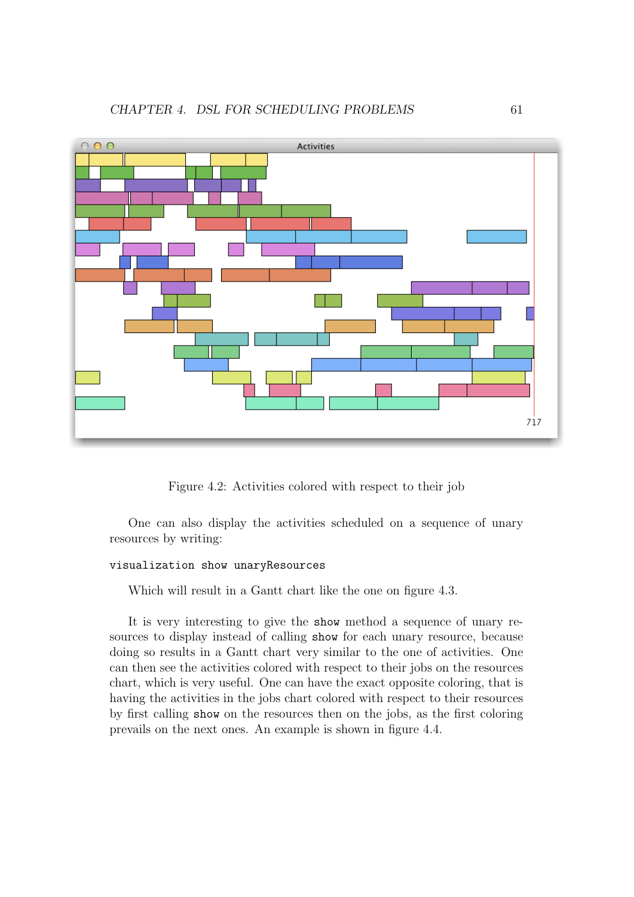Figure 4.2: Activities colored with respect to their job

One can also display the activities scheduled on a sequence of unary resources by writing:

```
visualization show unaryResources
```

Which will result in a Gantt chart like the one on figure 4.3.

It is very interesting to give the `show` method a sequence of unary resources to display instead of calling `show` for each unary resource, because doing so results in a Gantt chart very similar to the one of activities. One can then see the activities colored with respect to their jobs on the resources chart, which is very useful. One can have the exact opposite coloring, that is having the activities in the jobs chart colored with respect to their resources by first calling `show` on the resources then on the jobs, as the first coloring prevails on the next ones. An example is shown in figure 4.4.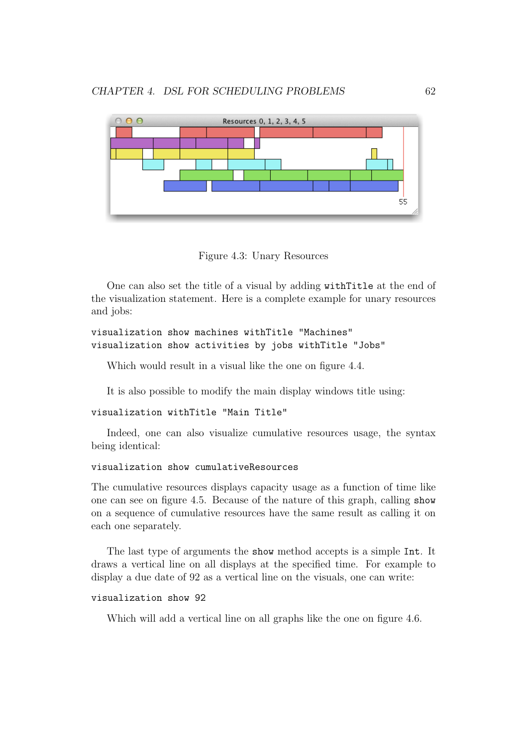Figure 4.3: Unary Resources

One can also set the title of a visual by adding `withTitle` at the end of the visualization statement. Here is a complete example for unary resources and jobs:

```
visualization show machines withTitle "Machines"
visualization show activities by jobs withTitle "Jobs"
```

Which would result in a visual like the one on figure 4.4.

It is also possible to modify the main display windows title using:

```
visualization withTitle "Main Title"
```

Indeed, one can also visualize cumulative resources usage, the syntax being identical:

```
visualization show cumulativeResources
```

The cumulative resources displays capacity usage as a function of time like one can see on figure 4.5. Because of the nature of this graph, calling `show` on a sequence of cumulative resources have the same result as calling it on each one separately.

The last type of arguments the `show` method accepts is a simple `Int`. It draws a vertical line on all displays at the specified time. For example to display a due date of 92 as a vertical line on the visuals, one can write:

```
visualization show 92
```

Which will add a vertical line on all graphs like the one on figure 4.6.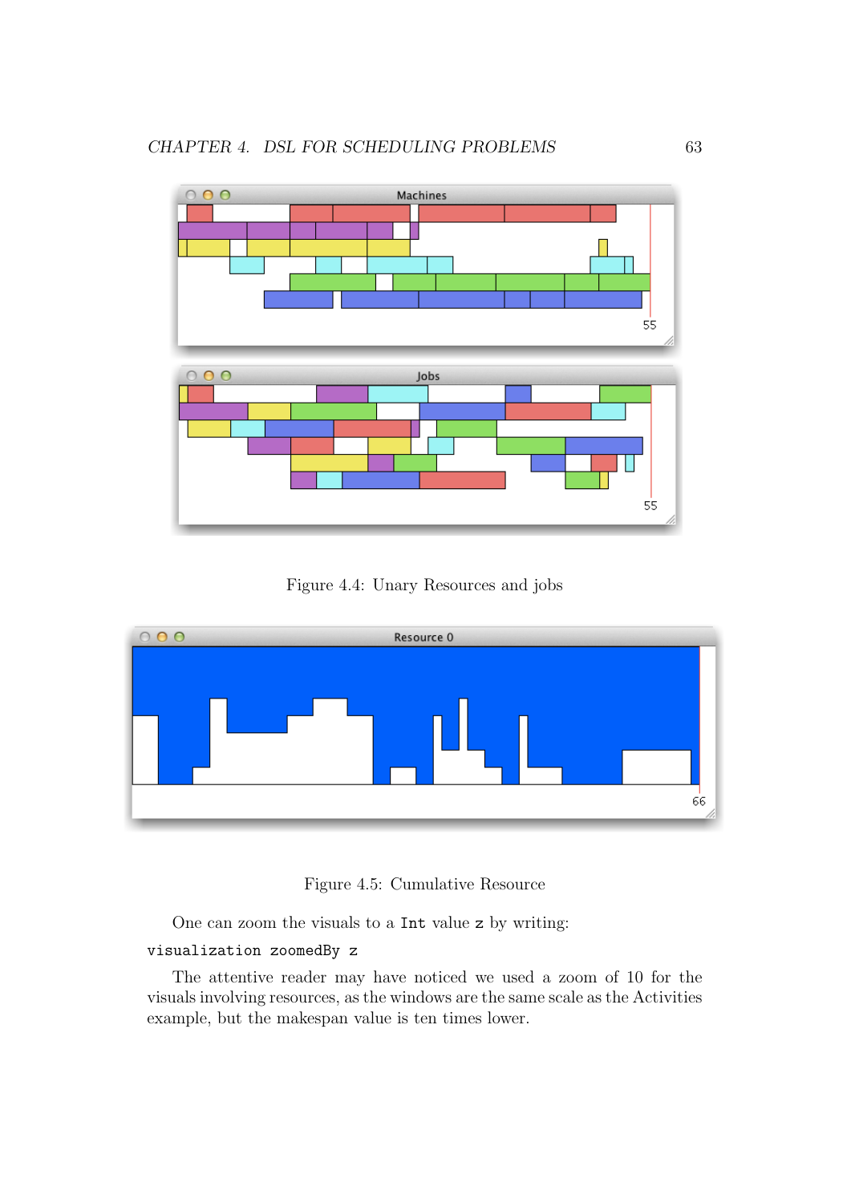Figure 4.4: Unary Resources and jobs

Figure 4.5: Cumulative Resource

One can zoom the visuals to a `Int` value `z` by writing:

```
visualization zoomedBy z
```

The attentive reader may have noticed we used a zoom of 10 for the visuals involving resources, as the windows are the same scale as the Activities example, but the makespan value is ten times lower.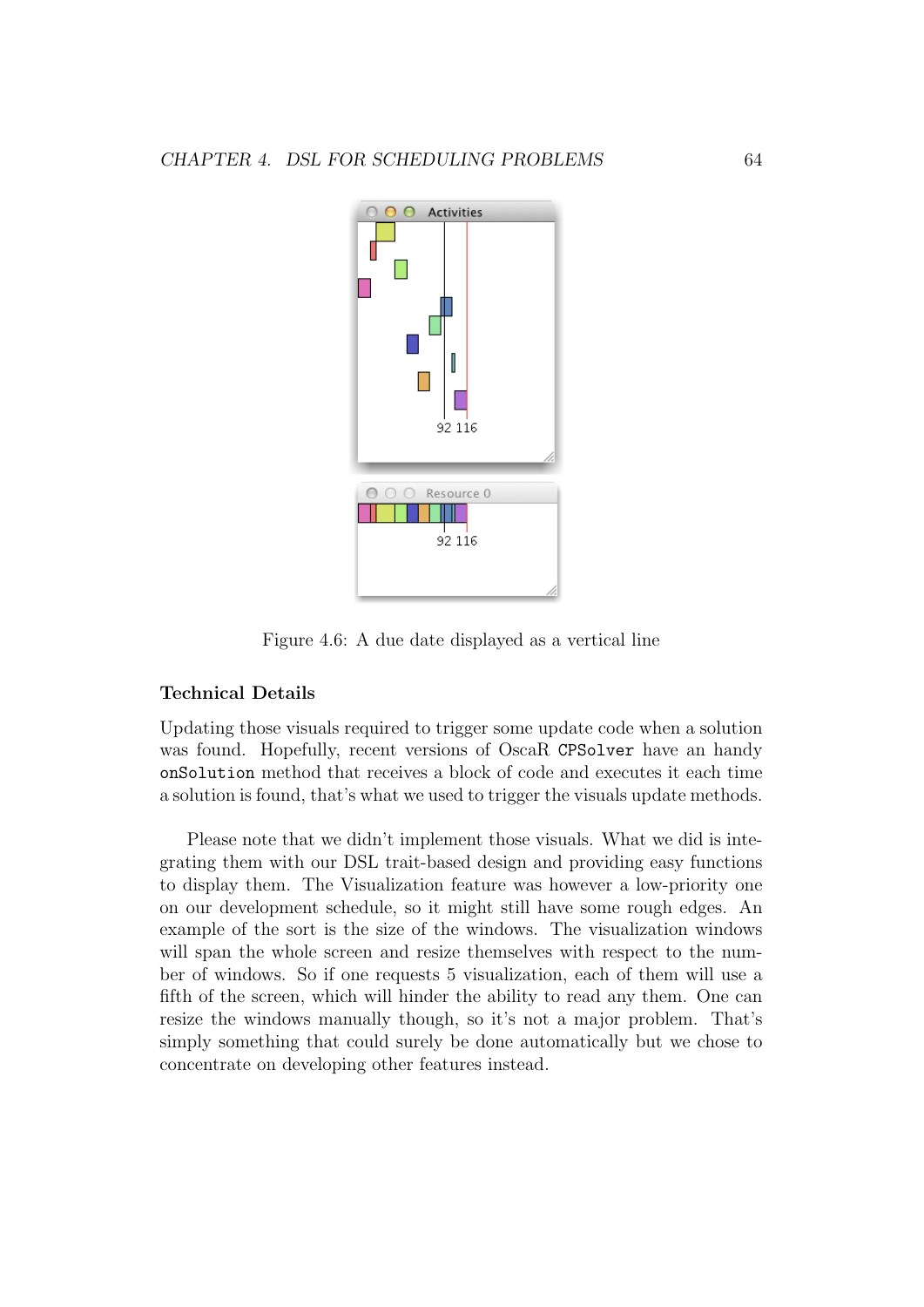Figure 4.6: A due date displayed as a vertical line

### Technical Details

Updating those visuals required to trigger some update code when a solution was found. Hopefully, recent versions of OscaR `CPSolver` have an handy `onSolution` method that receives a block of code and executes it each time a solution is found, that's what we used to trigger the visuals update methods.

Please note that we didn't implement those visuals. What we did is integrating them with our DSL trait-based design and providing easy functions to display them. The Visualization feature was however a low-priority one on our development schedule, so it might still have some rough edges. An example of the sort is the size of the windows. The visualization windows will span the whole screen and resize themselves with respect to the number of windows. So if one requests 5 visualization, each of them will use a fifth of the screen, which will hinder the ability to read any them. One can resize the windows manually though, so it's not a major problem. That's simply something that could surely be done automatically but we chose to concentrate on developing other features instead.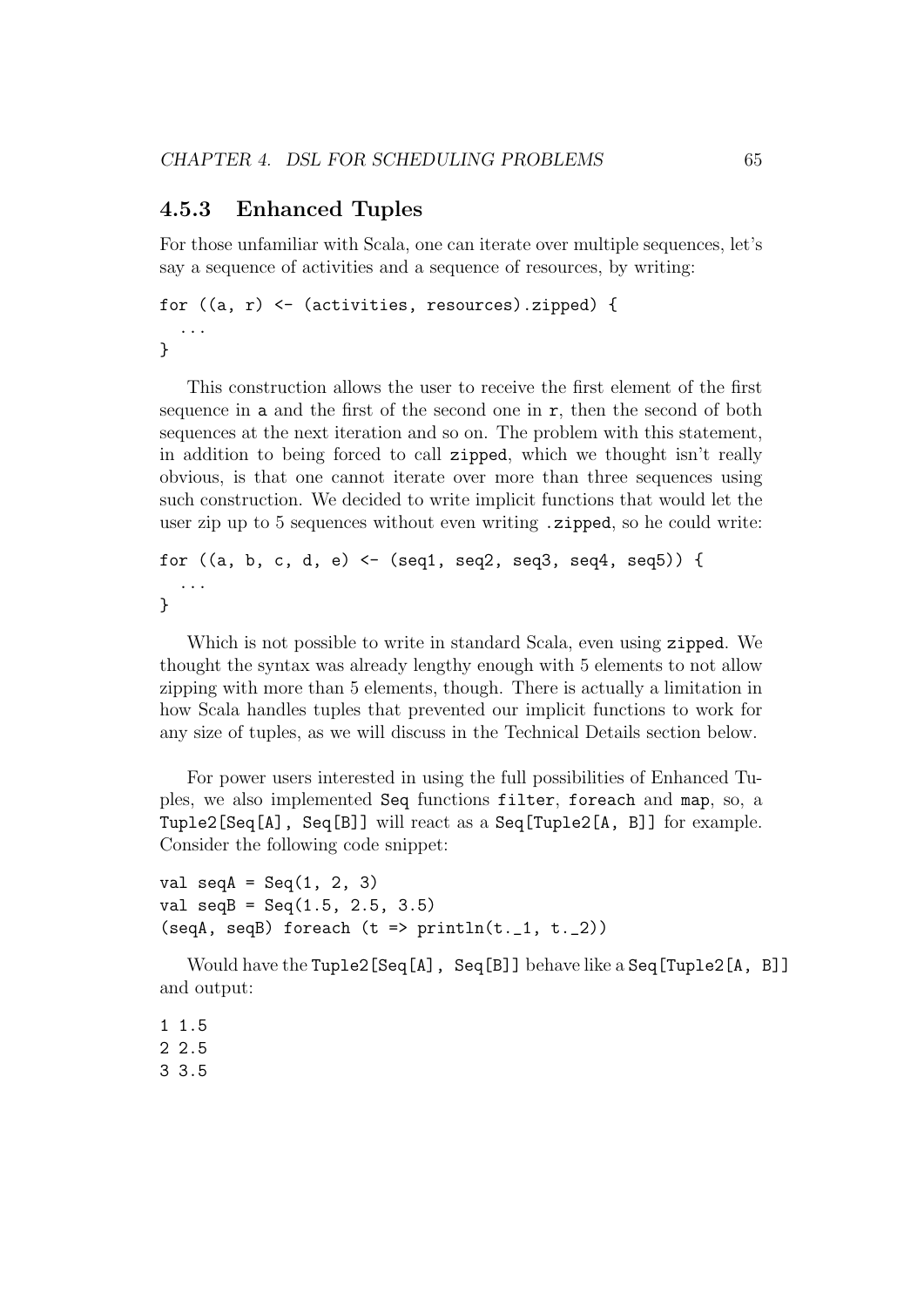### 4.5.3 Enhanced Tuples

For those unfamiliar with Scala, one can iterate over multiple sequences, let's say a sequence of activities and a sequence of resources, by writing:

```
for ((a, r) <- (activities, resources).zipped) {
  ...
}
```

This construction allows the user to receive the first element of the first sequence in `a` and the first of the second one in `r`, then the second of both sequences at the next iteration and so on. The problem with this statement, in addition to being forced to call `zipped`, which we thought isn't really obvious, is that one cannot iterate over more than three sequences using such construction. We decided to write implicit functions that would let the user zip up to 5 sequences without even writing `.zipped`, so he could write:

```
for ((a, b, c, d, e) <- (seq1, seq2, seq3, seq4, seq5)) {
  ...
}
```

Which is not possible to write in standard Scala, even using `zipped`. We thought the syntax was already lengthy enough with 5 elements to not allow zipping with more than 5 elements, though. There is actually a limitation in how Scala handles tuples that prevented our implicit functions to work for any size of tuples, as we will discuss in the Technical Details section below.

For power users interested in using the full possibilities of Enhanced Tuples, we also implemented `Seq` functions `filter`, `foreach` and `map`, so, a `Tuple2[Seq[A], Seq[B]]` will react as a `Seq[Tuple2[A, B]]` for example. Consider the following code snippet:

```
val seqA = Seq(1, 2, 3)
val seqB = Seq(1.5, 2.5, 3.5)
(seqA, seqB) foreach (t => println(t._1, t._2))
```

Would have the `Tuple2[Seq[A], Seq[B]]` behave like a `Seq[Tuple2[A, B]]` and output:

```
1 1.5
2 2.5
3 3.5
```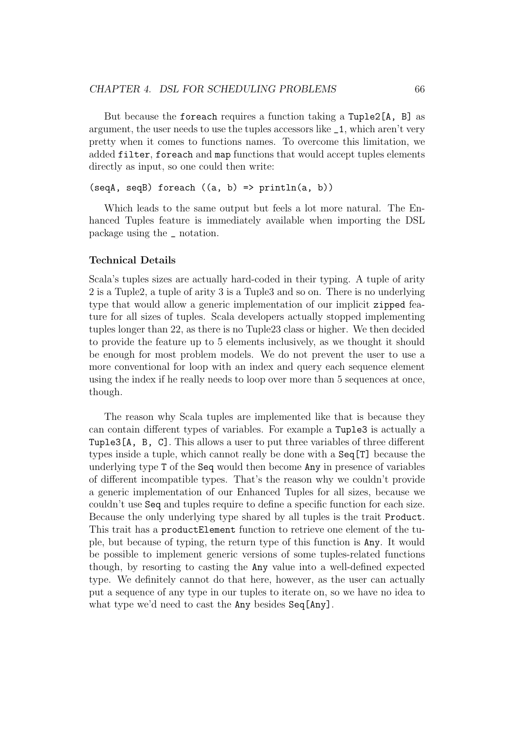But because the `foreach` requires a function taking a `Tuple2[A, B]` as argument, the user needs to use the tuples accessors like `_1`, which aren't very pretty when it comes to functions names. To overcome this limitation, we added `filter`, `foreach` and `map` functions that would accept tuples elements directly as input, so one could then write:

```
(seqA, seqB) foreach ((a, b) => println(a, b))
```

Which leads to the same output but feels a lot more natural. The Enhanced Tuples feature is immediately available when importing the DSL package using the `_` notation.

#### Technical Details

Scala's tuples sizes are actually hard-coded in their typing. A tuple of arity 2 is a Tuple2, a tuple of arity 3 is a Tuple3 and so on. There is no underlying type that would allow a generic implementation of our implicit `zipped` feature for all sizes of tuples. Scala developers actually stopped implementing tuples longer than 22, as there is no Tuple23 class or higher. We then decided to provide the feature up to 5 elements inclusively, as we thought it should be enough for most problem models. We do not prevent the user to use a more conventional for loop with an index and query each sequence element using the index if he really needs to loop over more than 5 sequences at once, though.

The reason why Scala tuples are implemented like that is because they can contain different types of variables. For example a `Tuple3` is actually a `Tuple3[A, B, C]`. This allows a user to put three variables of three different types inside a tuple, which cannot really be done with a `Seq[T]` because the underlying type `T` of the `Seq` would then become `Any` in presence of variables of different incompatible types. That's the reason why we couldn't provide a generic implementation of our Enhanced Tuples for all sizes, because we couldn't use `Seq` and tuples require to define a specific function for each size. Because the only underlying type shared by all tuples is the trait `Product`. This trait has a `productElement` function to retrieve one element of the tuple, but because of typing, the return type of this function is `Any`. It would be possible to implement generic versions of some tuples-related functions though, by resorting to casting the `Any` value into a well-defined expected type. We definitely cannot do that here, however, as the user can actually put a sequence of any type in our tuples to iterate on, so we have no idea to what type we'd need to cast the `Any` besides `Seq[Any]`.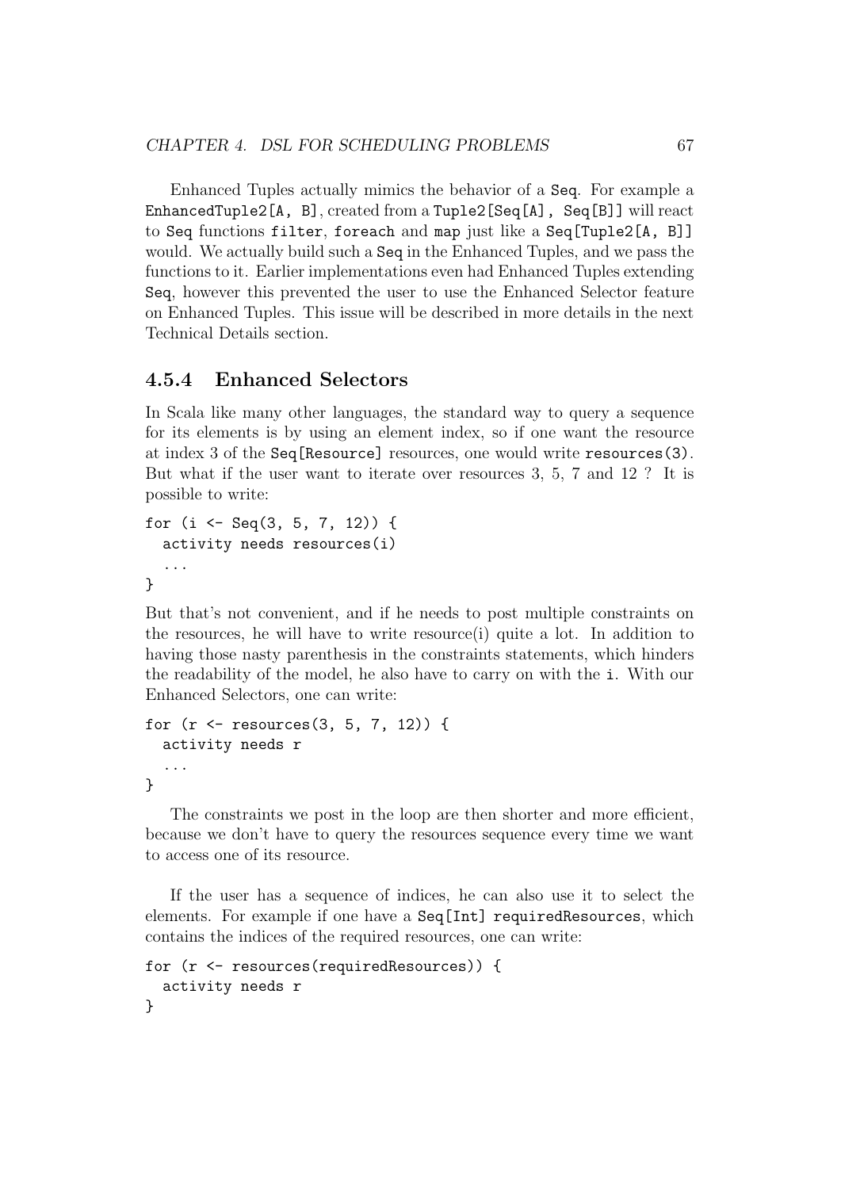Enhanced Tuples actually mimics the behavior of a `Seq`. For example a `EnhancedTuple2[A, B]`, created from a `Tuple2[Seq[A], Seq[B]]` will react to `Seq` functions `filter`, `foreach` and `map` just like a `Seq[Tuple2[A, B]]` would. We actually build such a `Seq` in the Enhanced Tuples, and we pass the functions to it. Earlier implementations even had Enhanced Tuples extending `Seq`, however this prevented the user to use the Enhanced Selector feature on Enhanced Tuples. This issue will be described in more details in the next Technical Details section.

### 4.5.4 Enhanced Selectors

In Scala like many other languages, the standard way to query a sequence for its elements is by using an element index, so if one want the resource at index 3 of the `Seq[Resource]` resources, one would write `resources(3)`. But what if the user want to iterate over resources 3, 5, 7 and 12 ? It is possible to write:

```
for (i <- Seq(3, 5, 7, 12)) {
  activity needs resources(i)
  ...
}
```

But that's not convenient, and if he needs to post multiple constraints on the resources, he will have to write resource(i) quite a lot. In addition to having those nasty parenthesis in the constraints statements, which hinders the readability of the model, he also have to carry on with the `i`. With our Enhanced Selectors, one can write:

```
for (r <- resources(3, 5, 7, 12)) {
  activity needs r
  ...
}
```

The constraints we post in the loop are then shorter and more efficient, because we don't have to query the resources sequence every time we want to access one of its resource.

If the user has a sequence of indices, he can also use it to select the elements. For example if one have a `Seq[Int] requiredResources`, which contains the indices of the required resources, one can write:

```
for (r <- resources(requiredResources)) {
  activity needs r
}
```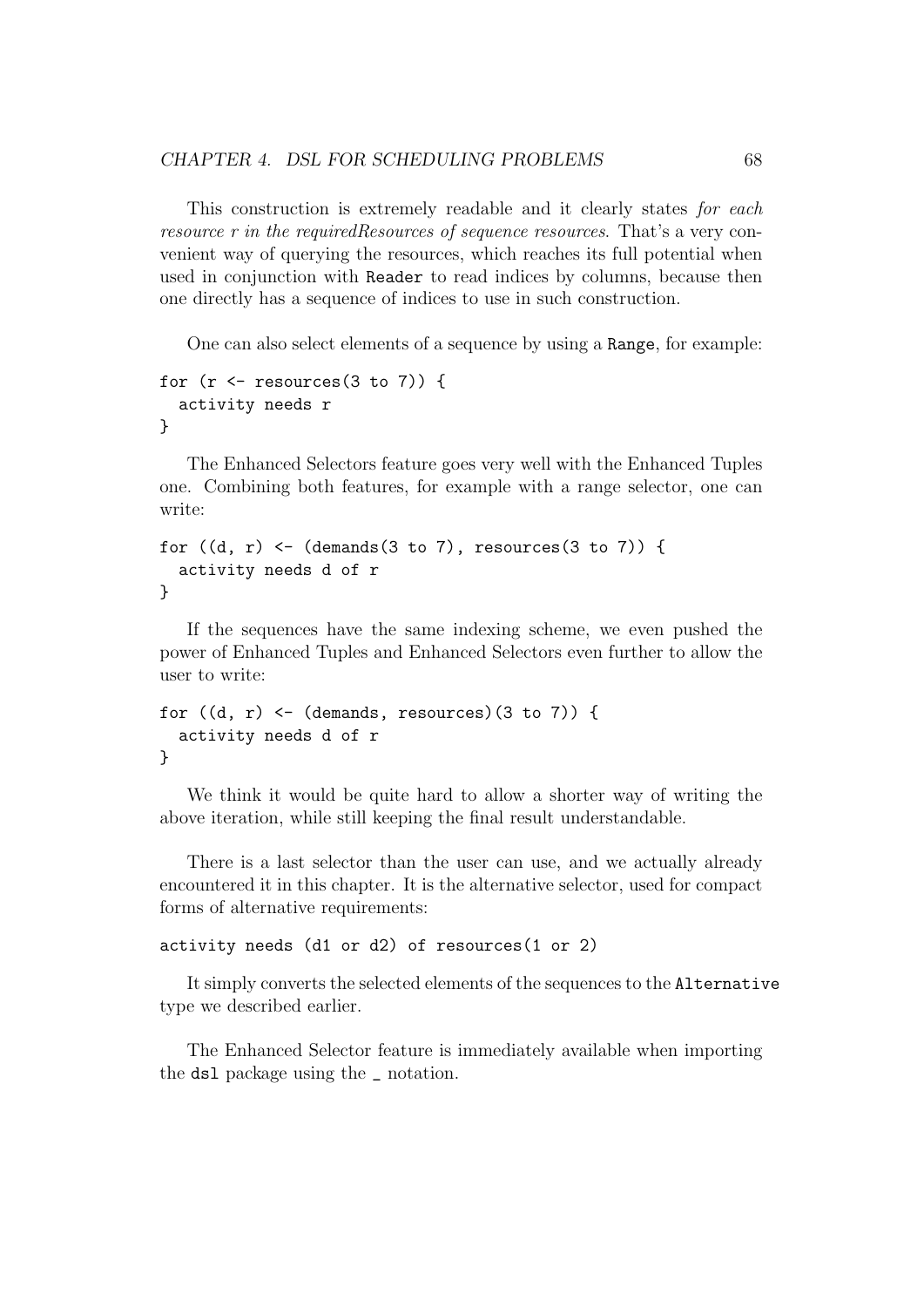This construction is extremely readable and it clearly states *for each resource r in the requiredResources of sequence resources*. That's a very convenient way of querying the resources, which reaches its full potential when used in conjunction with `Reader` to read indices by columns, because then one directly has a sequence of indices to use in such construction.

One can also select elements of a sequence by using a `Range`, for example:

```
for (r <- resources(3 to 7)) {
  activity needs r
}
```

The Enhanced Selectors feature goes very well with the Enhanced Tuples one. Combining both features, for example with a range selector, one can write:

```
for ((d, r) <- (demands(3 to 7), resources(3 to 7)) {
  activity needs d of r
}
```

If the sequences have the same indexing scheme, we even pushed the power of Enhanced Tuples and Enhanced Selectors even further to allow the user to write:

```
for ((d, r) <- (demands, resources)(3 to 7)) {
  activity needs d of r
}
```

We think it would be quite hard to allow a shorter way of writing the above iteration, while still keeping the final result understandable.

There is a last selector than the user can use, and we actually already encountered it in this chapter. It is the alternative selector, used for compact forms of alternative requirements:

```
activity needs (d1 or d2) of resources(1 or 2)
```

It simply converts the selected elements of the sequences to the `Alternative` type we described earlier.

The Enhanced Selector feature is immediately available when importing the `dsl` package using the `_` notation.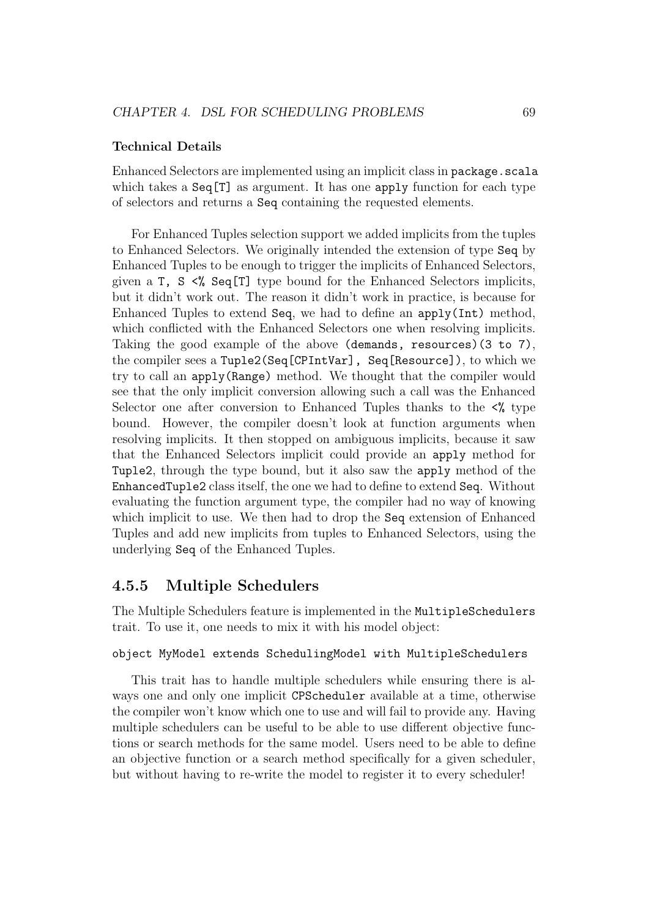#### Technical Details

Enhanced Selectors are implemented using an implicit class in `package.scala` which takes a `Seq[T]` as argument. It has one `apply` function for each type of selectors and returns a `Seq` containing the requested elements.

For Enhanced Tuples selection support we added implicits from the tuples to Enhanced Selectors. We originally intended the extension of type `Seq` by Enhanced Tuples to be enough to trigger the implicits of Enhanced Selectors, given a `T, S <% Seq[T]` type bound for the Enhanced Selectors implicits, but it didn't work out. The reason it didn't work in practice, is because for Enhanced Tuples to extend `Seq`, we had to define an `apply(Int)` method, which conflicted with the Enhanced Selectors one when resolving implicits. Taking the good example of the above `(demands, resources)(3 to 7)`, the compiler sees a `Tuple2(Seq[CPIntVar], Seq[Resource])`, to which we try to call an `apply(Range)` method. We thought that the compiler would see that the only implicit conversion allowing such a call was the Enhanced Selector one after conversion to Enhanced Tuples thanks to the `<%` type bound. However, the compiler doesn't look at function arguments when resolving implicits. It then stopped on ambiguous implicits, because it saw that the Enhanced Selectors implicit could provide an `apply` method for `Tuple2`, through the type bound, but it also saw the `apply` method of the `EnhancedTuple2` class itself, the one we had to define to extend `Seq`. Without evaluating the function argument type, the compiler had no way of knowing which implicit to use. We then had to drop the `Seq` extension of Enhanced Tuples and add new implicits from tuples to Enhanced Selectors, using the underlying `Seq` of the Enhanced Tuples.

### 4.5.5 Multiple Schedulers

The Multiple Schedulers feature is implemented in the `MultipleSchedulers` trait. To use it, one needs to mix it with his model object:

```
object MyModel extends SchedulingModel with MultipleSchedulers
```

This trait has to handle multiple schedulers while ensuring there is always one and only one implicit `CPScheduler` available at a time, otherwise the compiler won't know which one to use and will fail to provide any. Having multiple schedulers can be useful to be able to use different objective functions or search methods for the same model. Users need to be able to define an objective function or a search method specifically for a given scheduler, but without having to re-write the model to register it to every scheduler!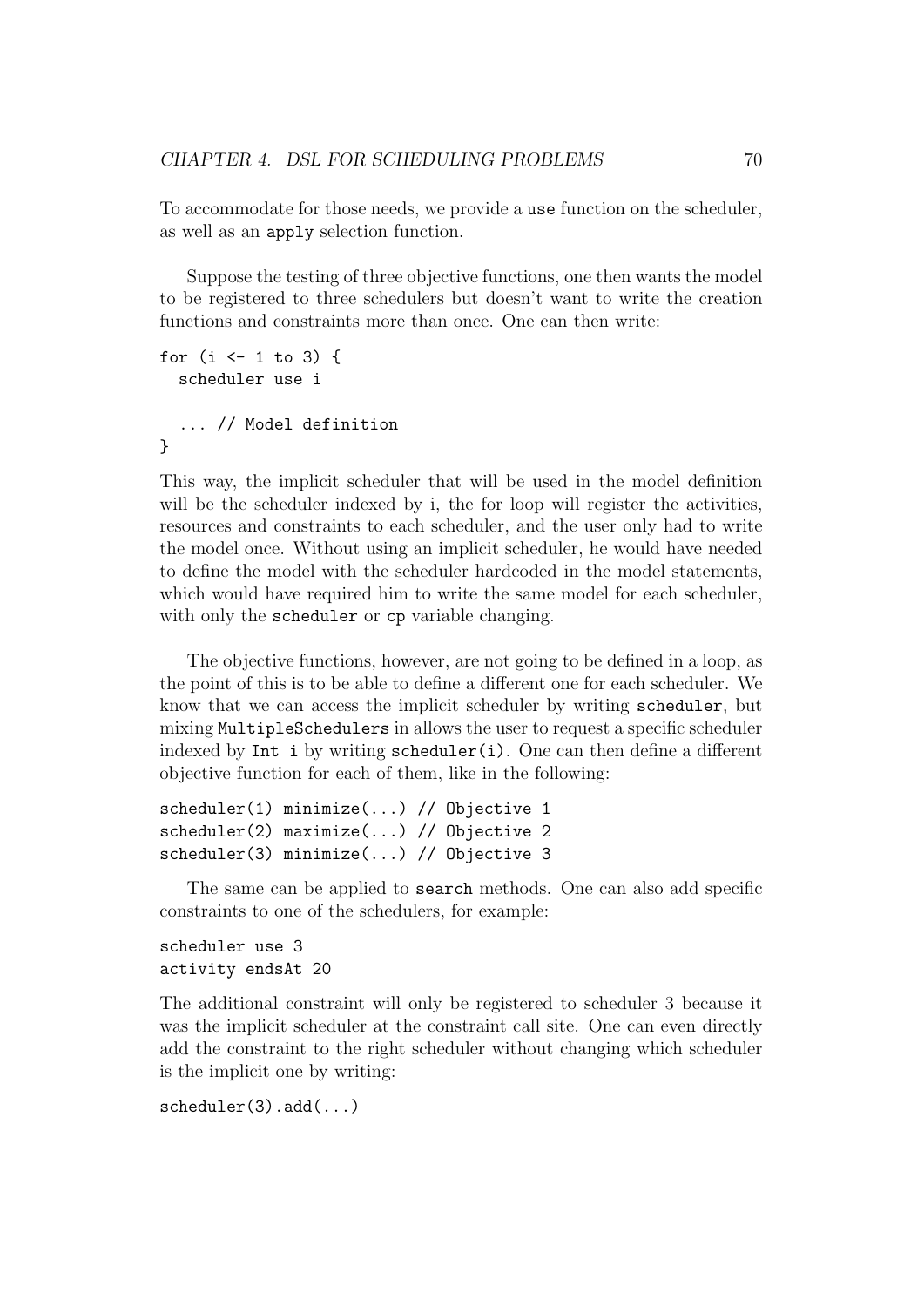To accommodate for those needs, we provide a `use` function on the scheduler, as well as an `apply` selection function.

Suppose the testing of three objective functions, one then wants the model to be registered to three schedulers but doesn't want to write the creation functions and constraints more than once. One can then write:

```
for (i <- 1 to 3) {
  scheduler use i

  ... // Model definition
}
```

This way, the implicit scheduler that will be used in the model definition will be the scheduler indexed by i, the for loop will register the activities, resources and constraints to each scheduler, and the user only had to write the model once. Without using an implicit scheduler, he would have needed to define the model with the scheduler hardcoded in the model statements, which would have required him to write the same model for each scheduler, with only the `scheduler` or `cp` variable changing.

The objective functions, however, are not going to be defined in a loop, as the point of this is to be able to define a different one for each scheduler. We know that we can access the implicit scheduler by writing `scheduler`, but mixing `MultipleSchedulers` in allows the user to request a specific scheduler indexed by `Int i` by writing `scheduler(i)`. One can then define a different objective function for each of them, like in the following:

```
scheduler(1) minimize(...) // Objective 1
scheduler(2) maximize(...) // Objective 2
scheduler(3) minimize(...) // Objective 3
```

The same can be applied to `search` methods. One can also add specific constraints to one of the schedulers, for example:

```
scheduler use 3
activity endsAt 20
```

The additional constraint will only be registered to scheduler 3 because it was the implicit scheduler at the constraint call site. One can even directly add the constraint to the right scheduler without changing which scheduler is the implicit one by writing:

```
scheduler(3).add(...)
```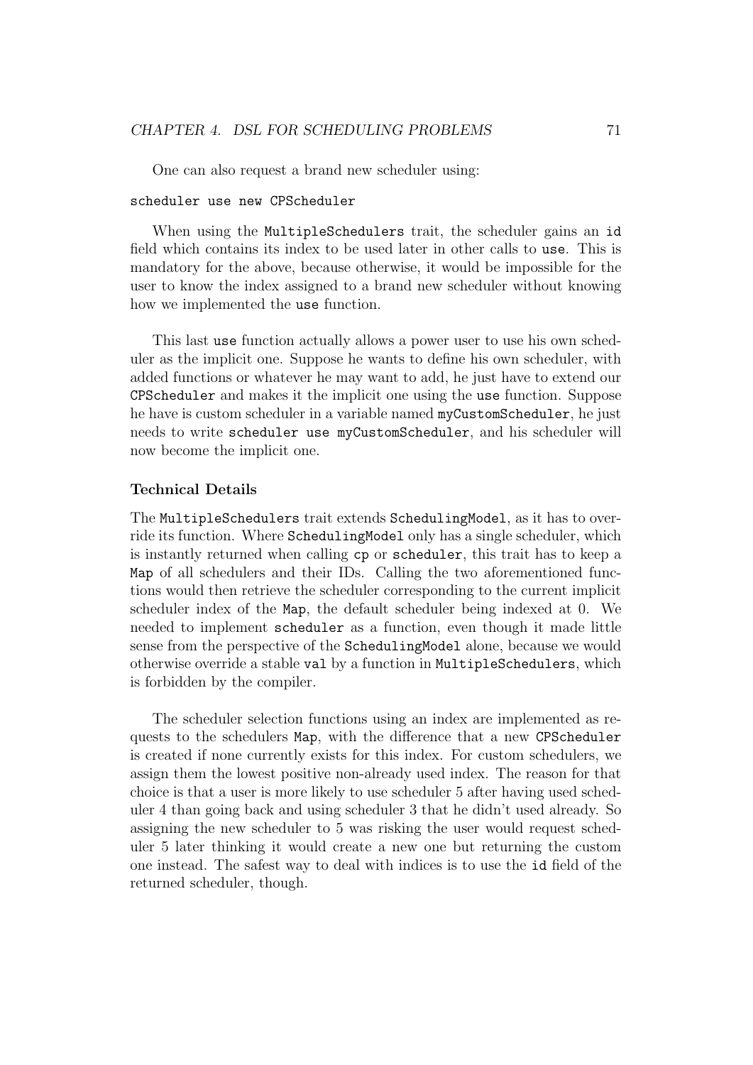One can also request a brand new scheduler using:

```
scheduler use new CPScheduler
```

When using the `MultipleSchedulers` trait, the scheduler gains an `id` field which contains its index to be used later in other calls to `use`. This is mandatory for the above, because otherwise, it would be impossible for the user to know the index assigned to a brand new scheduler without knowing how we implemented the `use` function.

This last `use` function actually allows a power user to use his own scheduler as the implicit one. Suppose he wants to define his own scheduler, with added functions or whatever he may want to add, he just have to extend our `CPScheduler` and makes it the implicit one using the `use` function. Suppose he have is custom scheduler in a variable named `myCustomScheduler`, he just needs to write `scheduler use myCustomScheduler`, and his scheduler will now become the implicit one.

#### Technical Details

The `MultipleSchedulers` trait extends `SchedulingModel`, as it has to override its function. Where `SchedulingModel` only has a single scheduler, which is instantly returned when calling `cp` or `scheduler`, this trait has to keep a `Map` of all schedulers and their IDs. Calling the two aforementioned functions would then retrieve the scheduler corresponding to the current implicit scheduler index of the `Map`, the default scheduler being indexed at 0. We needed to implement `scheduler` as a function, even though it made little sense from the perspective of the `SchedulingModel` alone, because we would otherwise override a stable `val` by a function in `MultipleSchedulers`, which is forbidden by the compiler.

The scheduler selection functions using an index are implemented as requests to the schedulers `Map`, with the difference that a new `CPScheduler` is created if none currently exists for this index. For custom schedulers, we assign them the lowest positive non-already used index. The reason for that choice is that a user is more likely to use scheduler 5 after having used scheduler 4 than going back and using scheduler 3 that he didn't used already. So assigning the new scheduler to 5 was risking the user would request scheduler 5 later thinking it would create a new one but returning the custom one instead. The safest way to deal with indices is to use the `id` field of the returned scheduler, though.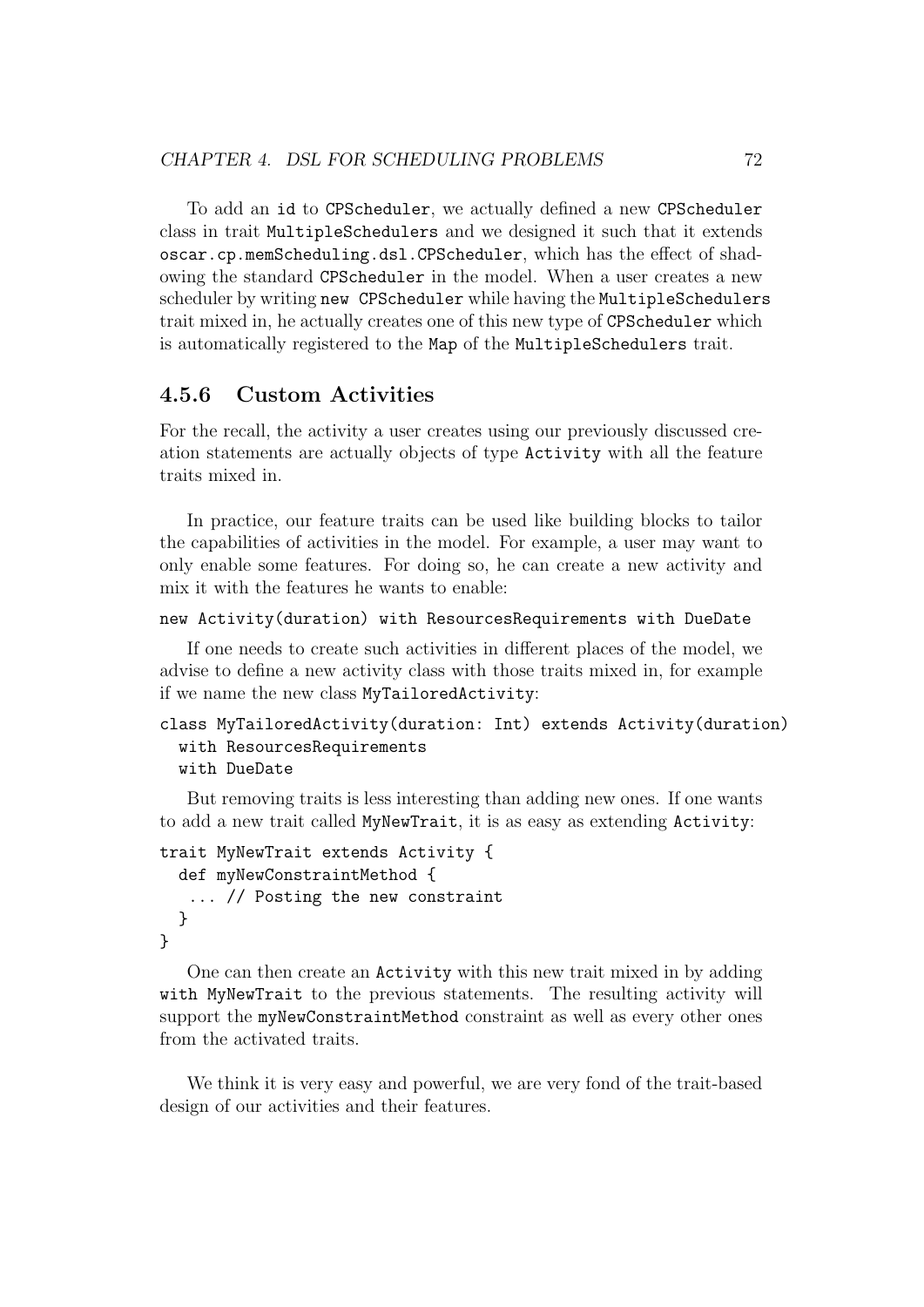To add an `id` to `CPScheduler`, we actually defined a new `CPScheduler` class in trait `MultipleSchedulers` and we designed it such that it extends `oscar.cp.memScheduling.dsl.CPScheduler`, which has the effect of shadowing the standard `CPScheduler` in the model. When a user creates a new scheduler by writing `new CPScheduler` while having the `MultipleSchedulers` trait mixed in, he actually creates one of this new type of `CPScheduler` which is automatically registered to the `Map` of the `MultipleSchedulers` trait.

### 4.5.6 Custom Activities

For the recall, the activity a user creates using our previously discussed creation statements are actually objects of type `Activity` with all the feature traits mixed in.

In practice, our feature traits can be used like building blocks to tailor the capabilities of activities in the model. For example, a user may want to only enable some features. For doing so, he can create a new activity and mix it with the features he wants to enable:

```
new Activity(duration) with ResourcesRequirements with DueDate
```

If one needs to create such activities in different places of the model, we advise to define a new activity class with those traits mixed in, for example if we name the new class `MyTailoredActivity`:

```
class MyTailoredActivity(duration: Int) extends Activity(duration)
  with ResourcesRequirements
  with DueDate
```

But removing traits is less interesting than adding new ones. If one wants to add a new trait called `MyNewTrait`, it is as easy as extending `Activity`:

```
trait MyNewTrait extends Activity {
  def myNewConstraintMethod {
   ... // Posting the new constraint
  }
}
```

One can then create an `Activity` with this new trait mixed in by adding `with MyNewTrait` to the previous statements. The resulting activity will support the `myNewConstraintMethod` constraint as well as every other ones from the activated traits.

We think it is very easy and powerful, we are very fond of the trait-based design of our activities and their features.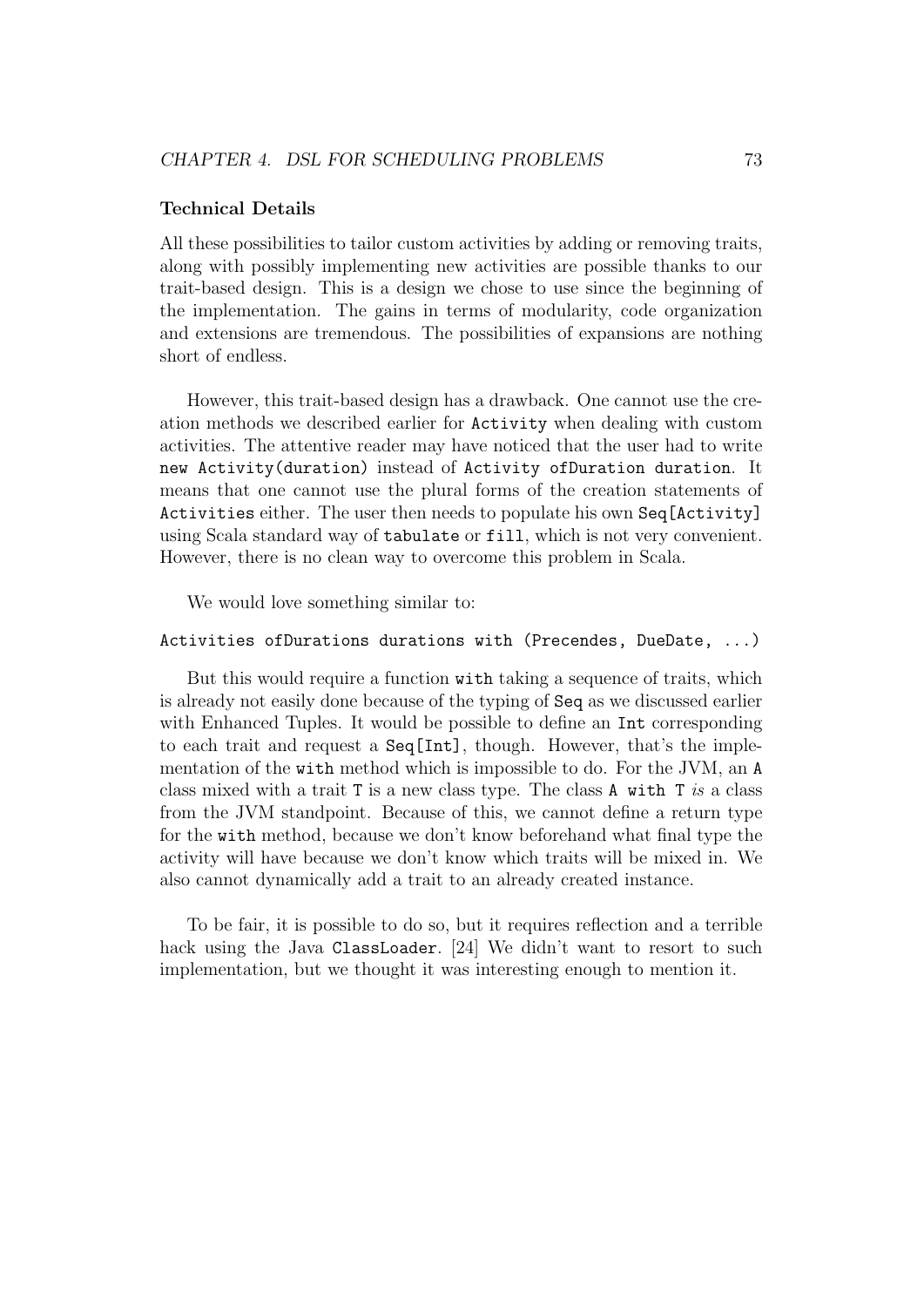### Technical Details

All these possibilities to tailor custom activities by adding or removing traits, along with possibly implementing new activities are possible thanks to our trait-based design. This is a design we chose to use since the beginning of the implementation. The gains in terms of modularity, code organization and extensions are tremendous. The possibilities of expansions are nothing short of endless.

However, this trait-based design has a drawback. One cannot use the creation methods we described earlier for `Activity` when dealing with custom activities. The attentive reader may have noticed that the user had to write `new Activity(duration)` instead of `Activity ofDuration duration`. It means that one cannot use the plural forms of the creation statements of `Activities` either. The user then needs to populate his own `Seq[Activity]` using Scala standard way of `tabulate` or `fill`, which is not very convenient. However, there is no clean way to overcome this problem in Scala.

We would love something similar to:

```
Activities ofDurations durations with (Precendes, DueDate, ...)
```

But this would require a function `with` taking a sequence of traits, which is already not easily done because of the typing of `Seq` as we discussed earlier with Enhanced Tuples. It would be possible to define an `Int` corresponding to each trait and request a `Seq[Int]`, though. However, that's the implementation of the `with` method which is impossible to do. For the JVM, an `A` class mixed with a trait `T` is a new class type. The class `A with T` *is* a class from the JVM standpoint. Because of this, we cannot define a return type for the `with` method, because we don't know beforehand what final type the activity will have because we don't know which traits will be mixed in. We also cannot dynamically add a trait to an already created instance.

To be fair, it is possible to do so, but it requires reflection and a terrible hack using the Java `ClassLoader`. [24] We didn't want to resort to such implementation, but we thought it was interesting enough to mention it.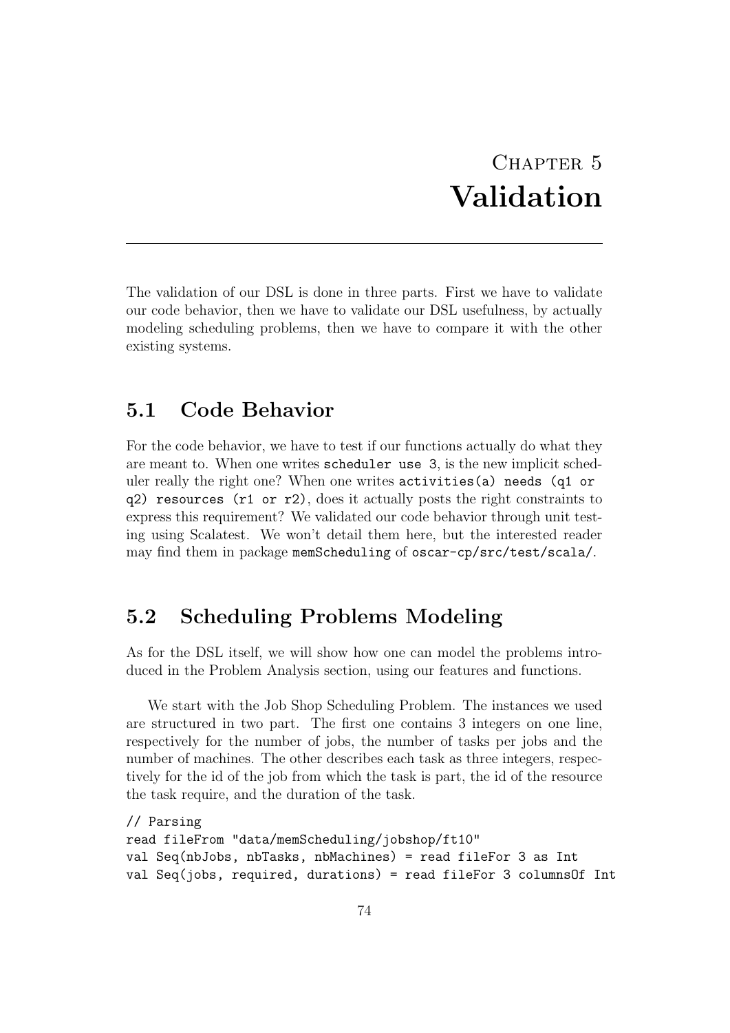# Chapter 5
# Validation

The validation of our DSL is done in three parts. First we have to validate our code behavior, then we have to validate our DSL usefulness, by actually modeling scheduling problems, then we have to compare it with the other existing systems.

## 5.1 Code Behavior

For the code behavior, we have to test if our functions actually do what they are meant to. When one writes `scheduler use 3`, is the new implicit scheduler really the right one? When one writes `activities(a) needs (q1 or q2) resources (r1 or r2)`, does it actually posts the right constraints to express this requirement? We validated our code behavior through unit testing using Scalatest. We won't detail them here, but the interested reader may find them in package `memScheduling` of `oscar-cp/src/test/scala/`.

## 5.2 Scheduling Problems Modeling

As for the DSL itself, we will show how one can model the problems introduced in the Problem Analysis section, using our features and functions.

We start with the Job Shop Scheduling Problem. The instances we used are structured in two part. The first one contains 3 integers on one line, respectively for the number of jobs, the number of tasks per jobs and the number of machines. The other describes each task as three integers, respectively for the id of the job from which the task is part, the id of the resource the task require, and the duration of the task.

```
// Parsing
read fileFrom "data/memScheduling/jobshop/ft10"
val Seq(nbJobs, nbTasks, nbMachines) = read fileFor 3 as Int
val Seq(jobs, required, durations) = read fileFor 3 columnsOf Int
```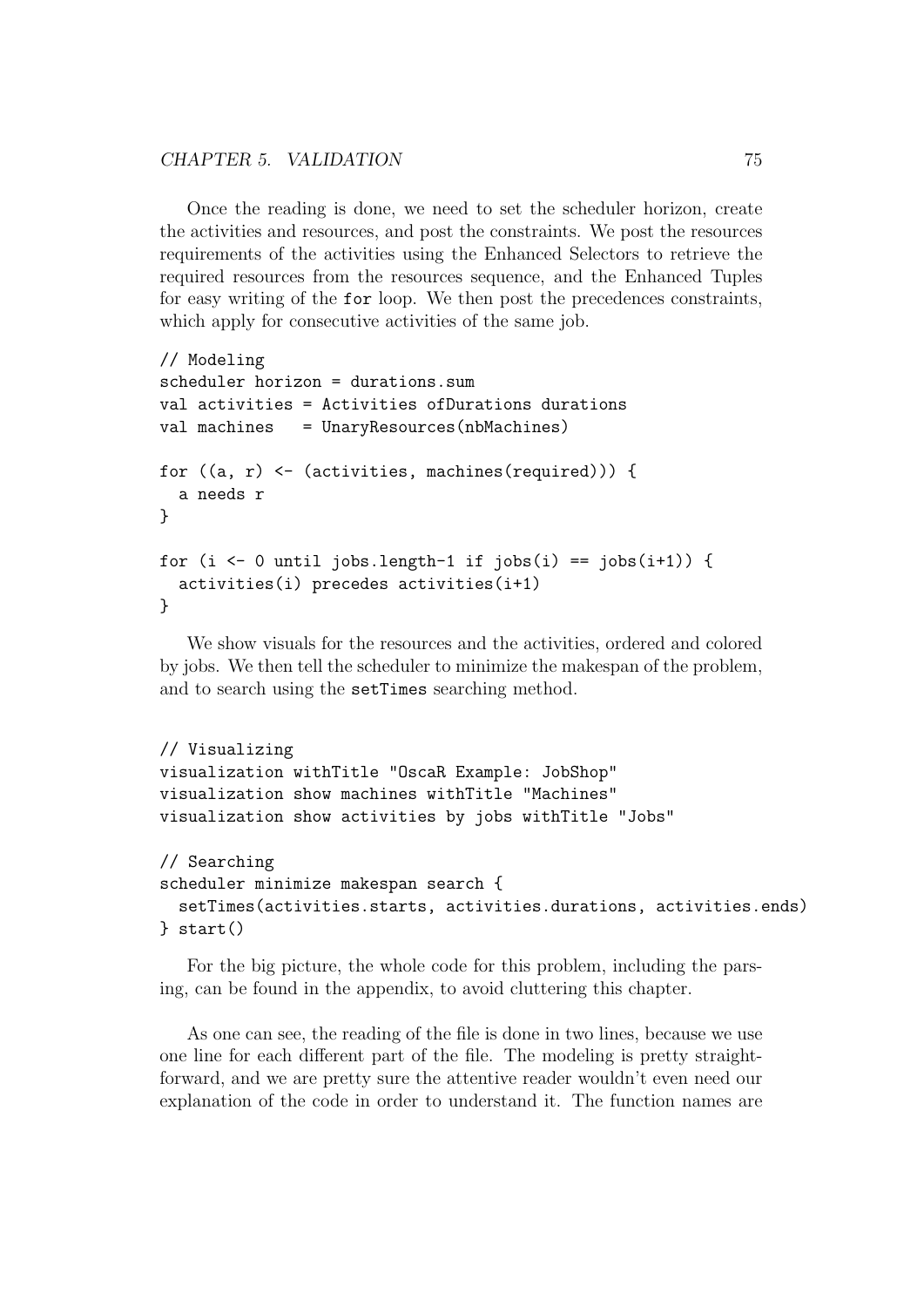Once the reading is done, we need to set the scheduler horizon, create the activities and resources, and post the constraints. We post the resources requirements of the activities using the Enhanced Selectors to retrieve the required resources from the resources sequence, and the Enhanced Tuples for easy writing of the `for` loop. We then post the precedences constraints, which apply for consecutive activities of the same job.

```
// Modeling
scheduler horizon = durations.sum
val activities = Activities ofDurations durations
val machines   = UnaryResources(nbMachines)

for ((a, r) <- (activities, machines(required))) {
  a needs r
}

for (i <- 0 until jobs.length-1 if jobs(i) == jobs(i+1)) {
  activities(i) precedes activities(i+1)
}
```

We show visuals for the resources and the activities, ordered and colored by jobs. We then tell the scheduler to minimize the makespan of the problem, and to search using the `setTimes` searching method.

```
// Visualizing
visualization withTitle "OscaR Example: JobShop"
visualization show machines withTitle "Machines"
visualization show activities by jobs withTitle "Jobs"

// Searching
scheduler minimize makespan search {
  setTimes(activities.starts, activities.durations, activities.ends)
} start()
```

For the big picture, the whole code for this problem, including the parsing, can be found in the appendix, to avoid cluttering this chapter.

As one can see, the reading of the file is done in two lines, because we use one line for each different part of the file. The modeling is pretty straightforward, and we are pretty sure the attentive reader wouldn't even need our explanation of the code in order to understand it. The function names are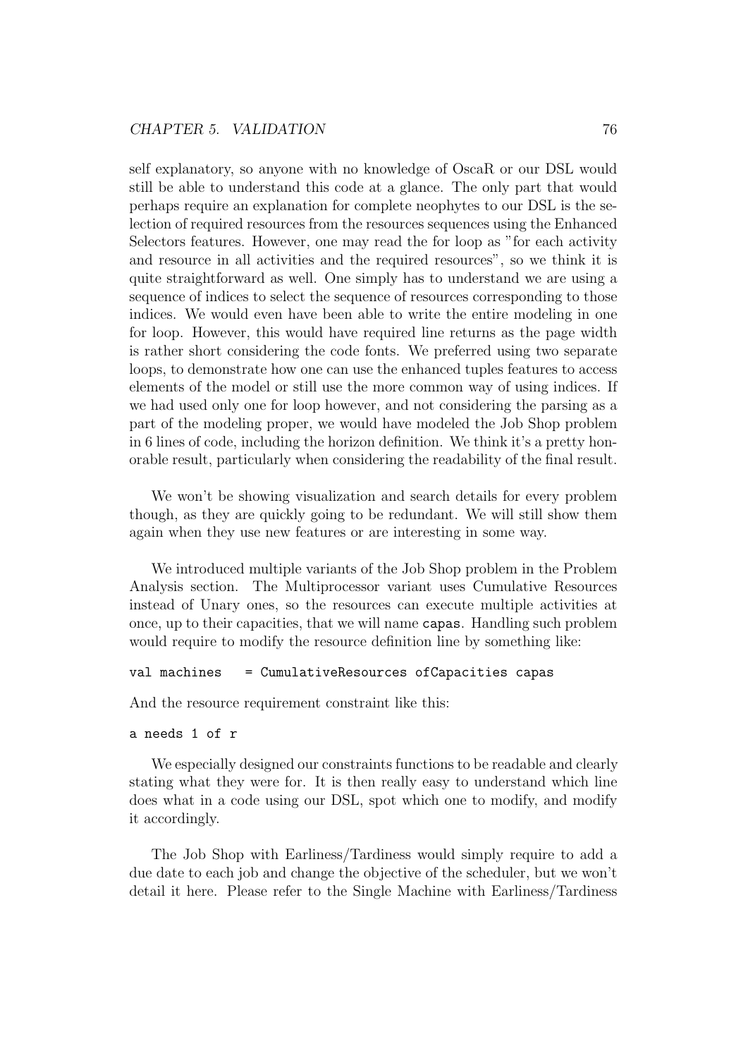self explanatory, so anyone with no knowledge of OscaR or our DSL would still be able to understand this code at a glance. The only part that would perhaps require an explanation for complete neophytes to our DSL is the selection of required resources from the resources sequences using the Enhanced Selectors features. However, one may read the for loop as "for each activity and resource in all activities and the required resources", so we think it is quite straightforward as well. One simply has to understand we are using a sequence of indices to select the sequence of resources corresponding to those indices. We would even have been able to write the entire modeling in one for loop. However, this would have required line returns as the page width is rather short considering the code fonts. We preferred using two separate loops, to demonstrate how one can use the enhanced tuples features to access elements of the model or still use the more common way of using indices. If we had used only one for loop however, and not considering the parsing as a part of the modeling proper, we would have modeled the Job Shop problem in 6 lines of code, including the horizon definition. We think it's a pretty honorable result, particularly when considering the readability of the final result.

We won't be showing visualization and search details for every problem though, as they are quickly going to be redundant. We will still show them again when they use new features or are interesting in some way.

We introduced multiple variants of the Job Shop problem in the Problem Analysis section. The Multiprocessor variant uses Cumulative Resources instead of Unary ones, so the resources can execute multiple activities at once, up to their capacities, that we will name `capas`. Handling such problem would require to modify the resource definition line by something like:

```
val machines   = CumulativeResources ofCapacities capas
```

And the resource requirement constraint like this:

```
a needs 1 of r
```

We especially designed our constraints functions to be readable and clearly stating what they were for. It is then really easy to understand which line does what in a code using our DSL, spot which one to modify, and modify it accordingly.

The Job Shop with Earliness/Tardiness would simply require to add a due date to each job and change the objective of the scheduler, but we won't detail it here. Please refer to the Single Machine with Earliness/Tardiness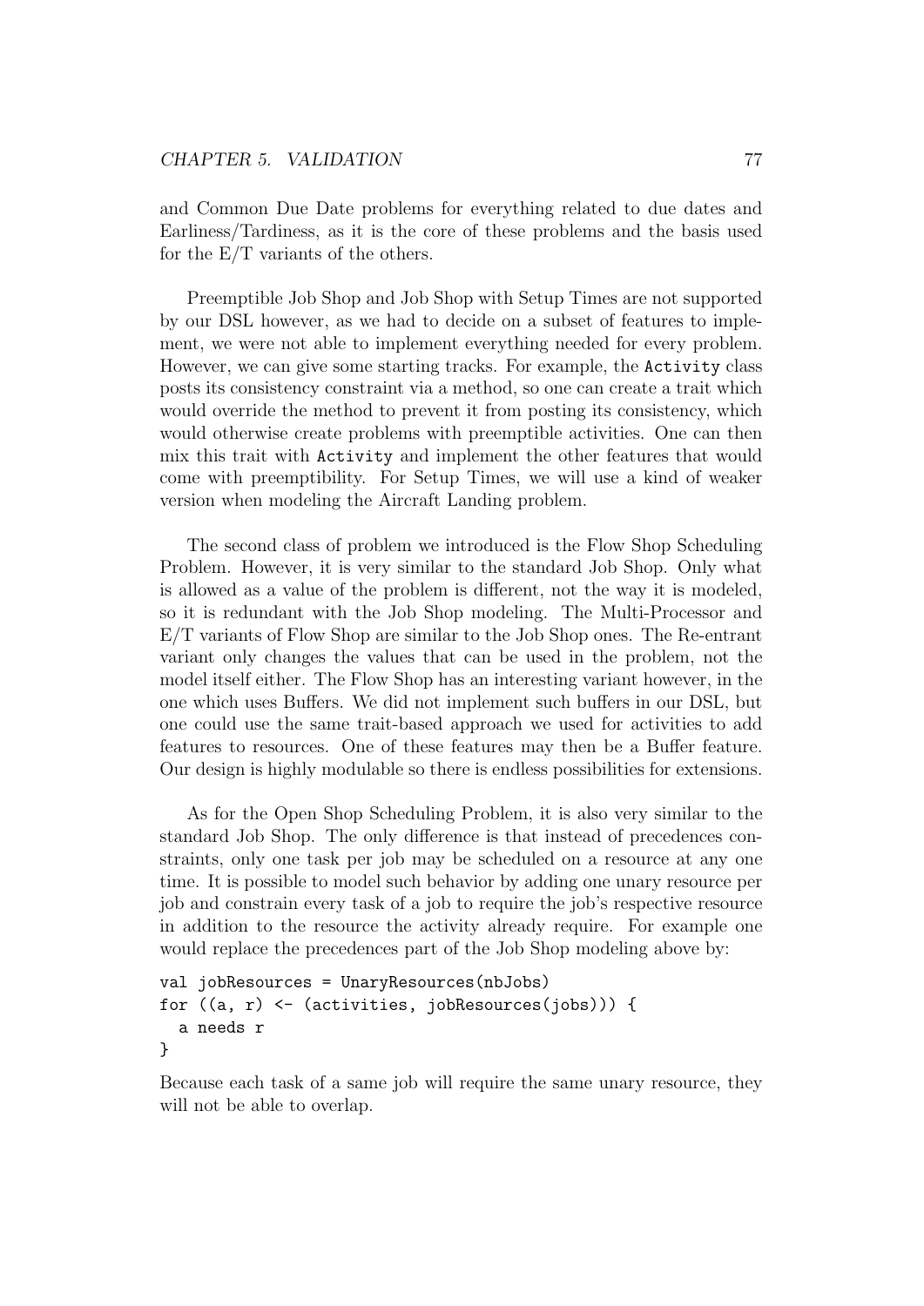and Common Due Date problems for everything related to due dates and Earliness/Tardiness, as it is the core of these problems and the basis used for the E/T variants of the others.

Preemptible Job Shop and Job Shop with Setup Times are not supported by our DSL however, as we had to decide on a subset of features to implement, we were not able to implement everything needed for every problem. However, we can give some starting tracks. For example, the `Activity` class posts its consistency constraint via a method, so one can create a trait which would override the method to prevent it from posting its consistency, which would otherwise create problems with preemptible activities. One can then mix this trait with `Activity` and implement the other features that would come with preemptibility. For Setup Times, we will use a kind of weaker version when modeling the Aircraft Landing problem.

The second class of problem we introduced is the Flow Shop Scheduling Problem. However, it is very similar to the standard Job Shop. Only what is allowed as a value of the problem is different, not the way it is modeled, so it is redundant with the Job Shop modeling. The Multi-Processor and E/T variants of Flow Shop are similar to the Job Shop ones. The Re-entrant variant only changes the values that can be used in the problem, not the model itself either. The Flow Shop has an interesting variant however, in the one which uses Buffers. We did not implement such buffers in our DSL, but one could use the same trait-based approach we used for activities to add features to resources. One of these features may then be a Buffer feature. Our design is highly modulable so there is endless possibilities for extensions.

As for the Open Shop Scheduling Problem, it is also very similar to the standard Job Shop. The only difference is that instead of precedences constraints, only one task per job may be scheduled on a resource at any one time. It is possible to model such behavior by adding one unary resource per job and constrain every task of a job to require the job's respective resource in addition to the resource the activity already require. For example one would replace the precedences part of the Job Shop modeling above by:

```
val jobResources = UnaryResources(nbJobs)
for ((a, r) <- (activities, jobResources(jobs))) {
  a needs r
}
```

Because each task of a same job will require the same unary resource, they will not be able to overlap.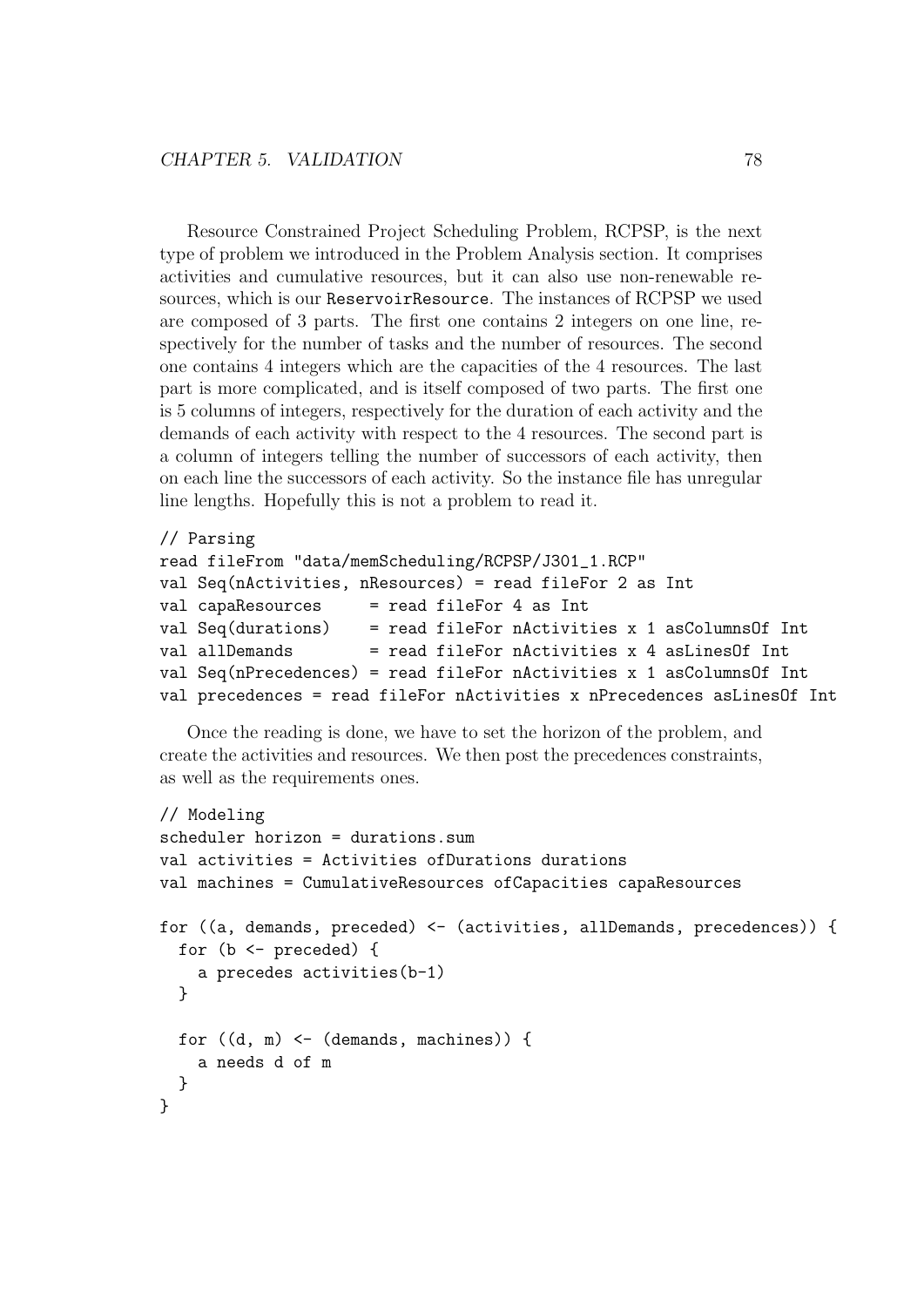Resource Constrained Project Scheduling Problem, RCPSP, is the next type of problem we introduced in the Problem Analysis section. It comprises activities and cumulative resources, but it can also use non-renewable resources, which is our `ReservoirResource`. The instances of RCPSP we used are composed of 3 parts. The first one contains 2 integers on one line, respectively for the number of tasks and the number of resources. The second one contains 4 integers which are the capacities of the 4 resources. The last part is more complicated, and is itself composed of two parts. The first one is 5 columns of integers, respectively for the duration of each activity and the demands of each activity with respect to the 4 resources. The second part is a column of integers telling the number of successors of each activity, then on each line the successors of each activity. So the instance file has unregular line lengths. Hopefully this is not a problem to read it.

```
// Parsing
read fileFrom "data/memScheduling/RCPSP/J301_1.RCP"
val Seq(nActivities, nResources) = read fileFor 2 as Int
val capaResources     = read fileFor 4 as Int
val Seq(durations)    = read fileFor nActivities x 1 asColumnsOf Int
val allDemands        = read fileFor nActivities x 4 asLinesOf Int
val Seq(nPrecedences) = read fileFor nActivities x 1 asColumnsOf Int
val precedences = read fileFor nActivities x nPrecedences asLinesOf Int
```

Once the reading is done, we have to set the horizon of the problem, and create the activities and resources. We then post the precedences constraints, as well as the requirements ones.

```
// Modeling
scheduler horizon = durations.sum
val activities = Activities ofDurations durations
val machines = CumulativeResources ofCapacities capaResources

for ((a, demands, preceded) <- (activities, allDemands, precedences)) {
  for (b <- preceded) {
    a precedes activities(b-1)
  }

  for ((d, m) <- (demands, machines)) {
    a needs d of m
  }
}
```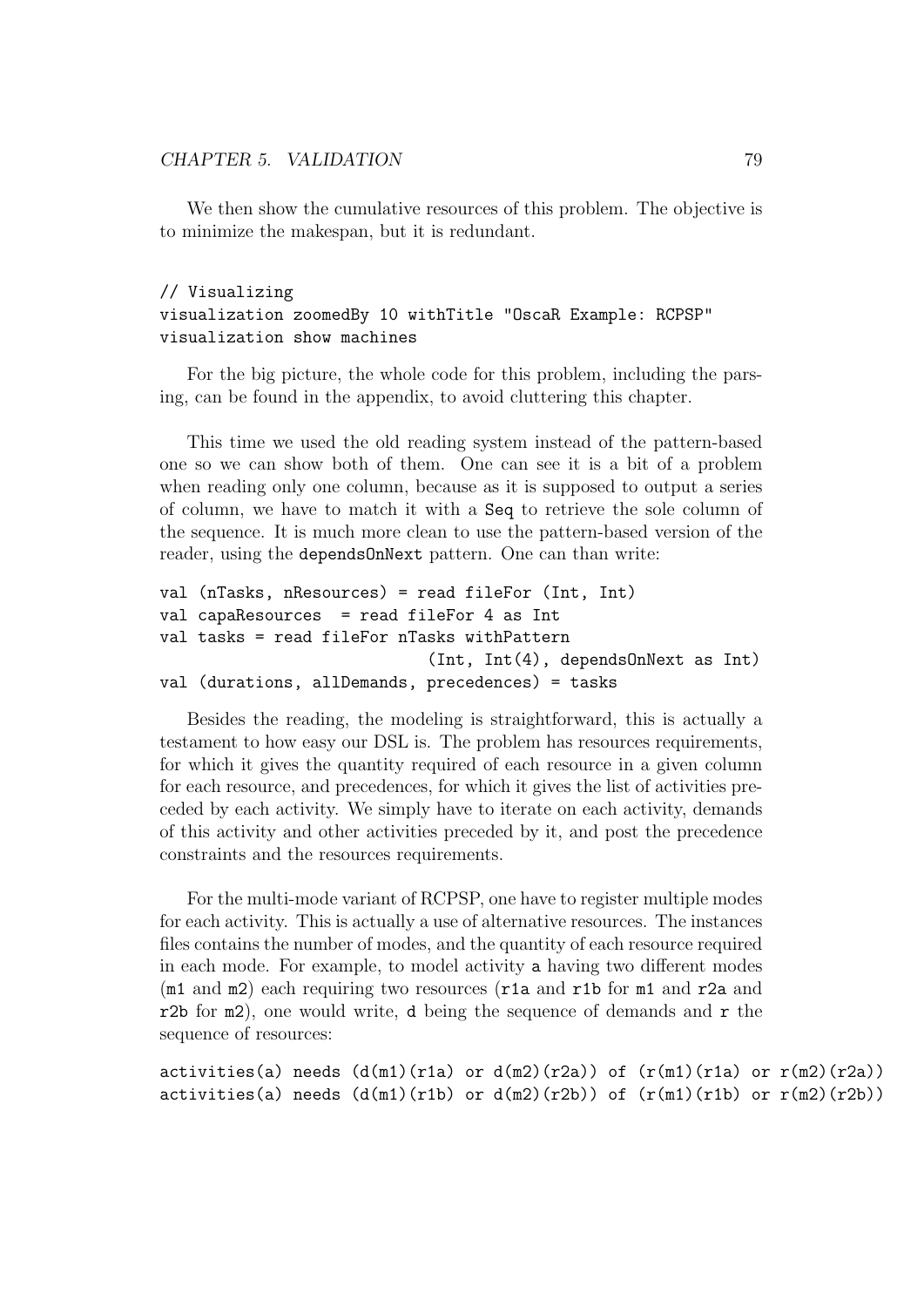We then show the cumulative resources of this problem. The objective is to minimize the makespan, but it is redundant.

```
// Visualizing
visualization zoomedBy 10 withTitle "OscaR Example: RCPSP"
visualization show machines
```

For the big picture, the whole code for this problem, including the parsing, can be found in the appendix, to avoid cluttering this chapter.

This time we used the old reading system instead of the pattern-based one so we can show both of them. One can see it is a bit of a problem when reading only one column, because as it is supposed to output a series of column, we have to match it with a `Seq` to retrieve the sole column of the sequence. It is much more clean to use the pattern-based version of the reader, using the `dependsOnNext` pattern. One can than write:

```
val (nTasks, nResources) = read fileFor (Int, Int)
val capaResources  = read fileFor 4 as Int
val tasks = read fileFor nTasks withPattern
                              (Int, Int(4), dependsOnNext as Int)
val (durations, allDemands, precedences) = tasks
```

Besides the reading, the modeling is straightforward, this is actually a testament to how easy our DSL is. The problem has resources requirements, for which it gives the quantity required of each resource in a given column for each resource, and precedences, for which it gives the list of activities preceded by each activity. We simply have to iterate on each activity, demands of this activity and other activities preceded by it, and post the precedence constraints and the resources requirements.

For the multi-mode variant of RCPSP, one have to register multiple modes for each activity. This is actually a use of alternative resources. The instances files contains the number of modes, and the quantity of each resource required in each mode. For example, to model activity `a` having two different modes (`m1` and `m2`) each requiring two resources (`r1a` and `r1b` for `m1` and `r2a` and `r2b` for `m2`), one would write, `d` being the sequence of demands and `r` the sequence of resources:

```
activities(a) needs (d(m1)(r1a) or d(m2)(r2a)) of (r(m1)(r1a) or r(m2)(r2a))
activities(a) needs (d(m1)(r1b) or d(m2)(r2b)) of (r(m1)(r1b) or r(m2)(r2b))
```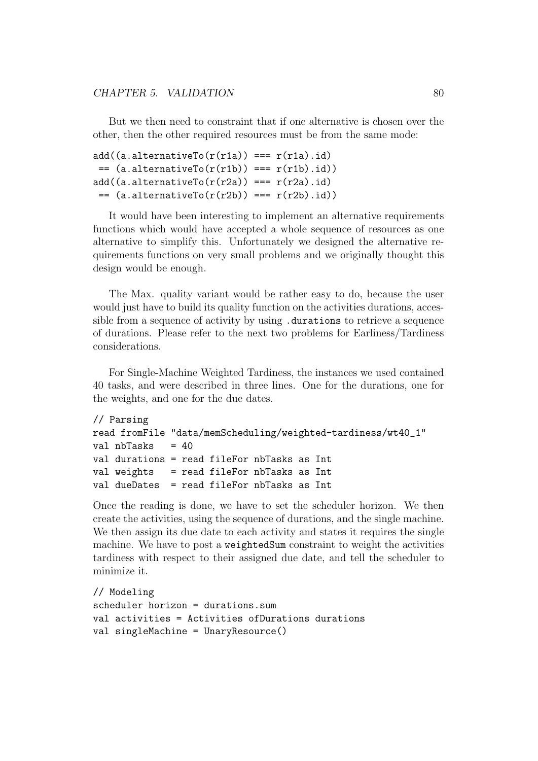But we then need to constraint that if one alternative is chosen over the other, then the other required resources must be from the same mode:

```
add((a.alternativeTo(r(r1a)) === r(r1a).id)
 == (a.alternativeTo(r(r1b)) === r(r1b).id))
add((a.alternativeTo(r(r2a)) === r(r2a).id)
 == (a.alternativeTo(r(r2b)) === r(r2b).id))
```

It would have been interesting to implement an alternative requirements functions which would have accepted a whole sequence of resources as one alternative to simplify this. Unfortunately we designed the alternative requirements functions on very small problems and we originally thought this design would be enough.

The Max. quality variant would be rather easy to do, because the user would just have to build its quality function on the activities durations, accessible from a sequence of activity by using `.durations` to retrieve a sequence of durations. Please refer to the next two problems for Earliness/Tardiness considerations.

For Single-Machine Weighted Tardiness, the instances we used contained 40 tasks, and were described in three lines. One for the durations, one for the weights, and one for the due dates.

```
// Parsing
read fromFile "data/memScheduling/weighted-tardiness/wt40_1"
val nbTasks   = 40
val durations = read fileFor nbTasks as Int
val weights   = read fileFor nbTasks as Int
val dueDates  = read fileFor nbTasks as Int
```

Once the reading is done, we have to set the scheduler horizon. We then create the activities, using the sequence of durations, and the single machine. We then assign its due date to each activity and states it requires the single machine. We have to post a `weightedSum` constraint to weight the activities tardiness with respect to their assigned due date, and tell the scheduler to minimize it.

```
// Modeling
scheduler horizon = durations.sum
val activities = Activities ofDurations durations
val singleMachine = UnaryResource()
```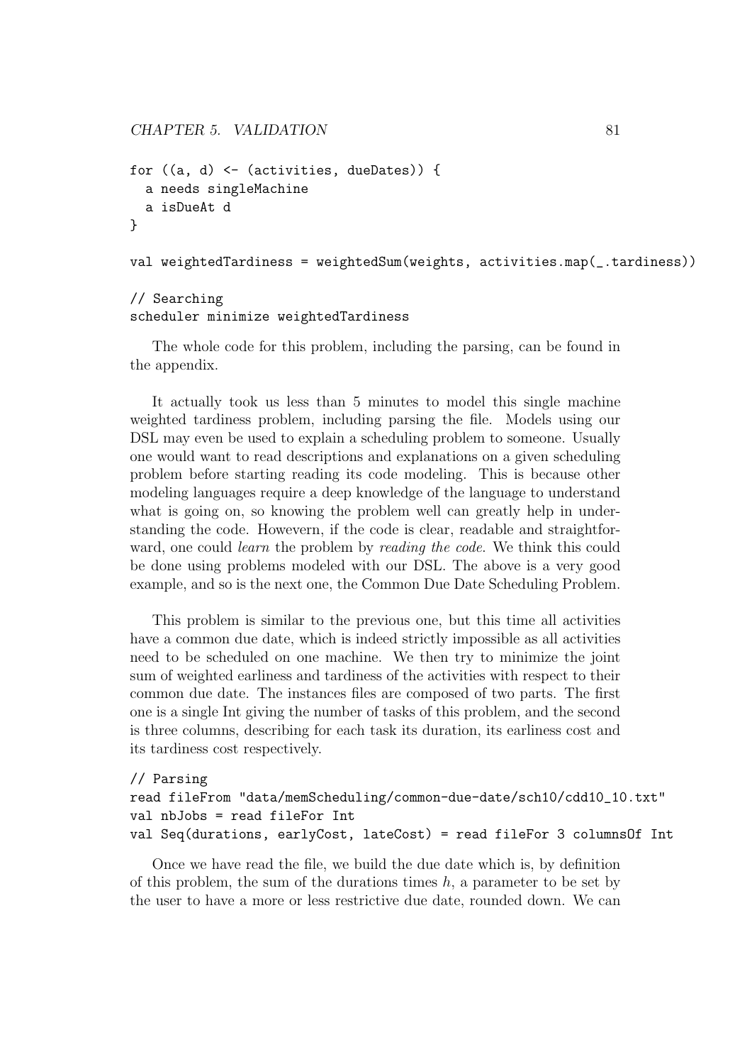```
for ((a, d) <- (activities, dueDates)) {
  a needs singleMachine
  a isDueAt d
}

val weightedTardiness = weightedSum(weights, activities.map(_.tardiness))

// Searching
scheduler minimize weightedTardiness
```

The whole code for this problem, including the parsing, can be found in the appendix.

It actually took us less than 5 minutes to model this single machine weighted tardiness problem, including parsing the file. Models using our DSL may even be used to explain a scheduling problem to someone. Usually one would want to read descriptions and explanations on a given scheduling problem before starting reading its code modeling. This is because other modeling languages require a deep knowledge of the language to understand what is going on, so knowing the problem well can greatly help in understanding the code. Howevern, if the code is clear, readable and straightforward, one could *learn* the problem by *reading the code*. We think this could be done using problems modeled with our DSL. The above is a very good example, and so is the next one, the Common Due Date Scheduling Problem.

This problem is similar to the previous one, but this time all activities have a common due date, which is indeed strictly impossible as all activities need to be scheduled on one machine. We then try to minimize the joint sum of weighted earliness and tardiness of the activities with respect to their common due date. The instances files are composed of two parts. The first one is a single Int giving the number of tasks of this problem, and the second is three columns, describing for each task its duration, its earliness cost and its tardiness cost respectively.

```
// Parsing
read fileFrom "data/memScheduling/common-due-date/sch10/cdd10_10.txt"
val nbJobs = read fileFor Int
val Seq(durations, earlyCost, lateCost) = read fileFor 3 columnsOf Int
```

Once we have read the file, we build the due date which is, by definition of this problem, the sum of the durations times $h$, a parameter to be set by the user to have a more or less restrictive due date, rounded down. We can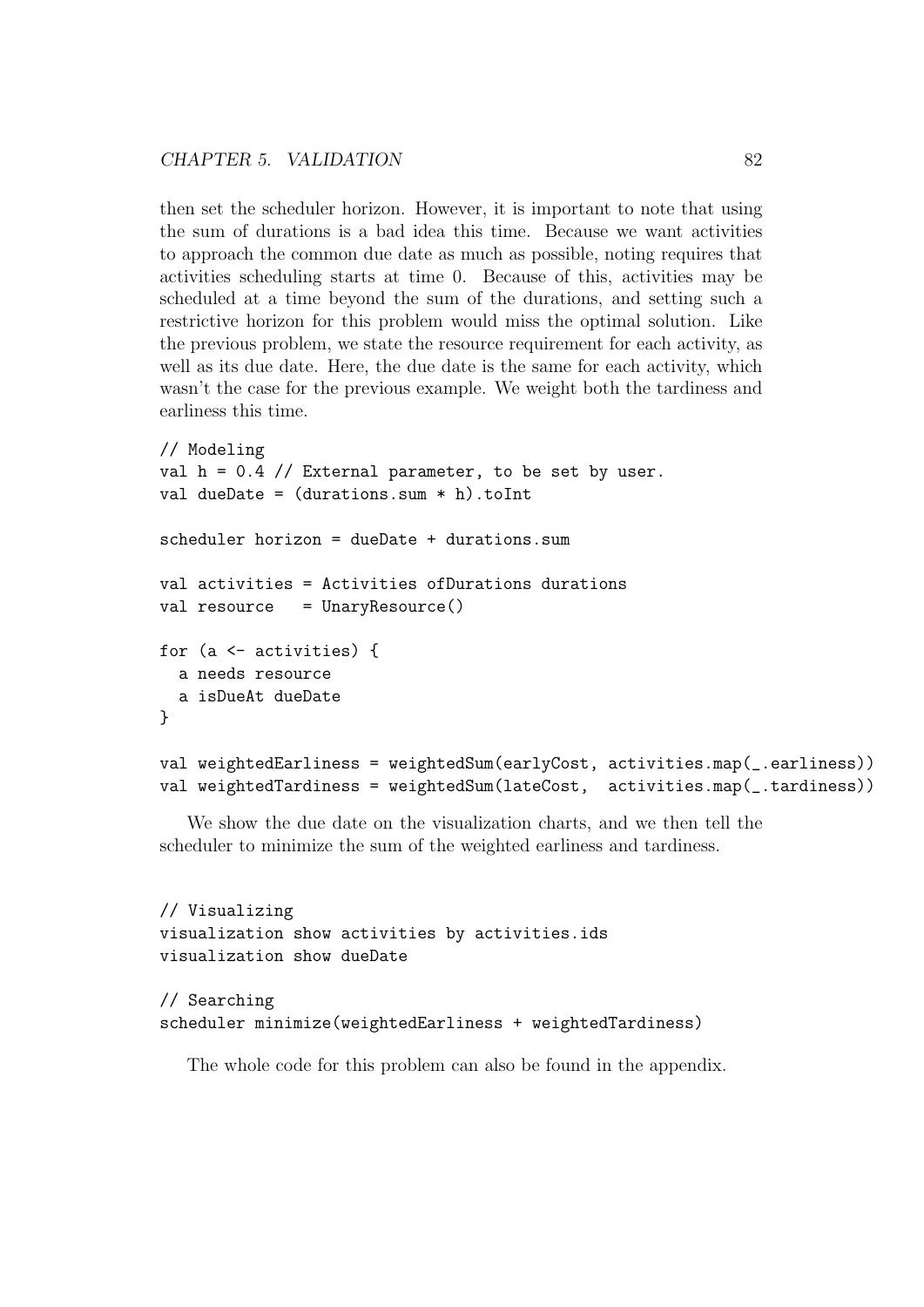then set the scheduler horizon. However, it is important to note that using the sum of durations is a bad idea this time. Because we want activities to approach the common due date as much as possible, noting requires that activities scheduling starts at time 0. Because of this, activities may be scheduled at a time beyond the sum of the durations, and setting such a restrictive horizon for this problem would miss the optimal solution. Like the previous problem, we state the resource requirement for each activity, as well as its due date. Here, the due date is the same for each activity, which wasn't the case for the previous example. We weight both the tardiness and earliness this time.

```
// Modeling
val h = 0.4 // External parameter, to be set by user.
val dueDate = (durations.sum * h).toInt

scheduler horizon = dueDate + durations.sum

val activities = Activities ofDurations durations
val resource   = UnaryResource()

for (a <- activities) {
  a needs resource
  a isDueAt dueDate
}

val weightedEarliness = weightedSum(earlyCost, activities.map(_.earliness))
val weightedTardiness = weightedSum(lateCost,  activities.map(_.tardiness))
```

We show the due date on the visualization charts, and we then tell the scheduler to minimize the sum of the weighted earliness and tardiness.

```
// Visualizing
visualization show activities by activities.ids
visualization show dueDate

// Searching
scheduler minimize(weightedEarliness + weightedTardiness)
```

The whole code for this problem can also be found in the appendix.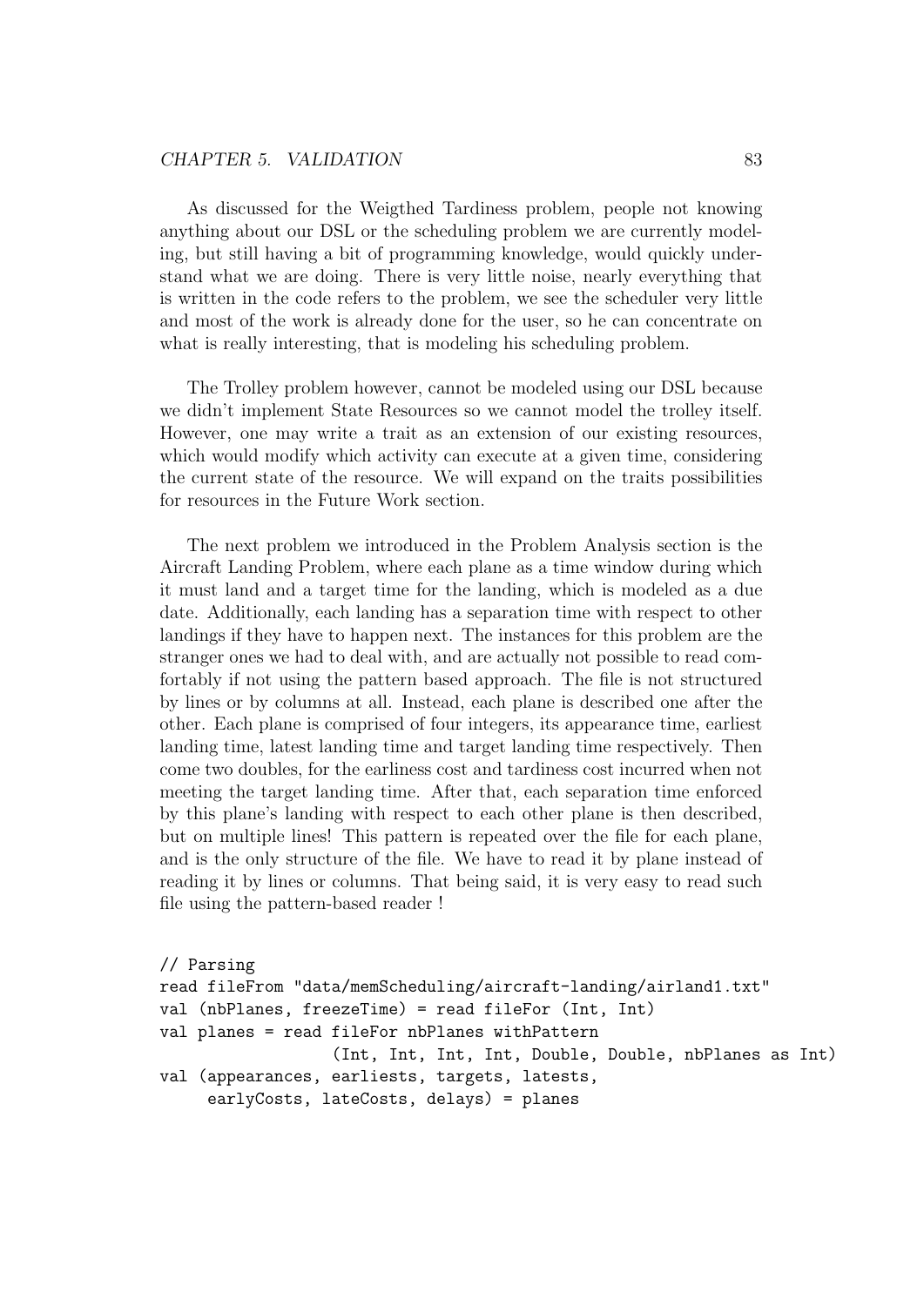As discussed for the Weigthed Tardiness problem, people not knowing anything about our DSL or the scheduling problem we are currently modeling, but still having a bit of programming knowledge, would quickly understand what we are doing. There is very little noise, nearly everything that is written in the code refers to the problem, we see the scheduler very little and most of the work is already done for the user, so he can concentrate on what is really interesting, that is modeling his scheduling problem.

The Trolley problem however, cannot be modeled using our DSL because we didn't implement State Resources so we cannot model the trolley itself. However, one may write a trait as an extension of our existing resources, which would modify which activity can execute at a given time, considering the current state of the resource. We will expand on the traits possibilities for resources in the Future Work section.

The next problem we introduced in the Problem Analysis section is the Aircraft Landing Problem, where each plane as a time window during which it must land and a target time for the landing, which is modeled as a due date. Additionally, each landing has a separation time with respect to other landings if they have to happen next. The instances for this problem are the stranger ones we had to deal with, and are actually not possible to read comfortably if not using the pattern based approach. The file is not structured by lines or by columns at all. Instead, each plane is described one after the other. Each plane is comprised of four integers, its appearance time, earliest landing time, latest landing time and target landing time respectively. Then come two doubles, for the earliness cost and tardiness cost incurred when not meeting the target landing time. After that, each separation time enforced by this plane's landing with respect to each other plane is then described, but on multiple lines! This pattern is repeated over the file for each plane, and is the only structure of the file. We have to read it by plane instead of reading it by lines or columns. That being said, it is very easy to read such file using the pattern-based reader !

```
// Parsing
read fileFrom "data/memScheduling/aircraft-landing/airland1.txt"
val (nbPlanes, freezeTime) = read fileFor (Int, Int)
val planes = read fileFor nbPlanes withPattern
                  (Int, Int, Int, Int, Double, Double, nbPlanes as Int)
val (appearances, earliests, targets, latests,
     earlyCosts, lateCosts, delays) = planes
```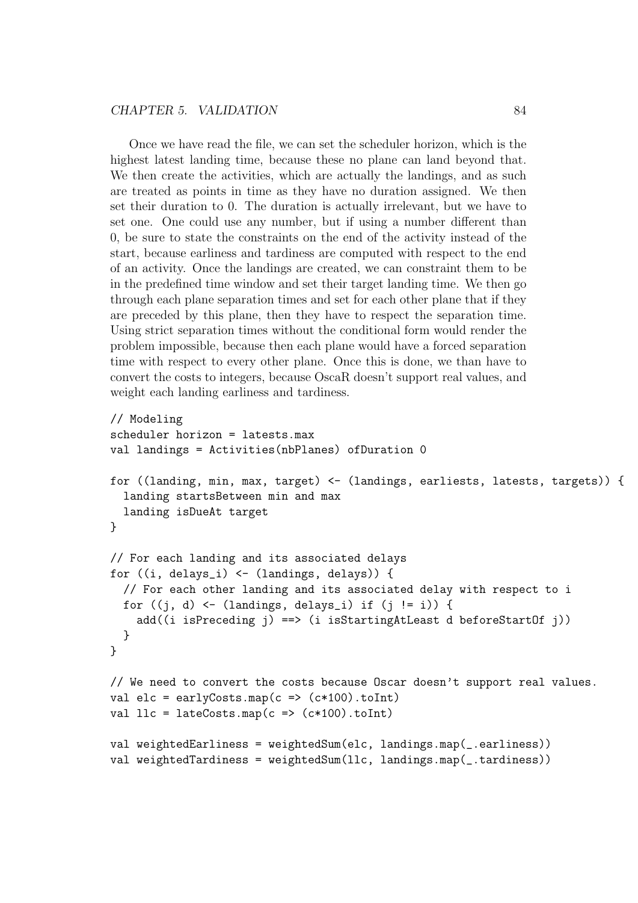Once we have read the file, we can set the scheduler horizon, which is the highest latest landing time, because these no plane can land beyond that. We then create the activities, which are actually the landings, and as such are treated as points in time as they have no duration assigned. We then set their duration to 0. The duration is actually irrelevant, but we have to set one. One could use any number, but if using a number different than 0, be sure to state the constraints on the end of the activity instead of the start, because earliness and tardiness are computed with respect to the end of an activity. Once the landings are created, we can constraint them to be in the predefined time window and set their target landing time. We then go through each plane separation times and set for each other plane that if they are preceded by this plane, then they have to respect the separation time. Using strict separation times without the conditional form would render the problem impossible, because then each plane would have a forced separation time with respect to every other plane. Once this is done, we than have to convert the costs to integers, because OscaR doesn't support real values, and weight each landing earliness and tardiness.

```
// Modeling
scheduler horizon = latests.max
val landings = Activities(nbPlanes) ofDuration 0

for ((landing, min, max, target) <- (landings, earliests, latests, targets)) {
  landing startsBetween min and max
  landing isDueAt target
}

// For each landing and its associated delays
for ((i, delays_i) <- (landings, delays)) {
  // For each other landing and its associated delay with respect to i
  for ((j, d) <- (landings, delays_i) if (j != i)) {
    add((i isPreceding j) ==> (i isStartingAtLeast d beforeStartOf j))
  }
}

// We need to convert the costs because Oscar doesn't support real values.
val elc = earlyCosts.map(c => (c*100).toInt)
val llc = lateCosts.map(c => (c*100).toInt)

val weightedEarliness = weightedSum(elc, landings.map(_.earliness))
val weightedTardiness = weightedSum(llc, landings.map(_.tardiness))
```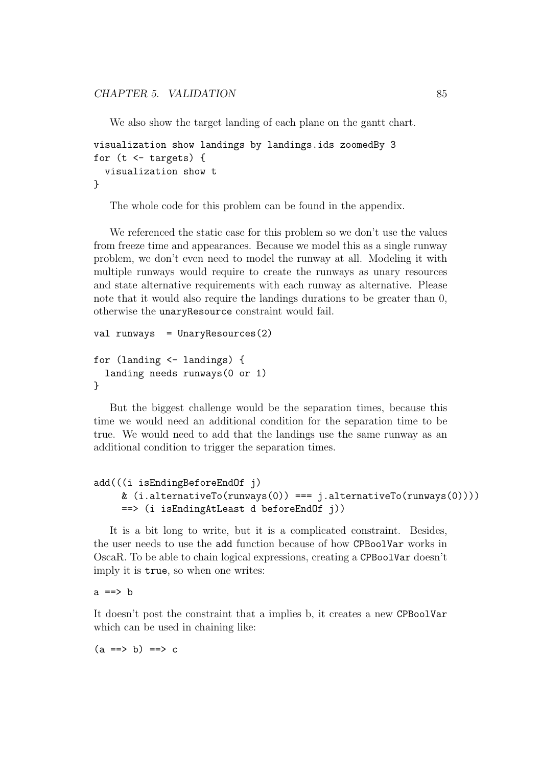We also show the target landing of each plane on the gantt chart.

```
visualization show landings by landings.ids zoomedBy 3
for (t <- targets) {
  visualization show t
}
```

The whole code for this problem can be found in the appendix.

We referenced the static case for this problem so we don't use the values from freeze time and appearances. Because we model this as a single runway problem, we don't even need to model the runway at all. Modeling it with multiple runways would require to create the runways as unary resources and state alternative requirements with each runway as alternative. Please note that it would also require the landings durations to be greater than 0, otherwise the `unaryResource` constraint would fail.

```
val runways  = UnaryResources(2)

for (landing <- landings) {
  landing needs runways(0 or 1)
}
```

But the biggest challenge would be the separation times, because this time we would need an additional condition for the separation time to be true. We would need to add that the landings use the same runway as an additional condition to trigger the separation times.

```
add(((i isEndingBeforeEndOf j)
     & (i.alternativeTo(runways(0)) === j.alternativeTo(runways(0))))
     ==> (i isEndingAtLeast d beforeEndOf j))
```

It is a bit long to write, but it is a complicated constraint. Besides, the user needs to use the `add` function because of how `CPBoolVar` works in OscaR. To be able to chain logical expressions, creating a `CPBoolVar` doesn't imply it is `true`, so when one writes:

```
a ==> b
```

It doesn't post the constraint that a implies b, it creates a new `CPBoolVar` which can be used in chaining like:

```
(a ==> b) ==> c
```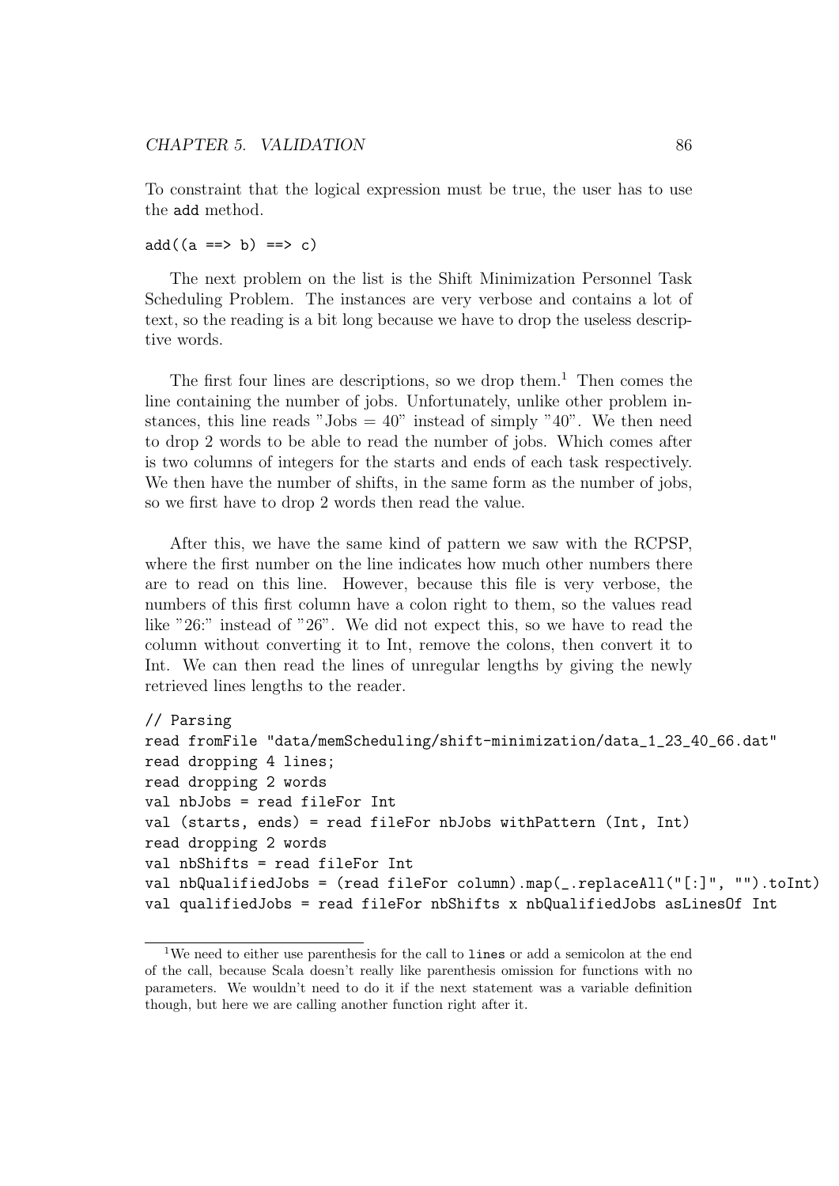To constraint that the logical expression must be true, the user has to use the `add` method.

```
add((a ==> b) ==> c)
```

The next problem on the list is the Shift Minimization Personnel Task Scheduling Problem. The instances are very verbose and contains a lot of text, so the reading is a bit long because we have to drop the useless descriptive words.

The first four lines are descriptions, so we drop them.[1] Then comes the line containing the number of jobs. Unfortunately, unlike other problem instances, this line reads "Jobs = 40" instead of simply "40". We then need to drop 2 words to be able to read the number of jobs. Which comes after is two columns of integers for the starts and ends of each task respectively. We then have the number of shifts, in the same form as the number of jobs, so we first have to drop 2 words then read the value.

After this, we have the same kind of pattern we saw with the RCPSP, where the first number on the line indicates how much other numbers there are to read on this line. However, because this file is very verbose, the numbers of this first column have a colon right to them, so the values read like "26:" instead of "26". We did not expect this, so we have to read the column without converting it to Int, remove the colons, then convert it to Int. We can then read the lines of unregular lengths by giving the newly retrieved lines lengths to the reader.

```
// Parsing
read fromFile "data/memScheduling/shift-minimization/data_1_23_40_66.dat"
read dropping 4 lines;
read dropping 2 words
val nbJobs = read fileFor Int
val (starts, ends) = read fileFor nbJobs withPattern (Int, Int)
read dropping 2 words
val nbShifts = read fileFor Int
val nbQualifiedJobs = (read fileFor column).map(_.replaceAll("[:]", "").toInt)
val qualifiedJobs = read fileFor nbShifts x nbQualifiedJobs asLinesOf Int
```

[1] We need to either use parenthesis for the call to `lines` or add a semicolon at the end of the call, because Scala doesn't really like parenthesis omission for functions with no parameters. We wouldn't need to do it if the next statement was a variable definition though, but here we are calling another function right after it.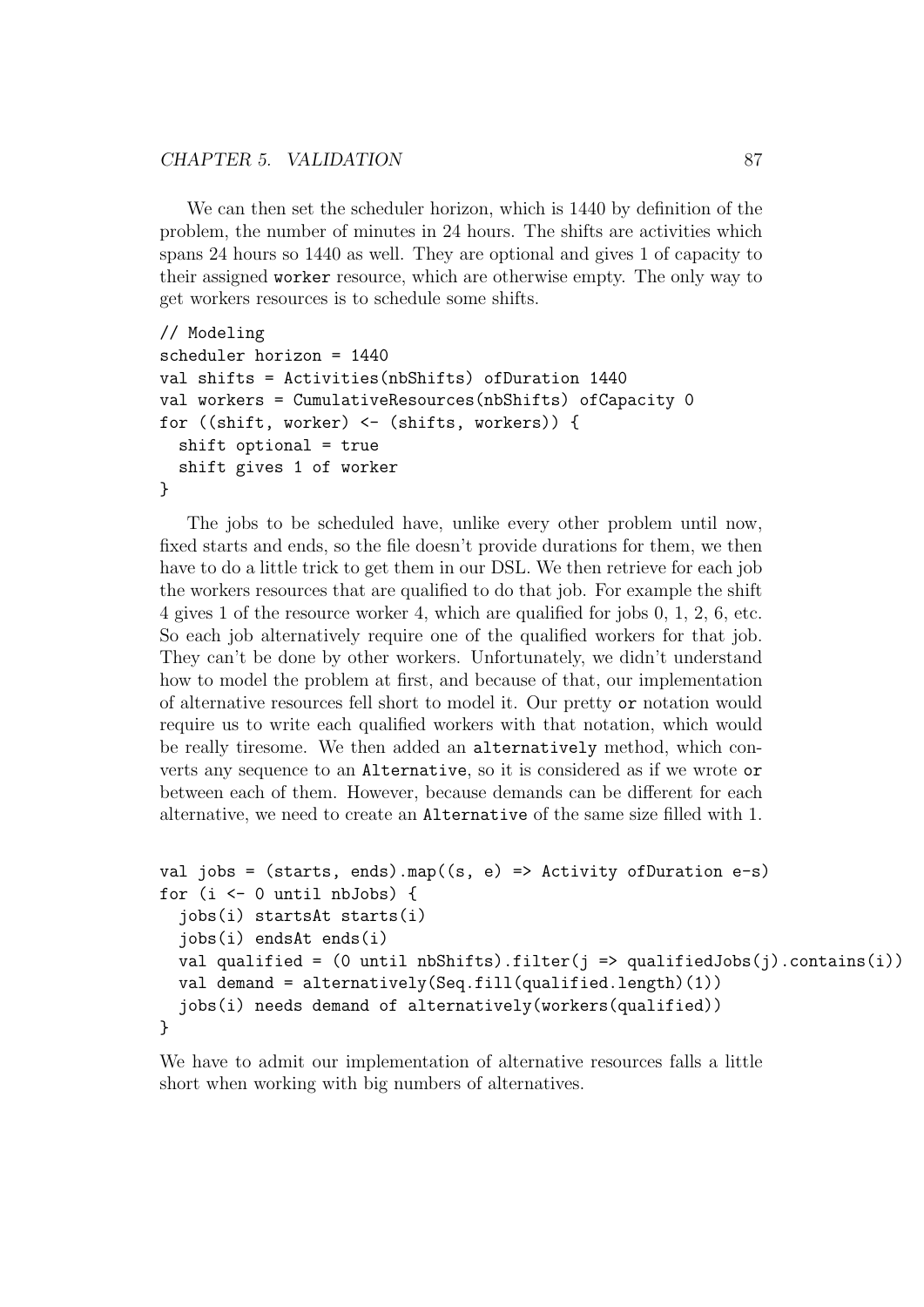We can then set the scheduler horizon, which is 1440 by definition of the problem, the number of minutes in 24 hours. The shifts are activities which spans 24 hours so 1440 as well. They are optional and gives 1 of capacity to their assigned `worker` resource, which are otherwise empty. The only way to get workers resources is to schedule some shifts.

```
// Modeling
scheduler horizon = 1440
val shifts = Activities(nbShifts) ofDuration 1440
val workers = CumulativeResources(nbShifts) ofCapacity 0
for ((shift, worker) <- (shifts, workers)) {
  shift optional = true
  shift gives 1 of worker
}
```

The jobs to be scheduled have, unlike every other problem until now, fixed starts and ends, so the file doesn't provide durations for them, we then have to do a little trick to get them in our DSL. We then retrieve for each job the workers resources that are qualified to do that job. For example the shift 4 gives 1 of the resource worker 4, which are qualified for jobs 0, 1, 2, 6, etc. So each job alternatively require one of the qualified workers for that job. They can't be done by other workers. Unfortunately, we didn't understand how to model the problem at first, and because of that, our implementation of alternative resources fell short to model it. Our pretty `or` notation would require us to write each qualified workers with that notation, which would be really tiresome. We then added an `alternatively` method, which converts any sequence to an `Alternative`, so it is considered as if we wrote `or` between each of them. However, because demands can be different for each alternative, we need to create an `Alternative` of the same size filled with 1.

```
val jobs = (starts, ends).map((s, e) => Activity ofDuration e-s)
for (i <- 0 until nbJobs) {
  jobs(i) startsAt starts(i)
  jobs(i) endsAt ends(i)
  val qualified = (0 until nbShifts).filter(j => qualifiedJobs(j).contains(i))
  val demand = alternatively(Seq.fill(qualified.length)(1))
  jobs(i) needs demand of alternatively(workers(qualified))
}
```

We have to admit our implementation of alternative resources falls a little short when working with big numbers of alternatives.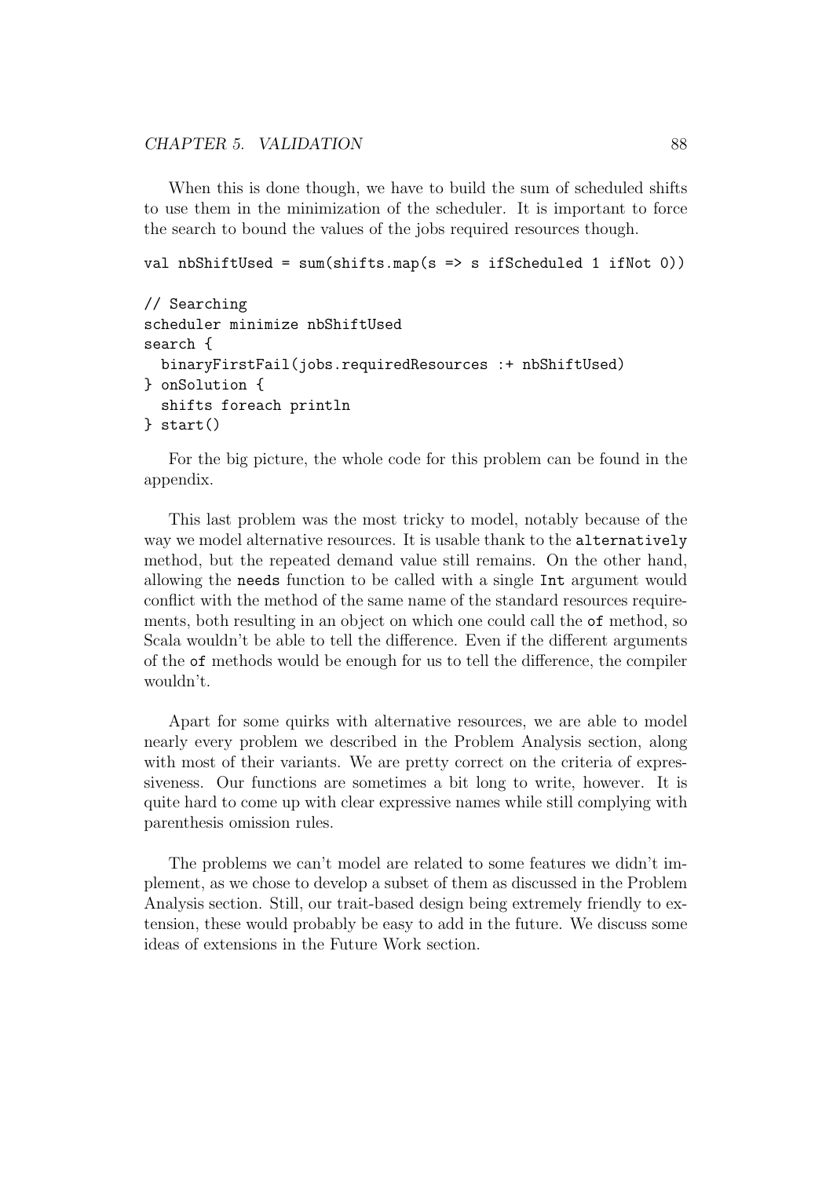When this is done though, we have to build the sum of scheduled shifts to use them in the minimization of the scheduler. It is important to force the search to bound the values of the jobs required resources though.

```
val nbShiftUsed = sum(shifts.map(s => s ifScheduled 1 ifNot 0))

// Searching
scheduler minimize nbShiftUsed
search {
  binaryFirstFail(jobs.requiredResources :+ nbShiftUsed)
} onSolution {
  shifts foreach println
} start()
```

For the big picture, the whole code for this problem can be found in the appendix.

This last problem was the most tricky to model, notably because of the way we model alternative resources. It is usable thank to the `alternatively` method, but the repeated demand value still remains. On the other hand, allowing the `needs` function to be called with a single `Int` argument would conflict with the method of the same name of the standard resources requirements, both resulting in an object on which one could call the `of` method, so Scala wouldn't be able to tell the difference. Even if the different arguments of the `of` methods would be enough for us to tell the difference, the compiler wouldn't.

Apart for some quirks with alternative resources, we are able to model nearly every problem we described in the Problem Analysis section, along with most of their variants. We are pretty correct on the criteria of expressiveness. Our functions are sometimes a bit long to write, however. It is quite hard to come up with clear expressive names while still complying with parenthesis omission rules.

The problems we can't model are related to some features we didn't implement, as we chose to develop a subset of them as discussed in the Problem Analysis section. Still, our trait-based design being extremely friendly to extension, these would probably be easy to add in the future. We discuss some ideas of extensions in the Future Work section.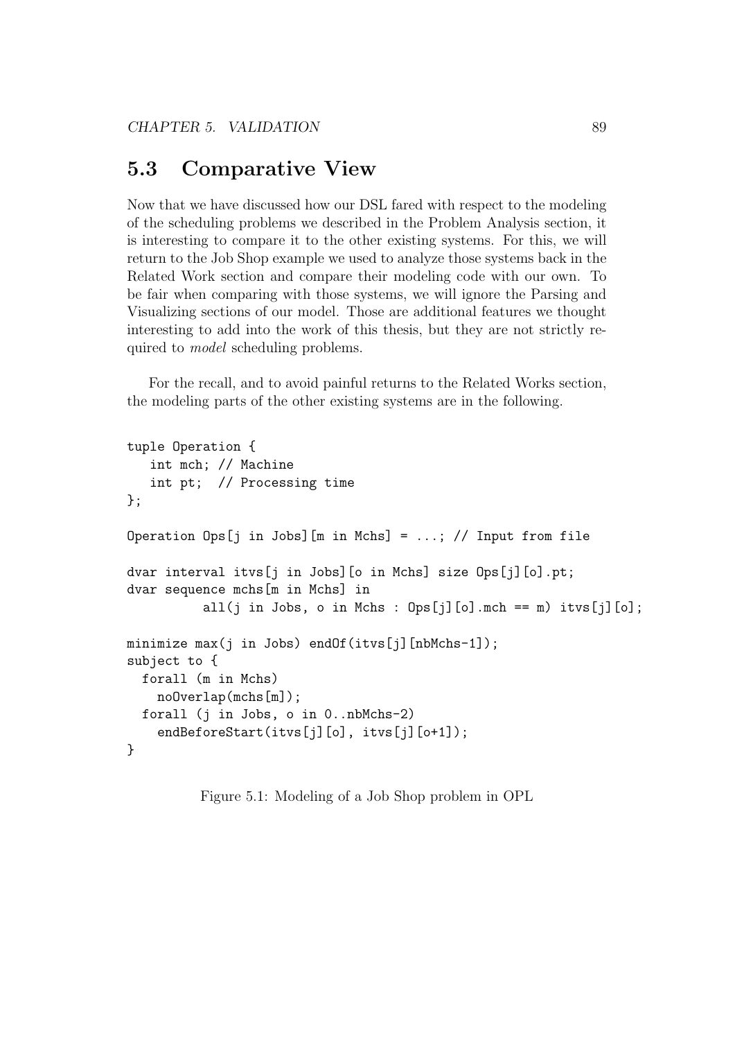## 5.3 Comparative View

Now that we have discussed how our DSL fared with respect to the modeling of the scheduling problems we described in the Problem Analysis section, it is interesting to compare it to the other existing systems. For this, we will return to the Job Shop example we used to analyze those systems back in the Related Work section and compare their modeling code with our own. To be fair when comparing with those systems, we will ignore the Parsing and Visualizing sections of our model. Those are additional features we thought interesting to add into the work of this thesis, but they are not strictly required to *model* scheduling problems.

For the recall, and to avoid painful returns to the Related Works section, the modeling parts of the other existing systems are in the following.

```
tuple Operation {
   int mch; // Machine
   int pt;  // Processing time
};

Operation Ops[j in Jobs][m in Mchs] = ...; // Input from file

dvar interval itvs[j in Jobs][o in Mchs] size Ops[j][o].pt;
dvar sequence mchs[m in Mchs] in
          all(j in Jobs, o in Mchs : Ops[j][o].mch == m) itvs[j][o];

minimize max(j in Jobs) endOf(itvs[j][nbMchs-1]);
subject to {
  forall (m in Mchs)
    noOverlap(mchs[m]);
  forall (j in Jobs, o in 0..nbMchs-2)
    endBeforeStart(itvs[j][o], itvs[j][o+1]);
}
```

Figure 5.1: Modeling of a Job Shop problem in OPL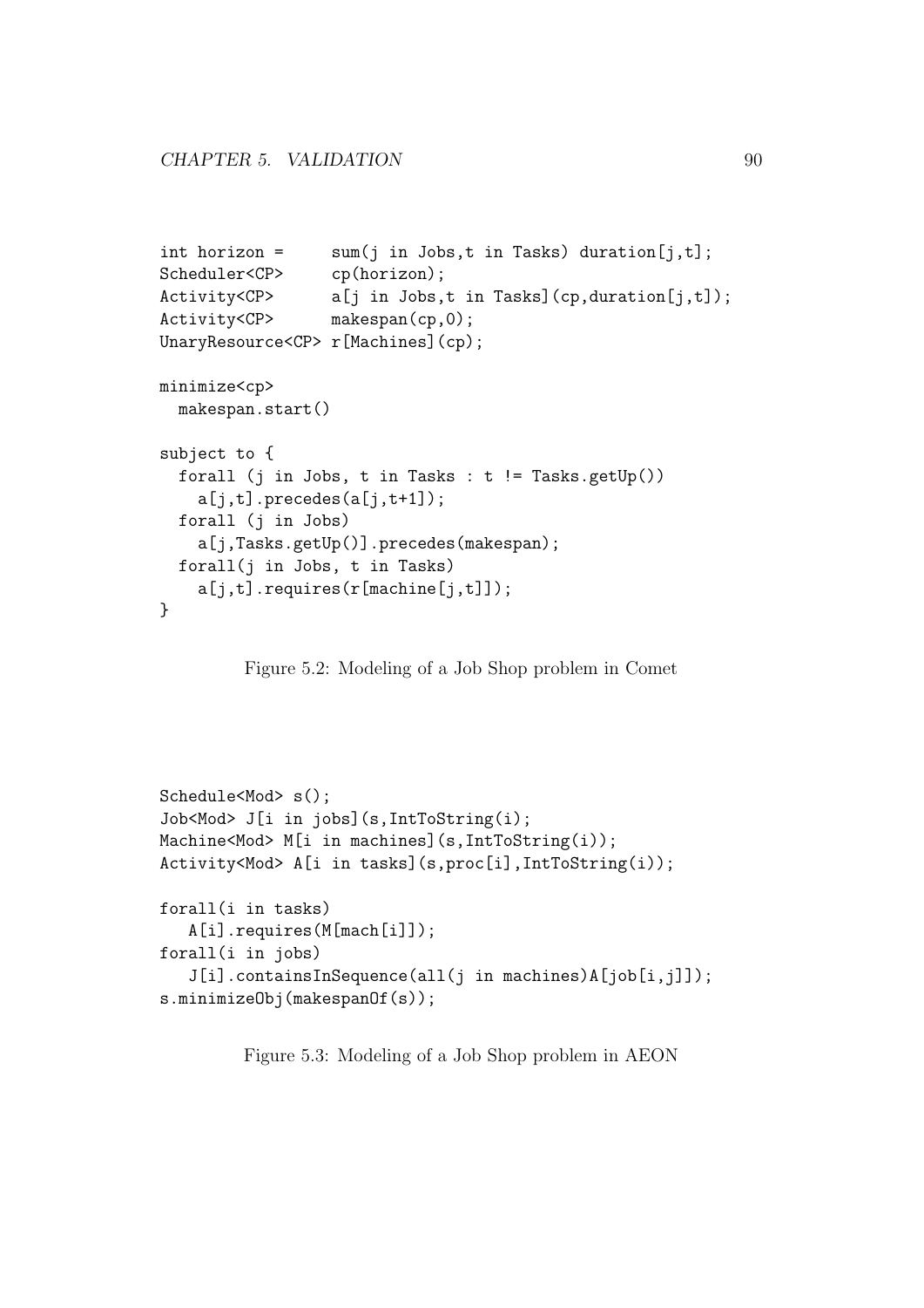```
int horizon =      sum(j in Jobs,t in Tasks) duration[j,t];
Scheduler<CP>      cp(horizon);
Activity<CP>       a[j in Jobs,t in Tasks](cp,duration[j,t]);
Activity<CP>       makespan(cp,0);
UnaryResource<CP> r[Machines](cp);

minimize<cp>
  makespan.start()

subject to {
  forall (j in Jobs, t in Tasks : t != Tasks.getUp())
    a[j,t].precedes(a[j,t+1]);
  forall (j in Jobs)
    a[j,Tasks.getUp()].precedes(makespan);
  forall(j in Jobs, t in Tasks)
    a[j,t].requires(r[machine[j,t]]);
}
```

Figure 5.2: Modeling of a Job Shop problem in Comet

```
Schedule<Mod> s();
Job<Mod> J[i in jobs](s,IntToString(i);
Machine<Mod> M[i in machines](s,IntToString(i));
Activity<Mod> A[i in tasks](s,proc[i],IntToString(i));

forall(i in tasks)
   A[i].requires(M[mach[i]]);
forall(i in jobs)
   J[i].containsInSequence(all(j in machines)A[job[i,j]]);
s.minimizeObj(makespanOf(s));
```

Figure 5.3: Modeling of a Job Shop problem in AEON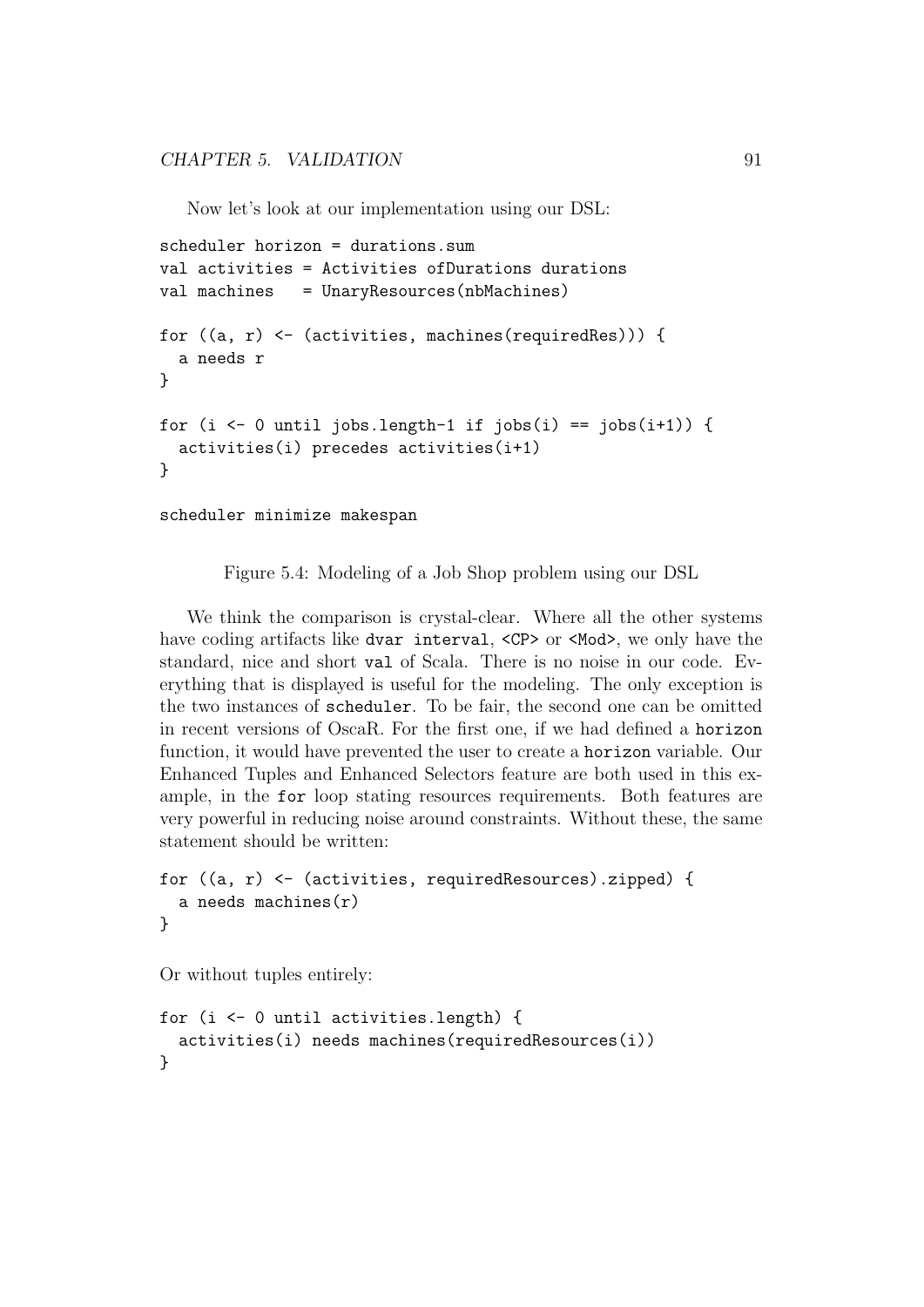Now let's look at our implementation using our DSL:

```
scheduler horizon = durations.sum
val activities = Activities ofDurations durations
val machines   = UnaryResources(nbMachines)

for ((a, r) <- (activities, machines(requiredRes))) {
  a needs r
}

for (i <- 0 until jobs.length-1 if jobs(i) == jobs(i+1)) {
  activities(i) precedes activities(i+1)
}

scheduler minimize makespan
```

Figure 5.4: Modeling of a Job Shop problem using our DSL

We think the comparison is crystal-clear. Where all the other systems have coding artifacts like `dvar interval`, `<CP>` or `<Mod>`, we only have the standard, nice and short `val` of Scala. There is no noise in our code. Everything that is displayed is useful for the modeling. The only exception is the two instances of `scheduler`. To be fair, the second one can be omitted in recent versions of OscaR. For the first one, if we had defined a `horizon` function, it would have prevented the user to create a `horizon` variable. Our Enhanced Tuples and Enhanced Selectors feature are both used in this example, in the `for` loop stating resources requirements. Both features are very powerful in reducing noise around constraints. Without these, the same statement should be written:

```
for ((a, r) <- (activities, requiredResources).zipped) {
  a needs machines(r)
}
```

Or without tuples entirely:

```
for (i <- 0 until activities.length) {
  activities(i) needs machines(requiredResources(i))
}
```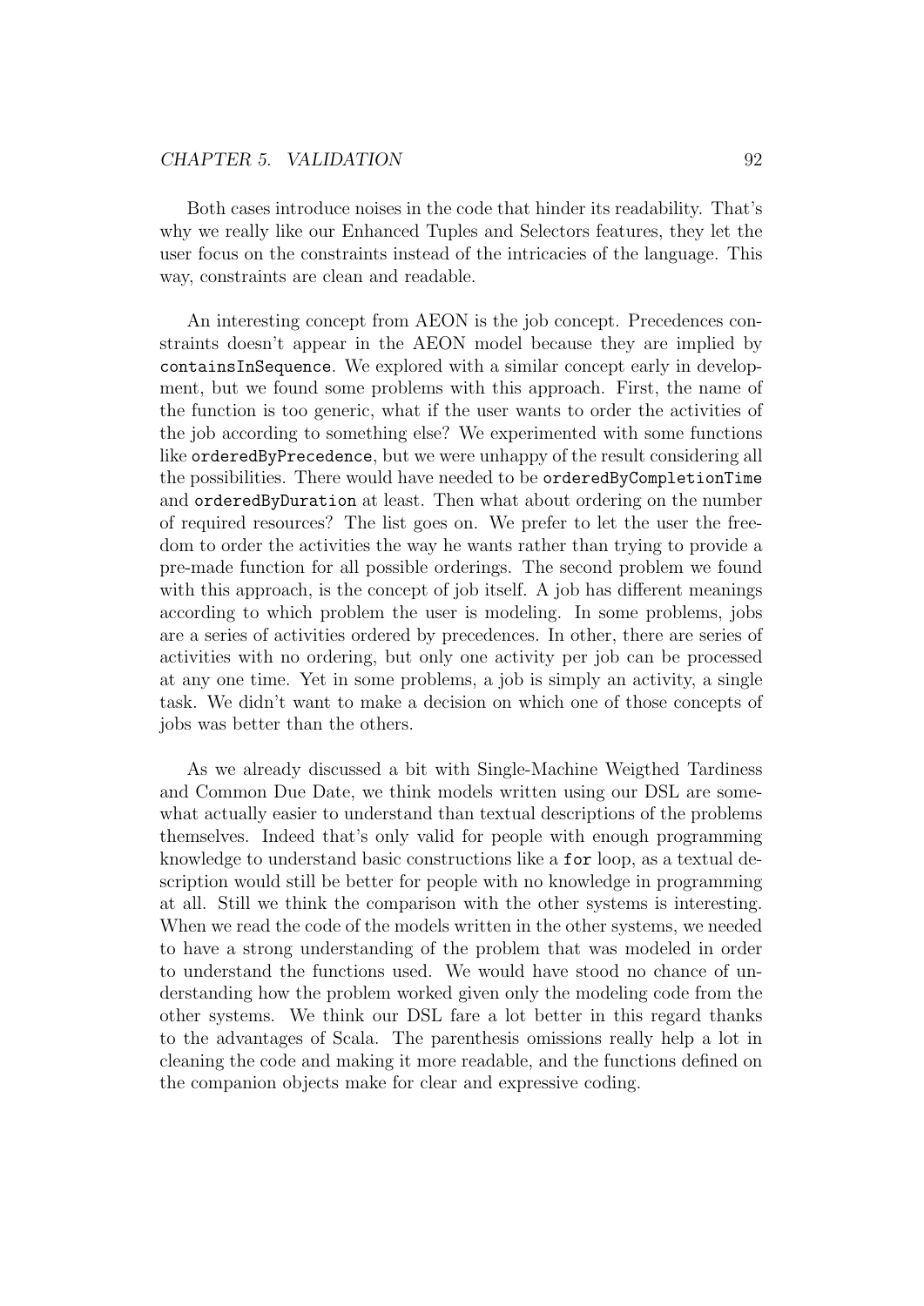Both cases introduce noises in the code that hinder its readability. That's why we really like our Enhanced Tuples and Selectors features, they let the user focus on the constraints instead of the intricacies of the language. This way, constraints are clean and readable.

An interesting concept from AEON is the job concept. Precedences constraints doesn't appear in the AEON model because they are implied by `containsInSequence`. We explored with a similar concept early in development, but we found some problems with this approach. First, the name of the function is too generic, what if the user wants to order the activities of the job according to something else? We experimented with some functions like `orderedByPrecedence`, but we were unhappy of the result considering all the possibilities. There would have needed to be `orderedByCompletionTime` and `orderedByDuration` at least. Then what about ordering on the number of required resources? The list goes on. We prefer to let the user the freedom to order the activities the way he wants rather than trying to provide a pre-made function for all possible orderings. The second problem we found with this approach, is the concept of job itself. A job has different meanings according to which problem the user is modeling. In some problems, jobs are a series of activities ordered by precedences. In other, there are series of activities with no ordering, but only one activity per job can be processed at any one time. Yet in some problems, a job is simply an activity, a single task. We didn't want to make a decision on which one of those concepts of jobs was better than the others.

As we already discussed a bit with Single-Machine Weigthed Tardiness and Common Due Date, we think models written using our DSL are somewhat actually easier to understand than textual descriptions of the problems themselves. Indeed that's only valid for people with enough programming knowledge to understand basic constructions like a `for` loop, as a textual description would still be better for people with no knowledge in programming at all. Still we think the comparison with the other systems is interesting. When we read the code of the models written in the other systems, we needed to have a strong understanding of the problem that was modeled in order to understand the functions used. We would have stood no chance of understanding how the problem worked given only the modeling code from the other systems. We think our DSL fare a lot better in this regard thanks to the advantages of Scala. The parenthesis omissions really help a lot in cleaning the code and making it more readable, and the functions defined on the companion objects make for clear and expressive coding.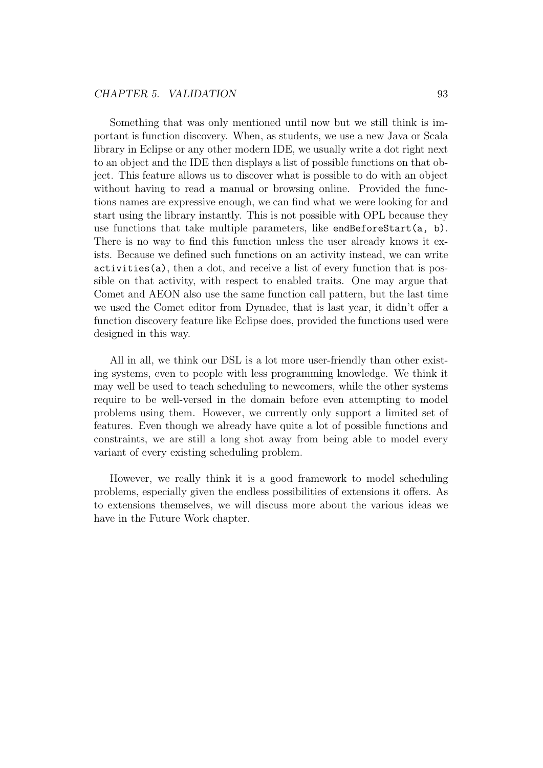Something that was only mentioned until now but we still think is important is function discovery. When, as students, we use a new Java or Scala library in Eclipse or any other modern IDE, we usually write a dot right next to an object and the IDE then displays a list of possible functions on that object. This feature allows us to discover what is possible to do with an object without having to read a manual or browsing online. Provided the functions names are expressive enough, we can find what we were looking for and start using the library instantly. This is not possible with OPL because they use functions that take multiple parameters, like `endBeforeStart(a, b)`. There is no way to find this function unless the user already knows it exists. Because we defined such functions on an activity instead, we can write `activities(a)`, then a dot, and receive a list of every function that is possible on that activity, with respect to enabled traits. One may argue that Comet and AEON also use the same function call pattern, but the last time we used the Comet editor from Dynadec, that is last year, it didn't offer a function discovery feature like Eclipse does, provided the functions used were designed in this way.

All in all, we think our DSL is a lot more user-friendly than other existing systems, even to people with less programming knowledge. We think it may well be used to teach scheduling to newcomers, while the other systems require to be well-versed in the domain before even attempting to model problems using them. However, we currently only support a limited set of features. Even though we already have quite a lot of possible functions and constraints, we are still a long shot away from being able to model every variant of every existing scheduling problem.

However, we really think it is a good framework to model scheduling problems, especially given the endless possibilities of extensions it offers. As to extensions themselves, we will discuss more about the various ideas we have in the Future Work chapter.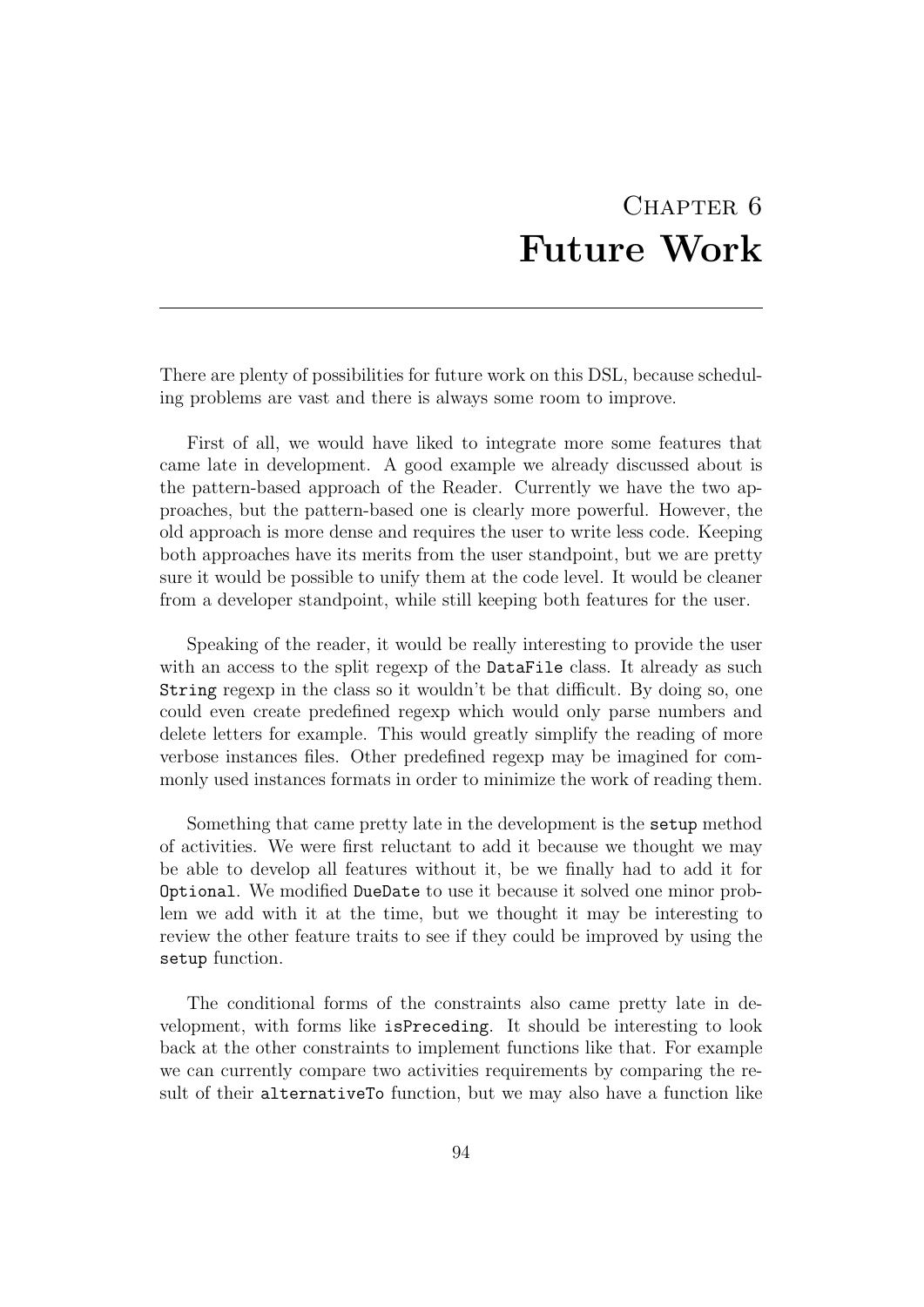# Chapter 6
# Future Work

There are plenty of possibilities for future work on this DSL, because scheduling problems are vast and there is always some room to improve.

First of all, we would have liked to integrate more some features that came late in development. A good example we already discussed about is the pattern-based approach of the Reader. Currently we have the two approaches, but the pattern-based one is clearly more powerful. However, the old approach is more dense and requires the user to write less code. Keeping both approaches have its merits from the user standpoint, but we are pretty sure it would be possible to unify them at the code level. It would be cleaner from a developer standpoint, while still keeping both features for the user.

Speaking of the reader, it would be really interesting to provide the user with an access to the split regexp of the `DataFile` class. It already as such `String` regexp in the class so it wouldn't be that difficult. By doing so, one could even create predefined regexp which would only parse numbers and delete letters for example. This would greatly simplify the reading of more verbose instances files. Other predefined regexp may be imagined for commonly used instances formats in order to minimize the work of reading them.

Something that came pretty late in the development is the `setup` method of activities. We were first reluctant to add it because we thought we may be able to develop all features without it, be we finally had to add it for `Optional`. We modified `DueDate` to use it because it solved one minor problem we add with it at the time, but we thought it may be interesting to review the other feature traits to see if they could be improved by using the `setup` function.

The conditional forms of the constraints also came pretty late in development, with forms like `isPreceding`. It should be interesting to look back at the other constraints to implement functions like that. For example we can currently compare two activities requirements by comparing the result of their `alternativeTo` function, but we may also have a function like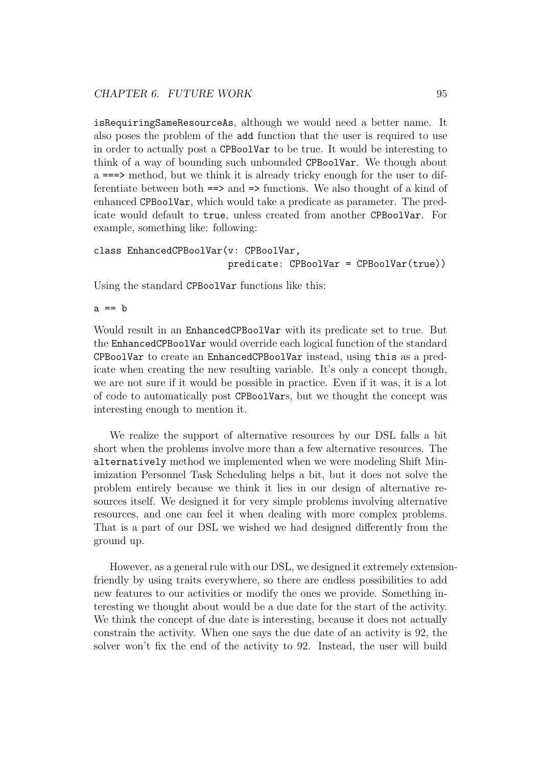`isRequiringSameResourceAs`, although we would need a better name. It also poses the problem of the `add` function that the user is required to use in order to actually post a `CPBoolVar` to be true. It would be interesting to think of a way of bounding such unbounded `CPBoolVar`. We though about a `===>` method, but we think it is already tricky enough for the user to differentiate between both `==>` and `=>` functions. We also thought of a kind of enhanced `CPBoolVar`, which would take a predicate as parameter. The predicate would default to `true`, unless created from another `CPBoolVar`. For example, something like: following:

```
class EnhancedCPBoolVar(v: CPBoolVar,
                        predicate: CPBoolVar = CPBoolVar(true))
```

Using the standard `CPBoolVar` functions like this:

```
a == b
```

Would result in an `EnhancedCPBoolVar` with its predicate set to true. But the `EnhancedCPBoolVar` would override each logical function of the standard `CPBoolVar` to create an `EnhancedCPBoolVar` instead, using `this` as a predicate when creating the new resulting variable. It's only a concept though, we are not sure if it would be possible in practice. Even if it was, it is a lot of code to automatically post `CPBoolVar`s, but we thought the concept was interesting enough to mention it.

We realize the support of alternative resources by our DSL falls a bit short when the problems involve more than a few alternative resources. The `alternatively` method we implemented when we were modeling Shift Minimization Personnel Task Scheduling helps a bit, but it does not solve the problem entirely because we think it lies in our design of alternative resources itself. We designed it for very simple problems involving alternative resources, and one can feel it when dealing with more complex problems. That is a part of our DSL we wished we had designed differently from the ground up.

However, as a general rule with our DSL, we designed it extremely extension-friendly by using traits everywhere, so there are endless possibilities to add new features to our activities or modify the ones we provide. Something interesting we thought about would be a due date for the start of the activity. We think the concept of due date is interesting, because it does not actually constrain the activity. When one says the due date of an activity is 92, the solver won't fix the end of the activity to 92. Instead, the user will build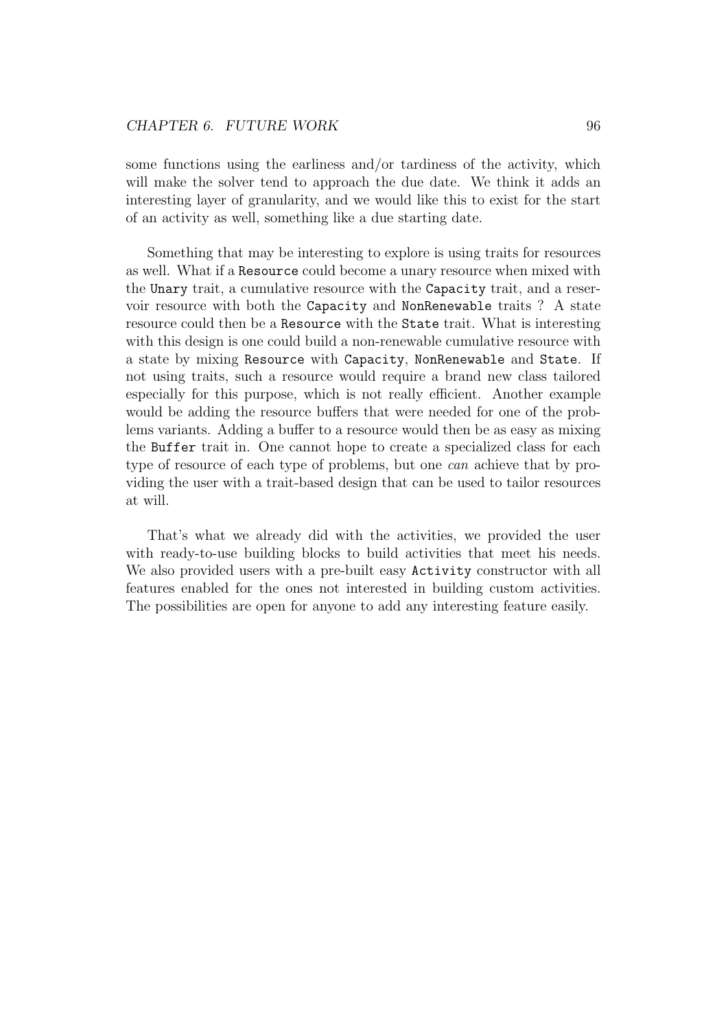some functions using the earliness and/or tardiness of the activity, which will make the solver tend to approach the due date. We think it adds an interesting layer of granularity, and we would like this to exist for the start of an activity as well, something like a due starting date.

Something that may be interesting to explore is using traits for resources as well. What if a `Resource` could become a unary resource when mixed with the `Unary` trait, a cumulative resource with the `Capacity` trait, and a reservoir resource with both the `Capacity` and `NonRenewable` traits ? A state resource could then be a `Resource` with the `State` trait. What is interesting with this design is one could build a non-renewable cumulative resource with a state by mixing `Resource` with `Capacity`, `NonRenewable` and `State`. If not using traits, such a resource would require a brand new class tailored especially for this purpose, which is not really efficient. Another example would be adding the resource buffers that were needed for one of the problems variants. Adding a buffer to a resource would then be as easy as mixing the `Buffer` trait in. One cannot hope to create a specialized class for each type of resource of each type of problems, but one *can* achieve that by providing the user with a trait-based design that can be used to tailor resources at will.

That's what we already did with the activities, we provided the user with ready-to-use building blocks to build activities that meet his needs. We also provided users with a pre-built easy `Activity` constructor with all features enabled for the ones not interested in building custom activities. The possibilities are open for anyone to add any interesting feature easily.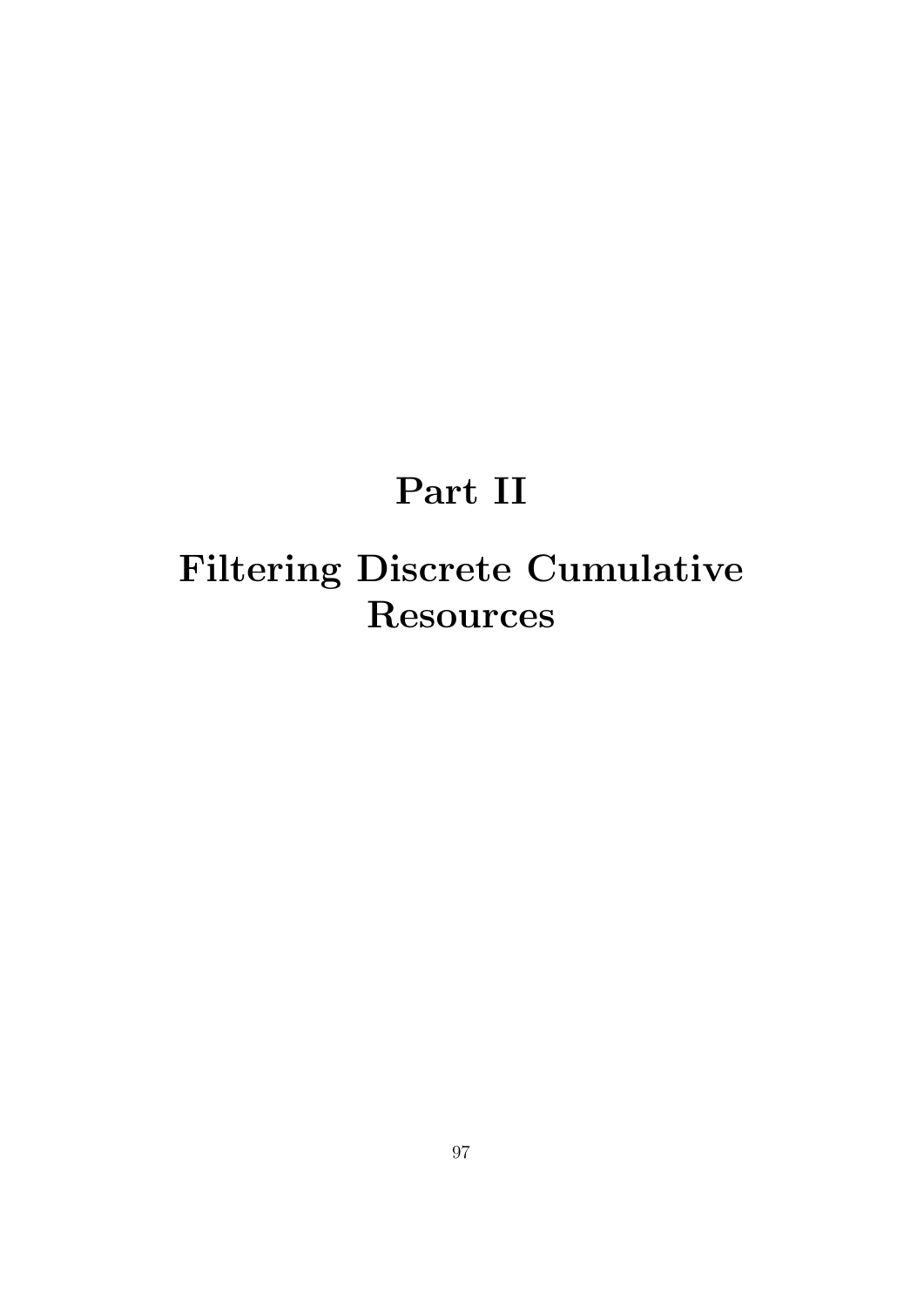# Part II

# Filtering Discrete Cumulative Resources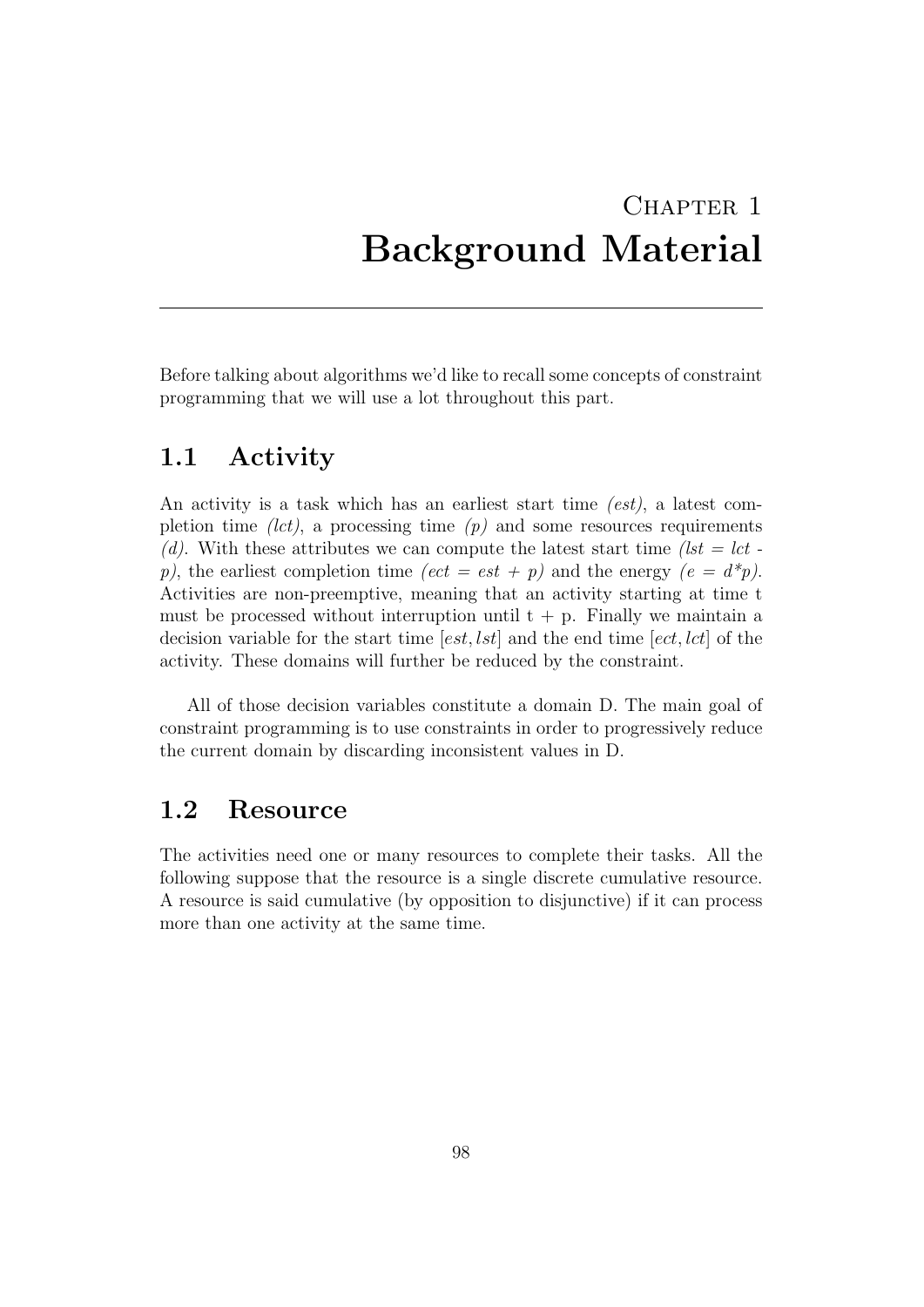# Chapter 1
# Background Material

Before talking about algorithms we'd like to recall some concepts of constraint programming that we will use a lot throughout this part.

## 1.1 Activity

An activity is a task which has an earliest start time *(est)*, a latest completion time *(lct)*, a processing time *(p)* and some resources requirements *(d)*. With these attributes we can compute the latest start time *(lst = lct - p)*, the earliest completion time *(ect = est + p)* and the energy *(e = d*p)*. Activities are non-preemptive, meaning that an activity starting at time t must be processed without interruption until t + p. Finally we maintain a decision variable for the start time $[est, lst]$ and the end time $[ect, lct]$ of the activity. These domains will further be reduced by the constraint.

All of those decision variables constitute a domain D. The main goal of constraint programming is to use constraints in order to progressively reduce the current domain by discarding inconsistent values in D.

## 1.2 Resource

The activities need one or many resources to complete their tasks. All the following suppose that the resource is a single discrete cumulative resource. A resource is said cumulative (by opposition to disjunctive) if it can process more than one activity at the same time.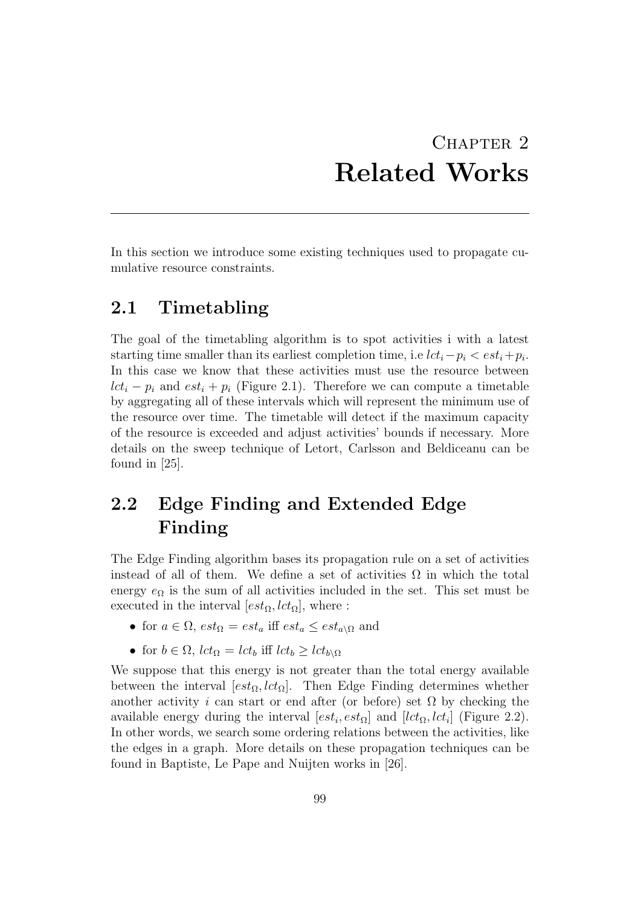# Chapter 2
# Related Works

In this section we introduce some existing techniques used to propagate cumulative resource constraints.

## 2.1 Timetabling

The goal of the timetabling algorithm is to spot activities i with a latest starting time smaller than its earliest completion time, i.e $lct_i - p_i < est_i + p_i$. In this case we know that these activities must use the resource between $lct_i - p_i$ and $est_i + p_i$ (Figure 2.1). Therefore we can compute a timetable by aggregating all of these intervals which will represent the minimum use of the resource over time. The timetable will detect if the maximum capacity of the resource is exceeded and adjust activities' bounds if necessary. More details on the sweep technique of Letort, Carlsson and Beldiceanu can be found in [25].

## 2.2 Edge Finding and Extended Edge Finding

The Edge Finding algorithm bases its propagation rule on a set of activities instead of all of them. We define a set of activities $\Omega$ in which the total energy $e_\Omega$ is the sum of all activities included in the set. This set must be executed in the interval $[est_\Omega, lct_\Omega]$, where :

- for $a \in \Omega$, $est_\Omega = est_a$ iff $est_a \leq est_{a \backslash \Omega}$ and
- for $b \in \Omega$, $lct_\Omega = lct_b$ iff $lct_b \geq lct_{b \backslash \Omega}$

We suppose that this energy is not greater than the total energy available between the interval $[est_\Omega, lct_\Omega]$. Then Edge Finding determines whether another activity $i$ can start or end after (or before) set $\Omega$ by checking the available energy during the interval $[est_i, est_\Omega]$ and $[lct_\Omega, lct_i]$ (Figure 2.2). In other words, we search some ordering relations between the activities, like the edges in a graph. More details on these propagation techniques can be found in Baptiste, Le Pape and Nuijten works in [26].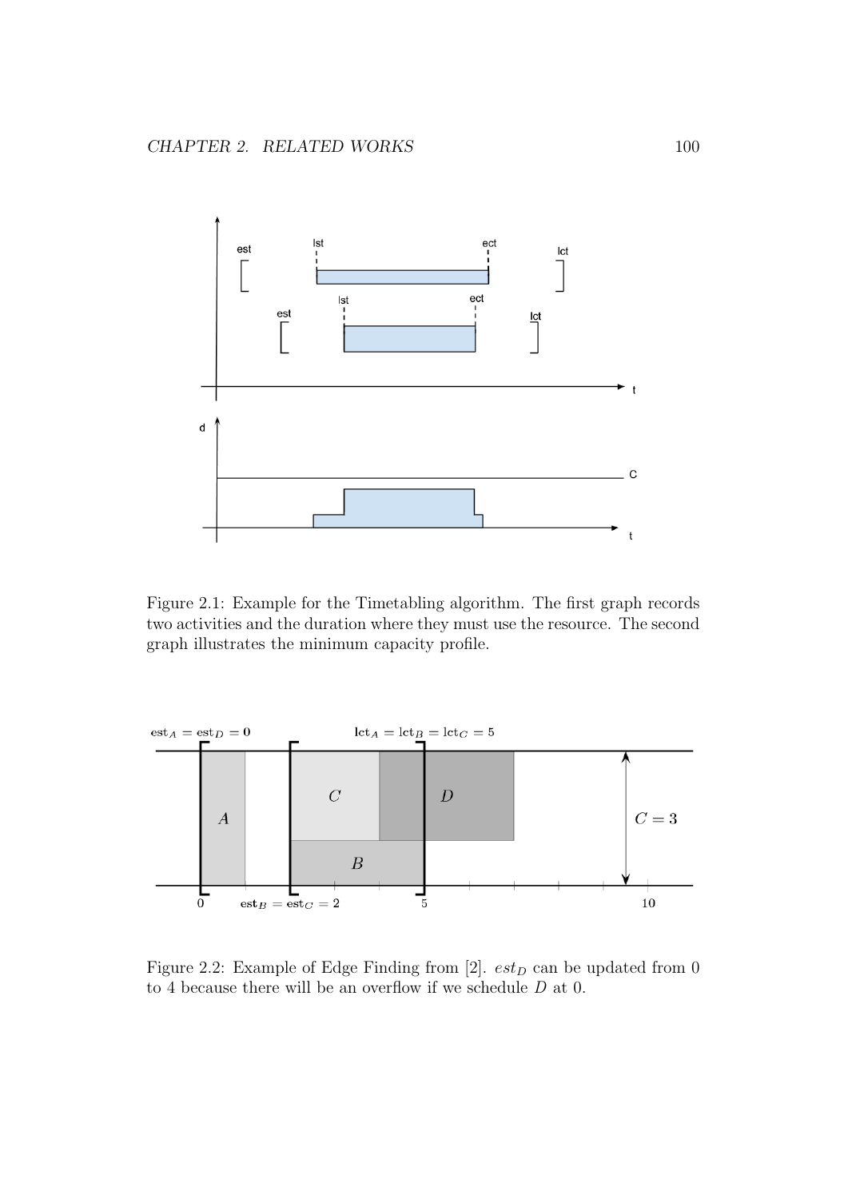Figure 2.1: Example for the Timetabling algorithm. The first graph records two activities and the duration where they must use the resource. The second graph illustrates the minimum capacity profile.

Figure 2.2: Example of Edge Finding from [2]. $est_D$ can be updated from 0 to 4 because there will be an overflow if we schedule $D$ at 0.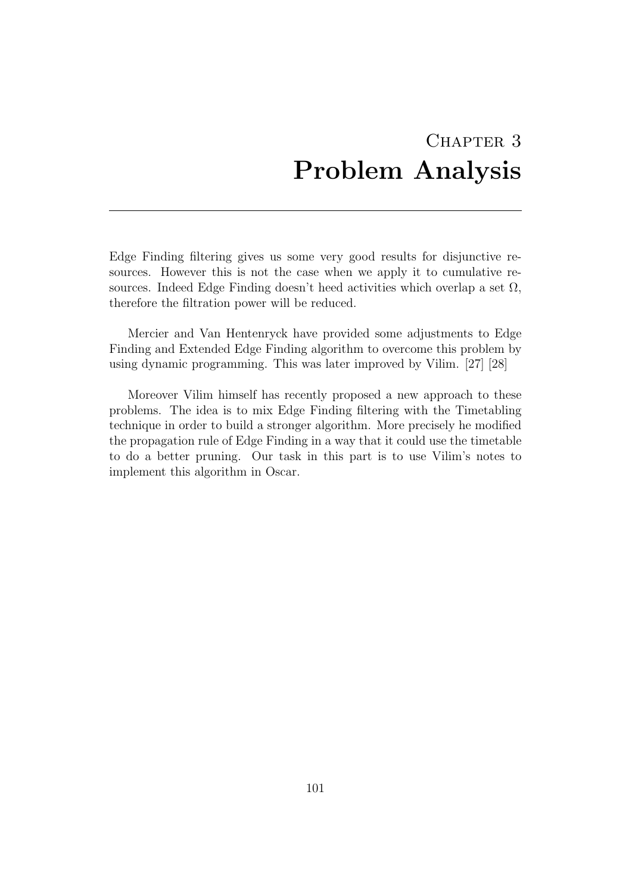# Chapter 3
# Problem Analysis

Edge Finding filtering gives us some very good results for disjunctive resources. However this is not the case when we apply it to cumulative resources. Indeed Edge Finding doesn't heed activities which overlap a set $\Omega$, therefore the filtration power will be reduced.

Mercier and Van Hentenryck have provided some adjustments to Edge Finding and Extended Edge Finding algorithm to overcome this problem by using dynamic programming. This was later improved by Vilim. [27] [28]

Moreover Vilim himself has recently proposed a new approach to these problems. The idea is to mix Edge Finding filtering with the Timetabling technique in order to build a stronger algorithm. More precisely he modified the propagation rule of Edge Finding in a way that it could use the timetable to do a better pruning. Our task in this part is to use Vilim's notes to implement this algorithm in Oscar.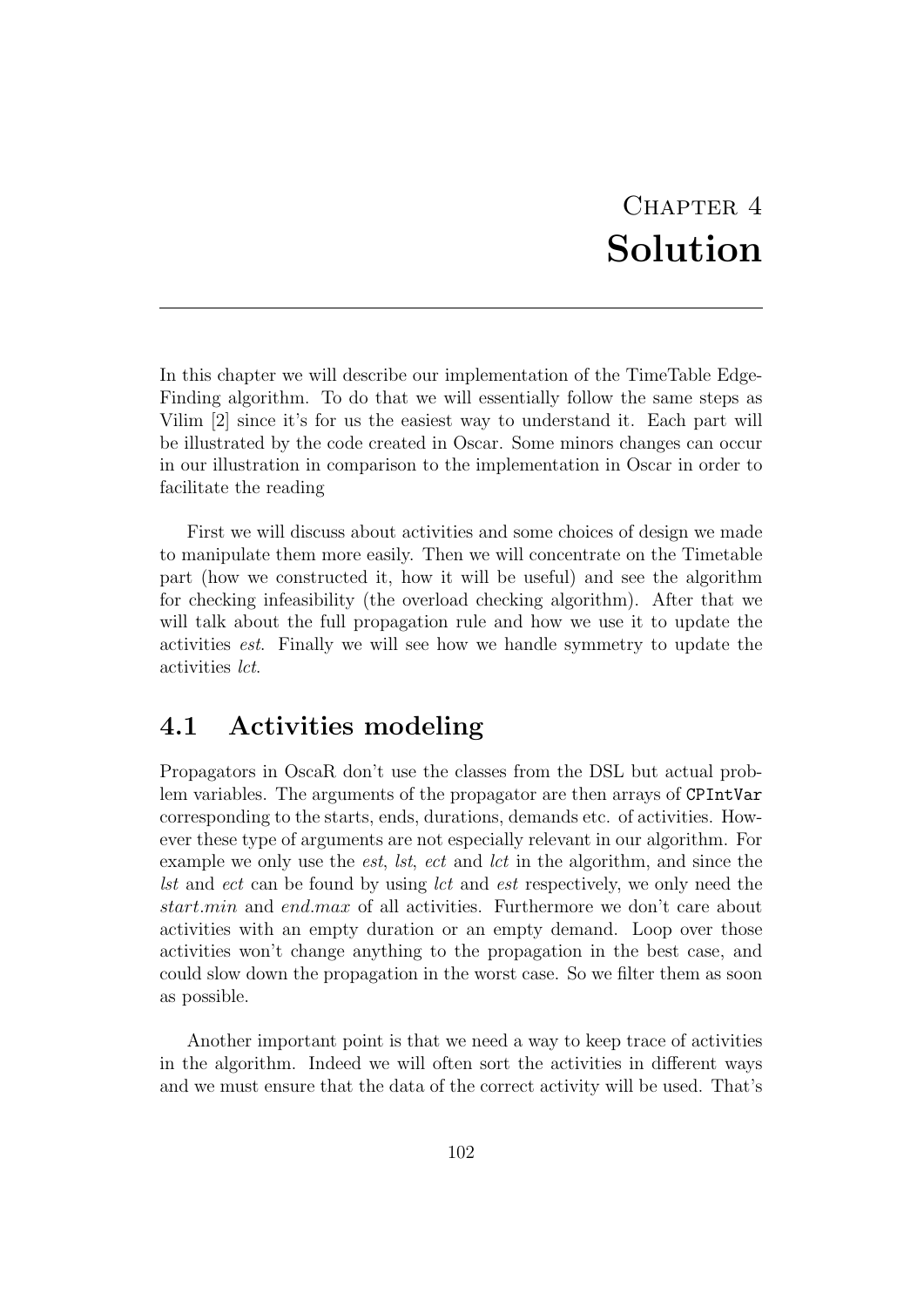# Chapter 4
# Solution

In this chapter we will describe our implementation of the TimeTable Edge-Finding algorithm. To do that we will essentially follow the same steps as Vilim [2] since it's for us the easiest way to understand it. Each part will be illustrated by the code created in Oscar. Some minors changes can occur in our illustration in comparison to the implementation in Oscar in order to facilitate the reading

First we will discuss about activities and some choices of design we made to manipulate them more easily. Then we will concentrate on the Timetable part (how we constructed it, how it will be useful) and see the algorithm for checking infeasibility (the overload checking algorithm). After that we will talk about the full propagation rule and how we use it to update the activities *est*. Finally we will see how we handle symmetry to update the activities *lct*.

## 4.1 Activities modeling

Propagators in OscaR don't use the classes from the DSL but actual problem variables. The arguments of the propagator are then arrays of `CPIntVar` corresponding to the starts, ends, durations, demands etc. of activities. However these type of arguments are not especially relevant in our algorithm. For example we only use the *est*, *lst*, *ect* and *lct* in the algorithm, and since the *lst* and *ect* can be found by using *lct* and *est* respectively, we only need the *start.min* and *end.max* of all activities. Furthermore we don't care about activities with an empty duration or an empty demand. Loop over those activities won't change anything to the propagation in the best case, and could slow down the propagation in the worst case. So we filter them as soon as possible.

Another important point is that we need a way to keep trace of activities in the algorithm. Indeed we will often sort the activities in different ways and we must ensure that the data of the correct activity will be used. That's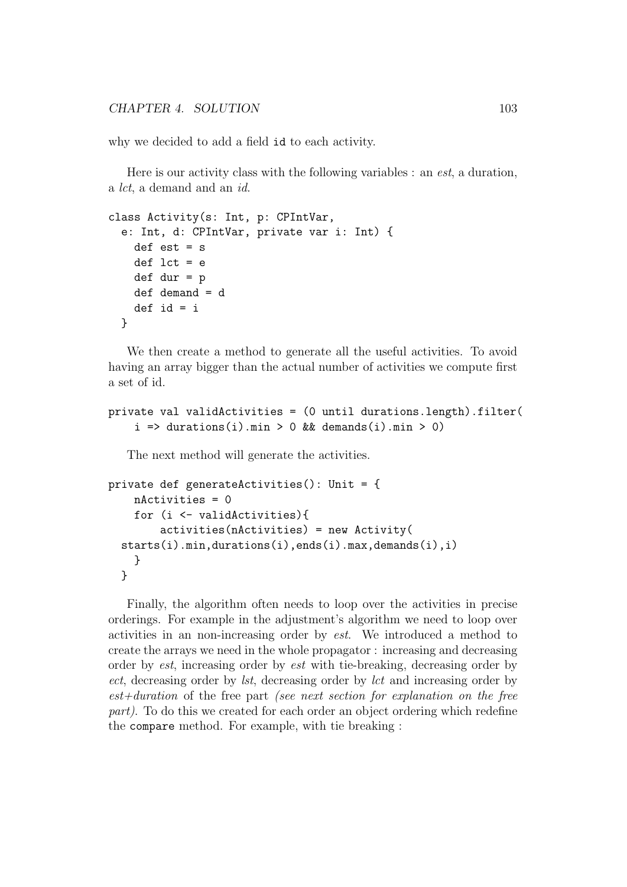why we decided to add a field `id` to each activity.

Here is our activity class with the following variables : an *est*, a duration, a *lct*, a demand and an *id*.

```
class Activity(s: Int, p: CPIntVar,
  e: Int, d: CPIntVar, private var i: Int) {
    def est = s
    def lct = e
    def dur = p
    def demand = d
    def id = i
  }
```

We then create a method to generate all the useful activities. To avoid having an array bigger than the actual number of activities we compute first a set of id.

```
private val validActivities = (0 until durations.length).filter(
    i => durations(i).min > 0 && demands(i).min > 0)
```

The next method will generate the activities.

```
private def generateActivities(): Unit = {
    nActivities = 0
    for (i <- validActivities){
        activities(nActivities) = new Activity(
  starts(i).min,durations(i),ends(i).max,demands(i),i)
    }
  }
```

Finally, the algorithm often needs to loop over the activities in precise orderings. For example in the adjustment's algorithm we need to loop over activities in an non-increasing order by *est*. We introduced a method to create the arrays we need in the whole propagator : increasing and decreasing order by *est*, increasing order by *est* with tie-breaking, decreasing order by *ect*, decreasing order by *lst*, decreasing order by *lct* and increasing order by *est+duration* of the free part *(see next section for explanation on the free part)*. To do this we created for each order an object ordering which redefine the `compare` method. For example, with tie breaking :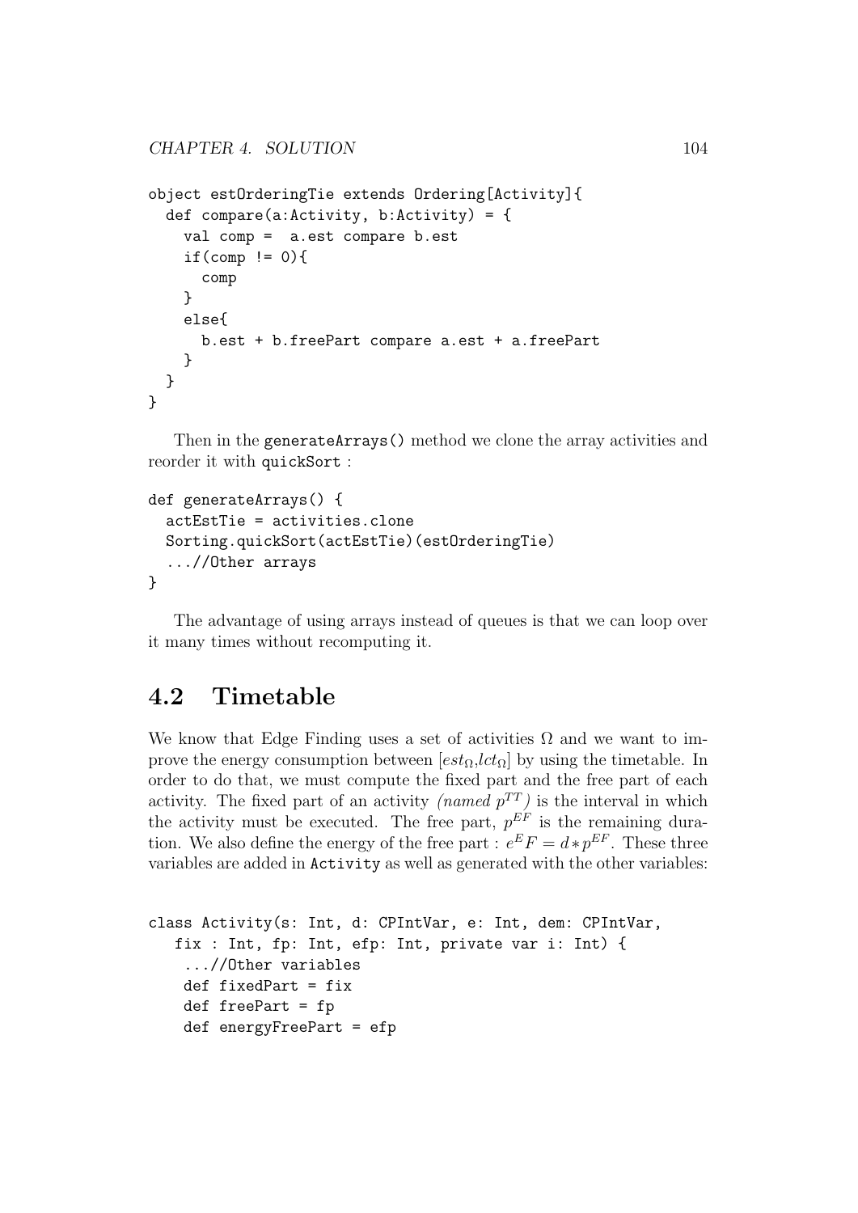```
object estOrderingTie extends Ordering[Activity]{
  def compare(a:Activity, b:Activity) = {
    val comp =  a.est compare b.est
    if(comp != 0){
      comp
    }
    else{
      b.est + b.freePart compare a.est + a.freePart
    }
  }
}
```

Then in the `generateArrays()` method we clone the array activities and reorder it with `quickSort` :

```
def generateArrays() {
  actEstTie = activities.clone
  Sorting.quickSort(actEstTie)(estOrderingTie)
  ...//Other arrays
}
```

The advantage of using arrays instead of queues is that we can loop over it many times without recomputing it.

## 4.2 Timetable

We know that Edge Finding uses a set of activities $\Omega$ and we want to improve the energy consumption between $[est_\Omega, lct_\Omega]$ by using the timetable. In order to do that, we must compute the fixed part and the free part of each activity. The fixed part of an activity *(named $p^{TT}$)* is the interval in which the activity must be executed. The free part, $p^{EF}$ is the remaining duration. We also define the energy of the free part : $e^E F = d * p^{EF}$. These three variables are added in `Activity` as well as generated with the other variables:

```
class Activity(s: Int, d: CPIntVar, e: Int, dem: CPIntVar,
   fix : Int, fp: Int, efp: Int, private var i: Int) {
    ...//Other variables
    def fixedPart = fix
    def freePart = fp
    def energyFreePart = efp
```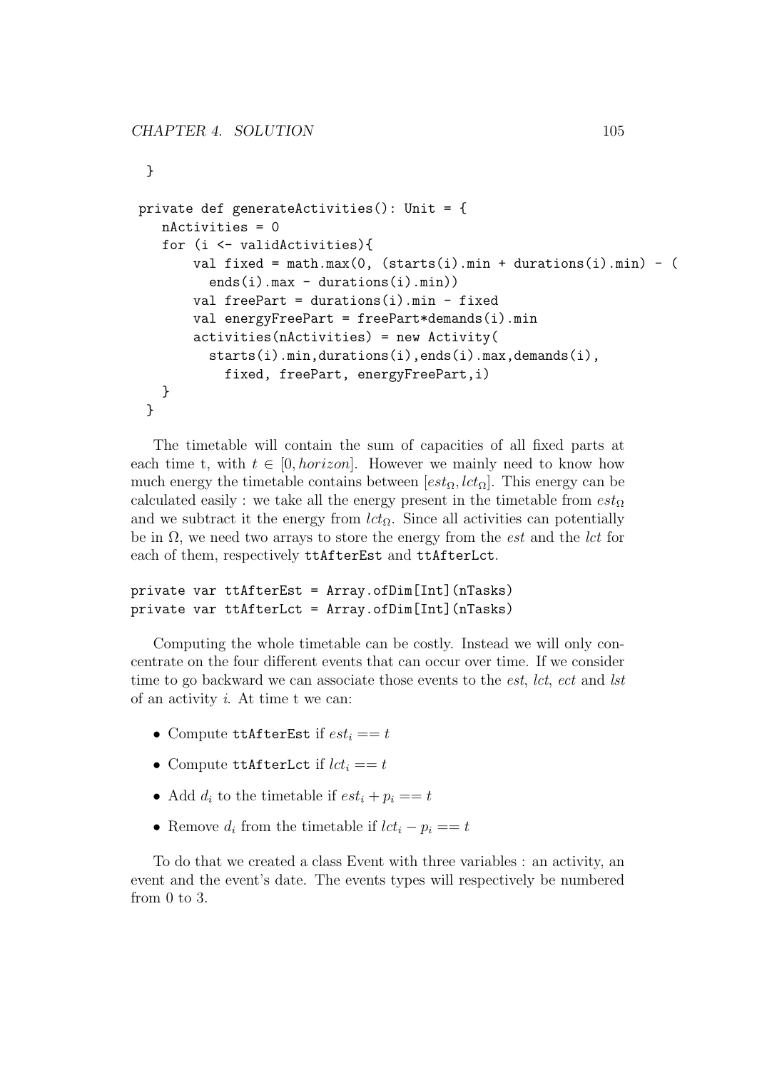```
  }

 private def generateActivities(): Unit = {
    nActivities = 0
    for (i <- validActivities){
        val fixed = math.max(0, (starts(i).min + durations(i).min) - (
          ends(i).max - durations(i).min))
        val freePart = durations(i).min - fixed
        val energyFreePart = freePart*demands(i).min
        activities(nActivities) = new Activity(
          starts(i).min,durations(i),ends(i).max,demands(i),
            fixed, freePart, energyFreePart,i)
    }
  }
```

The timetable will contain the sum of capacities of all fixed parts at each time t, with $t \in [0, horizon]$. However we mainly need to know how much energy the timetable contains between $[est_\Omega, lct_\Omega]$. This energy can be calculated easily : we take all the energy present in the timetable from $est_\Omega$ and we subtract it the energy from $lct_\Omega$. Since all activities can potentially be in $\Omega$, we need two arrays to store the energy from the *est* and the *lct* for each of them, respectively `ttAfterEst` and `ttAfterLct`.

```
private var ttAfterEst = Array.ofDim[Int](nTasks)
private var ttAfterLct = Array.ofDim[Int](nTasks)
```

Computing the whole timetable can be costly. Instead we will only concentrate on the four different events that can occur over time. If we consider time to go backward we can associate those events to the *est*, *lct*, *ect* and *lst* of an activity *i*. At time t we can:

- Compute `ttAfterEst` if $est_i == t$
- Compute `ttAfterLct` if $lct_i == t$
- Add $d_i$ to the timetable if $est_i + p_i == t$
- Remove $d_i$ from the timetable if $lct_i - p_i == t$

To do that we created a class Event with three variables : an activity, an event and the event's date. The events types will respectively be numbered from 0 to 3.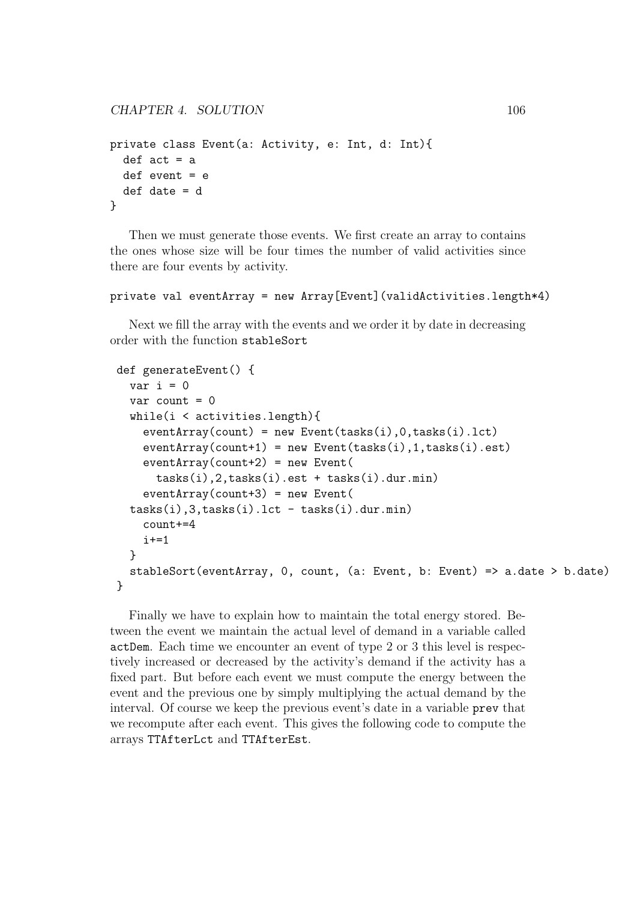```
private class Event(a: Activity, e: Int, d: Int){
  def act = a
  def event = e
  def date = d
}
```

Then we must generate those events. We first create an array to contains the ones whose size will be four times the number of valid activities since there are four events by activity.

```
private val eventArray = new Array[Event](validActivities.length*4)
```

Next we fill the array with the events and we order it by date in decreasing order with the function `stableSort`

```
 def generateEvent() {
   var i = 0
   var count = 0
   while(i < activities.length){
     eventArray(count) = new Event(tasks(i),0,tasks(i).lct)
     eventArray(count+1) = new Event(tasks(i),1,tasks(i).est)
     eventArray(count+2) = new Event(
       tasks(i),2,tasks(i).est + tasks(i).dur.min)
     eventArray(count+3) = new Event(
   tasks(i),3,tasks(i).lct - tasks(i).dur.min)
     count+=4
     i+=1
   }
   stableSort(eventArray, 0, count, (a: Event, b: Event) => a.date > b.date)
 }
```

Finally we have to explain how to maintain the total energy stored. Between the event we maintain the actual level of demand in a variable called `actDem`. Each time we encounter an event of type 2 or 3 this level is respectively increased or decreased by the activity's demand if the activity has a fixed part. But before each event we must compute the energy between the event and the previous one by simply multiplying the actual demand by the interval. Of course we keep the previous event's date in a variable `prev` that we recompute after each event. This gives the following code to compute the arrays `TTAfterLct` and `TTAfterEst`.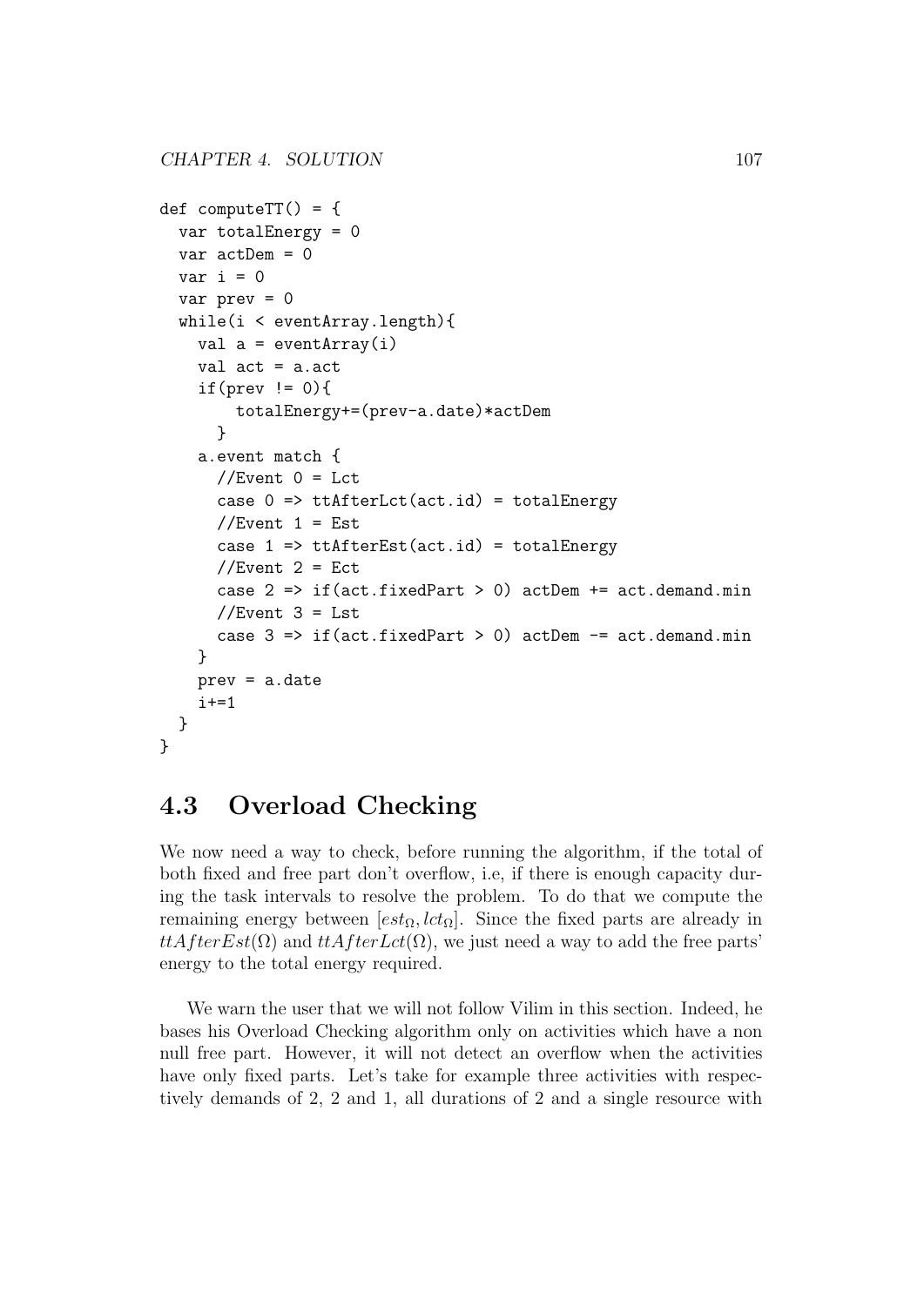```
def computeTT() = {
  var totalEnergy = 0
  var actDem = 0
  var i = 0
  var prev = 0
  while(i < eventArray.length){
    val a = eventArray(i)
    val act = a.act
    if(prev != 0){
        totalEnergy+=(prev-a.date)*actDem
      }
    a.event match {
      //Event 0 = Lct
      case 0 => ttAfterLct(act.id) = totalEnergy
      //Event 1 = Est
      case 1 => ttAfterEst(act.id) = totalEnergy
      //Event 2 = Ect
      case 2 => if(act.fixedPart > 0) actDem += act.demand.min
      //Event 3 = Lst
      case 3 => if(act.fixedPart > 0) actDem -= act.demand.min
    }
    prev = a.date
    i+=1
  }
}
```

## 4.3 Overload Checking

We now need a way to check, before running the algorithm, if the total of both fixed and free part don't overflow, i.e, if there is enough capacity during the task intervals to resolve the problem. To do that we compute the remaining energy between $[est_\Omega, lct_\Omega]$. Since the fixed parts are already in $ttAfterEst(\Omega)$ and $ttAfterLct(\Omega)$, we just need a way to add the free parts' energy to the total energy required.

We warn the user that we will not follow Vilim in this section. Indeed, he bases his Overload Checking algorithm only on activities which have a non null free part. However, it will not detect an overflow when the activities have only fixed parts. Let's take for example three activities with respectively demands of 2, 2 and 1, all durations of 2 and a single resource with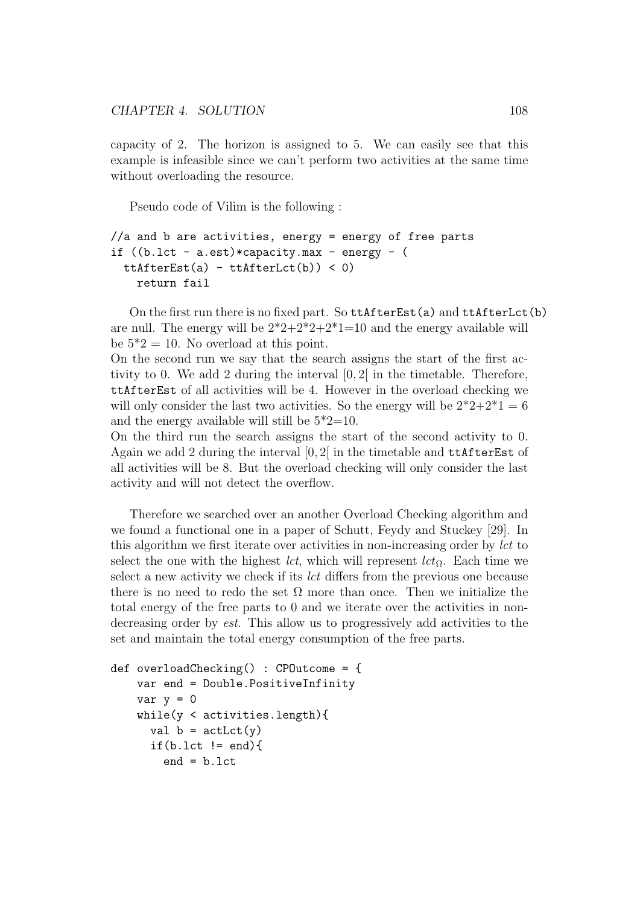capacity of 2. The horizon is assigned to 5. We can easily see that this example is infeasible since we can't perform two activities at the same time without overloading the resource.

Pseudo code of Vilim is the following :

```
//a and b are activities, energy = energy of free parts
if ((b.lct - a.est)*capacity.max - energy - (
  ttAfterEst(a) - ttAfterLct(b)) < 0)
    return fail
```

On the first run there is no fixed part. So `ttAfterEst(a)` and `ttAfterLct(b)` are null. The energy will be 2*2+2*2+2*1=10 and the energy available will be 5*2 = 10. No overload at this point.
On the second run we say that the search assigns the start of the first activity to 0. We add 2 during the interval $[0, 2[$ in the timetable. Therefore, `ttAfterEst` of all activities will be 4. However in the overload checking we will only consider the last two activities. So the energy will be 2*2+2*1 = 6 and the energy available will still be 5*2=10.
On the third run the search assigns the start of the second activity to 0. Again we add 2 during the interval $[0, 2[$ in the timetable and `ttAfterEst` of all activities will be 8. But the overload checking will only consider the last activity and will not detect the overflow.

Therefore we searched over an another Overload Checking algorithm and we found a functional one in a paper of Schutt, Feydy and Stuckey [29]. In this algorithm we first iterate over activities in non-increasing order by *lct* to select the one with the highest *lct*, which will represent $lct_\Omega$. Each time we select a new activity we check if its *lct* differs from the previous one because there is no need to redo the set $\Omega$ more than once. Then we initialize the total energy of the free parts to 0 and we iterate over the activities in non-decreasing order by *est*. This allow us to progressively add activities to the set and maintain the total energy consumption of the free parts.

```
def overloadChecking() : CPOutcome = {
    var end = Double.PositiveInfinity
    var y = 0
    while(y < activities.length){
      val b = actLct(y)
      if(b.lct != end){
        end = b.lct
```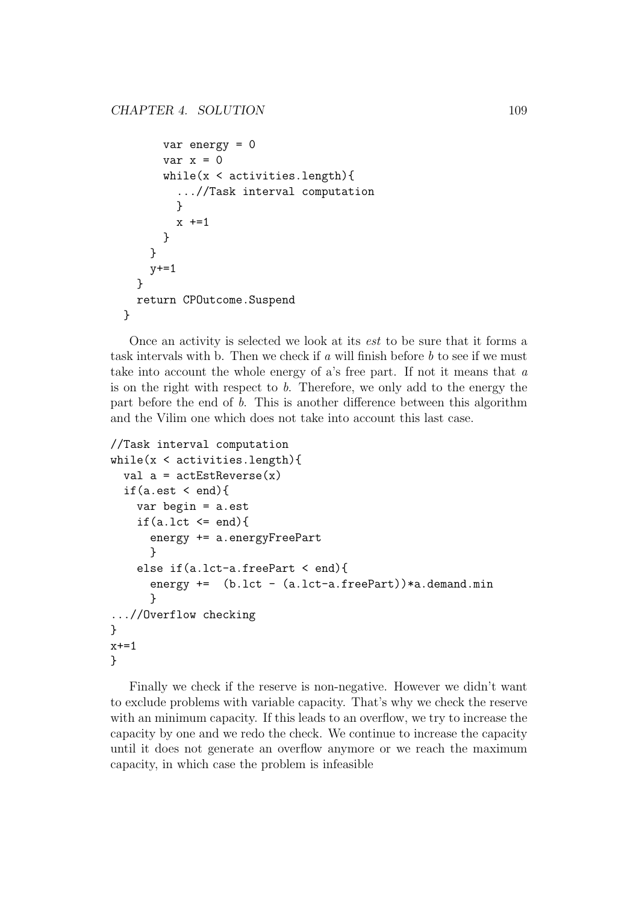```
        var energy = 0
        var x = 0
        while(x < activities.length){
          ...//Task interval computation
          }
          x +=1
        }
      }
      y+=1
    }
    return CPOutcome.Suspend
  }
```

Once an activity is selected we look at its *est* to be sure that it forms a task intervals with b. Then we check if *a* will finish before *b* to see if we must take into account the whole energy of a's free part. If not it means that *a* is on the right with respect to *b*. Therefore, we only add to the energy the part before the end of *b*. This is another difference between this algorithm and the Vilim one which does not take into account this last case.

```
//Task interval computation
while(x < activities.length){
  val a = actEstReverse(x)
  if(a.est < end){
    var begin = a.est
    if(a.lct <= end){
      energy += a.energyFreePart
      }
    else if(a.lct-a.freePart < end){
      energy +=  (b.lct - (a.lct-a.freePart))*a.demand.min
      }
...//Overflow checking
}
x+=1
}
```

Finally we check if the reserve is non-negative. However we didn't want to exclude problems with variable capacity. That's why we check the reserve with an minimum capacity. If this leads to an overflow, we try to increase the capacity by one and we redo the check. We continue to increase the capacity until it does not generate an overflow anymore or we reach the maximum capacity, in which case the problem is infeasible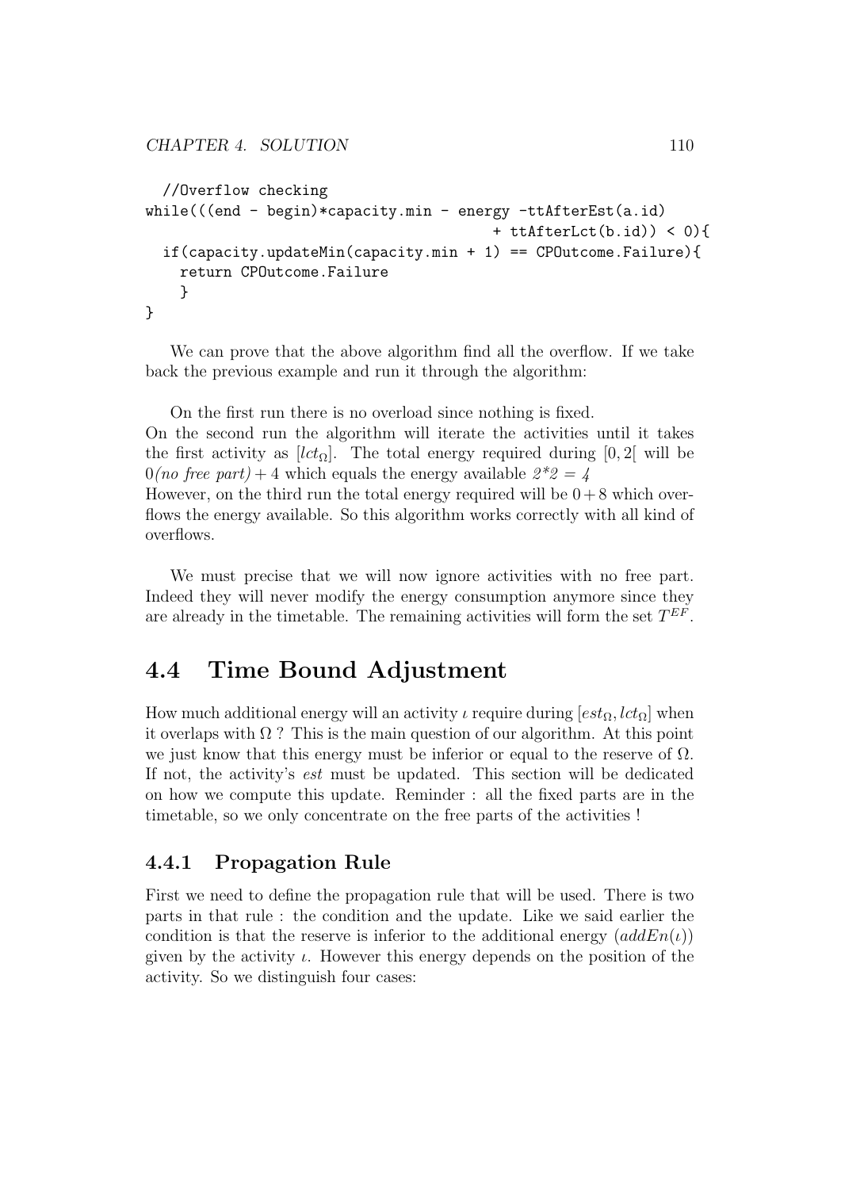```
  //Overflow checking
while(((end - begin)*capacity.min - energy -ttAfterEst(a.id)
                                          + ttAfterLct(b.id)) < 0){
  if(capacity.updateMin(capacity.min + 1) == CPOutcome.Failure){
    return CPOutcome.Failure
    }
}
```

We can prove that the above algorithm find all the overflow. If we take back the previous example and run it through the algorithm:

On the first run there is no overload since nothing is fixed.
On the second run the algorithm will iterate the activities until it takes the first activity as $[lct_\Omega]$. The total energy required during $[0, 2[$ will be 0*(no free part)* + 4 which equals the energy available *2\*2 = 4*
However, on the third run the total energy required will be $0 + 8$ which overflows the energy available. So this algorithm works correctly with all kind of overflows.

We must precise that we will now ignore activities with no free part. Indeed they will never modify the energy consumption anymore since they are already in the timetable. The remaining activities will form the set $T^{EF}$.

## 4.4 Time Bound Adjustment

How much additional energy will an activity $\iota$ require during $[est_\Omega, lct_\Omega]$ when it overlaps with $\Omega$ ? This is the main question of our algorithm. At this point we just know that this energy must be inferior or equal to the reserve of $\Omega$. If not, the activity's *est* must be updated. This section will be dedicated on how we compute this update. Reminder : all the fixed parts are in the timetable, so we only concentrate on the free parts of the activities !

### 4.4.1 Propagation Rule

First we need to define the propagation rule that will be used. There is two parts in that rule : the condition and the update. Like we said earlier the condition is that the reserve is inferior to the additional energy ($addEn(\iota)$) given by the activity $\iota$. However this energy depends on the position of the activity. So we distinguish four cases: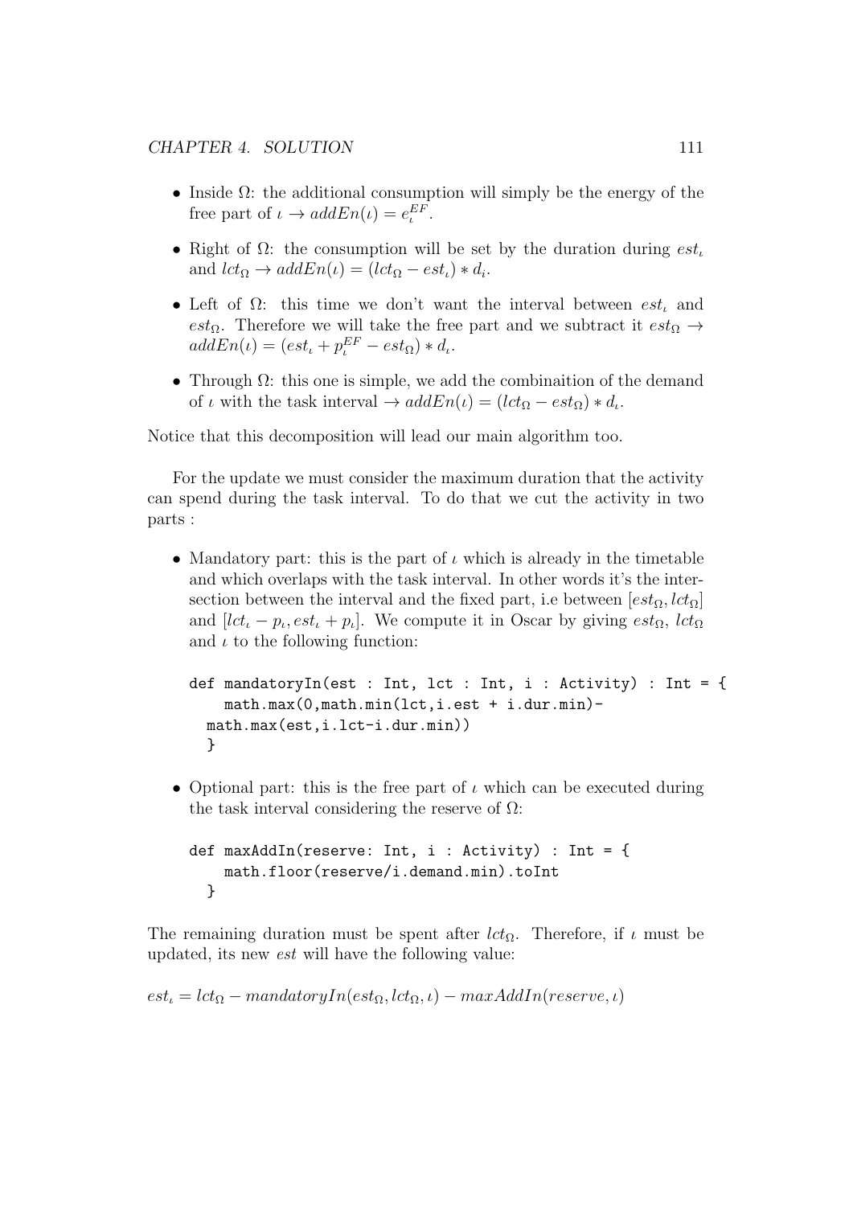- Inside $\Omega$: the additional consumption will simply be the energy of the free part of $\iota \rightarrow addEn(\iota) = e_\iota^{EF}$.
- Right of $\Omega$: the consumption will be set by the duration during $est_\iota$ and $lct_\Omega \rightarrow addEn(\iota) = (lct_\Omega - est_\iota) * d_i$.
- Left of $\Omega$: this time we don't want the interval between $est_\iota$ and $est_\Omega$. Therefore we will take the free part and we subtract it $est_\Omega \rightarrow addEn(\iota) = (est_\iota + p_\iota^{EF} - est_\Omega) * d_\iota$.
- Through $\Omega$: this one is simple, we add the combinaition of the demand of $\iota$ with the task interval $\rightarrow addEn(\iota) = (lct_\Omega - est_\Omega) * d_\iota$.

Notice that this decomposition will lead our main algorithm too.

For the update we must consider the maximum duration that the activity can spend during the task interval. To do that we cut the activity in two parts :

- Mandatory part: this is the part of $\iota$ which is already in the timetable and which overlaps with the task interval. In other words it's the intersection between the interval and the fixed part, i.e between $[est_\Omega, lct_\Omega]$ and $[lct_\iota - p_\iota, est_\iota + p_\iota]$. We compute it in Oscar by giving $est_\Omega$, $lct_\Omega$ and $\iota$ to the following function:

```
def mandatoryIn(est : Int, lct : Int, i : Activity) : Int = {
    math.max(0,math.min(lct,i.est + i.dur.min)-
  math.max(est,i.lct-i.dur.min))
  }
```

- Optional part: this is the free part of $\iota$ which can be executed during the task interval considering the reserve of $\Omega$:

```
def maxAddIn(reserve: Int, i : Activity) : Int = {
    math.floor(reserve/i.demand.min).toInt
  }
```

The remaining duration must be spent after $lct_\Omega$. Therefore, if $\iota$ must be updated, its new $est$ will have the following value:

$est_\iota = lct_\Omega - mandatoryIn(est_\Omega, lct_\Omega, \iota) - maxAddIn(reserve, \iota)$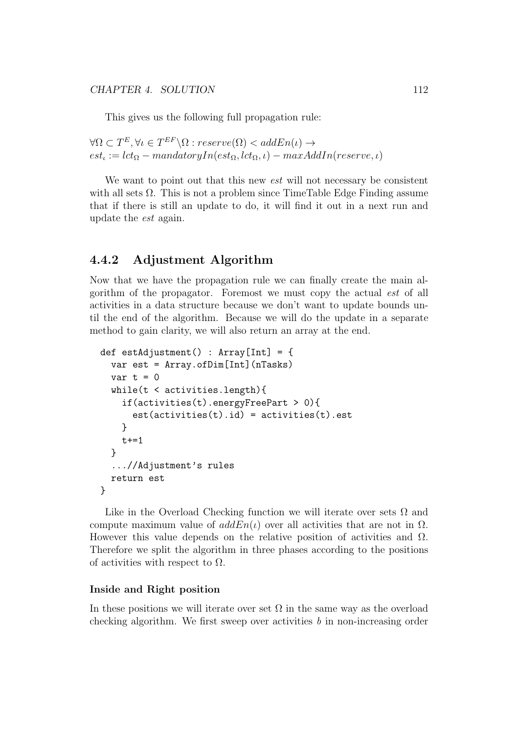This gives us the following full propagation rule:

$\forall \Omega \subset T^E, \forall \iota \in T^{EF} \backslash \Omega : reserve(\Omega) < addEn(\iota) \rightarrow$
$est_\iota := lct_\Omega - mandatoryIn(est_\Omega, lct_\Omega, \iota) - maxAddIn(reserve, \iota)$

We want to point out that this new *est* will not necessary be consistent with all sets $\Omega$. This is not a problem since TimeTable Edge Finding assume that if there is still an update to do, it will find it out in a next run and update the *est* again.

### 4.4.2 Adjustment Algorithm

Now that we have the propagation rule we can finally create the main algorithm of the propagator. Foremost we must copy the actual *est* of all activities in a data structure because we don't want to update bounds until the end of the algorithm. Because we will do the update in a separate method to gain clarity, we will also return an array at the end.

```
def estAdjustment() : Array[Int] = {
  var est = Array.ofDim[Int](nTasks)
  var t = 0
  while(t < activities.length){
    if(activities(t).energyFreePart > 0){
      est(activities(t).id) = activities(t).est
    }
    t+=1
  }
  ...//Adjustment's rules
  return est
}
```

Like in the Overload Checking function we will iterate over sets $\Omega$ and compute maximum value of $addEn(\iota)$ over all activities that are not in $\Omega$. However this value depends on the relative position of activities and $\Omega$. Therefore we split the algorithm in three phases according to the positions of activities with respect to $\Omega$.

#### Inside and Right position

In these positions we will iterate over set $\Omega$ in the same way as the overload checking algorithm. We first sweep over activities $b$ in non-increasing order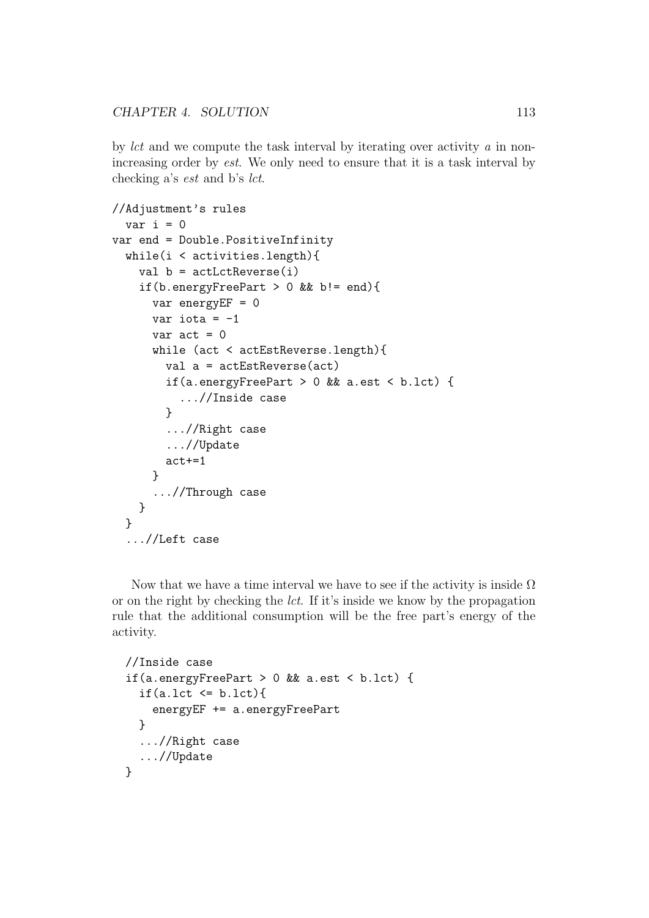by *lct* and we compute the task interval by iterating over activity *a* in non-increasing order by *est*. We only need to ensure that it is a task interval by checking a's *est* and b's *lct*.

```
//Adjustment's rules
  var i = 0
var end = Double.PositiveInfinity
  while(i < activities.length){
    val b = actLctReverse(i)
    if(b.energyFreePart > 0 && b!= end){
      var energyEF = 0
      var iota = -1
      var act = 0
      while (act < actEstReverse.length){
        val a = actEstReverse(act)
        if(a.energyFreePart > 0 && a.est < b.lct) {
          ...//Inside case
        }
        ...//Right case
        ...//Update
        act+=1
      }
      ...//Through case
    }
  }
  ...//Left case
```

Now that we have a time interval we have to see if the activity is inside $\Omega$ or on the right by checking the *lct*. If it's inside we know by the propagation rule that the additional consumption will be the free part's energy of the activity.

```
  //Inside case
  if(a.energyFreePart > 0 && a.est < b.lct) {
    if(a.lct <= b.lct){
      energyEF += a.energyFreePart
    }
    ...//Right case
    ...//Update
  }
```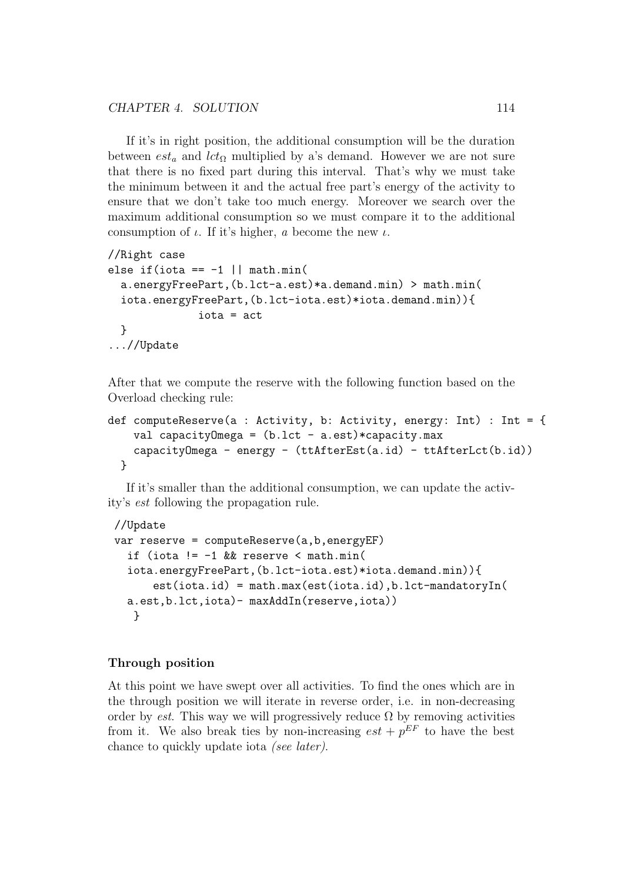If it's in right position, the additional consumption will be the duration between $est_a$ and $lct_\Omega$ multiplied by a's demand. However we are not sure that there is no fixed part during this interval. That's why we must take the minimum between it and the actual free part's energy of the activity to ensure that we don't take too much energy. Moreover we search over the maximum additional consumption so we must compare it to the additional consumption of $\iota$. If it's higher, $a$ become the new $\iota$.

```
//Right case
else if(iota == -1 || math.min(
  a.energyFreePart,(b.lct-a.est)*a.demand.min) > math.min(
  iota.energyFreePart,(b.lct-iota.est)*iota.demand.min)){
              iota = act
  }
...//Update
```

After that we compute the reserve with the following function based on the Overload checking rule:

```
def computeReserve(a : Activity, b: Activity, energy: Int) : Int = {
    val capacityOmega = (b.lct - a.est)*capacity.max
    capacityOmega - energy - (ttAfterEst(a.id) - ttAfterLct(b.id))
  }
```

If it's smaller than the additional consumption, we can update the activity's *est* following the propagation rule.

```
 //Update
 var reserve = computeReserve(a,b,energyEF)
   if (iota != -1 && reserve < math.min(
   iota.energyFreePart,(b.lct-iota.est)*iota.demand.min)){
       est(iota.id) = math.max(est(iota.id),b.lct-mandatoryIn(
   a.est,b.lct,iota)- maxAddIn(reserve,iota))
    }
```

### Through position

At this point we have swept over all activities. To find the ones which are in the through position we will iterate in reverse order, i.e. in non-decreasing order by *est*. This way we will progressively reduce $\Omega$ by removing activities from it. We also break ties by non-increasing $est + p^{EF}$ to have the best chance to quickly update iota *(see later)*.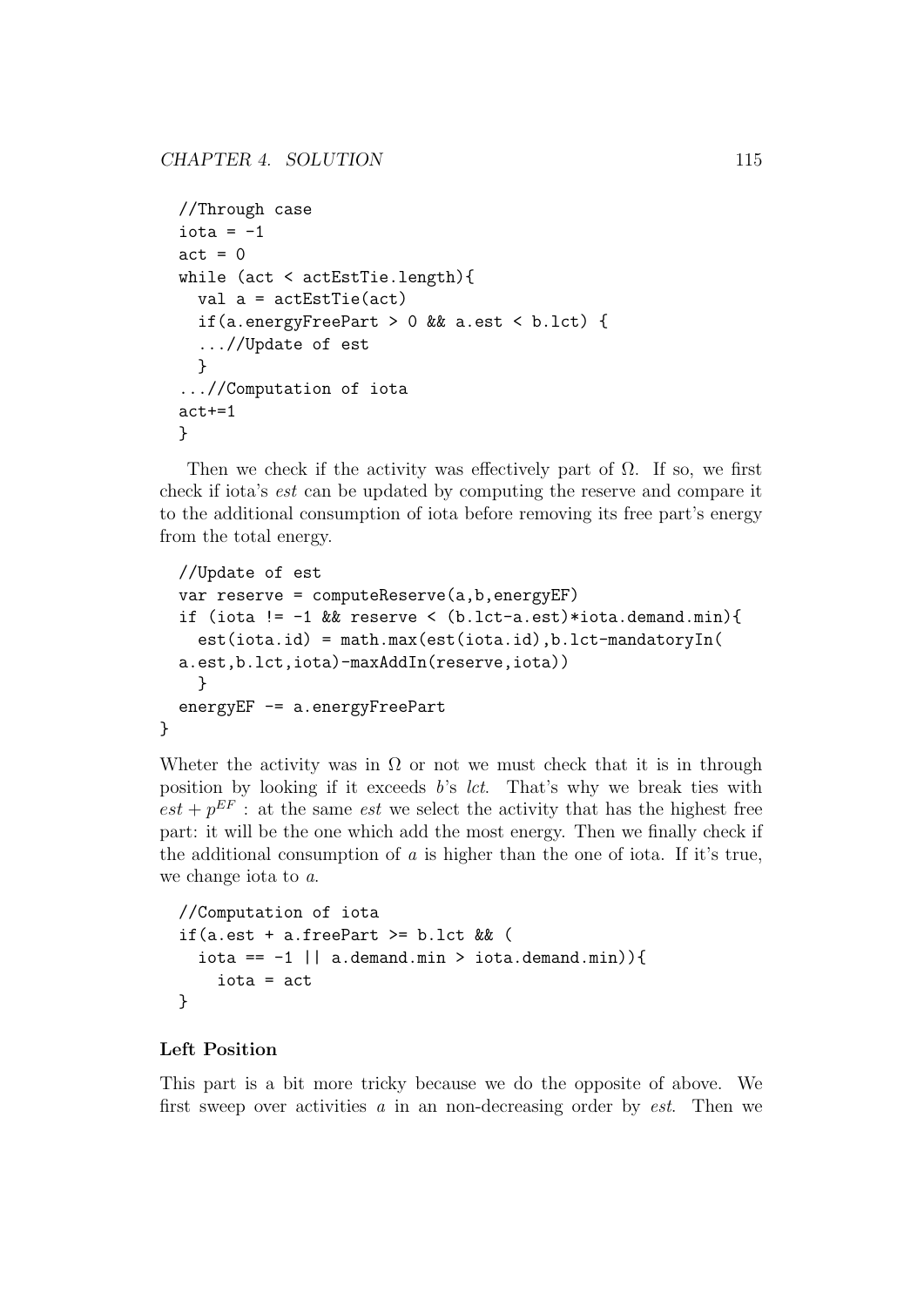```
//Through case
iota = -1
act = 0
while (act < actEstTie.length){
  val a = actEstTie(act)
  if(a.energyFreePart > 0 && a.est < b.lct) {
  ...//Update of est
  }
...//Computation of iota
act+=1
}
```

Then we check if the activity was effectively part of $\Omega$. If so, we first check if iota's *est* can be updated by computing the reserve and compare it to the additional consumption of iota before removing its free part's energy from the total energy.

```
  //Update of est
  var reserve = computeReserve(a,b,energyEF)
  if (iota != -1 && reserve < (b.lct-a.est)*iota.demand.min){
    est(iota.id) = math.max(est(iota.id),b.lct-mandatoryIn(
  a.est,b.lct,iota)-maxAddIn(reserve,iota))
    }
  energyEF -= a.energyFreePart
}
```

Wheter the activity was in $\Omega$ or not we must check that it is in through position by looking if it exceeds $b$'s *lct*. That's why we break ties with $est + p^{EF}$ : at the same *est* we select the activity that has the highest free part: it will be the one which add the most energy. Then we finally check if the additional consumption of $a$ is higher than the one of iota. If it's true, we change iota to $a$.

```
//Computation of iota
if(a.est + a.freePart >= b.lct && (
  iota == -1 || a.demand.min > iota.demand.min)){
    iota = act
}
```

#### Left Position

This part is a bit more tricky because we do the opposite of above. We first sweep over activities $a$ in an non-decreasing order by *est*. Then we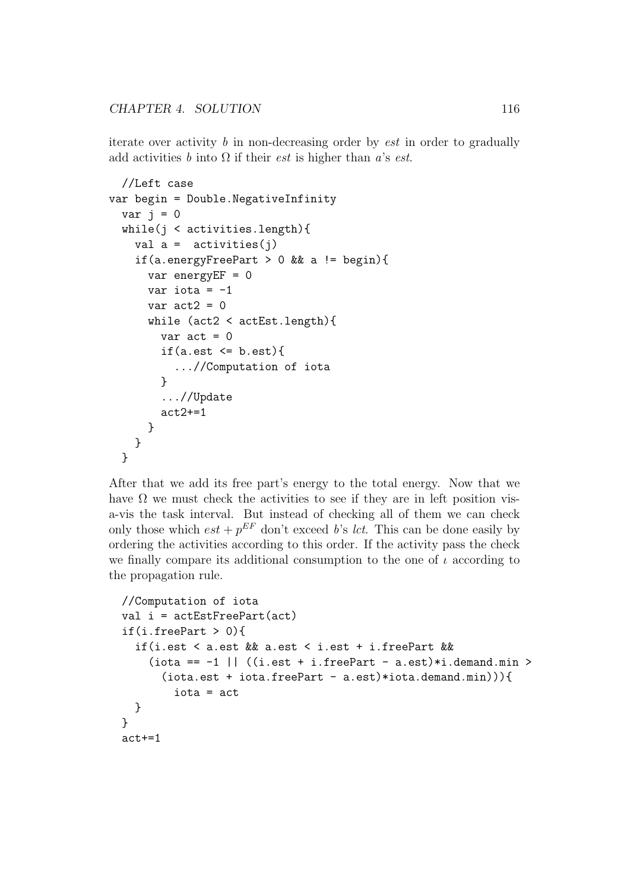iterate over activity $b$ in non-decreasing order by *est* in order to gradually add activities $b$ into $\Omega$ if their *est* is higher than $a$'s *est*.

```
  //Left case
var begin = Double.NegativeInfinity
  var j = 0
  while(j < activities.length){
    val a =  activities(j)
    if(a.energyFreePart > 0 && a != begin){
      var energyEF = 0
      var iota = -1
      var act2 = 0
      while (act2 < actEst.length){
        var act = 0
        if(a.est <= b.est){
          ...//Computation of iota
        }
        ...//Update
        act2+=1
      }
    }
  }
```

After that we add its free part's energy to the total energy. Now that we have $\Omega$ we must check the activities to see if they are in left position vis-a-vis the task interval. But instead of checking all of them we can check only those which $est + p^{EF}$ don't exceed $b$'s *lct*. This can be done easily by ordering the activities according to this order. If the activity pass the check we finally compare its additional consumption to the one of $\iota$ according to the propagation rule.

```
  //Computation of iota
  val i = actEstFreePart(act)
  if(i.freePart > 0){
    if(i.est < a.est && a.est < i.est + i.freePart &&
      (iota == -1 || ((i.est + i.freePart - a.est)*i.demand.min >
        (iota.est + iota.freePart - a.est)*iota.demand.min))){
          iota = act
    }
  }
  act+=1
```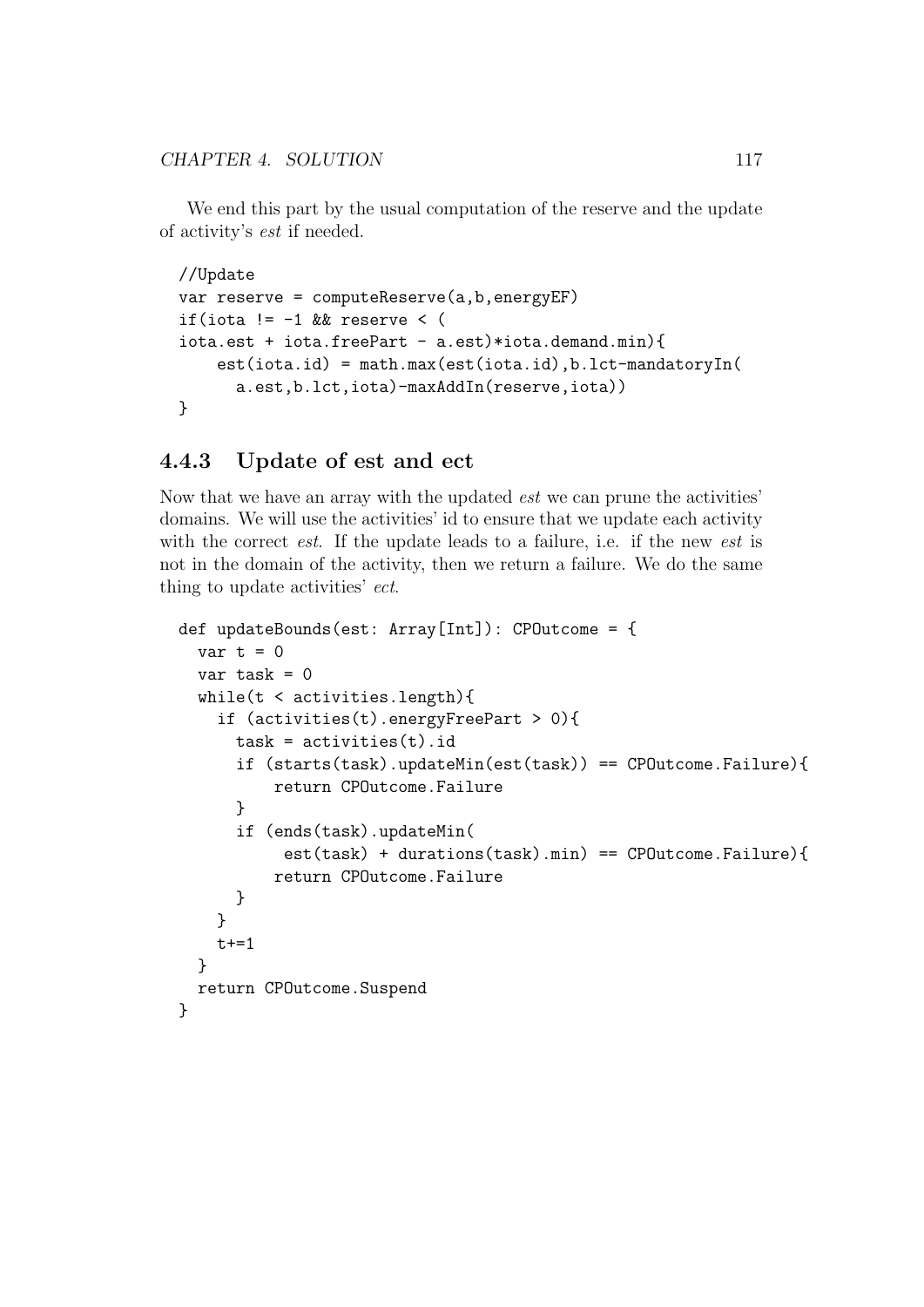We end this part by the usual computation of the reserve and the update of activity's *est* if needed.

```
//Update
var reserve = computeReserve(a,b,energyEF)
if(iota != -1 && reserve < (
iota.est + iota.freePart - a.est)*iota.demand.min){
    est(iota.id) = math.max(est(iota.id),b.lct-mandatoryIn(
      a.est,b.lct,iota)-maxAddIn(reserve,iota))
}
```

### 4.4.3 Update of est and ect

Now that we have an array with the updated *est* we can prune the activities' domains. We will use the activities' id to ensure that we update each activity with the correct *est*. If the update leads to a failure, i.e. if the new *est* is not in the domain of the activity, then we return a failure. We do the same thing to update activities' *ect*.

```
def updateBounds(est: Array[Int]): CPOutcome = {
  var t = 0
  var task = 0
  while(t < activities.length){
    if (activities(t).energyFreePart > 0){
      task = activities(t).id
      if (starts(task).updateMin(est(task)) == CPOutcome.Failure){
          return CPOutcome.Failure
      }
      if (ends(task).updateMin(
           est(task) + durations(task).min) == CPOutcome.Failure){
          return CPOutcome.Failure
      }
    }
    t+=1
  }
  return CPOutcome.Suspend
}
```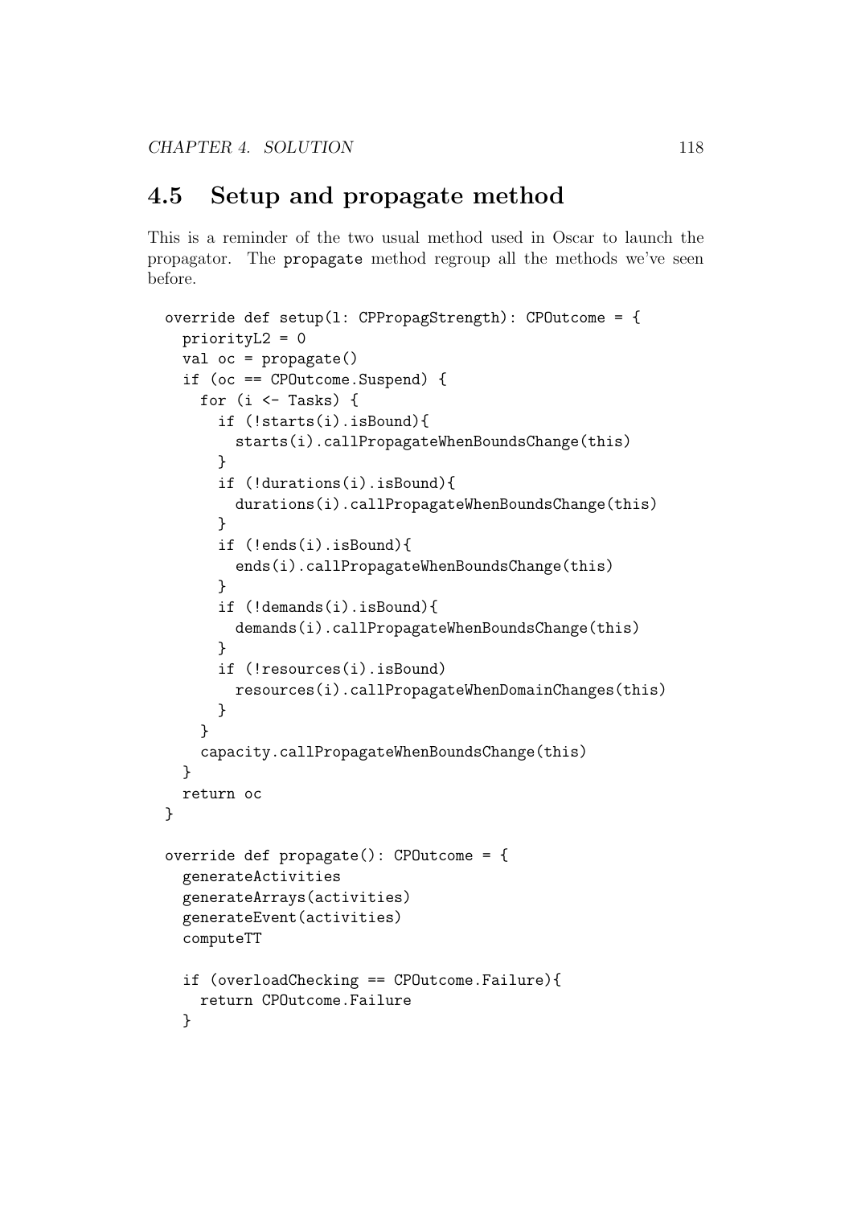## 4.5 Setup and propagate method

This is a reminder of the two usual method used in Oscar to launch the propagator. The `propagate` method regroup all the methods we've seen before.

```
override def setup(l: CPPropagStrength): CPOutcome = {
  priorityL2 = 0
  val oc = propagate()
  if (oc == CPOutcome.Suspend) {
    for (i <- Tasks) {
      if (!starts(i).isBound){
        starts(i).callPropagateWhenBoundsChange(this)
      }
      if (!durations(i).isBound){
        durations(i).callPropagateWhenBoundsChange(this)
      }
      if (!ends(i).isBound){
        ends(i).callPropagateWhenBoundsChange(this)
      }
      if (!demands(i).isBound){
        demands(i).callPropagateWhenBoundsChange(this)
      }
      if (!resources(i).isBound)
        resources(i).callPropagateWhenDomainChanges(this)
      }
    }
    capacity.callPropagateWhenBoundsChange(this)
  }
  return oc
}

override def propagate(): CPOutcome = {
  generateActivities
  generateArrays(activities)
  generateEvent(activities)
  computeTT

  if (overloadChecking == CPOutcome.Failure){
    return CPOutcome.Failure
  }
```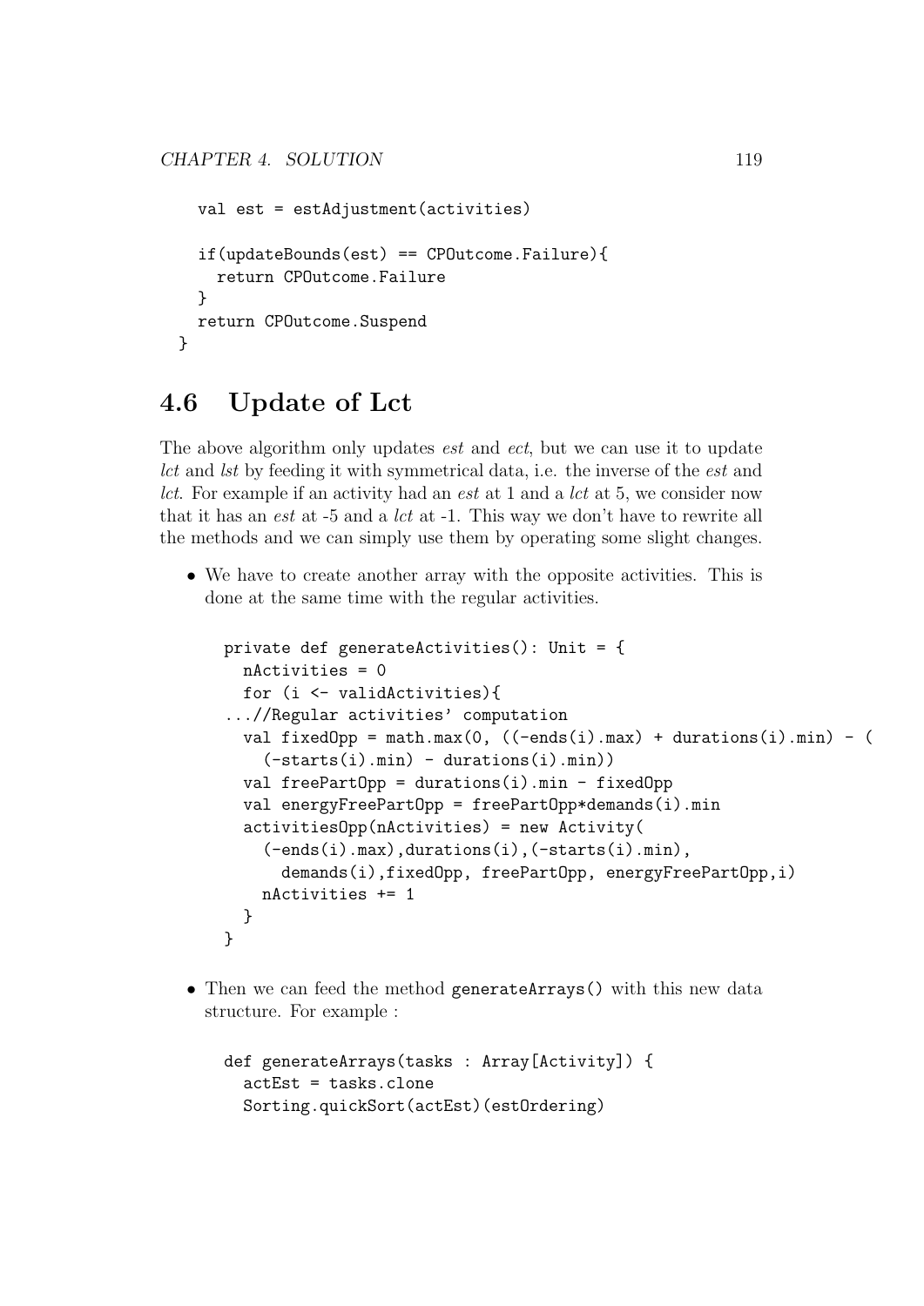```
    val est = estAdjustment(activities)

    if(updateBounds(est) == CPOutcome.Failure){
      return CPOutcome.Failure
    }
    return CPOutcome.Suspend
  }
```

## 4.6 Update of Lct

The above algorithm only updates *est* and *ect*, but we can use it to update *lct* and *lst* by feeding it with symmetrical data, i.e. the inverse of the *est* and *lct*. For example if an activity had an *est* at 1 and a *lct* at 5, we consider now that it has an *est* at -5 and a *lct* at -1. This way we don't have to rewrite all the methods and we can simply use them by operating some slight changes.

- We have to create another array with the opposite activities. This is done at the same time with the regular activities.

```
private def generateActivities(): Unit = {
  nActivities = 0
  for (i <- validActivities){
...//Regular activities' computation
  val fixedOpp = math.max(0, ((-ends(i).max) + durations(i).min) - (
    (-starts(i).min) - durations(i).min))
  val freePartOpp = durations(i).min - fixedOpp
  val energyFreePartOpp = freePartOpp*demands(i).min
  activitiesOpp(nActivities) = new Activity(
    (-ends(i).max),durations(i),(-starts(i).min),
      demands(i),fixedOpp, freePartOpp, energyFreePartOpp,i)
    nActivities += 1
  }
}
```

- Then we can feed the method `generateArrays()` with this new data structure. For example :

```
def generateArrays(tasks : Array[Activity]) {
  actEst = tasks.clone
  Sorting.quickSort(actEst)(estOrdering)
```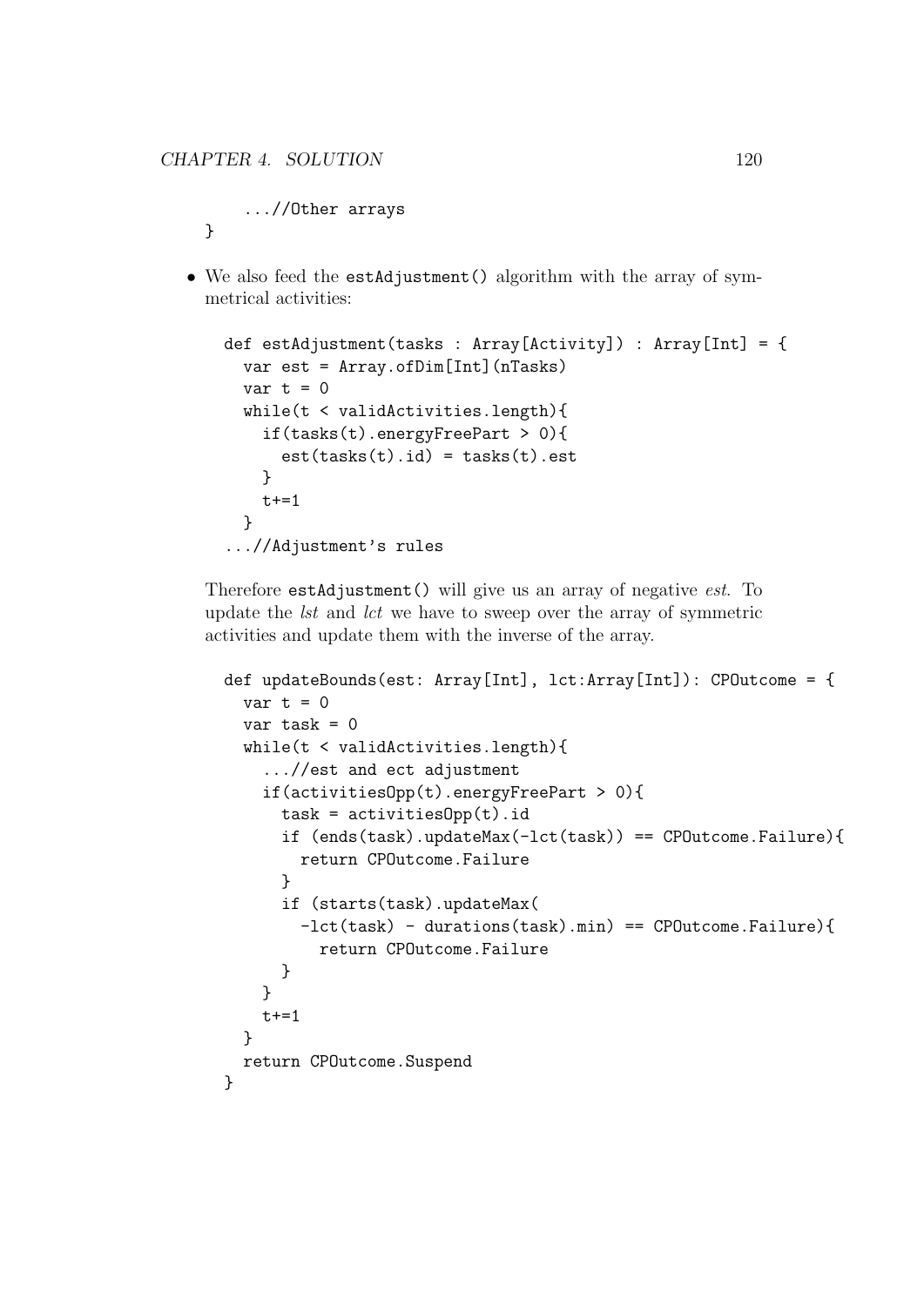```
    ...//Other arrays
}
```

- We also feed the `estAdjustment()` algorithm with the array of symmetrical activities:

```
def estAdjustment(tasks : Array[Activity]) : Array[Int] = {
  var est = Array.ofDim[Int](nTasks)
  var t = 0
  while(t < validActivities.length){
    if(tasks(t).energyFreePart > 0){
      est(tasks(t).id) = tasks(t).est
    }
    t+=1
  }
...//Adjustment's rules
```

Therefore `estAdjustment()` will give us an array of negative *est*. To update the *lst* and *lct* we have to sweep over the array of symmetric activities and update them with the inverse of the array.

```
def updateBounds(est: Array[Int], lct:Array[Int]): CPOutcome = {
  var t = 0
  var task = 0
  while(t < validActivities.length){
    ...//est and ect adjustment
    if(activitiesOpp(t).energyFreePart > 0){
      task = activitiesOpp(t).id
      if (ends(task).updateMax(-lct(task)) == CPOutcome.Failure){
        return CPOutcome.Failure
      }
      if (starts(task).updateMax(
        -lct(task) - durations(task).min) == CPOutcome.Failure){
          return CPOutcome.Failure
      }
    }
    t+=1
  }
  return CPOutcome.Suspend
}
```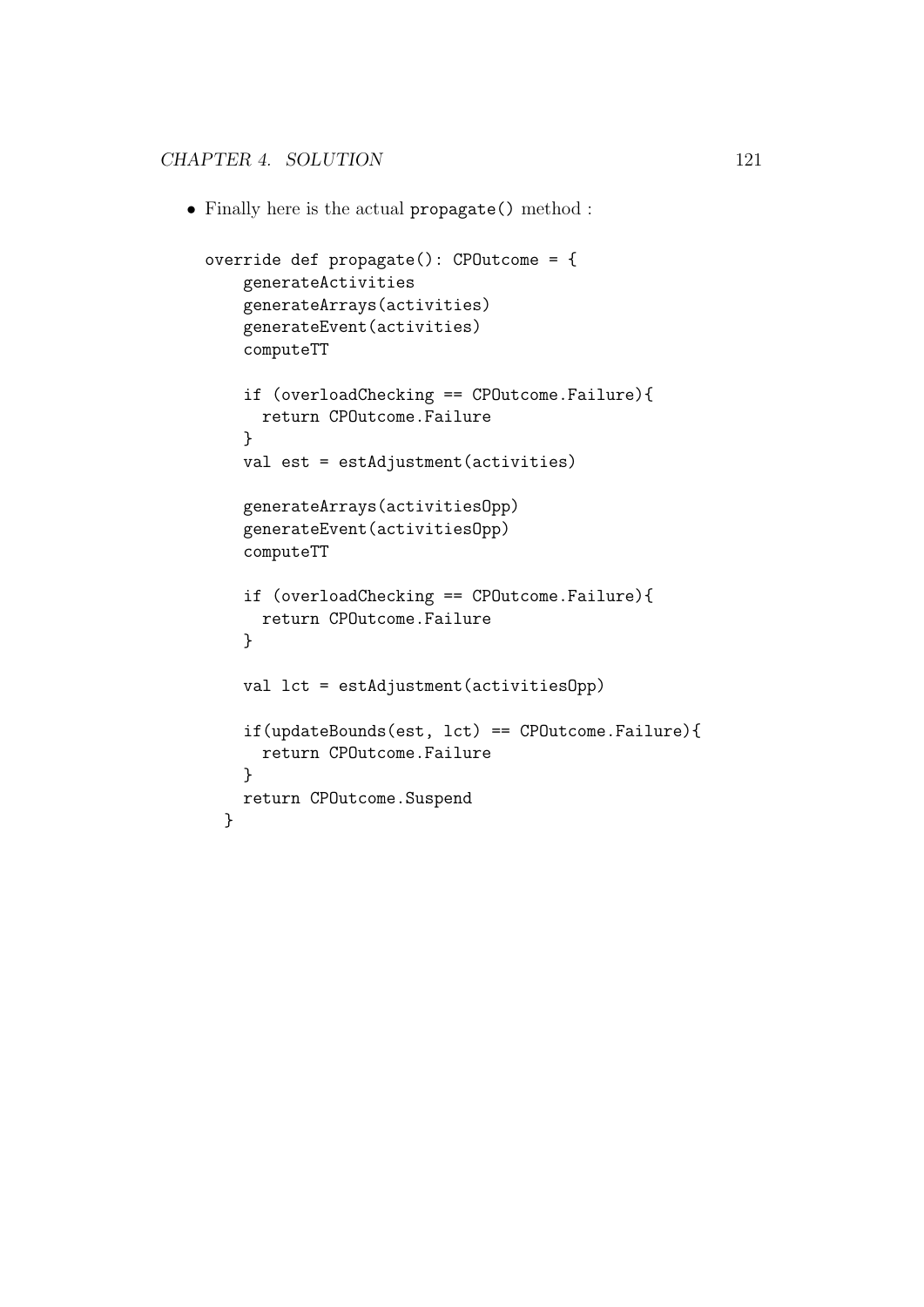- Finally here is the actual `propagate()` method :

```
override def propagate(): CPOutcome = {
    generateActivities
    generateArrays(activities)
    generateEvent(activities)
    computeTT

    if (overloadChecking == CPOutcome.Failure){
      return CPOutcome.Failure
    }
    val est = estAdjustment(activities)

    generateArrays(activitiesOpp)
    generateEvent(activitiesOpp)
    computeTT

    if (overloadChecking == CPOutcome.Failure){
      return CPOutcome.Failure
    }

    val lct = estAdjustment(activitiesOpp)

    if(updateBounds(est, lct) == CPOutcome.Failure){
      return CPOutcome.Failure
    }
    return CPOutcome.Suspend
  }
```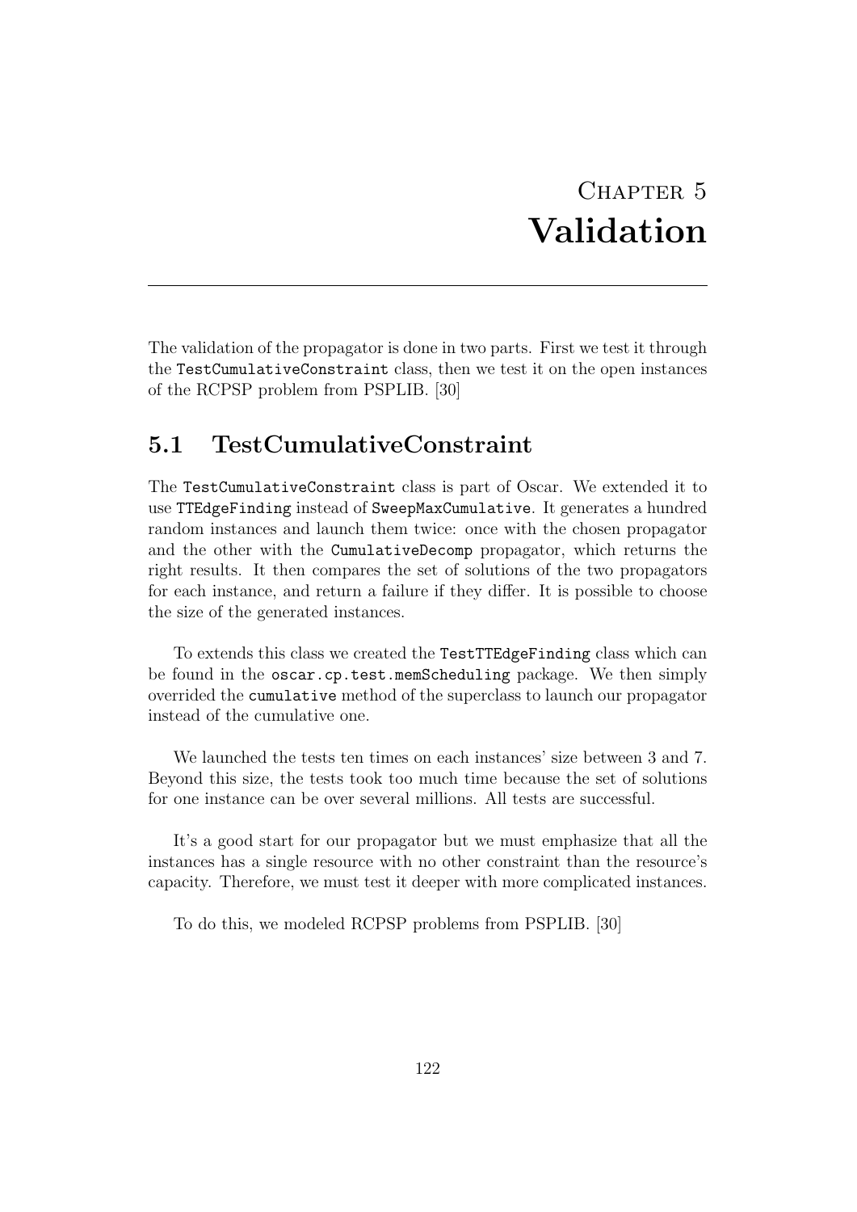# Chapter 5
# Validation

The validation of the propagator is done in two parts. First we test it through the `TestCumulativeConstraint` class, then we test it on the open instances of the RCPSP problem from PSPLIB. [30]

## 5.1 TestCumulativeConstraint

The `TestCumulativeConstraint` class is part of Oscar. We extended it to use `TTEdgeFinding` instead of `SweepMaxCumulative`. It generates a hundred random instances and launch them twice: once with the chosen propagator and the other with the `CumulativeDecomp` propagator, which returns the right results. It then compares the set of solutions of the two propagators for each instance, and return a failure if they differ. It is possible to choose the size of the generated instances.

To extends this class we created the `TestTTEdgeFinding` class which can be found in the `oscar.cp.test.memScheduling` package. We then simply overrided the `cumulative` method of the superclass to launch our propagator instead of the cumulative one.

We launched the tests ten times on each instances' size between 3 and 7. Beyond this size, the tests took too much time because the set of solutions for one instance can be over several millions. All tests are successful.

It's a good start for our propagator but we must emphasize that all the instances has a single resource with no other constraint than the resource's capacity. Therefore, we must test it deeper with more complicated instances.

To do this, we modeled RCPSP problems from PSPLIB. [30]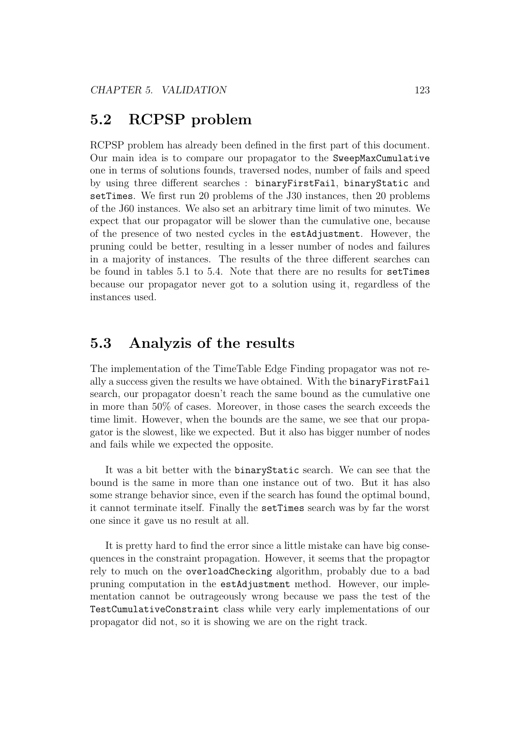## 5.2 RCPSP problem

RCPSP problem has already been defined in the first part of this document. Our main idea is to compare our propagator to the `SweepMaxCumulative` one in terms of solutions founds, traversed nodes, number of fails and speed by using three different searches : `binaryFirstFail`, `binaryStatic` and `setTimes`. We first run 20 problems of the J30 instances, then 20 problems of the J60 instances. We also set an arbitrary time limit of two minutes. We expect that our propagator will be slower than the cumulative one, because of the presence of two nested cycles in the `estAdjustment`. However, the pruning could be better, resulting in a lesser number of nodes and failures in a majority of instances. The results of the three different searches can be found in tables 5.1 to 5.4. Note that there are no results for `setTimes` because our propagator never got to a solution using it, regardless of the instances used.

## 5.3 Analyzis of the results

The implementation of the TimeTable Edge Finding propagator was not really a success given the results we have obtained. With the `binaryFirstFail` search, our propagator doesn't reach the same bound as the cumulative one in more than 50% of cases. Moreover, in those cases the search exceeds the time limit. However, when the bounds are the same, we see that our propagator is the slowest, like we expected. But it also has bigger number of nodes and fails while we expected the opposite.

It was a bit better with the `binaryStatic` search. We can see that the bound is the same in more than one instance out of two. But it has also some strange behavior since, even if the search has found the optimal bound, it cannot terminate itself. Finally the `setTimes` search was by far the worst one since it gave us no result at all.

It is pretty hard to find the error since a little mistake can have big consequences in the constraint propagation. However, it seems that the propagtor rely to much on the `overloadChecking` algorithm, probably due to a bad pruning computation in the `estAdjustment` method. However, our implementation cannot be outrageously wrong because we pass the test of the `TestCumulativeConstraint` class while very early implementations of our propagator did not, so it is showing we are on the right track.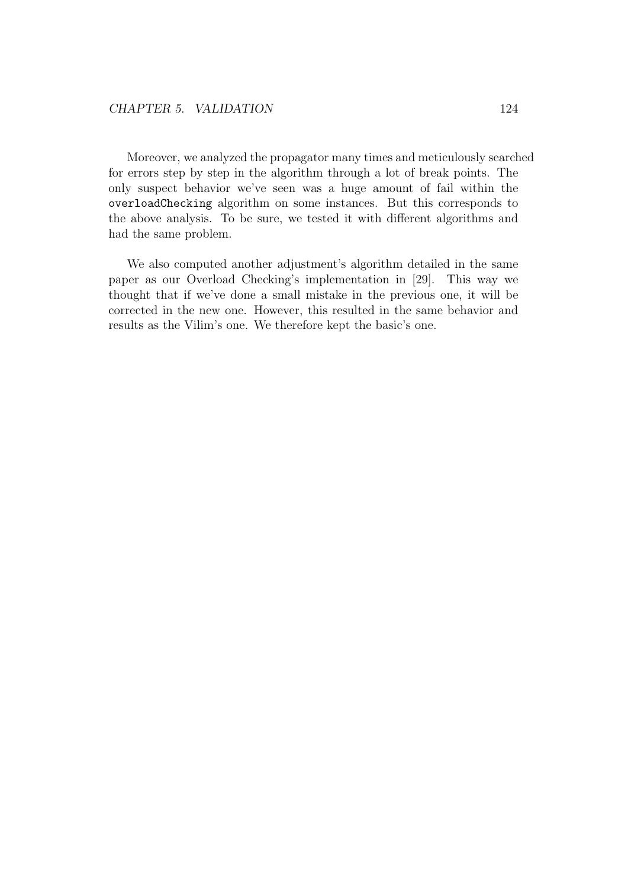Moreover, we analyzed the propagator many times and meticulously searched for errors step by step in the algorithm through a lot of break points. The only suspect behavior we've seen was a huge amount of fail within the `overloadChecking` algorithm on some instances. But this corresponds to the above analysis. To be sure, we tested it with different algorithms and had the same problem.

We also computed another adjustment's algorithm detailed in the same paper as our Overload Checking's implementation in [29]. This way we thought that if we've done a small mistake in the previous one, it will be corrected in the new one. However, this resulted in the same behavior and results as the Vilim's one. We therefore kept the basic's one.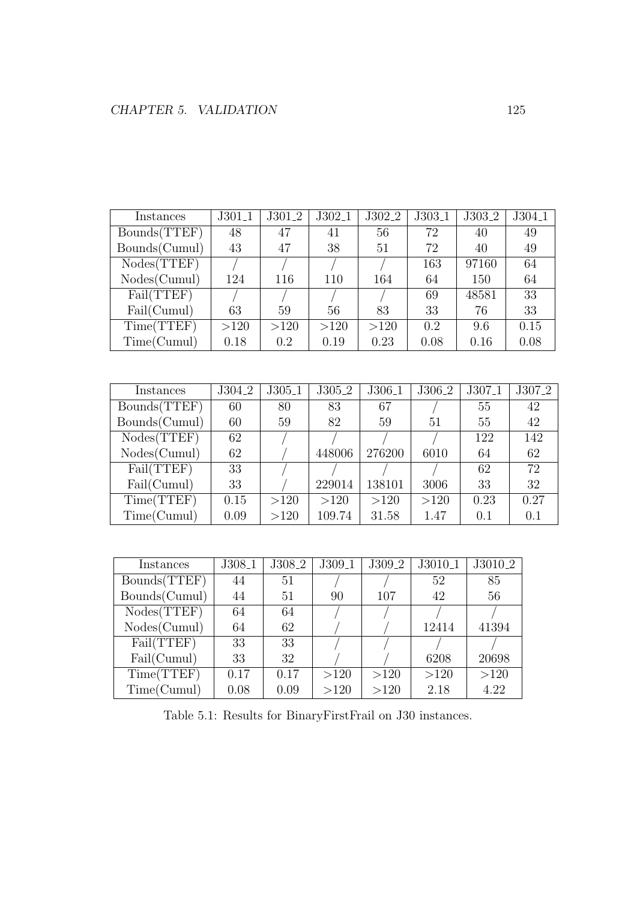| Instances | J301_1 | J301_2 | J302_1 | J302_2 | J303_1 | J303_2 | J304_1 |
|---|---|---|---|---|---|---|---|
| Bounds(TTEF) | 48 | 47 | 41 | 56 | 72 | 40 | 49 |
| Bounds(Cumul) | 43 | 47 | 38 | 51 | 72 | 40 | 49 |
| Nodes(TTEF) | / | / | / | / | 163 | 97160 | 64 |
| Nodes(Cumul) | 124 | 116 | 110 | 164 | 64 | 150 | 64 |
| Fail(TTEF) | / | / | / | / | 69 | 48581 | 33 |
| Fail(Cumul) | 63 | 59 | 56 | 83 | 33 | 76 | 33 |
| Time(TTEF) | >120 | >120 | >120 | >120 | 0.2 | 9.6 | 0.15 |
| Time(Cumul) | 0.18 | 0.2 | 0.19 | 0.23 | 0.08 | 0.16 | 0.08 |

| Instances | J304_2 | J305_1 | J305_2 | J306_1 | J306_2 | J307_1 | J307_2 |
|---|---|---|---|---|---|---|---|
| Bounds(TTEF) | 60 | 80 | 83 | 67 | / | 55 | 42 |
| Bounds(Cumul) | 60 | 59 | 82 | 59 | 51 | 55 | 42 |
| Nodes(TTEF) | 62 | / | / | / | / | 122 | 142 |
| Nodes(Cumul) | 62 | / | 448006 | 276200 | 6010 | 64 | 62 |
| Fail(TTEF) | 33 | / | / | / | / | 62 | 72 |
| Fail(Cumul) | 33 | / | 229014 | 138101 | 3006 | 33 | 32 |
| Time(TTEF) | 0.15 | >120 | >120 | >120 | >120 | 0.23 | 0.27 |
| Time(Cumul) | 0.09 | >120 | 109.74 | 31.58 | 1.47 | 0.1 | 0.1 |

| Instances | J308_1 | J308_2 | J309_1 | J309_2 | J3010_1 | J3010_2 |
|---|---|---|---|---|---|---|
| Bounds(TTEF) | 44 | 51 | / | / | 52 | 85 |
| Bounds(Cumul) | 44 | 51 | 90 | 107 | 42 | 56 |
| Nodes(TTEF) | 64 | 64 | / | / | / | / |
| Nodes(Cumul) | 64 | 62 | / | / | 12414 | 41394 |
| Fail(TTEF) | 33 | 33 | / | / | / | / |
| Fail(Cumul) | 33 | 32 | / | / | 6208 | 20698 |
| Time(TTEF) | 0.17 | 0.17 | >120 | >120 | >120 | >120 |
| Time(Cumul) | 0.08 | 0.09 | >120 | >120 | 2.18 | 4.22 |

Table 5.1: Results for BinaryFirstFrail on J30 instances.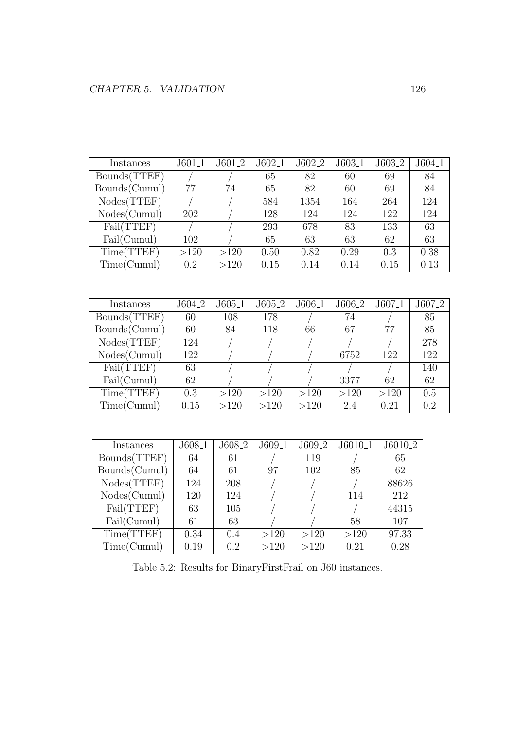| Instances | J601_1 | J601_2 | J602_1 | J602_2 | J603_1 | J603_2 | J604_1 |
|---|---|---|---|---|---|---|---|
| Bounds(TTEF) | / | / | 65 | 82 | 60 | 69 | 84 |
| Bounds(Cumul) | 77 | 74 | 65 | 82 | 60 | 69 | 84 |
| Nodes(TTEF) | / | / | 584 | 1354 | 164 | 264 | 124 |
| Nodes(Cumul) | 202 | / | 128 | 124 | 124 | 122 | 124 |
| Fail(TTEF) | / | / | 293 | 678 | 83 | 133 | 63 |
| Fail(Cumul) | 102 | / | 65 | 63 | 63 | 62 | 63 |
| Time(TTEF) | >120 | >120 | 0.50 | 0.82 | 0.29 | 0.3 | 0.38 |
| Time(Cumul) | 0.2 | >120 | 0.15 | 0.14 | 0.14 | 0.15 | 0.13 |

| Instances | J604_2 | J605_1 | J605_2 | J606_1 | J606_2 | J607_1 | J607_2 |
|---|---|---|---|---|---|---|---|
| Bounds(TTEF) | 60 | 108 | 178 | / | 74 | / | 85 |
| Bounds(Cumul) | 60 | 84 | 118 | 66 | 67 | 77 | 85 |
| Nodes(TTEF) | 124 | / | / | / | / | / | 278 |
| Nodes(Cumul) | 122 | / | / | / | 6752 | 122 | 122 |
| Fail(TTEF) | 63 | / | / | / | / | / | 140 |
| Fail(Cumul) | 62 | / | / | / | 3377 | 62 | 62 |
| Time(TTEF) | 0.3 | >120 | >120 | >120 | >120 | >120 | 0.5 |
| Time(Cumul) | 0.15 | >120 | >120 | >120 | 2.4 | 0.21 | 0.2 |

| Instances | J608_1 | J608_2 | J609_1 | J609_2 | J6010_1 | J6010_2 |
|---|---|---|---|---|---|---|
| Bounds(TTEF) | 64 | 61 | / | 119 | / | 65 |
| Bounds(Cumul) | 64 | 61 | 97 | 102 | 85 | 62 |
| Nodes(TTEF) | 124 | 208 | / | / | / | 88626 |
| Nodes(Cumul) | 120 | 124 | / | / | 114 | 212 |
| Fail(TTEF) | 63 | 105 | / | / | / | 44315 |
| Fail(Cumul) | 61 | 63 | / | / | 58 | 107 |
| Time(TTEF) | 0.34 | 0.4 | >120 | >120 | >120 | 97.33 |
| Time(Cumul) | 0.19 | 0.2 | >120 | >120 | 0.21 | 0.28 |

Table 5.2: Results for BinaryFirstFrail on J60 instances.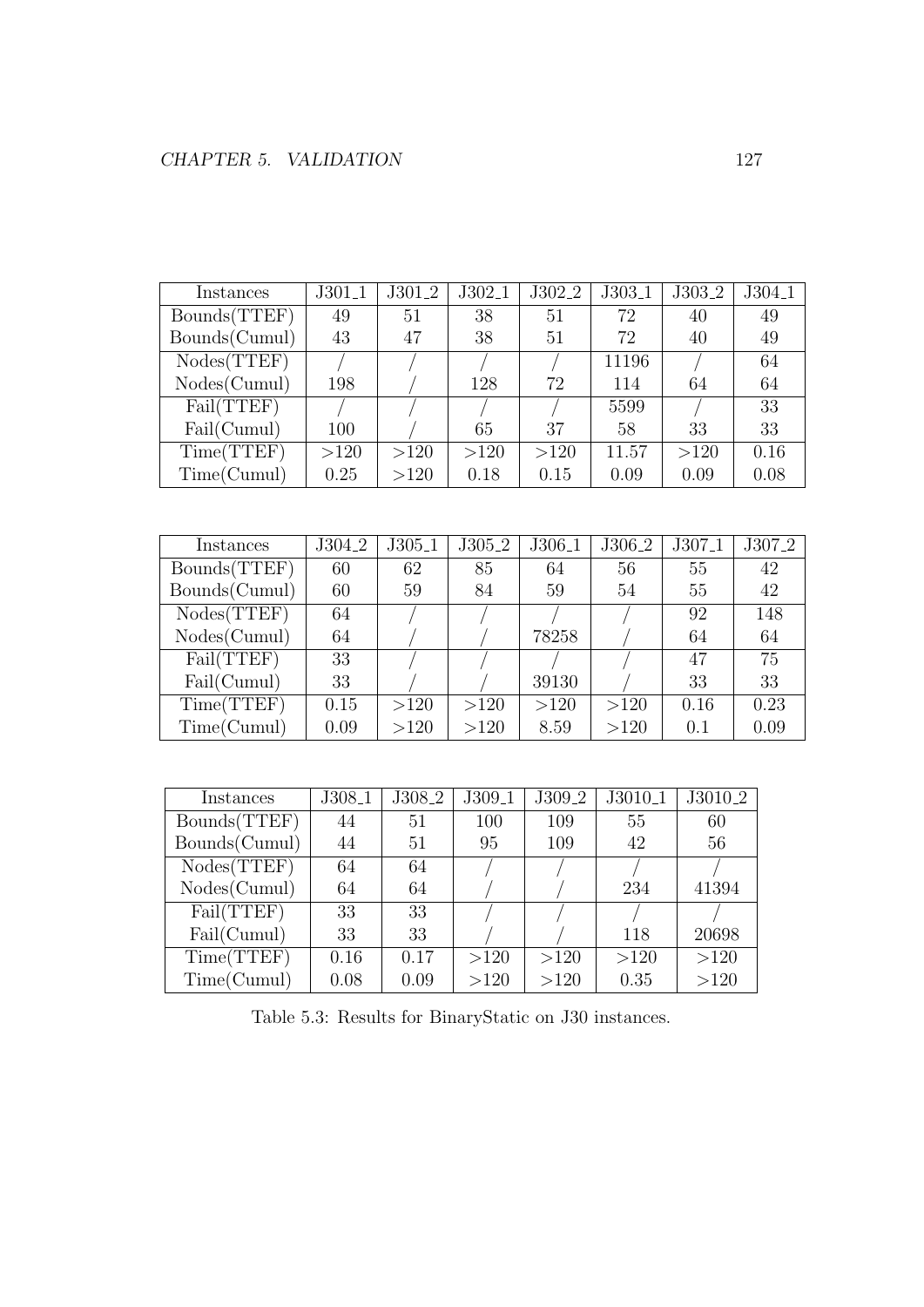| Instances | J301_1 | J301_2 | J302_1 | J302_2 | J303_1 | J303_2 | J304_1 |
|---|---|---|---|---|---|---|---|
| Bounds(TTEF) | 49 | 51 | 38 | 51 | 72 | 40 | 49 |
| Bounds(Cumul) | 43 | 47 | 38 | 51 | 72 | 40 | 49 |
| Nodes(TTEF) | / | / | / | / | 11196 | / | 64 |
| Nodes(Cumul) | 198 | / | 128 | 72 | 114 | 64 | 64 |
| Fail(TTEF) | / | / | / | / | 5599 | / | 33 |
| Fail(Cumul) | 100 | / | 65 | 37 | 58 | 33 | 33 |
| Time(TTEF) | >120 | >120 | >120 | >120 | 11.57 | >120 | 0.16 |
| Time(Cumul) | 0.25 | >120 | 0.18 | 0.15 | 0.09 | 0.09 | 0.08 |

| Instances | J304_2 | J305_1 | J305_2 | J306_1 | J306_2 | J307_1 | J307_2 |
|---|---|---|---|---|---|---|---|
| Bounds(TTEF) | 60 | 62 | 85 | 64 | 56 | 55 | 42 |
| Bounds(Cumul) | 60 | 59 | 84 | 59 | 54 | 55 | 42 |
| Nodes(TTEF) | 64 | / | / | / | / | 92 | 148 |
| Nodes(Cumul) | 64 | / | / | 78258 | / | 64 | 64 |
| Fail(TTEF) | 33 | / | / | / | / | 47 | 75 |
| Fail(Cumul) | 33 | / | / | 39130 | / | 33 | 33 |
| Time(TTEF) | 0.15 | >120 | >120 | >120 | >120 | 0.16 | 0.23 |
| Time(Cumul) | 0.09 | >120 | >120 | 8.59 | >120 | 0.1 | 0.09 |

| Instances | J308_1 | J308_2 | J309_1 | J309_2 | J3010_1 | J3010_2 |
|---|---|---|---|---|---|---|
| Bounds(TTEF) | 44 | 51 | 100 | 109 | 55 | 60 |
| Bounds(Cumul) | 44 | 51 | 95 | 109 | 42 | 56 |
| Nodes(TTEF) | 64 | 64 | / | / | / | / |
| Nodes(Cumul) | 64 | 64 | / | / | 234 | 41394 |
| Fail(TTEF) | 33 | 33 | / | / | / | / |
| Fail(Cumul) | 33 | 33 | / | / | 118 | 20698 |
| Time(TTEF) | 0.16 | 0.17 | >120 | >120 | >120 | >120 |
| Time(Cumul) | 0.08 | 0.09 | >120 | >120 | 0.35 | >120 |

Table 5.3: Results for BinaryStatic on J30 instances.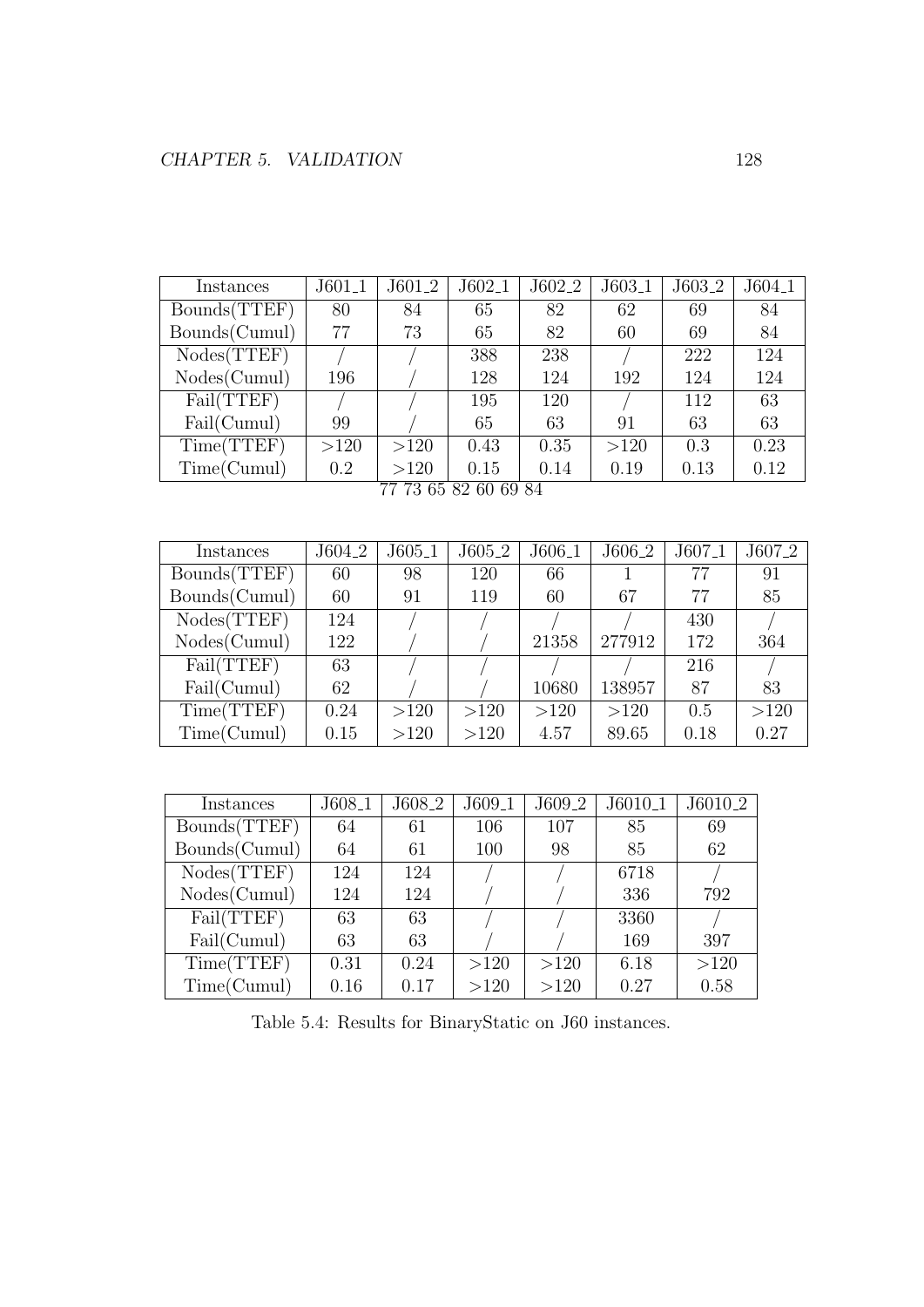| Instances | J601_1 | J601_2 | J602_1 | J602_2 | J603_1 | J603_2 | J604_1 |
|---|---|---|---|---|---|---|---|
| Bounds(TTEF) | 80 | 84 | 65 | 82 | 62 | 69 | 84 |
| Bounds(Cumul) | 77 | 73 | 65 | 82 | 60 | 69 | 84 |
| Nodes(TTEF) | / | / | 388 | 238 | / | 222 | 124 |
| Nodes(Cumul) | 196 | / | 128 | 124 | 192 | 124 | 124 |
| Fail(TTEF) | / | / | 195 | 120 | / | 112 | 63 |
| Fail(Cumul) | 99 | / | 65 | 63 | 91 | 63 | 63 |
| Time(TTEF) | >120 | >120 | 0.43 | 0.35 | >120 | 0.3 | 0.23 |
| Time(Cumul) | 0.2 | >120 | 0.15 | 0.14 | 0.19 | 0.13 | 0.12 |

77 73 65 82 60 69 84

| Instances | J604_2 | J605_1 | J605_2 | J606_1 | J606_2 | J607_1 | J607_2 |
|---|---|---|---|---|---|---|---|
| Bounds(TTEF) | 60 | 98 | 120 | 66 | 1 | 77 | 91 |
| Bounds(Cumul) | 60 | 91 | 119 | 60 | 67 | 77 | 85 |
| Nodes(TTEF) | 124 | / | / | / | / | 430 | / |
| Nodes(Cumul) | 122 | / | / | 21358 | 277912 | 172 | 364 |
| Fail(TTEF) | 63 | / | / | / | / | 216 | / |
| Fail(Cumul) | 62 | / | / | 10680 | 138957 | 87 | 83 |
| Time(TTEF) | 0.24 | >120 | >120 | >120 | >120 | 0.5 | >120 |
| Time(Cumul) | 0.15 | >120 | >120 | 4.57 | 89.65 | 0.18 | 0.27 |

| Instances | J608_1 | J608_2 | J609_1 | J609_2 | J6010_1 | J6010_2 |
|---|---|---|---|---|---|---|
| Bounds(TTEF) | 64 | 61 | 106 | 107 | 85 | 69 |
| Bounds(Cumul) | 64 | 61 | 100 | 98 | 85 | 62 |
| Nodes(TTEF) | 124 | 124 | / | / | 6718 | / |
| Nodes(Cumul) | 124 | 124 | / | / | 336 | 792 |
| Fail(TTEF) | 63 | 63 | / | / | 3360 | / |
| Fail(Cumul) | 63 | 63 | / | / | 169 | 397 |
| Time(TTEF) | 0.31 | 0.24 | >120 | >120 | 6.18 | >120 |
| Time(Cumul) | 0.16 | 0.17 | >120 | >120 | 0.27 | 0.58 |

Table 5.4: Results for BinaryStatic on J60 instances.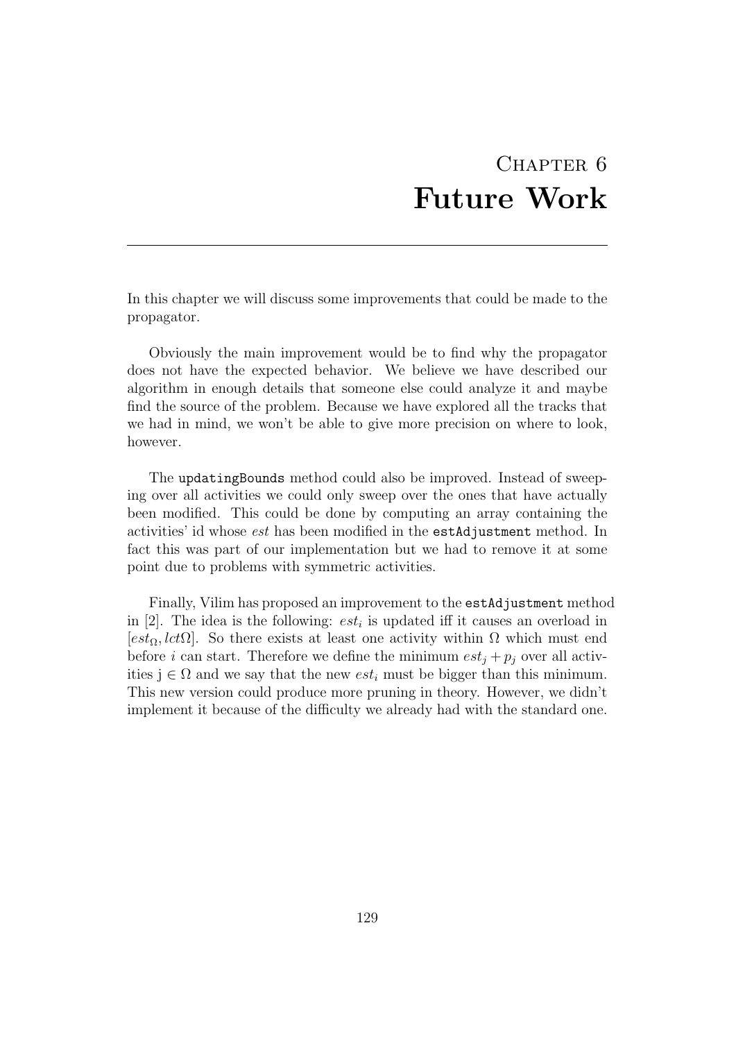# Chapter 6
# Future Work

In this chapter we will discuss some improvements that could be made to the propagator.

Obviously the main improvement would be to find why the propagator does not have the expected behavior. We believe we have described our algorithm in enough details that someone else could analyze it and maybe find the source of the problem. Because we have explored all the tracks that we had in mind, we won't be able to give more precision on where to look, however.

The `updatingBounds` method could also be improved. Instead of sweeping over all activities we could only sweep over the ones that have actually been modified. This could be done by computing an array containing the activities' id whose *est* has been modified in the `estAdjustment` method. In fact this was part of our implementation but we had to remove it at some point due to problems with symmetric activities.

Finally, Vilim has proposed an improvement to the `estAdjustment` method in [2]. The idea is the following: $est_i$ is updated iff it causes an overload in $[est_\Omega, lct\Omega]$. So there exists at least one activity within $\Omega$ which must end before $i$ can start. Therefore we define the minimum $est_j + p_j$ over all activities j $\in \Omega$ and we say that the new $est_i$ must be bigger than this minimum. This new version could produce more pruning in theory. However, we didn't implement it because of the difficulty we already had with the standard one.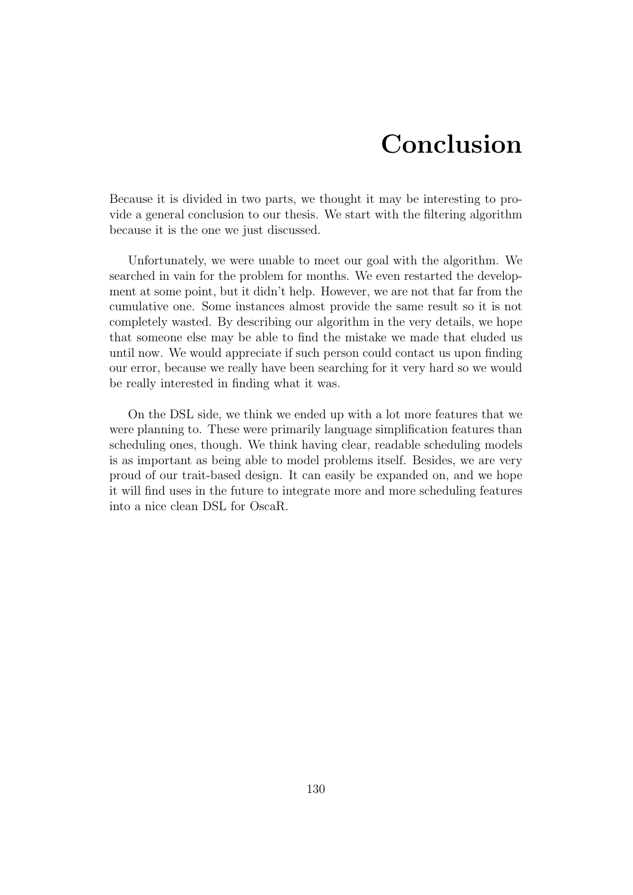# Conclusion

Because it is divided in two parts, we thought it may be interesting to provide a general conclusion to our thesis. We start with the filtering algorithm because it is the one we just discussed.

Unfortunately, we were unable to meet our goal with the algorithm. We searched in vain for the problem for months. We even restarted the development at some point, but it didn't help. However, we are not that far from the cumulative one. Some instances almost provide the same result so it is not completely wasted. By describing our algorithm in the very details, we hope that someone else may be able to find the mistake we made that eluded us until now. We would appreciate if such person could contact us upon finding our error, because we really have been searching for it very hard so we would be really interested in finding what it was.

On the DSL side, we think we ended up with a lot more features that we were planning to. These were primarily language simplification features than scheduling ones, though. We think having clear, readable scheduling models is as important as being able to model problems itself. Besides, we are very proud of our trait-based design. It can easily be expanded on, and we hope it will find uses in the future to integrate more and more scheduling features into a nice clean DSL for OscaR.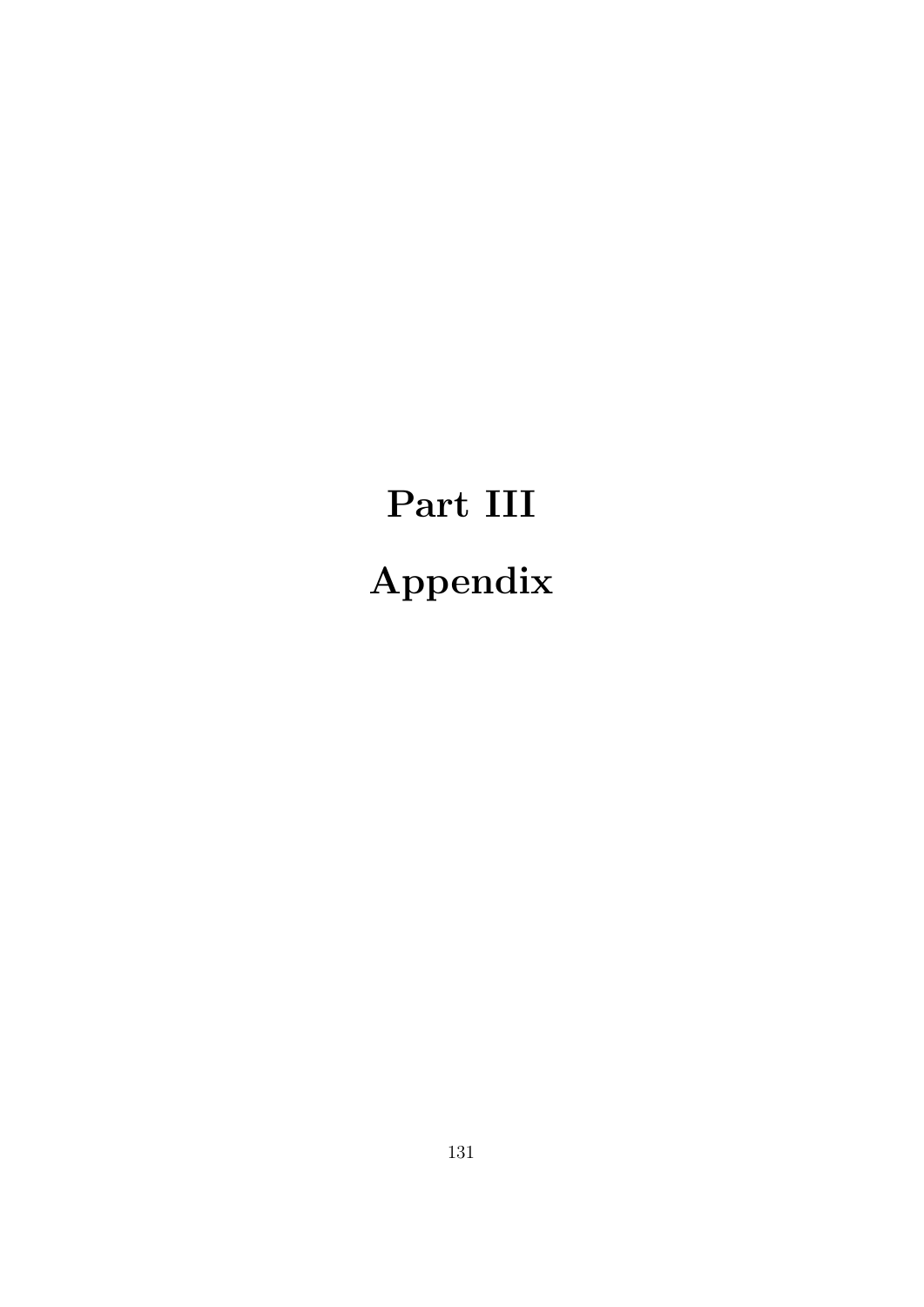# Part III

# Appendix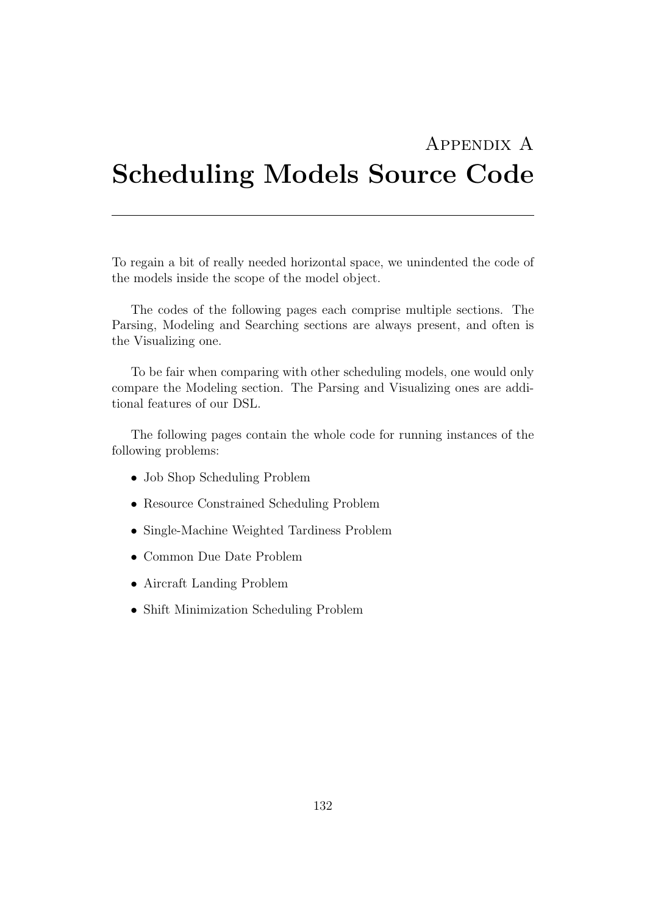# Appendix A
# Scheduling Models Source Code

To regain a bit of really needed horizontal space, we unindented the code of the models inside the scope of the model object.

The codes of the following pages each comprise multiple sections. The Parsing, Modeling and Searching sections are always present, and often is the Visualizing one.

To be fair when comparing with other scheduling models, one would only compare the Modeling section. The Parsing and Visualizing ones are additional features of our DSL.

The following pages contain the whole code for running instances of the following problems:

- Job Shop Scheduling Problem
- Resource Constrained Scheduling Problem
- Single-Machine Weighted Tardiness Problem
- Common Due Date Problem
- Aircraft Landing Problem
- Shift Minimization Scheduling Problem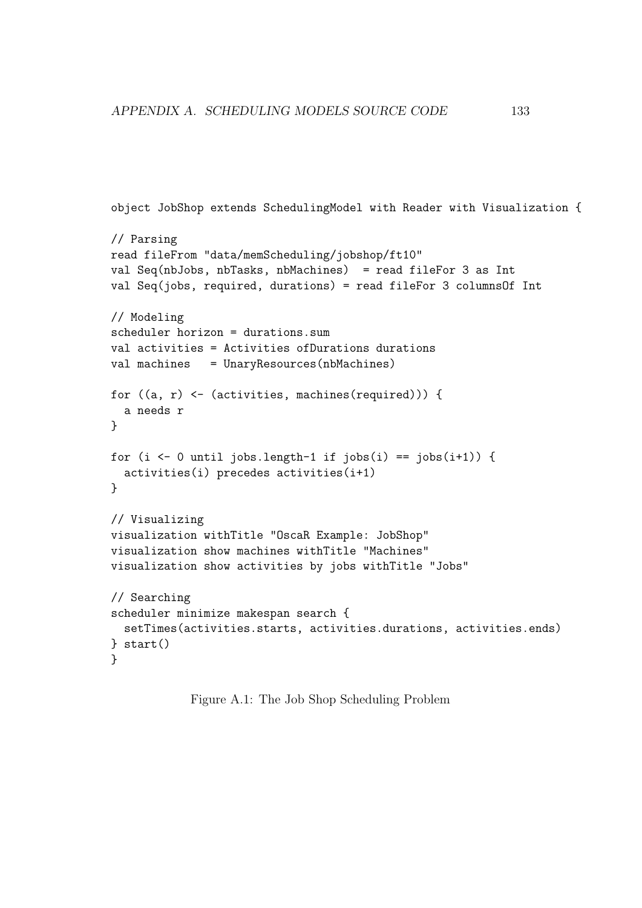```
object JobShop extends SchedulingModel with Reader with Visualization {

// Parsing
read fileFrom "data/memScheduling/jobshop/ft10"
val Seq(nbJobs, nbTasks, nbMachines)  = read fileFor 3 as Int
val Seq(jobs, required, durations) = read fileFor 3 columnsOf Int

// Modeling
scheduler horizon = durations.sum
val activities = Activities ofDurations durations
val machines   = UnaryResources(nbMachines)

for ((a, r) <- (activities, machines(required))) {
  a needs r
}

for (i <- 0 until jobs.length-1 if jobs(i) == jobs(i+1)) {
  activities(i) precedes activities(i+1)
}

// Visualizing
visualization withTitle "OscaR Example: JobShop"
visualization show machines withTitle "Machines"
visualization show activities by jobs withTitle "Jobs"

// Searching
scheduler minimize makespan search {
  setTimes(activities.starts, activities.durations, activities.ends)
} start()
}
```

Figure A.1: The Job Shop Scheduling Problem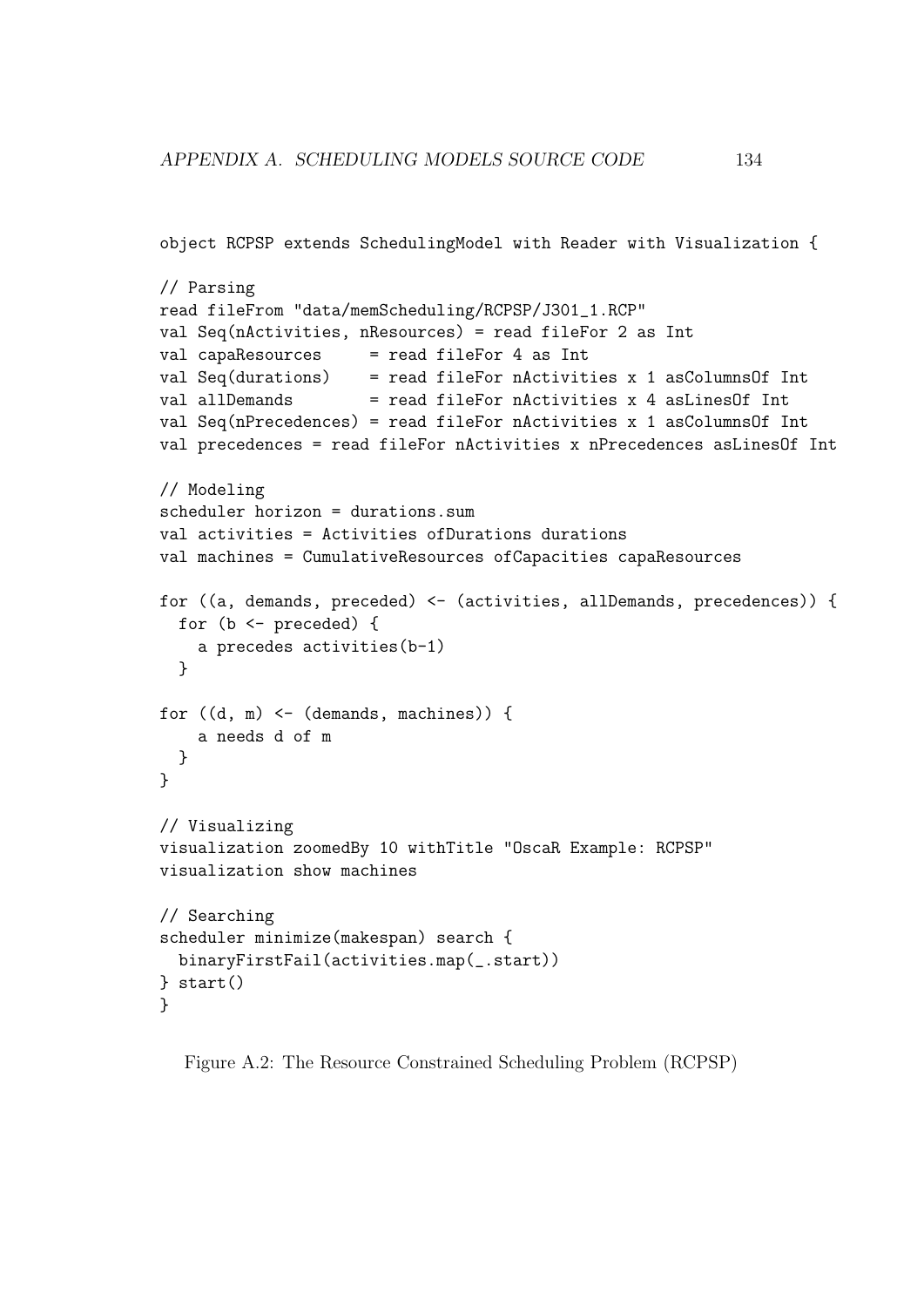```
object RCPSP extends SchedulingModel with Reader with Visualization {

// Parsing
read fileFrom "data/memScheduling/RCPSP/J301_1.RCP"
val Seq(nActivities, nResources) = read fileFor 2 as Int
val capaResources     = read fileFor 4 as Int
val Seq(durations)    = read fileFor nActivities x 1 asColumnsOf Int
val allDemands        = read fileFor nActivities x 4 asLinesOf Int
val Seq(nPrecedences) = read fileFor nActivities x 1 asColumnsOf Int
val precedences = read fileFor nActivities x nPrecedences asLinesOf Int

// Modeling
scheduler horizon = durations.sum
val activities = Activities ofDurations durations
val machines = CumulativeResources ofCapacities capaResources

for ((a, demands, preceded) <- (activities, allDemands, precedences)) {
  for (b <- preceded) {
    a precedes activities(b-1)
  }

for ((d, m) <- (demands, machines)) {
    a needs d of m
  }
}

// Visualizing
visualization zoomedBy 10 withTitle "OscaR Example: RCPSP"
visualization show machines

// Searching
scheduler minimize(makespan) search {
  binaryFirstFail(activities.map(_.start))
} start()
}
```

Figure A.2: The Resource Constrained Scheduling Problem (RCPSP)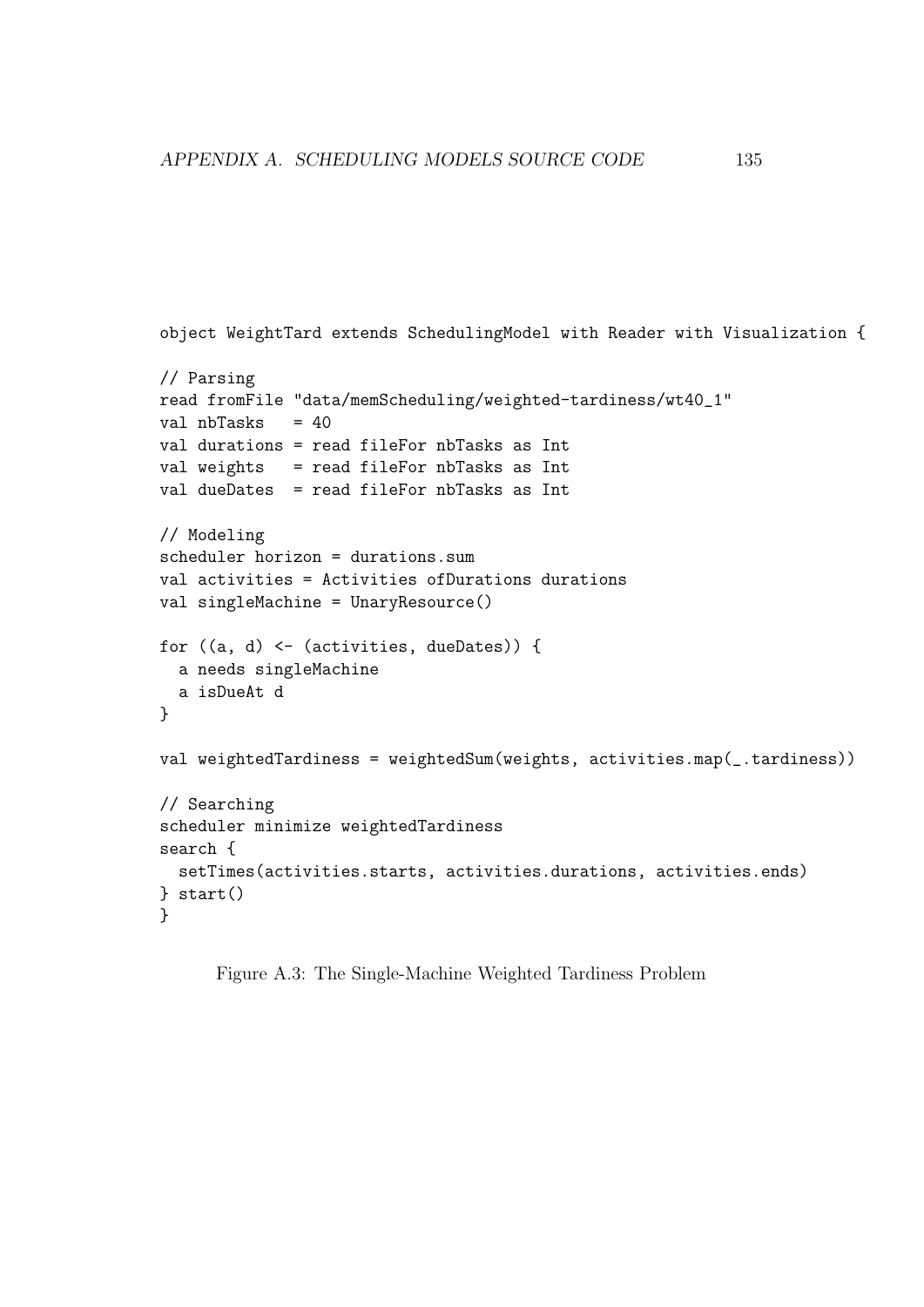```
object WeightTard extends SchedulingModel with Reader with Visualization {

// Parsing
read fromFile "data/memScheduling/weighted-tardiness/wt40_1"
val nbTasks   = 40
val durations = read fileFor nbTasks as Int
val weights   = read fileFor nbTasks as Int
val dueDates  = read fileFor nbTasks as Int

// Modeling
scheduler horizon = durations.sum
val activities = Activities ofDurations durations
val singleMachine = UnaryResource()

for ((a, d) <- (activities, dueDates)) {
  a needs singleMachine
  a isDueAt d
}

val weightedTardiness = weightedSum(weights, activities.map(_.tardiness))

// Searching
scheduler minimize weightedTardiness
search {
  setTimes(activities.starts, activities.durations, activities.ends)
} start()
}
```

Figure A.3: The Single-Machine Weighted Tardiness Problem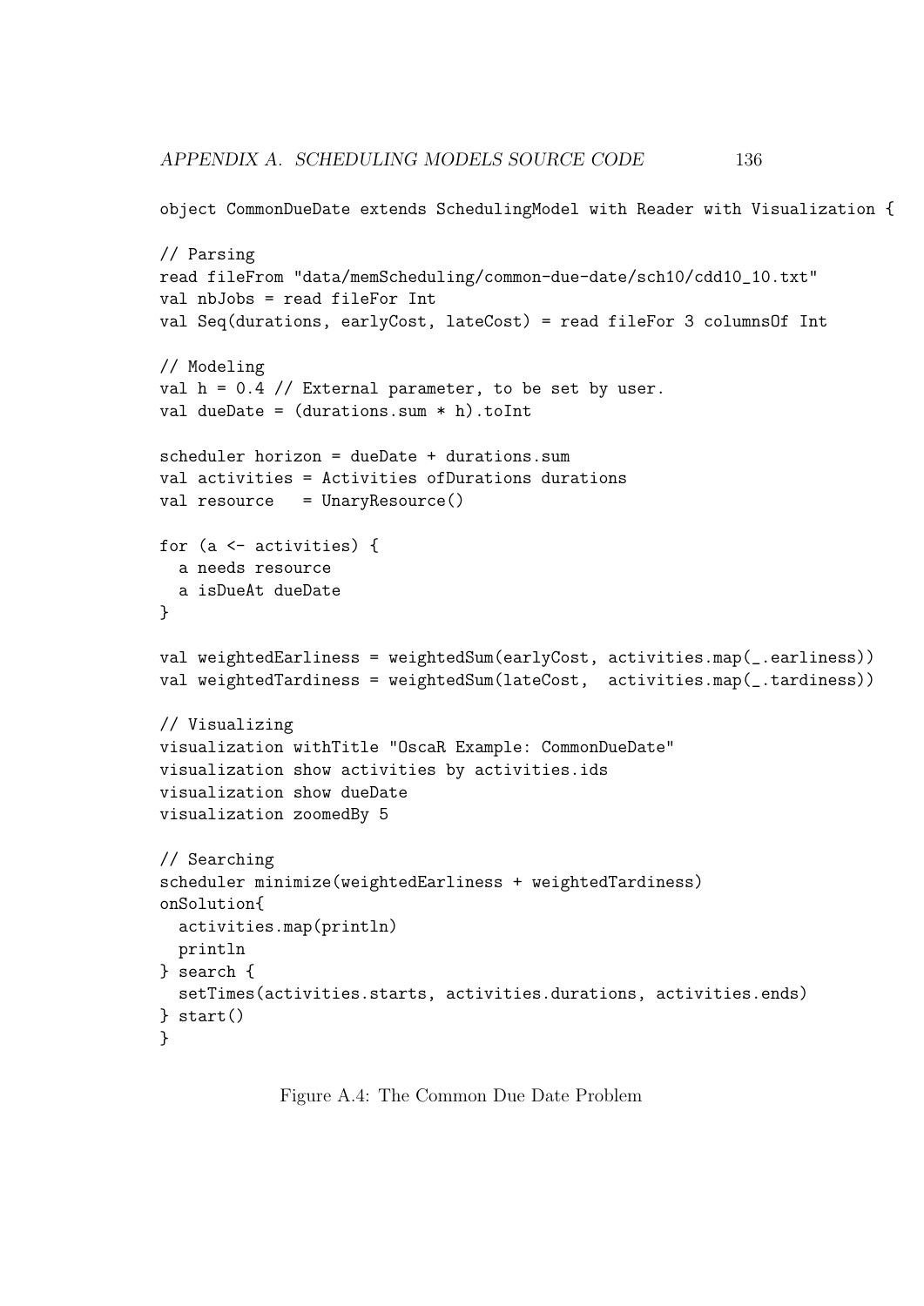```
object CommonDueDate extends SchedulingModel with Reader with Visualization {

// Parsing
read fileFrom "data/memScheduling/common-due-date/sch10/cdd10_10.txt"
val nbJobs = read fileFor Int
val Seq(durations, earlyCost, lateCost) = read fileFor 3 columnsOf Int

// Modeling
val h = 0.4 // External parameter, to be set by user.
val dueDate = (durations.sum * h).toInt

scheduler horizon = dueDate + durations.sum
val activities = Activities ofDurations durations
val resource   = UnaryResource()

for (a <- activities) {
  a needs resource
  a isDueAt dueDate
}

val weightedEarliness = weightedSum(earlyCost, activities.map(_.earliness))
val weightedTardiness = weightedSum(lateCost,  activities.map(_.tardiness))

// Visualizing
visualization withTitle "OscaR Example: CommonDueDate"
visualization show activities by activities.ids
visualization show dueDate
visualization zoomedBy 5

// Searching
scheduler minimize(weightedEarliness + weightedTardiness)
onSolution{
  activities.map(println)
  println
} search {
  setTimes(activities.starts, activities.durations, activities.ends)
} start()
}
```

Figure A.4: The Common Due Date Problem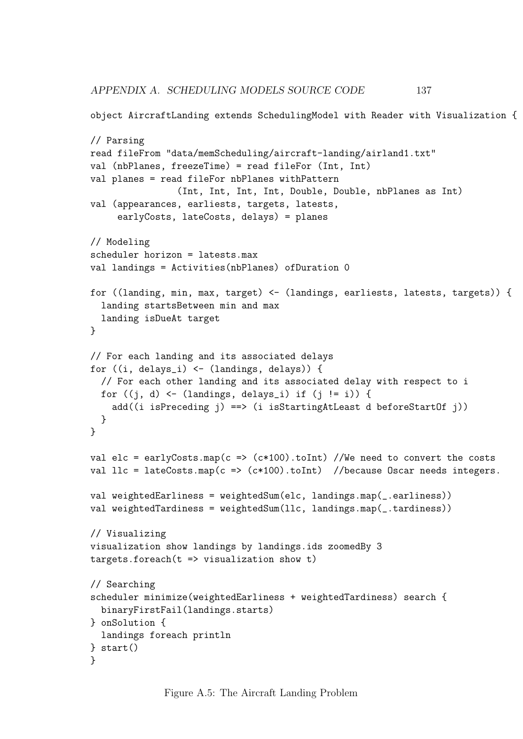```
object AircraftLanding extends SchedulingModel with Reader with Visualization {

// Parsing
read fileFrom "data/memScheduling/aircraft-landing/airland1.txt"
val (nbPlanes, freezeTime) = read fileFor (Int, Int)
val planes = read fileFor nbPlanes withPattern
                (Int, Int, Int, Int, Double, Double, nbPlanes as Int)
val (appearances, earliests, targets, latests,
     earlyCosts, lateCosts, delays) = planes

// Modeling
scheduler horizon = latests.max
val landings = Activities(nbPlanes) ofDuration 0

for ((landing, min, max, target) <- (landings, earliests, latests, targets)) {
  landing startsBetween min and max
  landing isDueAt target
}

// For each landing and its associated delays
for ((i, delays_i) <- (landings, delays)) {
  // For each other landing and its associated delay with respect to i
  for ((j, d) <- (landings, delays_i) if (j != i)) {
    add((i isPreceding j) ==> (i isStartingAtLeast d beforeStartOf j))
  }
}

val elc = earlyCosts.map(c => (c*100).toInt) //We need to convert the costs
val llc = lateCosts.map(c => (c*100).toInt)  //because Oscar needs integers.

val weightedEarliness = weightedSum(elc, landings.map(_.earliness))
val weightedTardiness = weightedSum(llc, landings.map(_.tardiness))

// Visualizing
visualization show landings by landings.ids zoomedBy 3
targets.foreach(t => visualization show t)

// Searching
scheduler minimize(weightedEarliness + weightedTardiness) search {
  binaryFirstFail(landings.starts)
} onSolution {
  landings foreach println
} start()
}
```

Figure A.5: The Aircraft Landing Problem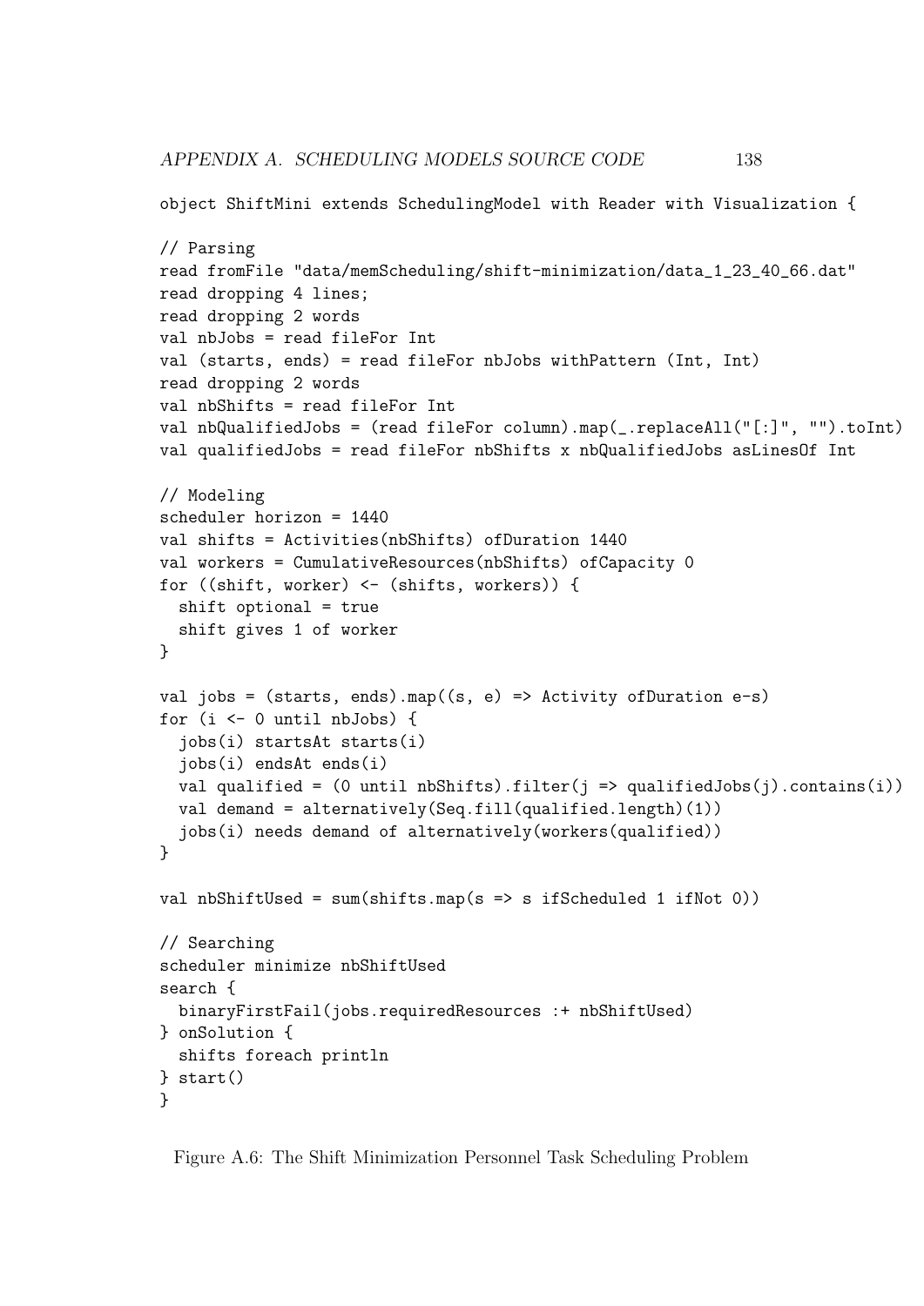```
object ShiftMini extends SchedulingModel with Reader with Visualization {

// Parsing
read fromFile "data/memScheduling/shift-minimization/data_1_23_40_66.dat"
read dropping 4 lines;
read dropping 2 words
val nbJobs = read fileFor Int
val (starts, ends) = read fileFor nbJobs withPattern (Int, Int)
read dropping 2 words
val nbShifts = read fileFor Int
val nbQualifiedJobs = (read fileFor column).map(_.replaceAll("[:]", "").toInt)
val qualifiedJobs = read fileFor nbShifts x nbQualifiedJobs asLinesOf Int

// Modeling
scheduler horizon = 1440
val shifts = Activities(nbShifts) ofDuration 1440
val workers = CumulativeResources(nbShifts) ofCapacity 0
for ((shift, worker) <- (shifts, workers)) {
  shift optional = true
  shift gives 1 of worker
}

val jobs = (starts, ends).map((s, e) => Activity ofDuration e-s)
for (i <- 0 until nbJobs) {
  jobs(i) startsAt starts(i)
  jobs(i) endsAt ends(i)
  val qualified = (0 until nbShifts).filter(j => qualifiedJobs(j).contains(i))
  val demand = alternatively(Seq.fill(qualified.length)(1))
  jobs(i) needs demand of alternatively(workers(qualified))
}

val nbShiftUsed = sum(shifts.map(s => s ifScheduled 1 ifNot 0))

// Searching
scheduler minimize nbShiftUsed
search {
  binaryFirstFail(jobs.requiredResources :+ nbShiftUsed)
} onSolution {
  shifts foreach println
} start()
}
```

Figure A.6: The Shift Minimization Personnel Task Scheduling Problem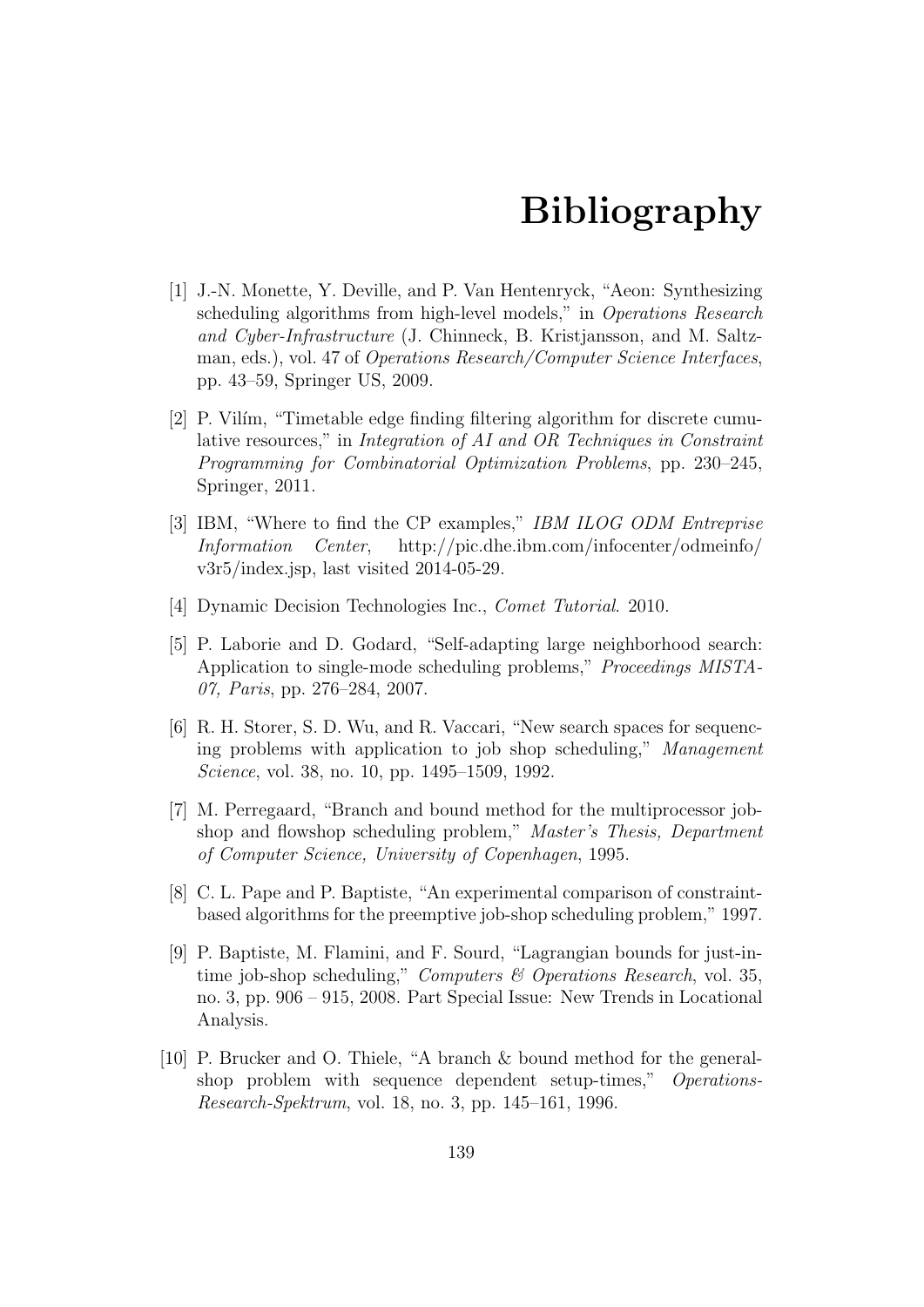# Bibliography

[1] J.-N. Monette, Y. Deville, and P. Van Hentenryck, "Aeon: Synthesizing scheduling algorithms from high-level models," in *Operations Research and Cyber-Infrastructure* (J. Chinneck, B. Kristjansson, and M. Saltzman, eds.), vol. 47 of *Operations Research/Computer Science Interfaces*, pp. 43–59, Springer US, 2009.

[2] P. Vilím, "Timetable edge finding filtering algorithm for discrete cumulative resources," in *Integration of AI and OR Techniques in Constraint Programming for Combinatorial Optimization Problems*, pp. 230–245, Springer, 2011.

[3] IBM, "Where to find the CP examples," *IBM ILOG ODM Entreprise Information Center*, http://pic.dhe.ibm.com/infocenter/odmeinfo/v3r5/index.jsp, last visited 2014-05-29.

[4] Dynamic Decision Technologies Inc., *Comet Tutorial*. 2010.

[5] P. Laborie and D. Godard, "Self-adapting large neighborhood search: Application to single-mode scheduling problems," *Proceedings MISTA-07, Paris*, pp. 276–284, 2007.

[6] R. H. Storer, S. D. Wu, and R. Vaccari, "New search spaces for sequencing problems with application to job shop scheduling," *Management Science*, vol. 38, no. 10, pp. 1495–1509, 1992.

[7] M. Perregaard, "Branch and bound method for the multiprocessor jobshop and flowshop scheduling problem," *Master's Thesis, Department of Computer Science, University of Copenhagen*, 1995.

[8] C. L. Pape and P. Baptiste, "An experimental comparison of constraint-based algorithms for the preemptive job-shop scheduling problem," 1997.

[9] P. Baptiste, M. Flamini, and F. Sourd, "Lagrangian bounds for just-in-time job-shop scheduling," *Computers & Operations Research*, vol. 35, no. 3, pp. 906 – 915, 2008. Part Special Issue: New Trends in Locational Analysis.

[10] P. Brucker and O. Thiele, "A branch & bound method for the general-shop problem with sequence dependent setup-times," *Operations-Research-Spektrum*, vol. 18, no. 3, pp. 145–161, 1996.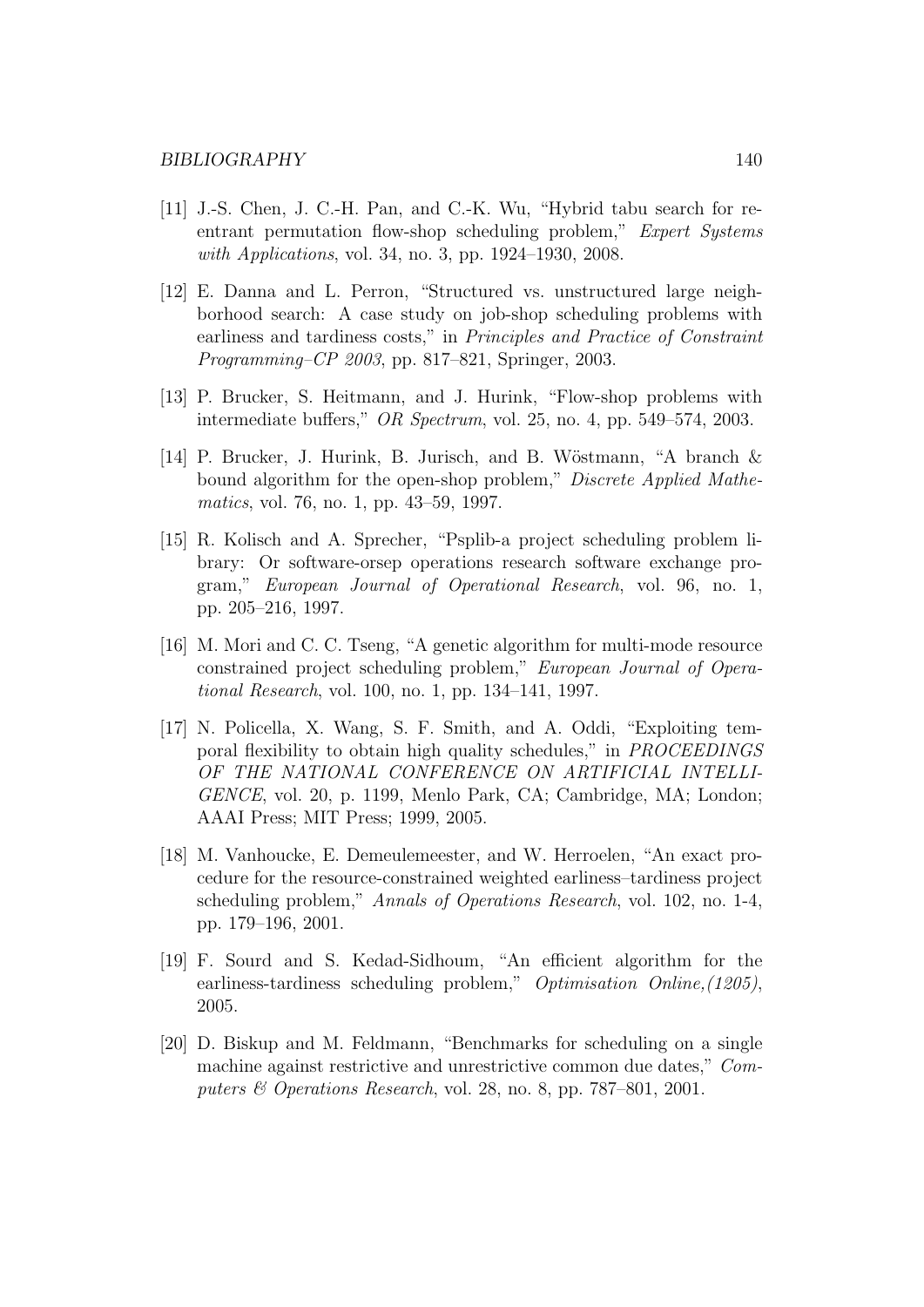[11] J.-S. Chen, J. C.-H. Pan, and C.-K. Wu, "Hybrid tabu search for re-entrant permutation flow-shop scheduling problem," *Expert Systems with Applications*, vol. 34, no. 3, pp. 1924–1930, 2008.

[12] E. Danna and L. Perron, "Structured vs. unstructured large neighborhood search: A case study on job-shop scheduling problems with earliness and tardiness costs," in *Principles and Practice of Constraint Programming–CP 2003*, pp. 817–821, Springer, 2003.

[13] P. Brucker, S. Heitmann, and J. Hurink, "Flow-shop problems with intermediate buffers," *OR Spectrum*, vol. 25, no. 4, pp. 549–574, 2003.

[14] P. Brucker, J. Hurink, B. Jurisch, and B. Wöstmann, "A branch & bound algorithm for the open-shop problem," *Discrete Applied Mathematics*, vol. 76, no. 1, pp. 43–59, 1997.

[15] R. Kolisch and A. Sprecher, "Psplib-a project scheduling problem library: Or software-orsep operations research software exchange program," *European Journal of Operational Research*, vol. 96, no. 1, pp. 205–216, 1997.

[16] M. Mori and C. C. Tseng, "A genetic algorithm for multi-mode resource constrained project scheduling problem," *European Journal of Operational Research*, vol. 100, no. 1, pp. 134–141, 1997.

[17] N. Policella, X. Wang, S. F. Smith, and A. Oddi, "Exploiting temporal flexibility to obtain high quality schedules," in *PROCEEDINGS OF THE NATIONAL CONFERENCE ON ARTIFICIAL INTELLIGENCE*, vol. 20, p. 1199, Menlo Park, CA; Cambridge, MA; London; AAAI Press; MIT Press; 1999, 2005.

[18] M. Vanhoucke, E. Demeulemeester, and W. Herroelen, "An exact procedure for the resource-constrained weighted earliness–tardiness project scheduling problem," *Annals of Operations Research*, vol. 102, no. 1-4, pp. 179–196, 2001.

[19] F. Sourd and S. Kedad-Sidhoum, "An efficient algorithm for the earliness-tardiness scheduling problem," *Optimisation Online,(1205)*, 2005.

[20] D. Biskup and M. Feldmann, "Benchmarks for scheduling on a single machine against restrictive and unrestrictive common due dates," *Computers & Operations Research*, vol. 28, no. 8, pp. 787–801, 2001.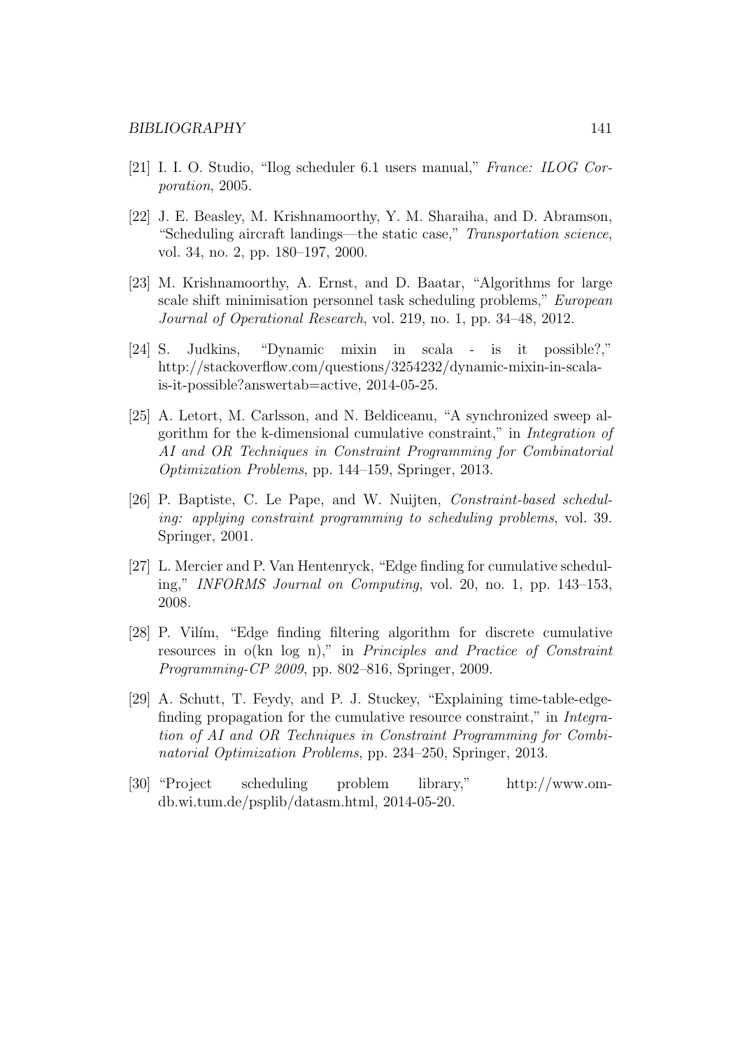[21] I. I. O. Studio, "Ilog scheduler 6.1 users manual," *France: ILOG Corporation*, 2005.

[22] J. E. Beasley, M. Krishnamoorthy, Y. M. Sharaiha, and D. Abramson, "Scheduling aircraft landings—the static case," *Transportation science*, vol. 34, no. 2, pp. 180–197, 2000.

[23] M. Krishnamoorthy, A. Ernst, and D. Baatar, "Algorithms for large scale shift minimisation personnel task scheduling problems," *European Journal of Operational Research*, vol. 219, no. 1, pp. 34–48, 2012.

[24] S. Judkins, "Dynamic mixin in scala - is it possible?," http://stackoverflow.com/questions/3254232/dynamic-mixin-in-scala-is-it-possible?answertab=active, 2014-05-25.

[25] A. Letort, M. Carlsson, and N. Beldiceanu, "A synchronized sweep algorithm for the k-dimensional cumulative constraint," in *Integration of AI and OR Techniques in Constraint Programming for Combinatorial Optimization Problems*, pp. 144–159, Springer, 2013.

[26] P. Baptiste, C. Le Pape, and W. Nuijten, *Constraint-based scheduling: applying constraint programming to scheduling problems*, vol. 39. Springer, 2001.

[27] L. Mercier and P. Van Hentenryck, "Edge finding for cumulative scheduling," *INFORMS Journal on Computing*, vol. 20, no. 1, pp. 143–153, 2008.

[28] P. Vilím, "Edge finding filtering algorithm for discrete cumulative resources in o(kn log n)," in *Principles and Practice of Constraint Programming-CP 2009*, pp. 802–816, Springer, 2009.

[29] A. Schutt, T. Feydy, and P. J. Stuckey, "Explaining time-table-edge-finding propagation for the cumulative resource constraint," in *Integration of AI and OR Techniques in Constraint Programming for Combinatorial Optimization Problems*, pp. 234–250, Springer, 2013.

[30] "Project scheduling problem library," http://www.om-db.wi.tum.de/psplib/datasm.html, 2014-05-20.